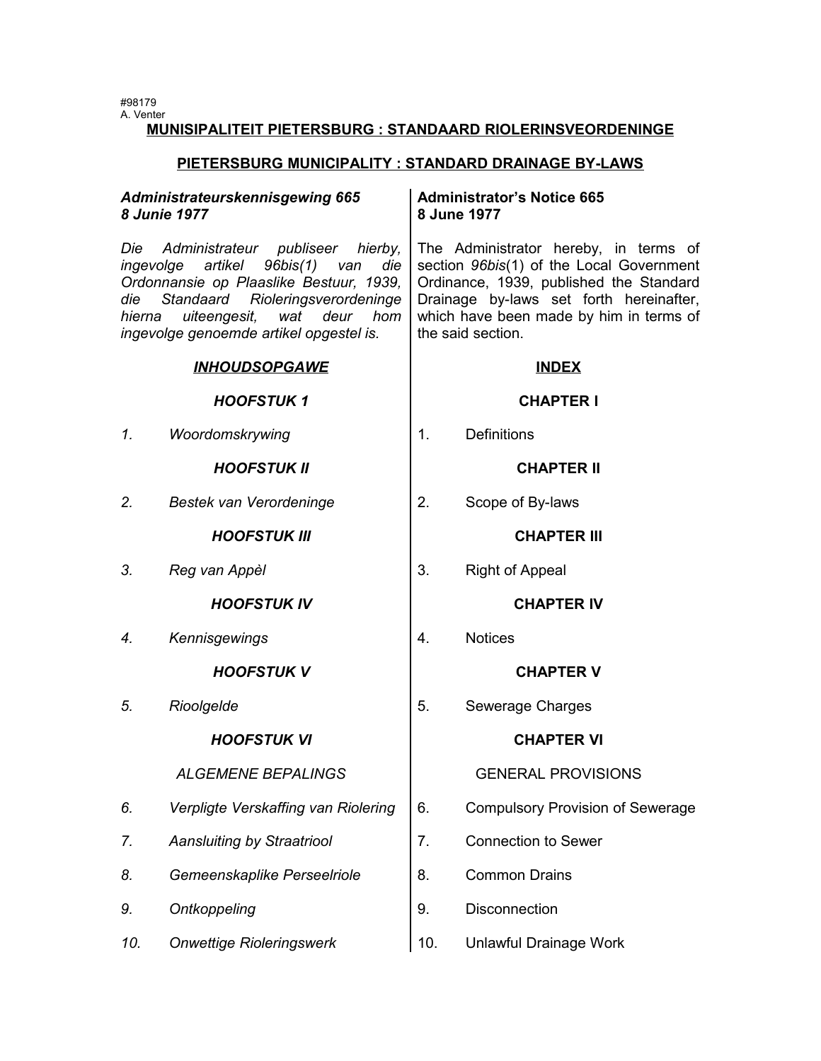#98179
A. Venter

## MUNISIPALITEIT PIETERSBURG : STANDAARD RIOLERINSVEORDENINGE

## PIETERSBURG MUNICIPALITY : STANDARD DRAINAGE BY-LAWS

***Administrateurskennisgewing 665***
***8 Junie 1977***

*Die Administrateur publiseer hierby, ingevolge artikel 96bis(1) van die Ordonnansie op Plaaslike Bestuur, 1939, die Standaard Rioleringsverordeninge hierna uiteengesit, wat deur hom ingevolge genoemde artikel opgestel is.*

***INHOUDSOPGAWE***

***HOOFSTUK 1***

*1. Woordomskrywing*

***HOOFSTUK II***

*2. Bestek van Verordeninge*

***HOOFSTUK III***

*3. Reg van Appèl*

***HOOFSTUK IV***

*4. Kennisgewings*

***HOOFSTUK V***

*5. Rioolgelde*

***HOOFSTUK VI***

*ALGEMENE BEPALINGS*

*6. Verpligte Verskaffing van Riolering*

*7. Aansluiting by Straatriool*

*8. Gemeenskaplike Perseelriole*

*9. Ontkoppeling*

*10. Onwettige Rioleringswerk*

**Administrator's Notice 665**
**8 June 1977**

The Administrator hereby, in terms of section *96bis*(1) of the Local Government Ordinance, 1939, published the Standard Drainage by-laws set forth hereinafter, which have been made by him in terms of the said section.

**INDEX**

**CHAPTER I**

1. Definitions

**CHAPTER II**

2. Scope of By-laws

**CHAPTER III**

3. Right of Appeal

**CHAPTER IV**

4. Notices

**CHAPTER V**

5. Sewerage Charges

**CHAPTER VI**

GENERAL PROVISIONS

6. Compulsory Provision of Sewerage

7. Connection to Sewer

8. Common Drains

9. Disconnection

10. Unlawful Drainage Work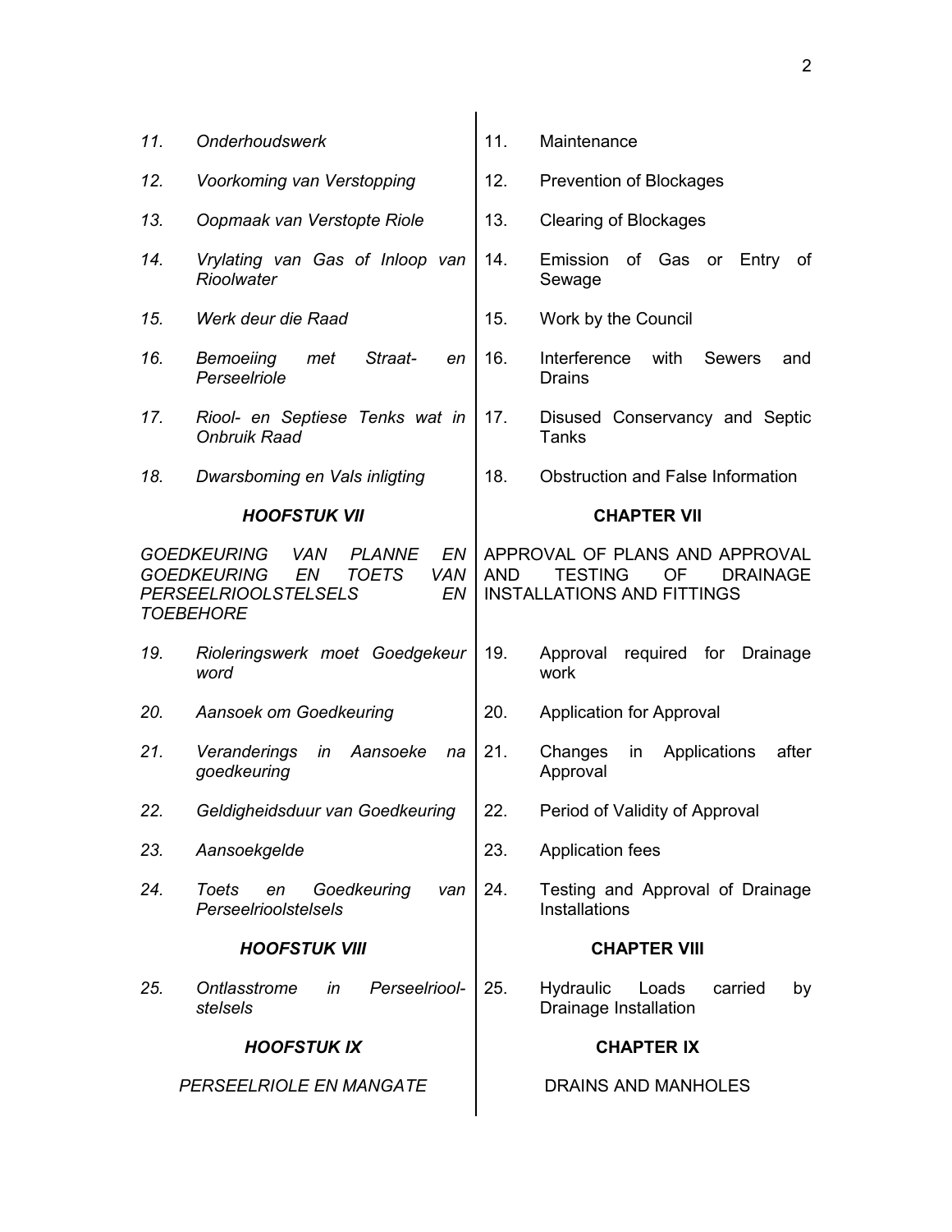| Afrikaans | English |
|---|---|
| *11. Onderhoudswerk* | 11. Maintenance |
| *12. Voorkoming van Verstopping* | 12. Prevention of Blockages |
| *13. Oopmaak van Verstopte Riole* | 13. Clearing of Blockages |
| *14. Vrylating van Gas of Inloop van Rioolwater* | 14. Emission of Gas or Entry of Sewage |
| *15. Werk deur die Raad* | 15. Work by the Council |
| *16. Bemoeiing met Straat- en Perseelriole* | 16. Interference with Sewers and Drains |
| *17. Riool- en Septiese Tenks wat in Onbruik Raad* | 17. Disused Conservancy and Septic Tanks |
| *18. Dwarsboming en Vals inligting* | 18. Obstruction and False Information |
| ***HOOFSTUK VII*** | **CHAPTER VII** |
| *GOEDKEURING VAN PLANNE EN GOEDKEURING EN TOETS VAN PERSEELRIOOLSTELSELS EN TOEBEHORE* | APPROVAL OF PLANS AND APPROVAL AND TESTING OF DRAINAGE INSTALLATIONS AND FITTINGS |
| *19. Rioleringswerk moet Goedgekeur word* | 19. Approval required for Drainage work |
| *20. Aansoek om Goedkeuring* | 20. Application for Approval |
| *21. Veranderings in Aansoeke na goedkeuring* | 21. Changes in Applications after Approval |
| *22. Geldigheidsduur van Goedkeuring* | 22. Period of Validity of Approval |
| *23. Aansoekgelde* | 23. Application fees |
| *24. Toets en Goedkeuring van Perseelrioolstelsels* | 24. Testing and Approval of Drainage Installations |
| ***HOOFSTUK VIII*** | **CHAPTER VIII** |
| *25. Ontlasstrome in Perseelriool-stelsels* | 25. Hydraulic Loads carried by Drainage Installation |
| ***HOOFSTUK IX*** | **CHAPTER IX** |
| *PERSEELRIOLE EN MANGATE* | DRAINS AND MANHOLES |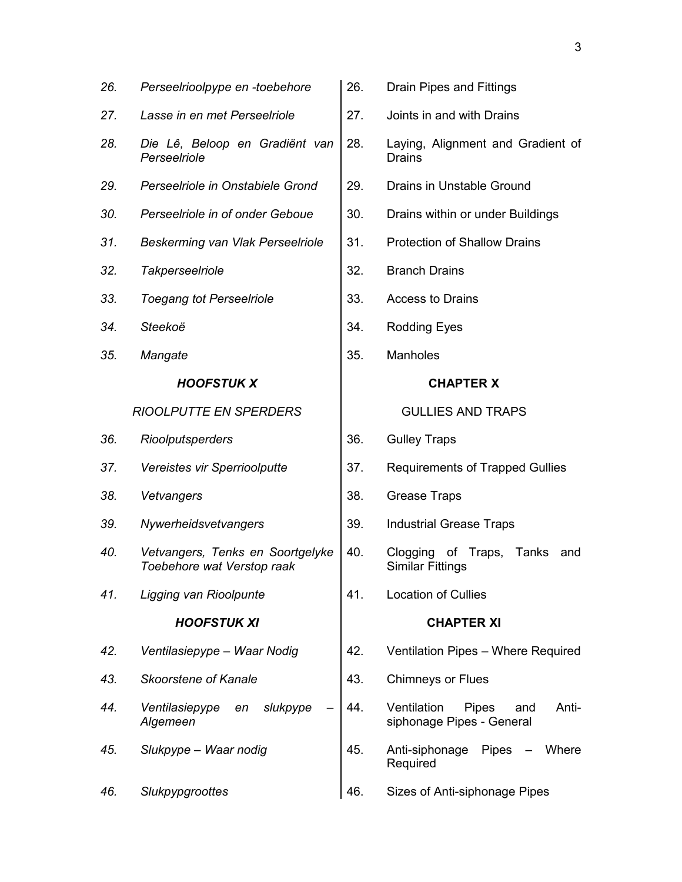| | Afrikaans | | English |
|---|---|---|---|
| *26.* | *Perseelrioolpype en -toebehore* | 26. | Drain Pipes and Fittings |
| *27.* | *Lasse in en met Perseelriole* | 27. | Joints in and with Drains |
| *28.* | *Die Lê, Beloop en Gradiënt van Perseelriole* | 28. | Laying, Alignment and Gradient of Drains |
| *29.* | *Perseelriole in Onstabiele Grond* | 29. | Drains in Unstable Ground |
| *30.* | *Perseelriole in of onder Geboue* | 30. | Drains within or under Buildings |
| *31.* | *Beskerming van Vlak Perseelriole* | 31. | Protection of Shallow Drains |
| *32.* | *Takperseelriole* | 32. | Branch Drains |
| *33.* | *Toegang tot Perseelriole* | 33. | Access to Drains |
| *34.* | *Steekoë* | 34. | Rodding Eyes |
| *35.* | *Mangate* | 35. | Manholes |
| | ***HOOFSTUK X*** | | **CHAPTER X** |
| | *RIOOLPUTTE EN SPERDERS* | | GULLIES AND TRAPS |
| *36.* | *Rioolputsperders* | 36. | Gulley Traps |
| *37.* | *Vereistes vir Sperrioolputte* | 37. | Requirements of Trapped Gullies |
| *38.* | *Vetvangers* | 38. | Grease Traps |
| *39.* | *Nywerheidsvetvangers* | 39. | Industrial Grease Traps |
| *40.* | *Vetvangers, Tenks en Soortgelyke Toebehore wat Verstop raak* | 40. | Clogging of Traps, Tanks and Similar Fittings |
| *41.* | *Ligging van Rioolpunte* | 41. | Location of Cullies |
| | ***HOOFSTUK XI*** | | **CHAPTER XI** |
| *42.* | *Ventilasiepype – Waar Nodig* | 42. | Ventilation Pipes – Where Required |
| *43.* | *Skoorstene of Kanale* | 43. | Chimneys or Flues |
| *44.* | *Ventilasiepype en slukpype – Algemeen* | 44. | Ventilation Pipes and Anti-siphonage Pipes - General |
| *45.* | *Slukpype – Waar nodig* | 45. | Anti-siphonage Pipes – Where Required |
| *46.* | *Slukpypgroottes* | 46. | Sizes of Anti-siphonage Pipes |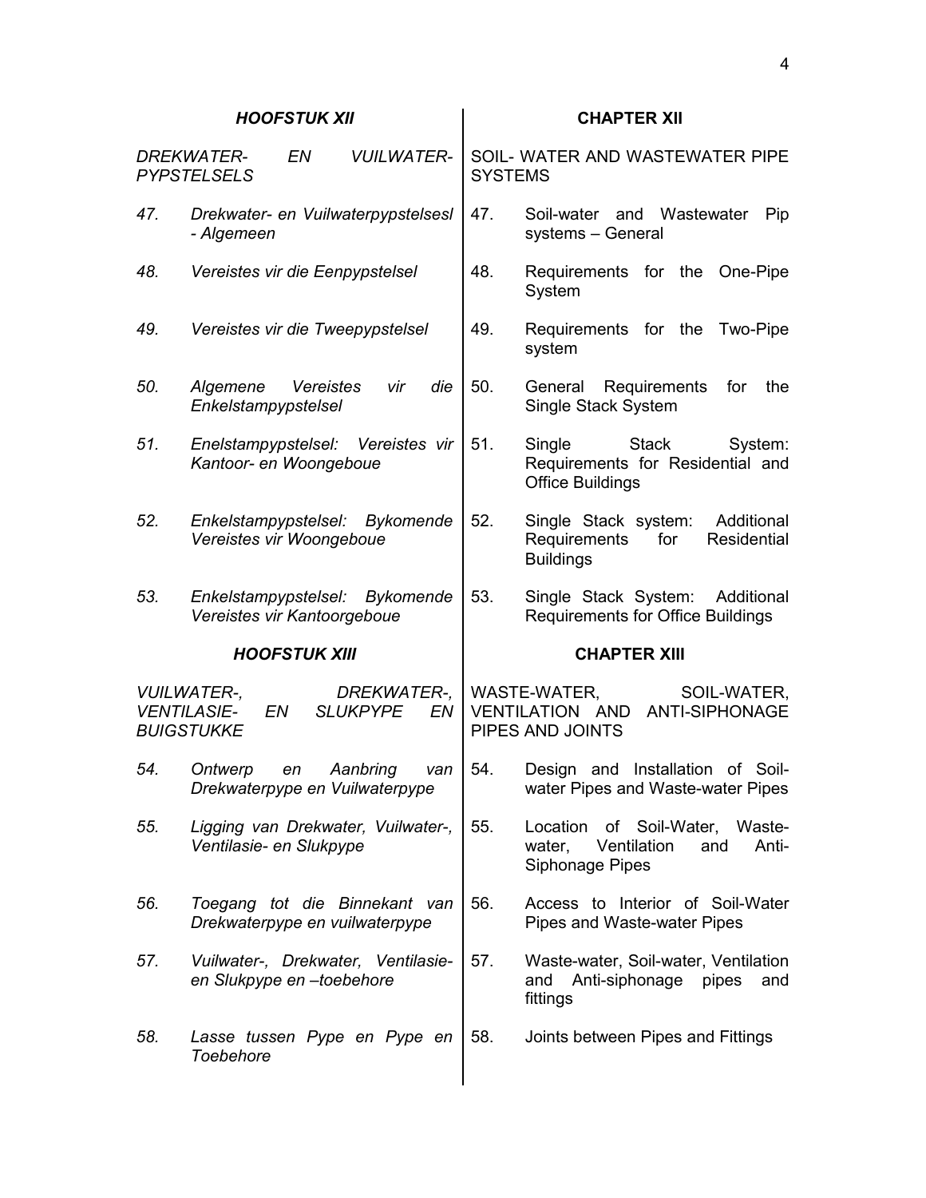| ***HOOFSTUK XII*** | | **CHAPTER XII** | |
|---|---|---|---|
| *DREKWATER- EN VUILWATER-PYPSTELSELS* | | SOIL- WATER AND WASTEWATER PIPE SYSTEMS | |
| *47.* | *Drekwater- en Vuilwaterpypstelsesl - Algemeen* | 47. | Soil-water and Wastewater Pip systems – General |
| *48.* | *Vereistes vir die Eenpypstelsel* | 48. | Requirements for the One-Pipe System |
| *49.* | *Vereistes vir die Tweepypstelsel* | 49. | Requirements for the Two-Pipe system |
| *50.* | *Algemene Vereistes vir die Enkelstampypstelsel* | 50. | General Requirements for the Single Stack System |
| *51.* | *Enelstampypstelsel: Vereistes vir Kantoor- en Woongeboue* | 51. | Single Stack System: Requirements for Residential and Office Buildings |
| *52.* | *Enkelstampypstelsel: Bykomende Vereistes vir Woongeboue* | 52. | Single Stack system: Additional Requirements for Residential Buildings |
| *53.* | *Enkelstampypstelsel: Bykomende Vereistes vir Kantoorgeboue* | 53. | Single Stack System: Additional Requirements for Office Buildings |
| ***HOOFSTUK XIII*** | | **CHAPTER XIII** | |
| *VUILWATER-, DREKWATER-, VENTILASIE- EN SLUKPYPE EN BUIGSTUKKE* | | WASTE-WATER, SOIL-WATER, VENTILATION AND ANTI-SIPHONAGE PIPES AND JOINTS | |
| *54.* | *Ontwerp en Aanbring van Drekwaterpype en Vuilwaterpype* | 54. | Design and Installation of Soil-water Pipes and Waste-water Pipes |
| *55.* | *Ligging van Drekwater, Vuilwater-, Ventilasie- en Slukpype* | 55. | Location of Soil-Water, Waste-water, Ventilation and Anti-Siphonage Pipes |
| *56.* | *Toegang tot die Binnekant van Drekwaterpype en vuilwaterpype* | 56. | Access to Interior of Soil-Water Pipes and Waste-water Pipes |
| *57.* | *Vuilwater-, Drekwater, Ventilasie- en Slukpype en –toebehore* | 57. | Waste-water, Soil-water, Ventilation and Anti-siphonage pipes and fittings |
| *58.* | *Lasse tussen Pype en Pype en Toebehore* | 58. | Joints between Pipes and Fittings |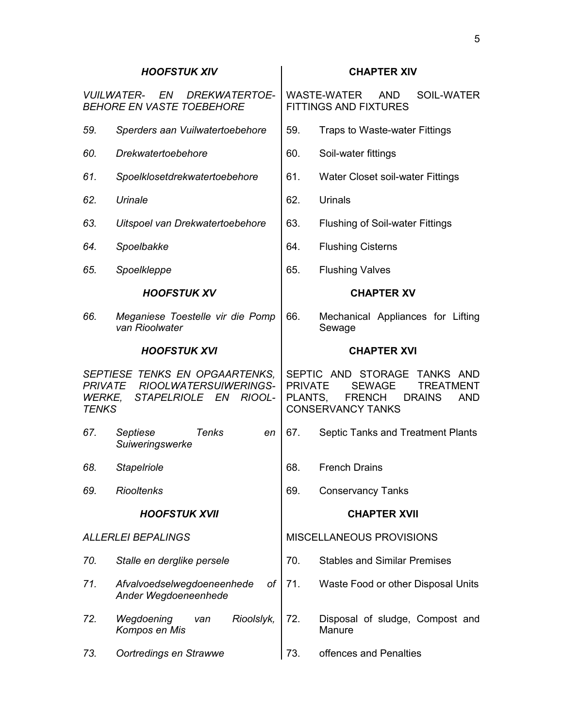## *HOOFSTUK XIV*

*VUILWATER- EN DREKWATERTOEBEHORE EN VASTE TOEBEHORE*

*59.* *Sperders aan Vuilwatertoebehore*

*60.* *Drekwatertoebehore*

*61.* *Spoelklosetdrekwatertoebehore*

*62.* *Urinale*

*63.* *Uitspoel van Drekwatertoebehore*

*64.* *Spoelbakke*

*65.* *Spoelkleppe*

## *HOOFSTUK XV*

*66.* *Meganiese Toestelle vir die Pomp van Rioolwater*

## *HOOFSTUK XVI*

*SEPTIESE TENKS EN OPGAARTENKS, PRIVATE RIOOLWATERSUIWERINGSWERKE, STAPELRIOLE EN RIOOLTENKS*

*67.* *Septiese Tenks en Suiweringswerke*

*68.* *Stapelriole*

*69.* *Riooltenks*

## *HOOFSTUK XVII*

*ALLERLEI BEPALINGS*

*70.* *Stalle en derglike persele*

*71.* *Afvalvoedselwegdoeneenhede of Ander Wegdoeneenhede*

*72.* *Wegdoening van Rioolslyk, Kompos en Mis*

*73.* *Oortredings en Strawwe*

## CHAPTER XIV

WASTE-WATER AND SOIL-WATER FITTINGS AND FIXTURES

59. Traps to Waste-water Fittings

60. Soil-water fittings

61. Water Closet soil-water Fittings

62. Urinals

63. Flushing of Soil-water Fittings

64. Flushing Cisterns

65. Flushing Valves

## CHAPTER XV

66. Mechanical Appliances for Lifting Sewage

## CHAPTER XVI

SEPTIC AND STORAGE TANKS AND PRIVATE SEWAGE TREATMENT PLANTS, FRENCH DRAINS AND CONSERVANCY TANKS

67. Septic Tanks and Treatment Plants

68. French Drains

69. Conservancy Tanks

## CHAPTER XVII

MISCELLANEOUS PROVISIONS

70. Stables and Similar Premises

71. Waste Food or other Disposal Units

72. Disposal of sludge, Compost and Manure

73. offences and Penalties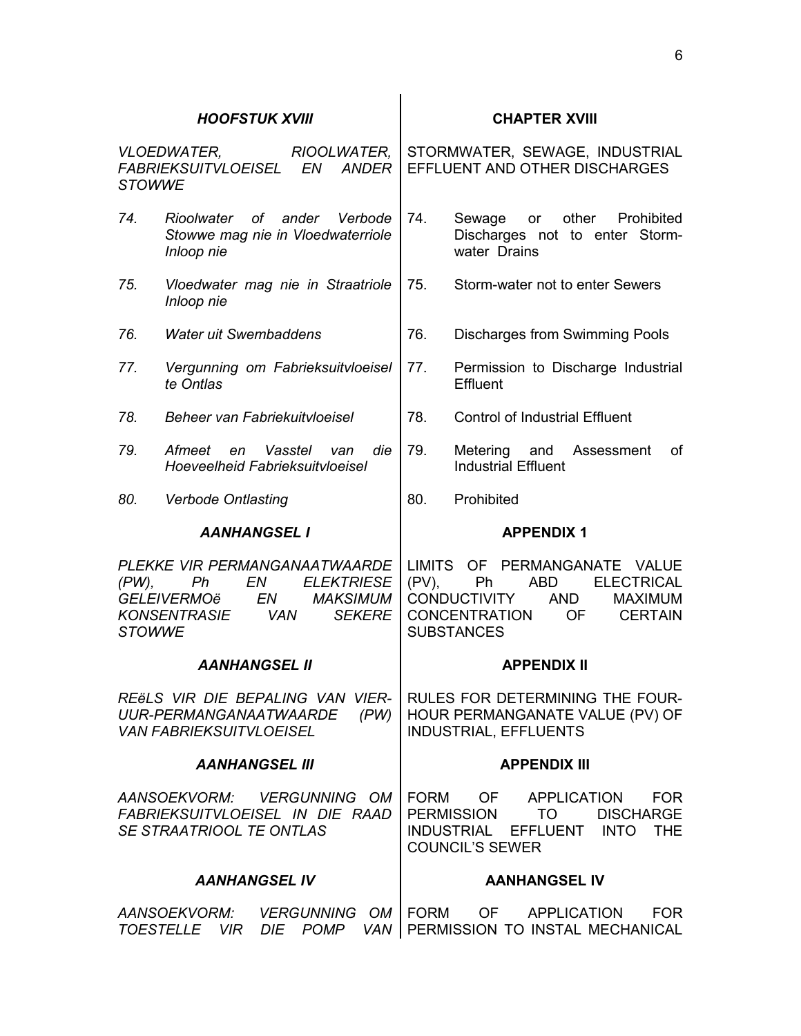| *HOOFSTUK XVIII* | **CHAPTER XVIII** |
|---|---|
| *VLOEDWATER, RIOOLWATER, FABRIEKSUITVLOEISEL EN ANDER STOWWE* | STORMWATER, SEWAGE, INDUSTRIAL EFFLUENT AND OTHER DISCHARGES |
| *74. Rioolwater of ander Verbode Stowwe mag nie in Vloedwaterriole Inloop nie* | 74. Sewage or other Prohibited Discharges not to enter Storm-water Drains |
| *75. Vloedwater mag nie in Straatriole Inloop nie* | 75. Storm-water not to enter Sewers |
| *76. Water uit Swembaddens* | 76. Discharges from Swimming Pools |
| *77. Vergunning om Fabrieksuitvloeisel te Ontlas* | 77. Permission to Discharge Industrial Effluent |
| *78. Beheer van Fabriekuitvloeisel* | 78. Control of Industrial Effluent |
| *79. Afmeet en Vasstel van die Hoeveelheid Fabrieksuitvloeisel* | 79. Metering and Assessment of Industrial Effluent |
| *80. Verbode Ontlasting* | 80. Prohibited |
| ***AANHANGSEL I*** | **APPENDIX 1** |
| *PLEKKE VIR PERMANGANAATWAARDE (PW), Ph EN ELEKTRIESE GELEIVERMOë EN MAKSIMUM KONSENTRASIE VAN SEKERE STOWWE* | LIMITS OF PERMANGANATE VALUE (PV), Ph ABD ELECTRICAL CONDUCTIVITY AND MAXIMUM CONCENTRATION OF CERTAIN SUBSTANCES |
| ***AANHANGSEL II*** | **APPENDIX II** |
| *REëLS VIR DIE BEPALING VAN VIER-UUR-PERMANGANAATWAARDE (PW) VAN FABRIEKSUITVLOEISEL* | RULES FOR DETERMINING THE FOUR-HOUR PERMANGANATE VALUE (PV) OF INDUSTRIAL, EFFLUENTS |
| ***AANHANGSEL III*** | **APPENDIX III** |
| *AANSOEKVORM: VERGUNNING OM FABRIEKSUITVLOEISEL IN DIE RAAD SE STRAATRIOOL TE ONTLAS* | FORM OF APPLICATION FOR PERMISSION TO DISCHARGE INDUSTRIAL EFFLUENT INTO THE COUNCIL'S SEWER |
| ***AANHANGSEL IV*** | **AANHANGSEL IV** |
| *AANSOEKVORM: VERGUNNING OM TOESTELLE VIR DIE POMP VAN* | FORM OF APPLICATION FOR PERMISSION TO INSTAL MECHANICAL |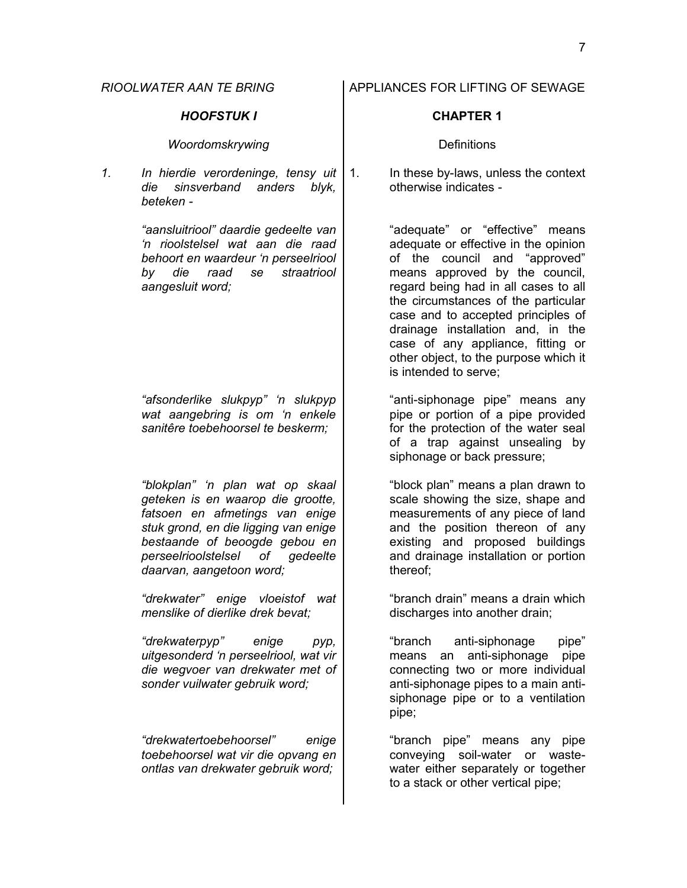*RIOOLWATER AAN TE BRING*

## *HOOFSTUK I*

*Woordomskrywing*

*1. In hierdie verordeninge, tensy uit die sinsverband anders blyk, beteken -*

*"aansluitriool" daardie gedeelte van 'n rioolstelsel wat aan die raad behoort en waardeur 'n perseelriool by die raad se straatriool aangesluit word;*

*"afsonderlike slukpyp" 'n slukpyp wat aangebring is om 'n enkele sanitêre toebehoorsel te beskerm;*

*"blokplan" 'n plan wat op skaal geteken is en waarop die grootte, fatsoen en afmetings van enige stuk grond, en die ligging van enige bestaande of beoogde gebou en perseelrioolstelsel of gedeelte daarvan, aangetoon word;*

*"drekwater" enige vloeistof wat menslike of dierlike drek bevat;*

*"drekwaterpyp" enige pyp, uitgesonderd 'n perseelriool, wat vir die wegvoer van drekwater met of sonder vuilwater gebruik word;*

*"drekwatertoebehoorsel" enige toebehoorsel wat vir die opvang en ontlas van drekwater gebruik word;*

APPLIANCES FOR LIFTING OF SEWAGE

## CHAPTER 1

Definitions

1. In these by-laws, unless the context otherwise indicates -

"adequate" or "effective" means adequate or effective in the opinion of the council and "approved" means approved by the council, regard being had in all cases to all the circumstances of the particular case and to accepted principles of drainage installation and, in the case of any appliance, fitting or other object, to the purpose which it is intended to serve;

"anti-siphonage pipe" means any pipe or portion of a pipe provided for the protection of the water seal of a trap against unsealing by siphonage or back pressure;

"block plan" means a plan drawn to scale showing the size, shape and measurements of any piece of land and the position thereon of any existing and proposed buildings and drainage installation or portion thereof;

"branch drain" means a drain which discharges into another drain;

"branch anti-siphonage pipe" means an anti-siphonage pipe connecting two or more individual anti-siphonage pipes to a main anti-siphonage pipe or to a ventilation pipe;

"branch pipe" means any pipe conveying soil-water or waste-water either separately or together to a stack or other vertical pipe;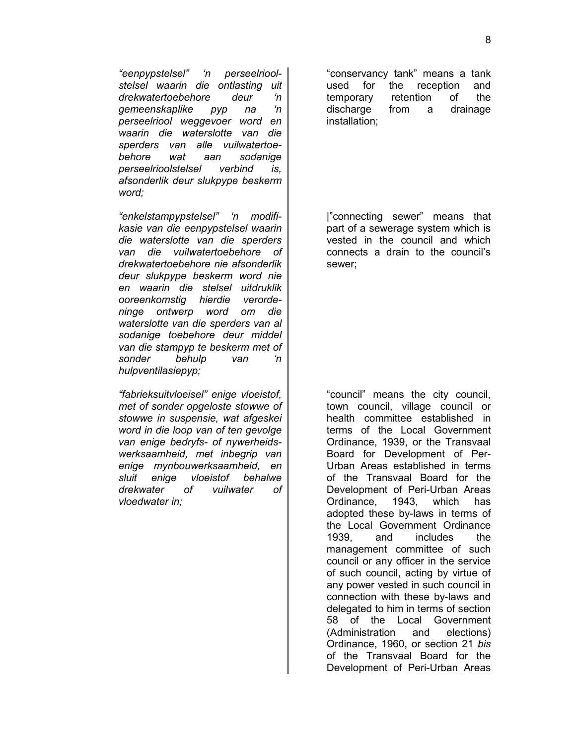*"eenpypstelsel" 'n perseelrioolstelsel waarin die ontlasting uit drekwatertoebehore deur 'n gemeenskaplike pyp na 'n perseelriool weggevoer word en waarin die waterslotte van die sperders van alle vuilwatertoebehore wat aan sodanige perseelrioolstelsel verbind is, afsonderlik deur slukpype beskerm word;*

*"enkelstampypstelsel" 'n modifikasie van die eenpypstelsel waarin die waterslotte van die sperders van die vuilwatertoebehore of drekwatertoebehore nie afsonderlik deur slukpype beskerm word nie en waarin die stelsel uitdruklik ooreenkomstig hierdie verordeninge ontwerp word om die waterslotte van die sperders van al sodanige toebehore deur middel van die stampyp te beskerm met of sonder behulp van 'n hulpventilasiepyp;*

*"fabrieksuitvloeisel" enige vloeistof, met of sonder opgeloste stowwe of stowwe in suspensie, wat afgeskei word in die loop van of ten gevolge van enige bedryfs- of nywerheidswerksaamheid, met inbegrip van enige mynbouwerksaamheid, en sluit enige vloeistof behalwe drekwater of vuilwater of vloedwater in;*

"conservancy tank" means a tank used for the reception and temporary retention of the discharge from a drainage installation;

|"connecting sewer" means that part of a sewerage system which is vested in the council and which connects a drain to the council's sewer;

"council" means the city council, town council, village council or health committee established in terms of the Local Government Ordinance, 1939, or the Transvaal Board for Development of Per-Urban Areas established in terms of the Transvaal Board for the Development of Peri-Urban Areas Ordinance, 1943, which has adopted these by-laws in terms of the Local Government Ordinance 1939, and includes the management committee of such council or any officer in the service of such council, acting by virtue of any power vested in such council in connection with these by-laws and delegated to him in terms of section 58 of the Local Government (Administration and elections) Ordinance, 1960, or section 21 *bis* of the Transvaal Board for the Development of Peri-Urban Areas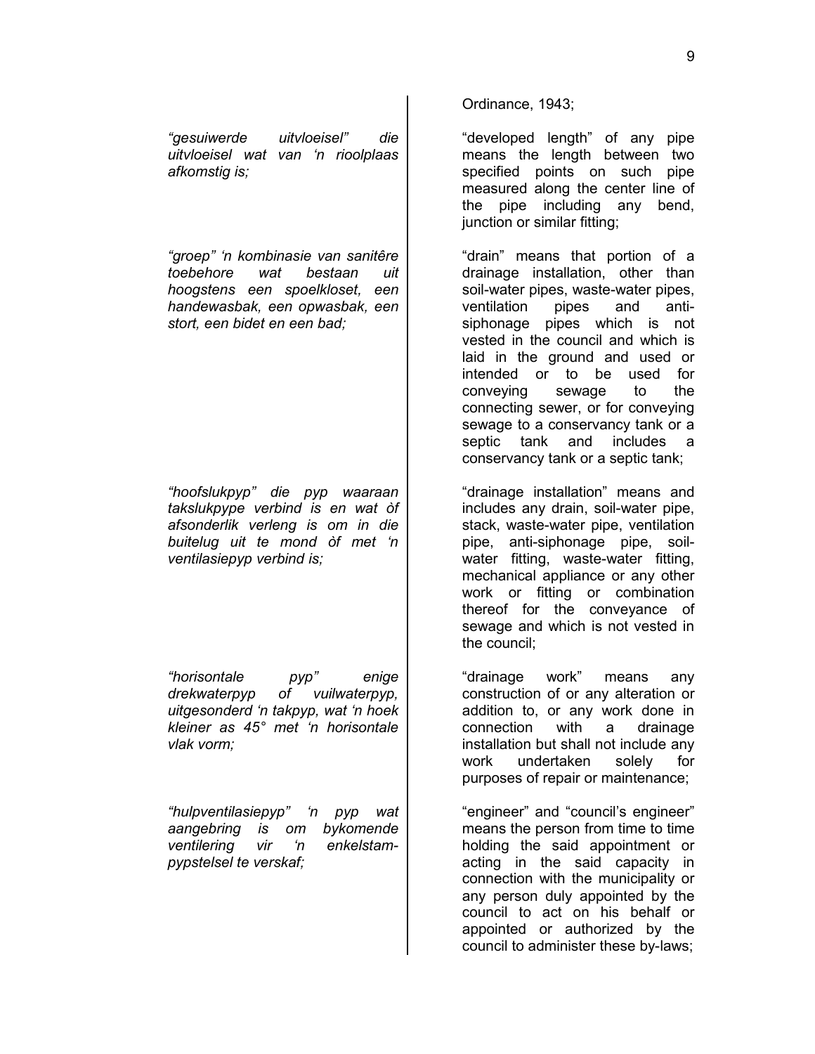*"gesuiwerde uitvloeisel" die uitvloeisel wat van 'n rioolplaas afkomstig is;*

*"groep" 'n kombinasie van sanitêre toebehore wat bestaan uit hoogstens een spoelkloset, een handewasbak, een opwasbak, een stort, een bidet en een bad;*

*"hoofslukpyp" die pyp waaraan takslukpype verbind is en wat òf afsonderlik verleng is om in die buitelug uit te mond òf met 'n ventilasiepyp verbind is;*

*"horisontale pyp" enige drekwaterpyp of vuilwaterpyp, uitgesonderd 'n takpyp, wat 'n hoek kleiner as 45° met 'n horisontale vlak vorm;*

*"hulpventilasiepyp" 'n pyp wat aangebring is om bykomende ventilering vir 'n enkelstam-pypstelsel te verskaf;*

Ordinance, 1943;

"developed length" of any pipe means the length between two specified points on such pipe measured along the center line of the pipe including any bend, junction or similar fitting;

"drain" means that portion of a drainage installation, other than soil-water pipes, waste-water pipes, ventilation pipes and anti-siphonage pipes which is not vested in the council and which is laid in the ground and used or intended or to be used for conveying sewage to the connecting sewer, or for conveying sewage to a conservancy tank or a septic tank and includes a conservancy tank or a septic tank;

"drainage installation" means and includes any drain, soil-water pipe, stack, waste-water pipe, ventilation pipe, anti-siphonage pipe, soil-water fitting, waste-water fitting, mechanical appliance or any other work or fitting or combination thereof for the conveyance of sewage and which is not vested in the council;

"drainage work" means any construction of or any alteration or addition to, or any work done in connection with a drainage installation but shall not include any work undertaken solely for purposes of repair or maintenance;

"engineer" and "council's engineer" means the person from time to time holding the said appointment or acting in the said capacity in connection with the municipality or any person duly appointed by the council to act on his behalf or appointed or authorized by the council to administer these by-laws;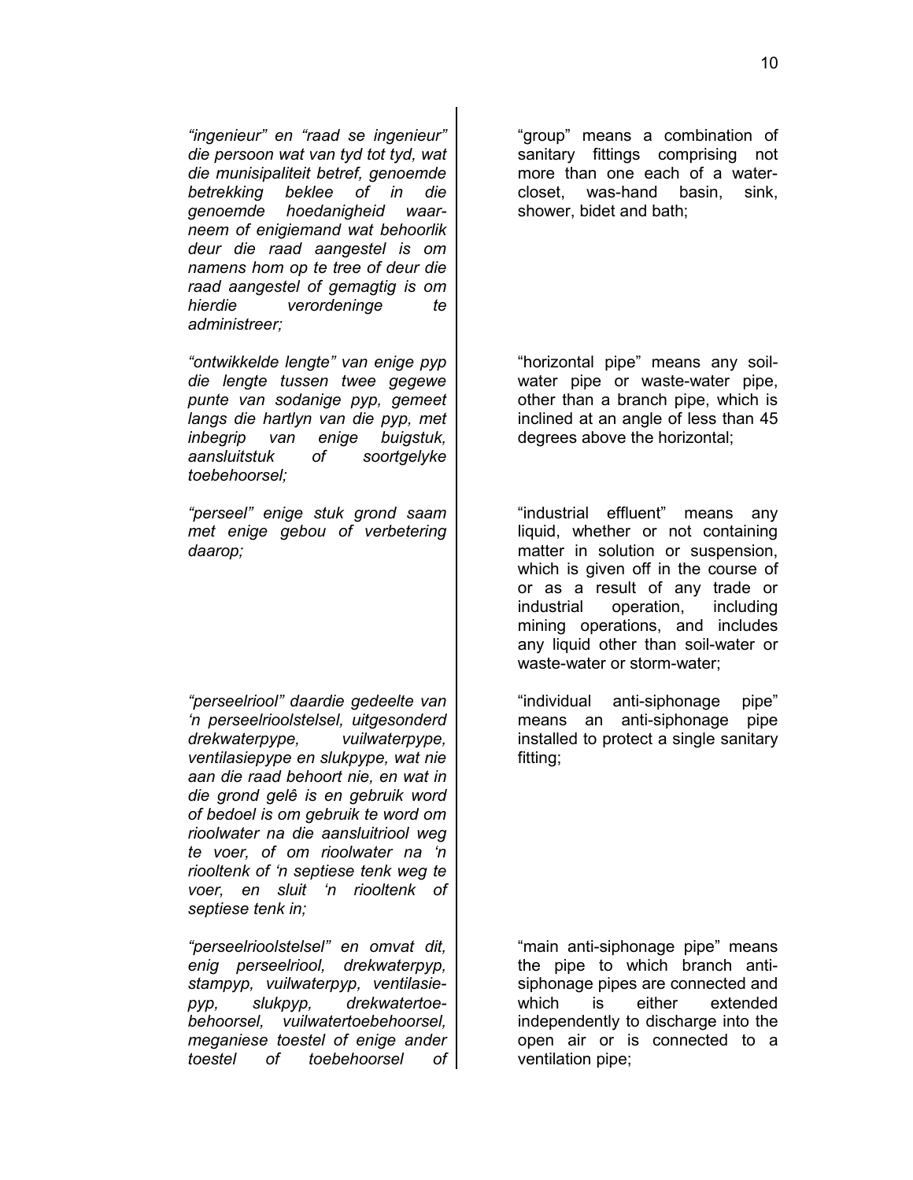*"ingenieur" en "raad se ingenieur" die persoon wat van tyd tot tyd, wat die munisipaliteit betref, genoemde betrekking beklee of in die genoemde hoedanigheid waarneem of enigiemand wat behoorlik deur die raad aangestel is om namens hom op te tree of deur die raad aangestel of gemagtig is om hierdie verordeninge te administreer;*

*"ontwikkelde lengte" van enige pyp die lengte tussen twee gegewe punte van sodanige pyp, gemeet langs die hartlyn van die pyp, met inbegrip van enige buigstuk, aansluitstuk of soortgelyke toebehoorsel;*

*"perseel" enige stuk grond saam met enige gebou of verbetering daarop;*

*"perseelriool" daardie gedeelte van 'n perseelrioolstelsel, uitgesonderd drekwaterpype, vuilwaterpype, ventilasiepype en slukpype, wat nie aan die raad behoort nie, en wat in die grond gelê is en gebruik word of bedoel is om gebruik te word om rioolwater na die aansluitriool weg te voer, of om rioolwater na 'n riooltenk of 'n septiese tenk weg te voer, en sluit 'n riooltenk of septiese tenk in;*

*"perseelrioolstelsel" en omvat dit, enig perseelriool, drekwaterpyp, stampyp, vuilwaterpyp, ventilasiepyp, slukpyp, drekwatertoebehoorsel, vuilwatertoebehoorsel, meganiese toestel of enige ander toestel of toebehoorsel of*

"group" means a combination of sanitary fittings comprising not more than one each of a water-closet, was-hand basin, sink, shower, bidet and bath;

"horizontal pipe" means any soil-water pipe or waste-water pipe, other than a branch pipe, which is inclined at an angle of less than 45 degrees above the horizontal;

"industrial effluent" means any liquid, whether or not containing matter in solution or suspension, which is given off in the course of or as a result of any trade or industrial operation, including mining operations, and includes any liquid other than soil-water or waste-water or storm-water;

"individual anti-siphonage pipe" means an anti-siphonage pipe installed to protect a single sanitary fitting;

"main anti-siphonage pipe" means the pipe to which branch anti-siphonage pipes are connected and which is either extended independently to discharge into the open air or is connected to a ventilation pipe;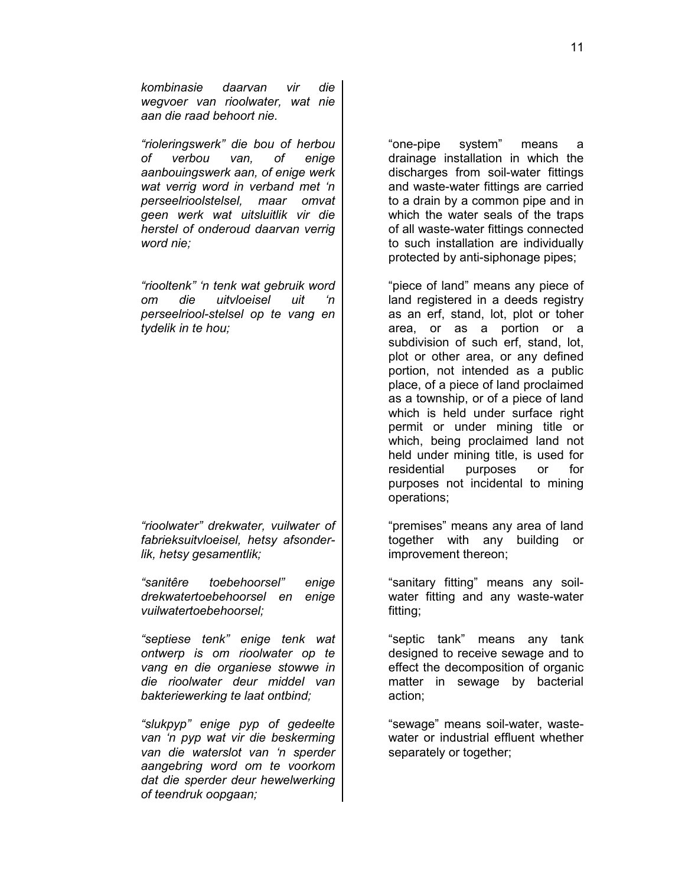*kombinasie daarvan vir die wegvoer van rioolwater, wat nie aan die raad behoort nie.*

*"rioleringswerk" die bou of herbou of verbou van, of enige aanbouingswerk aan, of enige werk wat verrig word in verband met 'n perseelrioolstelsel, maar omvat geen werk wat uitsluitlik vir die herstel of onderoud daarvan verrig word nie;*

*"riooltenk" 'n tenk wat gebruik word om die uitvloeisel uit 'n perseelriool-stelsel op te vang en tydelik in te hou;*

*"rioolwater" drekwater, vuilwater of fabrieksuitvloeisel, hetsy afsonderlik, hetsy gesamentlik;*

*"sanitêre toebehoorsel" enige drekwatertoebehoorsel en enige vuilwatertoebehoorsel;*

*"septiese tenk" enige tenk wat ontwerp is om rioolwater op te vang en die organiese stowwe in die rioolwater deur middel van bakteriewerking te laat ontbind;*

*"slukpyp" enige pyp of gedeelte van 'n pyp wat vir die beskerming van die waterslot van 'n sperder aangebring word om te voorkom dat die sperder deur hewelwerking of teendruk oopgaan;*

"one-pipe system" means a drainage installation in which the discharges from soil-water fittings and waste-water fittings are carried to a drain by a common pipe and in which the water seals of the traps of all waste-water fittings connected to such installation are individually protected by anti-siphonage pipes;

"piece of land" means any piece of land registered in a deeds registry as an erf, stand, lot, plot or toher area, or as a portion or a subdivision of such erf, stand, lot, plot or other area, or any defined portion, not intended as a public place, of a piece of land proclaimed as a township, or of a piece of land which is held under surface right permit or under mining title or which, being proclaimed land not held under mining title, is used for residential purposes or for purposes not incidental to mining operations;

"premises" means any area of land together with any building or improvement thereon;

"sanitary fitting" means any soil-water fitting and any waste-water fitting;

"septic tank" means any tank designed to receive sewage and to effect the decomposition of organic matter in sewage by bacterial action;

"sewage" means soil-water, waste-water or industrial effluent whether separately or together;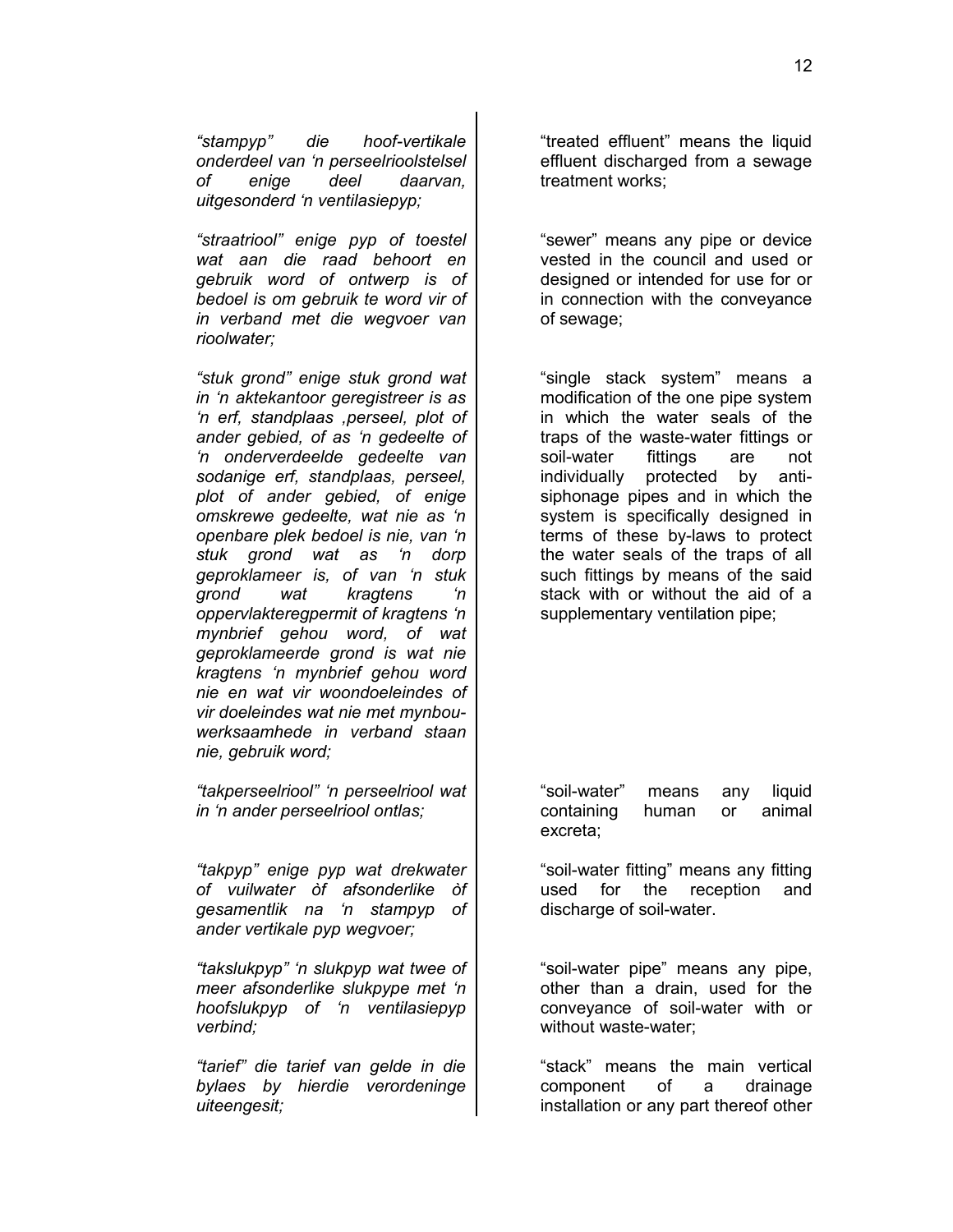*“stampyp” die hoof-vertikale onderdeel van ‘n perseelrioolstelsel of enige deel daarvan, uitgesonderd ‘n ventilasiepyp;*

*“straatriool” enige pyp of toestel wat aan die raad behoort en gebruik word of ontwerp is of bedoel is om gebruik te word vir of in verband met die wegvoer van rioolwater;*

*“stuk grond” enige stuk grond wat in ‘n aktekantoor geregistreer is as ‘n erf, standplaas ,perseel, plot of ander gebied, of as ‘n gedeelte of ‘n onderverdeelde gedeelte van sodanige erf, standplaas, perseel, plot of ander gebied, of enige omskrewe gedeelte, wat nie as ‘n openbare plek bedoel is nie, van ‘n stuk grond wat as ‘n dorp geproklameer is, of van ‘n stuk grond wat kragtens ‘n oppervlakteregpermit of kragtens ‘n mynbrief gehou word, of wat geproklameerde grond is wat nie kragtens ‘n mynbrief gehou word nie en wat vir woondoeleindes of vir doeleindes wat nie met mynbou-werksaamhede in verband staan nie, gebruik word;*

*“takperseelriool” ‘n perseelriool wat in ‘n ander perseelriool ontlas;*

*“takpyp” enige pyp wat drekwater of vuilwater òf afsonderlike òf gesamentlik na ‘n stampyp of ander vertikale pyp wegvoer;*

*“takslukpyp” ‘n slukpyp wat twee of meer afsonderlike slukpype met ‘n hoofslukpyp of ‘n ventilasiepyp verbind;*

*“tarief” die tarief van gelde in die bylaes by hierdie verordeninge uiteengesit;*

“treated effluent” means the liquid effluent discharged from a sewage treatment works;

“sewer” means any pipe or device vested in the council and used or designed or intended for use for or in connection with the conveyance of sewage;

“single stack system” means a modification of the one pipe system in which the water seals of the traps of the waste-water fittings or soil-water fittings are not individually protected by anti-siphonage pipes and in which the system is specifically designed in terms of these by-laws to protect the water seals of the traps of all such fittings by means of the said stack with or without the aid of a supplementary ventilation pipe;

“soil-water” means any liquid containing human or animal excreta;

“soil-water fitting” means any fitting used for the reception and discharge of soil-water.

“soil-water pipe” means any pipe, other than a drain, used for the conveyance of soil-water with or without waste-water;

“stack” means the main vertical component of a drainage installation or any part thereof other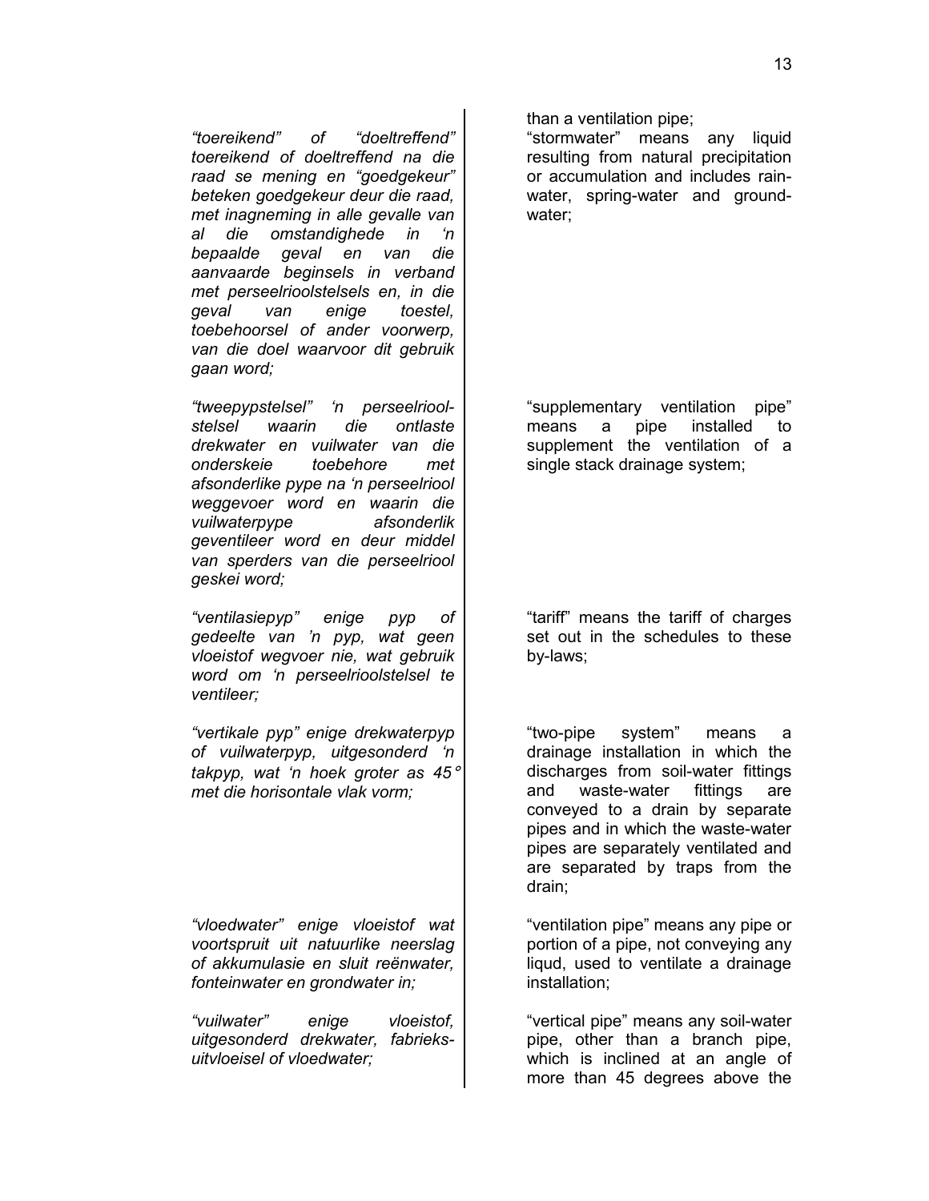*"toereikend" of "doeltreffend" toereikend of doeltreffend na die raad se mening en "goedgekeur" beteken goedgekeur deur die raad, met inagneming in alle gevalle van al die omstandighede in 'n bepaalde geval en van die aanvaarde beginsels in verband met perseelrioolstelsels en, in die geval van enige toestel, toebehoorsel of ander voorwerp, van die doel waarvoor dit gebruik gaan word;*

*"tweepypstelsel" 'n perseelrioolstelsel waarin die ontlaste drekwater en vuilwater van die onderskeie toebehore met afsonderlike pype na 'n perseelriool weggevoer word en waarin die vuilwaterpype afsonderlik geventileer word en deur middel van sperders van die perseelriool geskei word;*

*"ventilasiepyp" enige pyp of gedeelte van 'n pyp, wat geen vloeistof wegvoer nie, wat gebruik word om 'n perseelrioolstelsel te ventileer;*

*"vertikale pyp" enige drekwaterpyp of vuilwaterpyp, uitgesonderd 'n takpyp, wat 'n hoek groter as 45° met die horisontale vlak vorm;*

*"vloedwater" enige vloeistof wat voortspruit uit natuurlike neerslag of akkumulasie en sluit reënwater, fonteinwater en grondwater in;*

*"vuilwater" enige vloeistof, uitgesonderd drekwater, fabrieksuitvloeisel of vloedwater;*

than a ventilation pipe;

"stormwater" means any liquid resulting from natural precipitation or accumulation and includes rain-water, spring-water and ground-water;

"supplementary ventilation pipe" means a pipe installed to supplement the ventilation of a single stack drainage system;

"tariff" means the tariff of charges set out in the schedules to these by-laws;

"two-pipe system" means a drainage installation in which the discharges from soil-water fittings and waste-water fittings are conveyed to a drain by separate pipes and in which the waste-water pipes are separately ventilated and are separated by traps from the drain;

"ventilation pipe" means any pipe or portion of a pipe, not conveying any liqud, used to ventilate a drainage installation;

"vertical pipe" means any soil-water pipe, other than a branch pipe, which is inclined at an angle of more than 45 degrees above the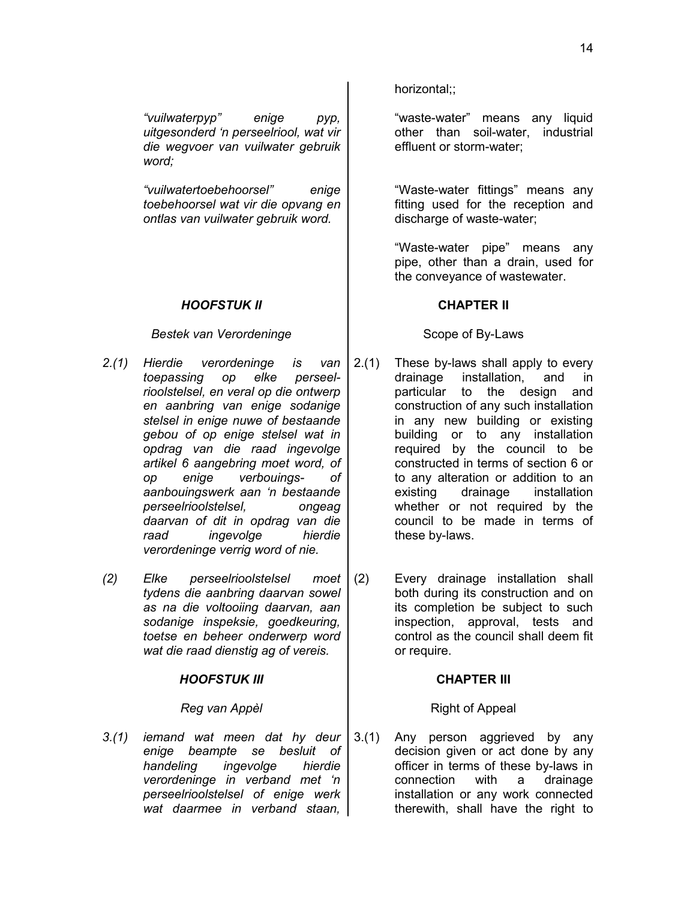*"vuilwaterpyp" enige pyp, uitgesonderd 'n perseelriool, wat vir die wegvoer van vuilwater gebruik word;*

*"vuilwatertoebehoorsel" enige toebehoorsel wat vir die opvang en ontlas van vuilwater gebruik word.*

horizontal;;

"waste-water" means any liquid other than soil-water, industrial effluent or storm-water;

"Waste-water fittings" means any fitting used for the reception and discharge of waste-water;

"Waste-water pipe" means any pipe, other than a drain, used for the conveyance of wastewater.

## *HOOFSTUK II*

*Bestek van Verordeninge*

*2.(1) Hierdie verordeninge is van toepassing op elke perseel-rioolstelsel, en veral op die ontwerp en aanbring van enige sodanige stelsel in enige nuwe of bestaande gebou of op enige stelsel wat in opdrag van die raad ingevolge artikel 6 aangebring moet word, of op enige verbouings- of aanbouingswerk aan 'n bestaande perseelrioolstelsel, ongeag daarvan of dit in opdrag van die raad ingevolge hierdie verordeninge verrig word of nie.*

*(2) Elke perseelrioolstelsel moet tydens die aanbring daarvan sowel as na die voltooiing daarvan, aan sodanige inspeksie, goedkeuring, toetse en beheer onderwerp word wat die raad dienstig ag of vereis.*

## CHAPTER II

Scope of By-Laws

2.(1) These by-laws shall apply to every drainage installation, and in particular to the design and construction of any such installation in any new building or existing building or to any installation required by the council to be constructed in terms of section 6 or to any alteration or addition to an existing drainage installation whether or not required by the council to be made in terms of these by-laws.

(2) Every drainage installation shall both during its construction and on its completion be subject to such inspection, approval, tests and control as the council shall deem fit or require.

## *HOOFSTUK III*

*Reg van Appèl*

*3.(1) iemand wat meen dat hy deur enige beampte se besluit of handeling ingevolge hierdie verordeninge in verband met 'n perseelrioolstelsel of enige werk wat daarmee in verband staan,*

## CHAPTER III

Right of Appeal

3.(1) Any person aggrieved by any decision given or act done by any officer in terms of these by-laws in connection with a drainage installation or any work connected therewith, shall have the right to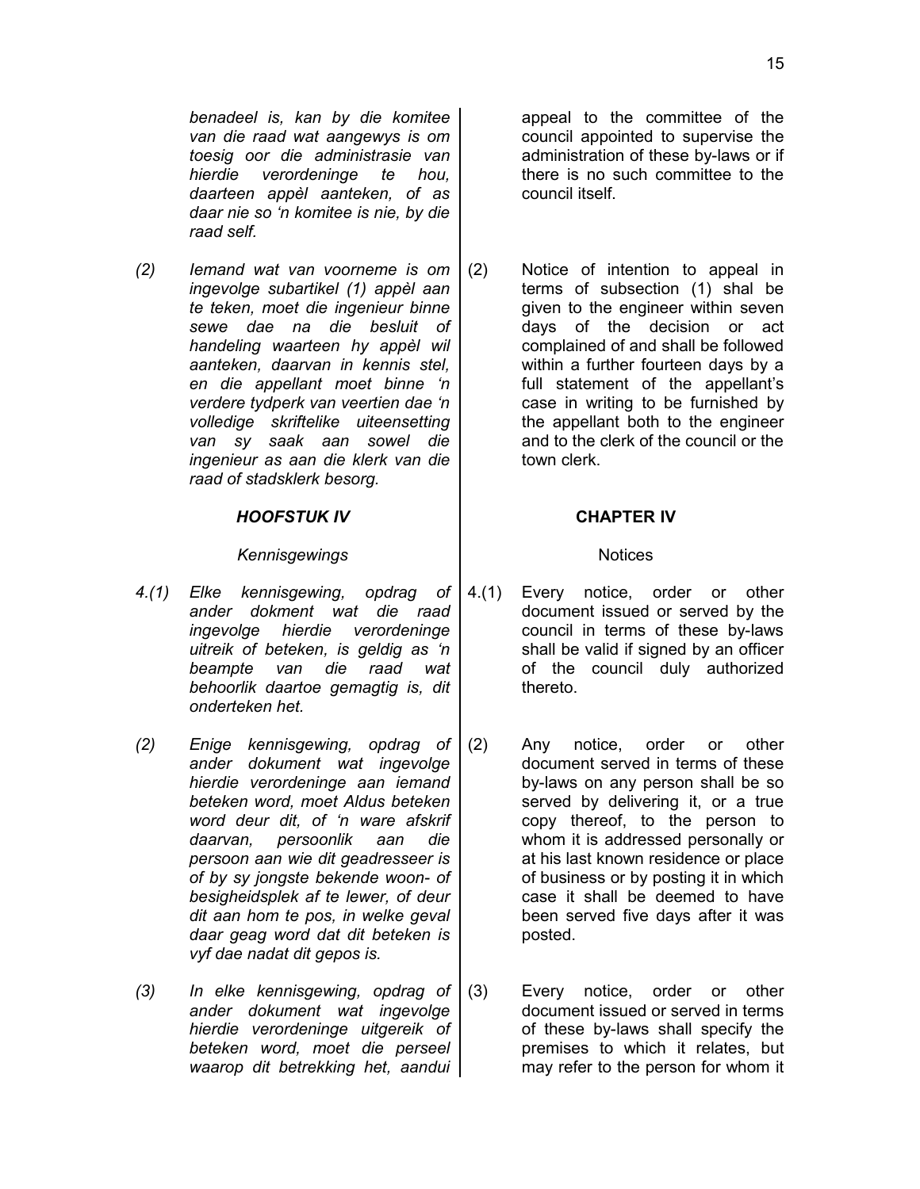*benadeel is, kan by die komitee van die raad wat aangewys is om toesig oor die administrasie van hierdie verordeninge te hou, daarteen appèl aanteken, of as daar nie so 'n komitee is nie, by die raad self.*

*(2) Iemand wat van voorneme is om ingevolge subartikel (1) appèl aan te teken, moet die ingenieur binne sewe dae na die besluit of handeling waarteen hy appèl wil aanteken, daarvan in kennis stel, en die appellant moet binne 'n verdere tydperk van veertien dae 'n volledige skriftelike uiteensetting van sy saak aan sowel die ingenieur as aan die klerk van die raad of stadsklerk besorg.*

### *HOOFSTUK IV*

*Kennisgewings*

*4.(1) Elke kennisgewing, opdrag of ander dokment wat die raad ingevolge hierdie verordeninge uitreik of beteken, is geldig as 'n beampte van die raad wat behoorlik daartoe gemagtig is, dit onderteken het.*

*(2) Enige kennisgewing, opdrag of ander dokument wat ingevolge hierdie verordeninge aan iemand beteken word, moet Aldus beteken word deur dit, of 'n ware afskrif daarvan, persoonlik aan die persoon aan wie dit geadresseer is of by sy jongste bekende woon- of besigheidsplek af te lewer, of deur dit aan hom te pos, in welke geval daar geag word dat dit beteken is vyf dae nadat dit gepos is.*

*(3) In elke kennisgewing, opdrag of ander dokument wat ingevolge hierdie verordeninge uitgereik of beteken word, moet die perseel waarop dit betrekking het, aandui*

appeal to the committee of the council appointed to supervise the administration of these by-laws or if there is no such committee to the council itself.

(2) Notice of intention to appeal in terms of subsection (1) shal be given to the engineer within seven days of the decision or act complained of and shall be followed within a further fourteen days by a full statement of the appellant's case in writing to be furnished by the appellant both to the engineer and to the clerk of the council or the town clerk.

### CHAPTER IV

Notices

4.(1) Every notice, order or other document issued or served by the council in terms of these by-laws shall be valid if signed by an officer of the council duly authorized thereto.

(2) Any notice, order or other document served in terms of these by-laws on any person shall be so served by delivering it, or a true copy thereof, to the person to whom it is addressed personally or at his last known residence or place of business or by posting it in which case it shall be deemed to have been served five days after it was posted.

(3) Every notice, order or other document issued or served in terms of these by-laws shall specify the premises to which it relates, but may refer to the person for whom it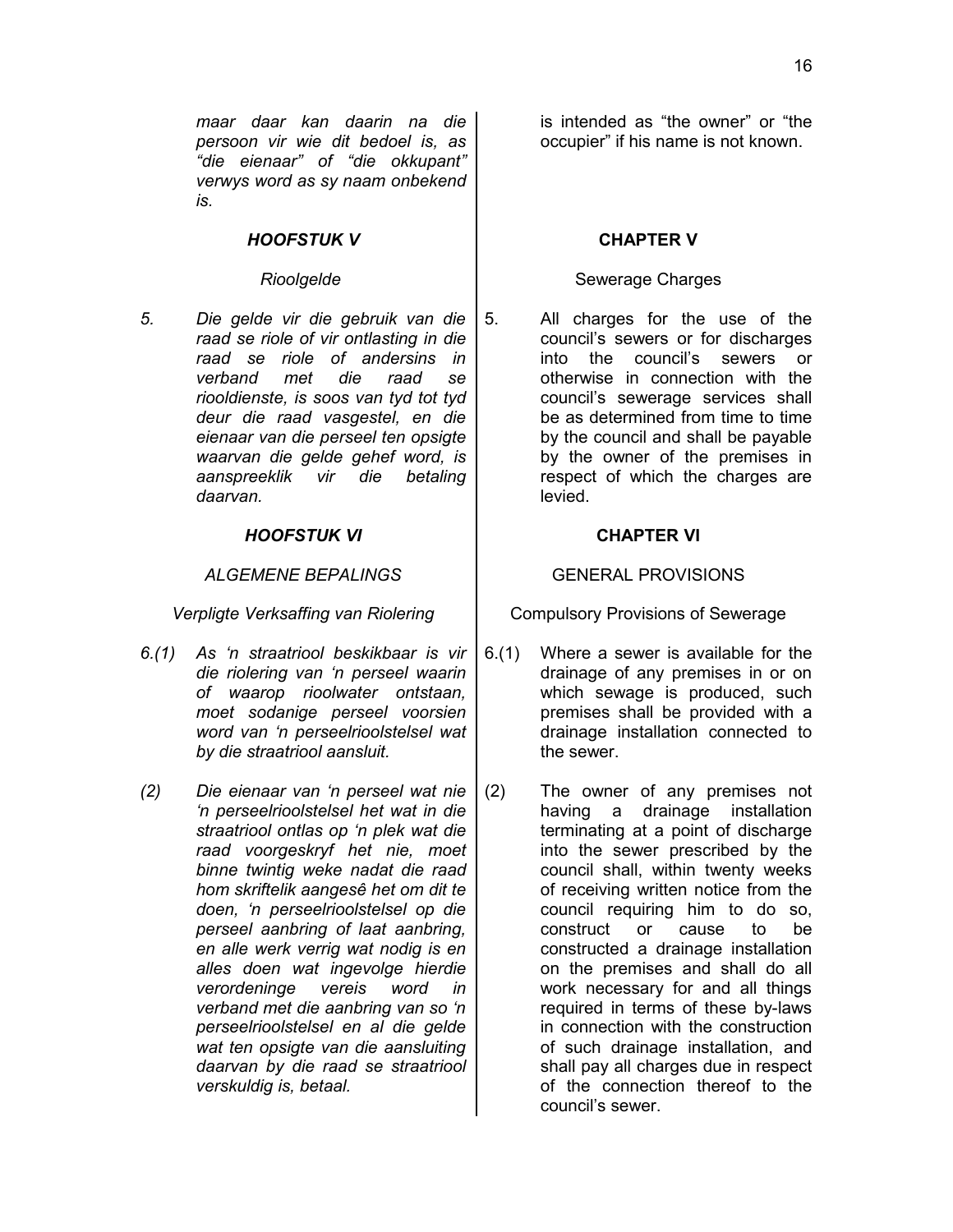*maar daar kan daarin na die persoon vir wie dit bedoel is, as "die eienaar" of "die okkupant" verwys word as sy naam onbekend is.*

is intended as "the owner" or "the occupier" if his name is not known.

### *HOOFSTUK V*

*Rioolgelde*

*5. Die gelde vir die gebruik van die raad se riole of vir ontlasting in die raad se riole of andersins in verband met die raad se riooldienste, is soos van tyd tot tyd deur die raad vasgestel, en die eienaar van die perseel ten opsigte waarvan die gelde gehef word, is aanspreeklik vir die betaling daarvan.*

### CHAPTER V

Sewerage Charges

5. All charges for the use of the council's sewers or for discharges into the council's sewers or otherwise in connection with the council's sewerage services shall be as determined from time to time by the council and shall be payable by the owner of the premises in respect of which the charges are levied.

### *HOOFSTUK VI*

*ALGEMENE BEPALINGS*

*Verpligte Verksaffing van Riolering*

*6.(1) As 'n straatriool beskikbaar is vir die riolering van 'n perseel waarin of waarop rioolwater ontstaan, moet sodanige perseel voorsien word van 'n perseelrioolstelsel wat by die straatriool aansluit.*

*(2) Die eienaar van 'n perseel wat nie 'n perseelrioolstelsel het wat in die straatriool ontlas op 'n plek wat die raad voorgeskryf het nie, moet binne twintig weke nadat die raad hom skriftelik aangesê het om dit te doen, 'n perseelrioolstelsel op die perseel aanbring of laat aanbring, en alle werk verrig wat nodig is en alles doen wat ingevolge hierdie verordeninge vereis word in verband met die aanbring van so 'n perseelrioolstelsel en al die gelde wat ten opsigte van die aansluiting daarvan by die raad se straatriool verskuldig is, betaal.*

### CHAPTER VI

GENERAL PROVISIONS

Compulsory Provisions of Sewerage

6.(1) Where a sewer is available for the drainage of any premises in or on which sewage is produced, such premises shall be provided with a drainage installation connected to the sewer.

(2) The owner of any premises not having a drainage installation terminating at a point of discharge into the sewer prescribed by the council shall, within twenty weeks of receiving written notice from the council requiring him to do so, construct or cause to be constructed a drainage installation on the premises and shall do all work necessary for and all things required in terms of these by-laws in connection with the construction of such drainage installation, and shall pay all charges due in respect of the connection thereof to the council's sewer.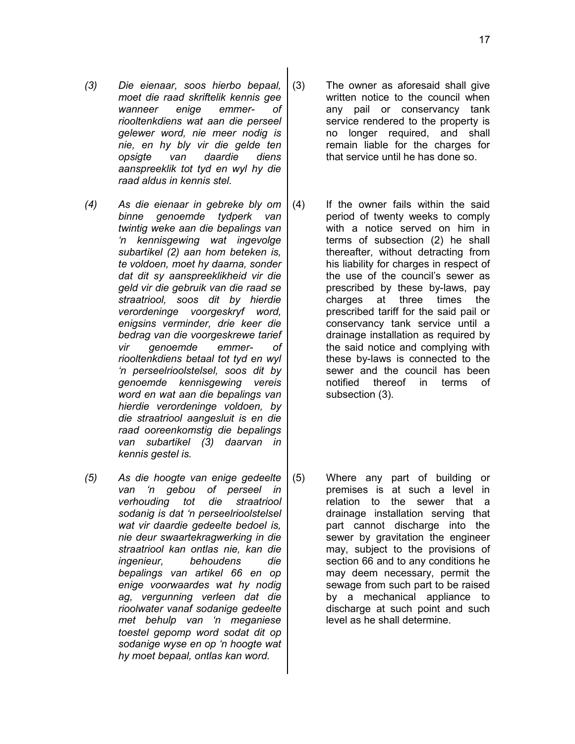*(3) Die eienaar, soos hierbo bepaal, moet die raad skriftelik kennis gee wanneer enige emmer- of riooltenkdiens wat aan die perseel gelewer word, nie meer nodig is nie, en hy bly vir die gelde ten opsigte van daardie diens aanspreeklik tot tyd en wyl hy die raad aldus in kennis stel.*

(3) The owner as aforesaid shall give written notice to the council when any pail or conservancy tank service rendered to the property is no longer required, and shall remain liable for the charges for that service until he has done so.

*(4) As die eienaar in gebreke bly om binne genoemde tydperk van twintig weke aan die bepalings van 'n kennisgewing wat ingevolge subartikel (2) aan hom beteken is, te voldoen, moet hy daarna, sonder dat dit sy aanspreeklikheid vir die geld vir die gebruik van die raad se straatriool, soos dit by hierdie verordeninge voorgeskryf word, enigsins verminder, drie keer die bedrag van die voorgeskrewe tarief vir genoemde emmer- of riooltenkdiens betaal tot tyd en wyl 'n perseelrioolstelsel, soos dit by genoemde kennisgewing vereis word en wat aan die bepalings van hierdie verordeninge voldoen, by die straatriool aangesluit is en die raad ooreenkomstig die bepalings van subartikel (3) daarvan in kennis gestel is.*

(4) If the owner fails within the said period of twenty weeks to comply with a notice served on him in terms of subsection (2) he shall thereafter, without detracting from his liability for charges in respect of the use of the council's sewer as prescribed by these by-laws, pay charges at three times the prescribed tariff for the said pail or conservancy tank service until a drainage installation as required by the said notice and complying with these by-laws is connected to the sewer and the council has been notified thereof in terms of subsection (3).

*(5) As die hoogte van enige gedeelte van 'n gebou of perseel in verhouding tot die straatriool sodanig is dat 'n perseelrioolstelsel wat vir daardie gedeelte bedoel is, nie deur swaartekragwerking in die straatriool kan ontlas nie, kan die ingenieur, behoudens die bepalings van artikel 66 en op enige voorwaardes wat hy nodig ag, vergunning verleen dat die rioolwater vanaf sodanige gedeelte met behulp van 'n meganiese toestel gepomp word sodat dit op sodanige wyse en op 'n hoogte wat hy moet bepaal, ontlas kan word.*

(5) Where any part of building or premises is at such a level in relation to the sewer that a drainage installation serving that part cannot discharge into the sewer by gravitation the engineer may, subject to the provisions of section 66 and to any conditions he may deem necessary, permit the sewage from such part to be raised by a mechanical appliance to discharge at such point and such level as he shall determine.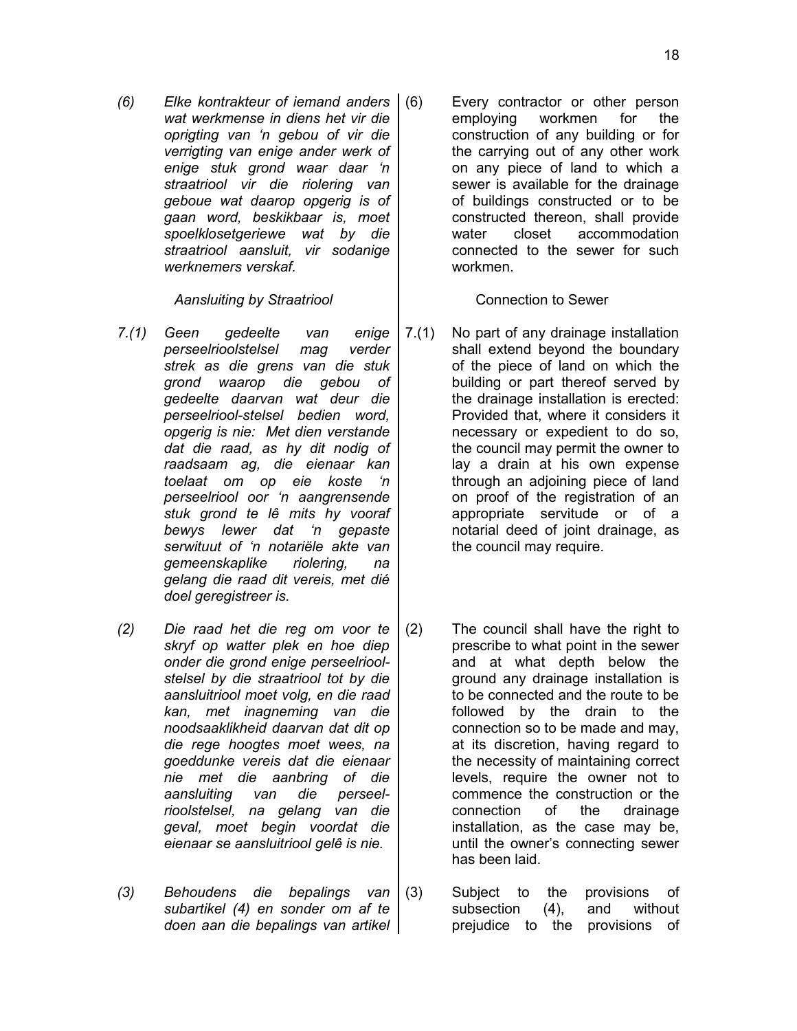*(6) Elke kontrakteur of iemand anders wat werkmense in diens het vir die oprigting van 'n gebou of vir die verrigting van enige ander werk of enige stuk grond waar daar 'n straatriool vir die riolering van geboue wat daarop opgerig is of gaan word, beskikbaar is, moet spoelklosetgeriewe wat by die straatriool aansluit, vir sodanige werknemers verskaf.*

*Aansluiting by Straatriool*

*7.(1) Geen gedeelte van enige perseelrioolstelsel mag verder strek as die grens van die stuk grond waarop die gebou of gedeelte daarvan wat deur die perseelriool-stelsel bedien word, opgerig is nie: Met dien verstande dat die raad, as hy dit nodig of raadsaam ag, die eienaar kan toelaat om op eie koste 'n perseelriool oor 'n aangrensende stuk grond te lê mits hy vooraf bewys lewer dat 'n gepaste serwituut of 'n notariële akte van gemeenskaplike riolering, na gelang die raad dit vereis, met dié doel geregistreer is.*

*(2) Die raad het die reg om voor te skryf op watter plek en hoe diep onder die grond enige perseelrioolstelsel by die straatriool tot by die aansluitriool moet volg, en die raad kan, met inagneming van die noodsaaklikheid daarvan dat dit op die rege hoogtes moet wees, na goeddunke vereis dat die eienaar nie met die aanbring of die aansluiting van die perseelrioolstelsel, na gelang van die geval, moet begin voordat die eienaar se aansluitriool gelê is nie.*

*(3) Behoudens die bepalings van subartikel (4) en sonder om af te doen aan die bepalings van artikel*

(6) Every contractor or other person employing workmen for the construction of any building or for the carrying out of any other work on any piece of land to which a sewer is available for the drainage of buildings constructed or to be constructed thereon, shall provide water closet accommodation connected to the sewer for such workmen.

Connection to Sewer

7.(1) No part of any drainage installation shall extend beyond the boundary of the piece of land on which the building or part thereof served by the drainage installation is erected: Provided that, where it considers it necessary or expedient to do so, the council may permit the owner to lay a drain at his own expense through an adjoining piece of land on proof of the registration of an appropriate servitude or of a notarial deed of joint drainage, as the council may require.

(2) The council shall have the right to prescribe to what point in the sewer and at what depth below the ground any drainage installation is to be connected and the route to be followed by the drain to the connection so to be made and may, at its discretion, having regard to the necessity of maintaining correct levels, require the owner not to commence the construction or the connection of the drainage installation, as the case may be, until the owner's connecting sewer has been laid.

(3) Subject to the provisions of subsection (4), and without prejudice to the provisions of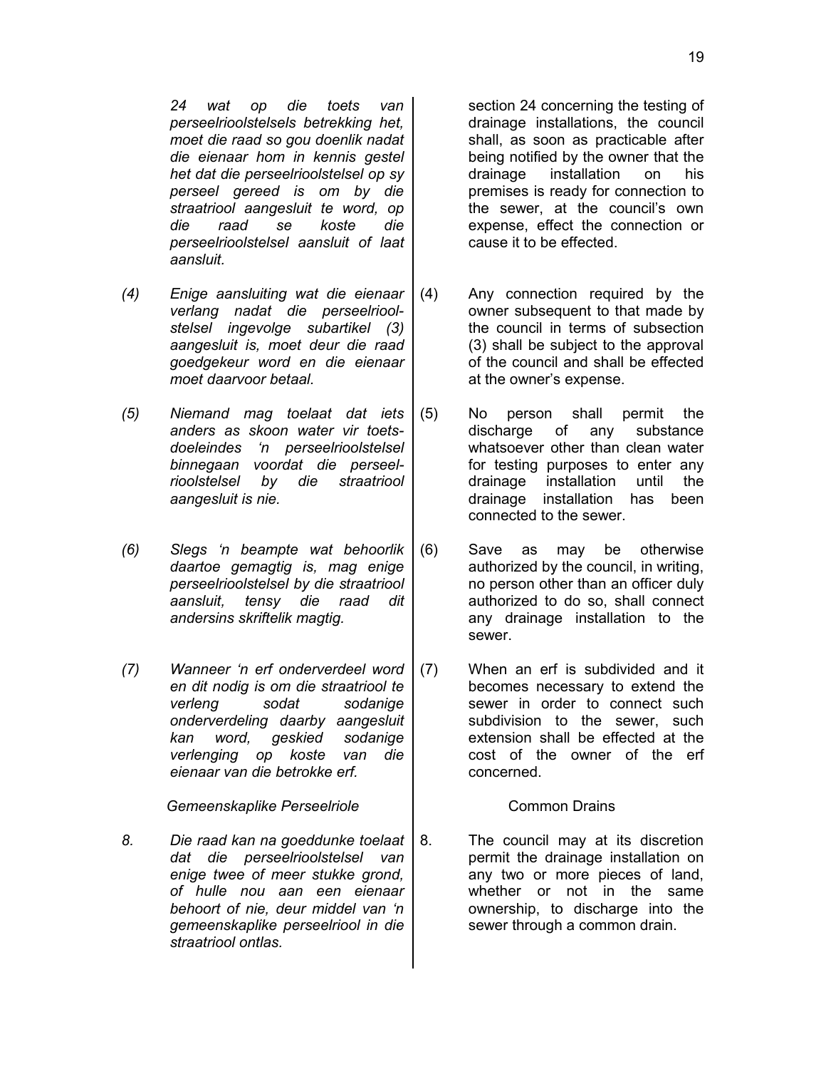*24 wat op die toets van perseelrioolstelsels betrekking het, moet die raad so gou doenlik nadat die eienaar hom in kennis gestel het dat die perseelrioolstelsel op sy perseel gereed is om by die straatriool aangesluit te word, op die raad se koste die perseelrioolstelsel aansluit of laat aansluit.*

section 24 concerning the testing of drainage installations, the council shall, as soon as practicable after being notified by the owner that the drainage installation on his premises is ready for connection to the sewer, at the council's own expense, effect the connection or cause it to be effected.

*(4) Enige aansluiting wat die eienaar verlang nadat die perseelrioolstelsel ingevolge subartikel (3) aangesluit is, moet deur die raad goedgekeur word en die eienaar moet daarvoor betaal.*

(4) Any connection required by the owner subsequent to that made by the council in terms of subsection (3) shall be subject to the approval of the council and shall be effected at the owner's expense.

*(5) Niemand mag toelaat dat iets anders as skoon water vir toetsdoeleindes 'n perseelrioolstelsel binnegaan voordat die perseelrioolstelsel by die straatriool aangesluit is nie.*

(5) No person shall permit the discharge of any substance whatsoever other than clean water for testing purposes to enter any drainage installation until the drainage installation has been connected to the sewer.

*(6) Slegs 'n beampte wat behoorlik daartoe gemagtig is, mag enige perseelrioolstelsel by die straatriool aansluit, tensy die raad dit andersins skriftelik magtig.*

(6) Save as may be otherwise authorized by the council, in writing, no person other than an officer duly authorized to do so, shall connect any drainage installation to the sewer.

*(7) Wanneer 'n erf onderverdeel word en dit nodig is om die straatriool te verleng sodat sodanige onderverdeling daarby aangesluit kan word, geskied sodanige verlenging op koste van die eienaar van die betrokke erf.*

(7) When an erf is subdivided and it becomes necessary to extend the sewer in order to connect such subdivision to the sewer, such extension shall be effected at the cost of the owner of the erf concerned.

*Gemeenskaplike Perseelriole*

Common Drains

*8. Die raad kan na goeddunke toelaat dat die perseelrioolstelsel van enige twee of meer stukke grond, of hulle nou aan een eienaar behoort of nie, deur middel van 'n gemeenskaplike perseelriool in die straatriool ontlas.*

8. The council may at its discretion permit the drainage installation on any two or more pieces of land, whether or not in the same ownership, to discharge into the sewer through a common drain.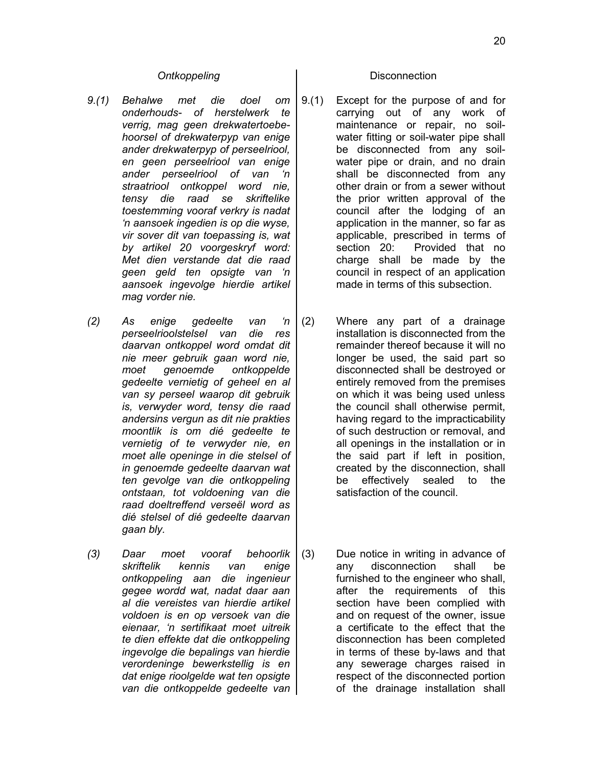*Ontkoppeling*

*9.(1) Behalwe met die doel om onderhouds- of herstelwerk te verrig, mag geen drekwatertoebehoorsel of drekwaterpyp van enige ander drekwaterpyp of perseelriool, en geen perseelriool van enige ander perseelriool of van 'n straatriool ontkoppel word nie, tensy die raad se skriftelike toestemming vooraf verkry is nadat 'n aansoek ingedien is op die wyse, vir sover dit van toepassing is, wat by artikel 20 voorgeskryf word: Met dien verstande dat die raad geen geld ten opsigte van 'n aansoek ingevolge hierdie artikel mag vorder nie.*

*(2) As enige gedeelte van 'n perseelrioolstelsel van die res daarvan ontkoppel word omdat dit nie meer gebruik gaan word nie, moet genoemde ontkoppelde gedeelte vernietig of geheel en al van sy perseel waarop dit gebruik is, verwyder word, tensy die raad andersins vergun as dit nie prakties moontlik is om dié gedeelte te vernietig of te verwyder nie, en moet alle openinge in die stelsel of in genoemde gedeelte daarvan wat ten gevolge van die ontkoppeling ontstaan, tot voldoening van die raad doeltreffend verseël word as dié stelsel of dié gedeelte daarvan gaan bly.*

*(3) Daar moet vooraf behoorlik skriftelik kennis van enige ontkoppeling aan die ingenieur gegee wordd wat, nadat daar aan al die vereistes van hierdie artikel voldoen is en op versoek van die eienaar, 'n sertifikaat moet uitreik te dien effekte dat die ontkoppeling ingevolge die bepalings van hierdie verordeninge bewerkstellig is en dat enige rioolgelde wat ten opsigte van die ontkoppelde gedeelte van*

Disconnection

9.(1) Except for the purpose of and for carrying out of any work of maintenance or repair, no soil-water fitting or soil-water pipe shall be disconnected from any soil-water pipe or drain, and no drain shall be disconnected from any other drain or from a sewer without the prior written approval of the council after the lodging of an application in the manner, so far as applicable, prescribed in terms of section 20: Provided that no charge shall be made by the council in respect of an application made in terms of this subsection.

(2) Where any part of a drainage installation is disconnected from the remainder thereof because it will no longer be used, the said part so disconnected shall be destroyed or entirely removed from the premises on which it was being used unless the council shall otherwise permit, having regard to the impracticability of such destruction or removal, and all openings in the installation or in the said part if left in position, created by the disconnection, shall be effectively sealed to the satisfaction of the council.

(3) Due notice in writing in advance of any disconnection shall be furnished to the engineer who shall, after the requirements of this section have been complied with and on request of the owner, issue a certificate to the effect that the disconnection has been completed in terms of these by-laws and that any sewerage charges raised in respect of the disconnected portion of the drainage installation shall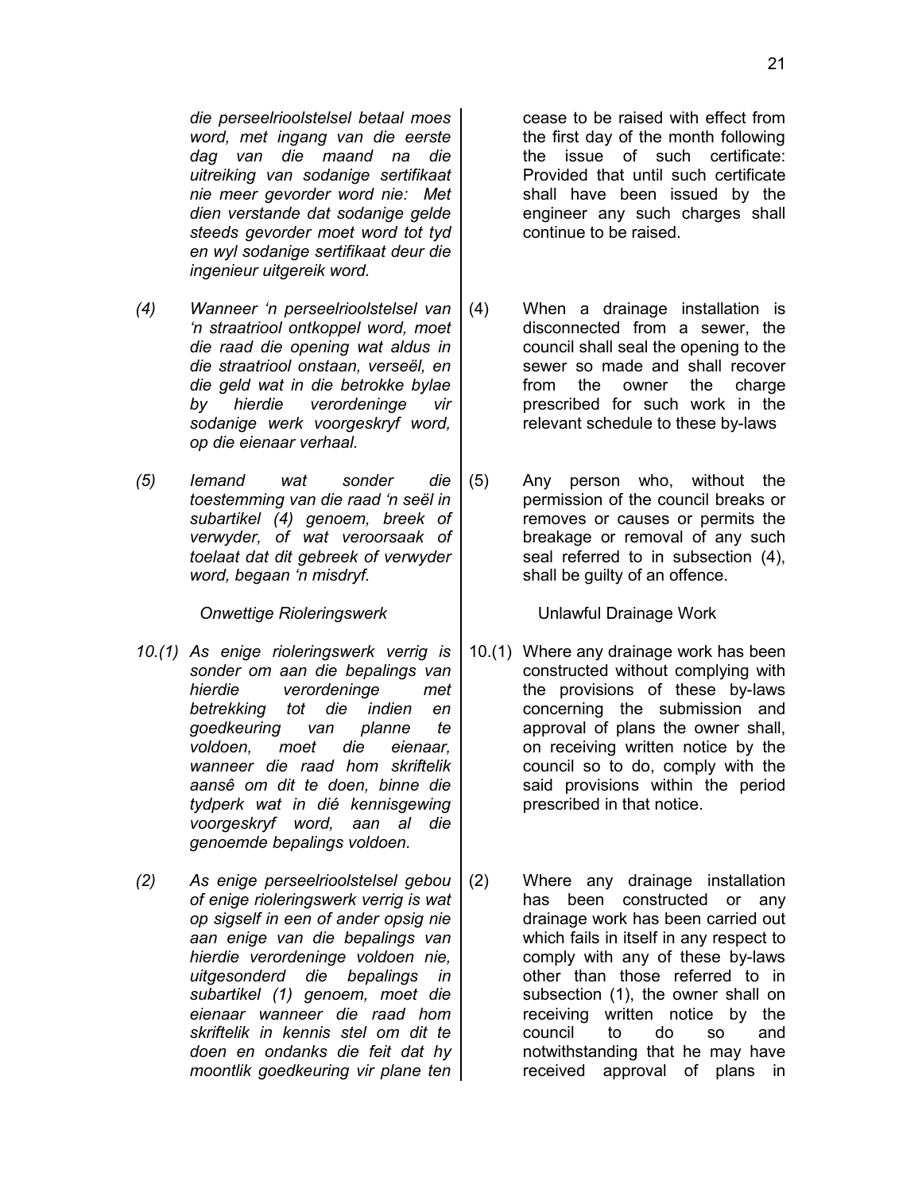*die perseelrioolstelsel betaal moes word, met ingang van die eerste dag van die maand na die uitreiking van sodanige sertifikaat nie meer gevorder word nie: Met dien verstande dat sodanige gelde steeds gevorder moet word tot tyd en wyl sodanige sertifikaat deur die ingenieur uitgereik word.*

cease to be raised with effect from the first day of the month following the issue of such certificate: Provided that until such certificate shall have been issued by the engineer any such charges shall continue to be raised.

*(4) Wanneer 'n perseelrioolstelsel van 'n straatriool ontkoppel word, moet die raad die opening wat aldus in die straatriool onstaan, verseël, en die geld wat in die betrokke bylae by hierdie verordeninge vir sodanige werk voorgeskryf word, op die eienaar verhaal.*

(4) When a drainage installation is disconnected from a sewer, the council shall seal the opening to the sewer so made and shall recover from the owner the charge prescribed for such work in the relevant schedule to these by-laws

*(5) Iemand wat sonder die toestemming van die raad 'n seël in subartikel (4) genoem, breek of verwyder, of wat veroorsaak of toelaat dat dit gebreek of verwyder word, begaan 'n misdryf.*

(5) Any person who, without the permission of the council breaks or removes or causes or permits the breakage or removal of any such seal referred to in subsection (4), shall be guilty of an offence.

*Onwettige Rioleringswerk*

Unlawful Drainage Work

*10.(1) As enige rioleringswerk verrig is sonder om aan die bepalings van hierdie verordeninge met betrekking tot die indien en goedkeuring van planne te voldoen, moet die eienaar, wanneer die raad hom skriftelik aansê om dit te doen, binne die tydperk wat in dié kennisgewing voorgeskryf word, aan al die genoemde bepalings voldoen.*

10.(1) Where any drainage work has been constructed without complying with the provisions of these by-laws concerning the submission and approval of plans the owner shall, on receiving written notice by the council so to do, comply with the said provisions within the period prescribed in that notice.

*(2) As enige perseelrioolstelsel gebou of enige rioleringswerk verrig is wat op sigself in een of ander opsig nie aan enige van die bepalings van hierdie verordeninge voldoen nie, uitgesonderd die bepalings in subartikel (1) genoem, moet die eienaar wanneer die raad hom skriftelik in kennis stel om dit te doen en ondanks die feit dat hy moontlik goedkeuring vir plane ten*

(2) Where any drainage installation has been constructed or any drainage work has been carried out which fails in itself in any respect to comply with any of these by-laws other than those referred to in subsection (1), the owner shall on receiving written notice by the council to do so and notwithstanding that he may have received approval of plans in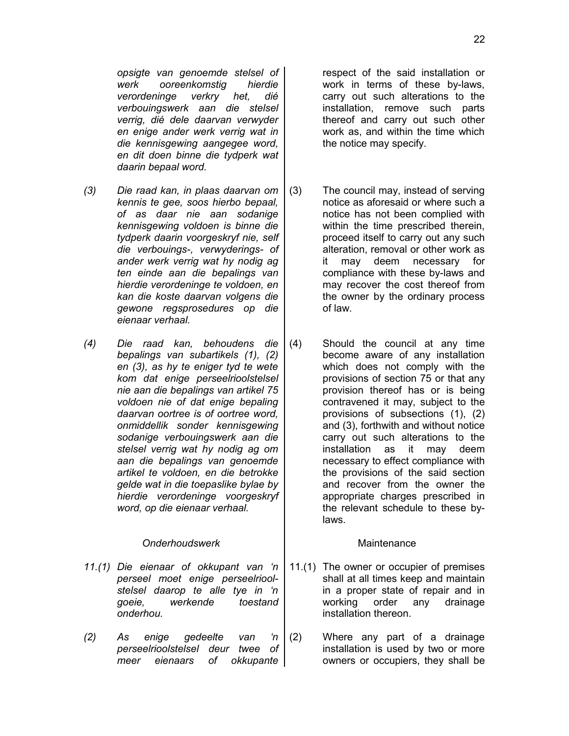*opsigte van genoemde stelsel of werk ooreenkomstig hierdie verordeninge verkry het, dié verbouingswerk aan die stelsel verrig, dié dele daarvan verwyder en enige ander werk verrig wat in die kennisgewing aangegee word, en dit doen binne die tydperk wat daarin bepaal word.*

*(3) Die raad kan, in plaas daarvan om kennis te gee, soos hierbo bepaal, of as daar nie aan sodanige kennisgewing voldoen is binne die tydperk daarin voorgeskryf nie, self die verbouings-, verwyderings- of ander werk verrig wat hy nodig ag ten einde aan die bepalings van hierdie verordeninge te voldoen, en kan die koste daarvan volgens die gewone regsprosedures op die eienaar verhaal.*

*(4) Die raad kan, behoudens die bepalings van subartikels (1), (2) en (3), as hy te eniger tyd te wete kom dat enige perseelrioolstelsel nie aan die bepalings van artikel 75 voldoen nie of dat enige bepaling daarvan oortree is of oortree word, onmiddellik sonder kennisgewing sodanige verbouingswerk aan die stelsel verrig wat hy nodig ag om aan die bepalings van genoemde artikel te voldoen, en die betrokke gelde wat in die toepaslike bylae by hierdie verordeninge voorgeskryf word, op die eienaar verhaal.*

*Onderhoudswerk*

*11.(1) Die eienaar of okkupant van 'n perseel moet enige perseelrioolstelsel daarop te alle tye in 'n goeie, werkende toestand onderhou.*

*(2) As enige gedeelte van 'n perseelrioolstelsel deur twee of meer eienaars of okkupante*

respect of the said installation or work in terms of these by-laws, carry out such alterations to the installation, remove such parts thereof and carry out such other work as, and within the time which the notice may specify.

(3) The council may, instead of serving notice as aforesaid or where such a notice has not been complied with within the time prescribed therein, proceed itself to carry out any such alteration, removal or other work as it may deem necessary for compliance with these by-laws and may recover the cost thereof from the owner by the ordinary process of law.

(4) Should the council at any time become aware of any installation which does not comply with the provisions of section 75 or that any provision thereof has or is being contravened it may, subject to the provisions of subsections (1), (2) and (3), forthwith and without notice carry out such alterations to the installation as it may deem necessary to effect compliance with the provisions of the said section and recover from the owner the appropriate charges prescribed in the relevant schedule to these by-laws.

Maintenance

11.(1) The owner or occupier of premises shall at all times keep and maintain in a proper state of repair and in working order any drainage installation thereon.

(2) Where any part of a drainage installation is used by two or more owners or occupiers, they shall be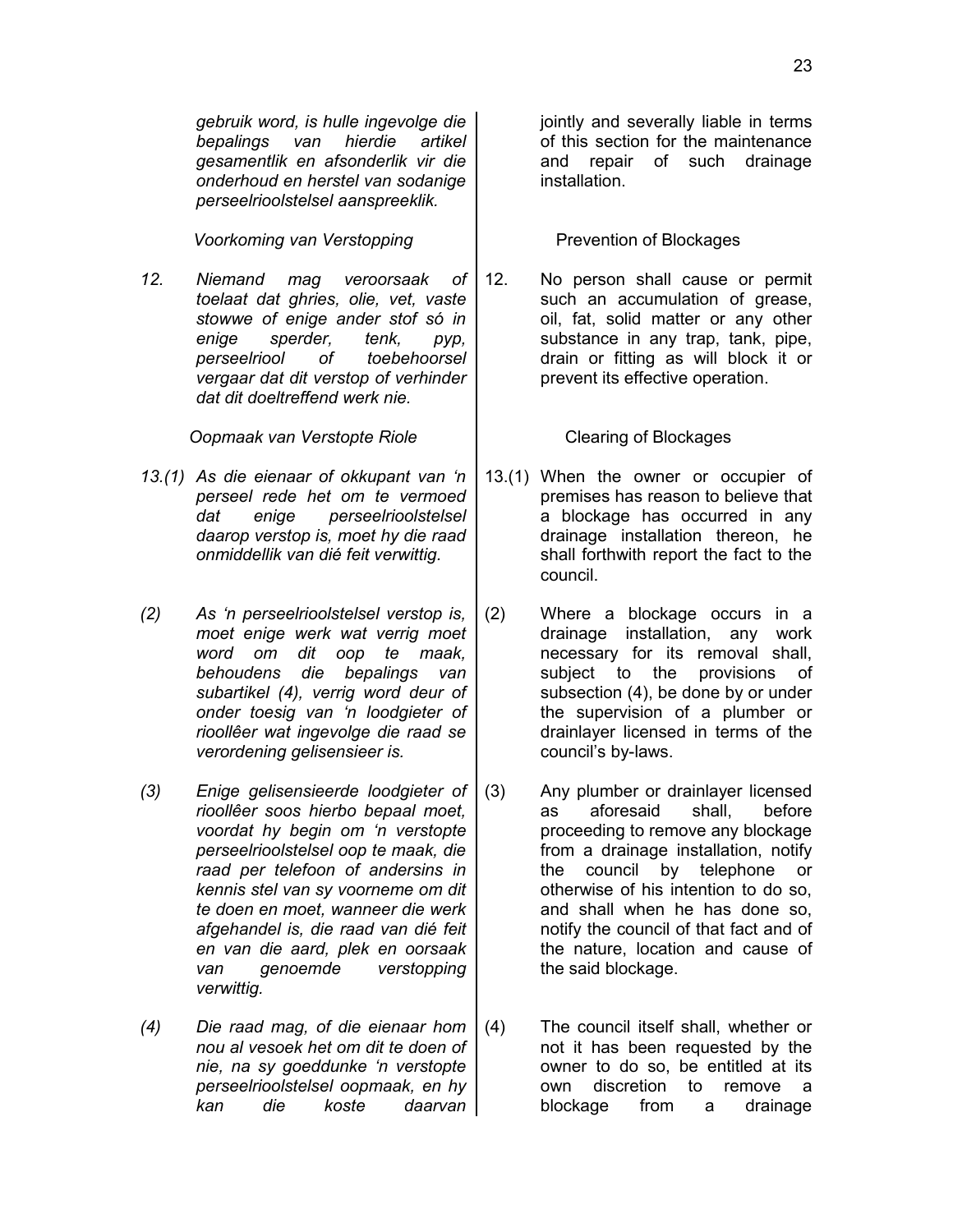*gebruik word, is hulle ingevolge die bepalings van hierdie artikel gesamentlik en afsonderlik vir die onderhoud en herstel van sodanige perseelrioolstelsel aanspreeklik.*

jointly and severally liable in terms of this section for the maintenance and repair of such drainage installation.

*Voorkoming van Verstopping*

Prevention of Blockages

*12. Niemand mag veroorsaak of toelaat dat ghries, olie, vet, vaste stowwe of enige ander stof só in enige sperder, tenk, pyp, perseelriool of toebehoorsel vergaar dat dit verstop of verhinder dat dit doeltreffend werk nie.*

12. No person shall cause or permit such an accumulation of grease, oil, fat, solid matter or any other substance in any trap, tank, pipe, drain or fitting as will block it or prevent its effective operation.

*Oopmaak van Verstopte Riole*

Clearing of Blockages

*13.(1) As die eienaar of okkupant van 'n perseel rede het om te vermoed dat enige perseelrioolstelsel daarop verstop is, moet hy die raad onmiddellik van dié feit verwittig.*

13.(1) When the owner or occupier of premises has reason to believe that a blockage has occurred in any drainage installation thereon, he shall forthwith report the fact to the council.

*(2) As 'n perseelrioolstelsel verstop is, moet enige werk wat verrig moet word om dit oop te maak, behoudens die bepalings van subartikel (4), verrig word deur of onder toesig van 'n loodgieter of rioollêer wat ingevolge die raad se verordening gelisensieer is.*

(2) Where a blockage occurs in a drainage installation, any work necessary for its removal shall, subject to the provisions of subsection (4), be done by or under the supervision of a plumber or drainlayer licensed in terms of the council's by-laws.

*(3) Enige gelisensieerde loodgieter of rioollêer soos hierbo bepaal moet, voordat hy begin om 'n verstopte perseelrioolstelsel oop te maak, die raad per telefoon of andersins in kennis stel van sy voorneme om dit te doen en moet, wanneer die werk afgehandel is, die raad van dié feit en van die aard, plek en oorsaak van genoemde verstopping verwittig.*

(3) Any plumber or drainlayer licensed as aforesaid shall, before proceeding to remove any blockage from a drainage installation, notify the council by telephone or otherwise of his intention to do so, and shall when he has done so, notify the council of that fact and of the nature, location and cause of the said blockage.

*(4) Die raad mag, of die eienaar hom nou al vesoek het om dit te doen of nie, na sy goeddunke 'n verstopte perseelrioolstelsel oopmaak, en hy kan die koste daarvan*

(4) The council itself shall, whether or not it has been requested by the owner to do so, be entitled at its own discretion to remove a blockage from a drainage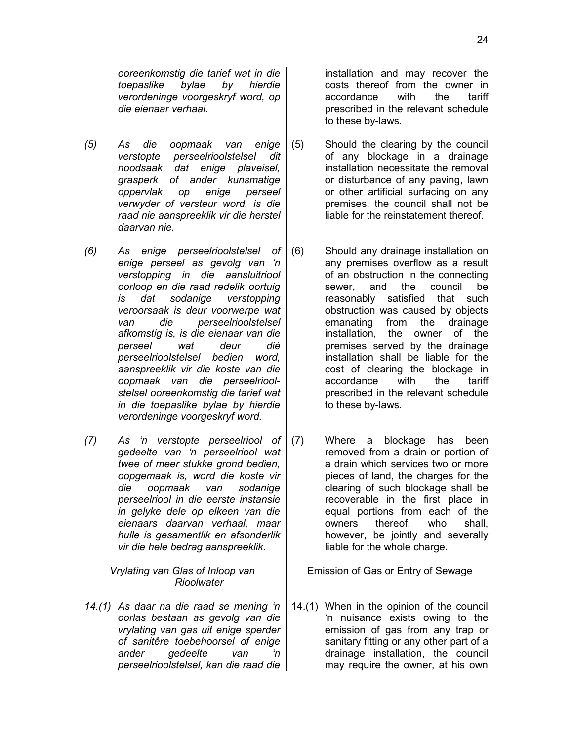*ooreenkomstig die tarief wat in die toepaslike bylae by hierdie verordeninge voorgeskryf word, op die eienaar verhaal.*

installation and may recover the costs thereof from the owner in accordance with the tariff prescribed in the relevant schedule to these by-laws.

*(5) As die oopmaak van enige verstopte perseelrioolstelsel dit noodsaak dat enige plaveisel, grasperk of ander kunsmatige oppervlak op enige perseel verwyder of versteur word, is die raad nie aanspreeklik vir die herstel daarvan nie.*

(5) Should the clearing by the council of any blockage in a drainage installation necessitate the removal or disturbance of any paving, lawn or other artificial surfacing on any premises, the council shall not be liable for the reinstatement thereof.

*(6) As enige perseelrioolstelsel of enige perseel as gevolg van 'n verstopping in die aansluitriool oorloop en die raad redelik oortuig is dat sodanige verstopping veroorsaak is deur voorwerpe wat van die perseelrioolstelsel afkomstig is, is die eienaar van die perseel wat deur dié perseelrioolstelsel bedien word, aanspreeklik vir die koste van die oopmaak van die perseelrioolstelsel ooreenkomstig die tarief wat in die toepaslike bylae by hierdie verordeninge voorgeskryf word.*

(6) Should any drainage installation on any premises overflow as a result of an obstruction in the connecting sewer, and the council be reasonably satisfied that such obstruction was caused by objects emanating from the drainage installation, the owner of the premises served by the drainage installation shall be liable for the cost of clearing the blockage in accordance with the tariff prescribed in the relevant schedule to these by-laws.

*(7) As 'n verstopte perseelriool of gedeelte van 'n perseelriool wat twee of meer stukke grond bedien, oopgemaak is, word die koste vir die oopmaak van sodanige perseelriool in die eerste instansie in gelyke dele op elkeen van die eienaars daarvan verhaal, maar hulle is gesamentlik en afsonderlik vir die hele bedrag aanspreeklik.*

(7) Where a blockage has been removed from a drain or portion of a drain which services two or more pieces of land, the charges for the clearing of such blockage shall be recoverable in the first place in equal portions from each of the owners thereof, who shall, however, be jointly and severally liable for the whole charge.

*Vrylating van Glas of Inloop van Rioolwater*

Emission of Gas or Entry of Sewage

*14.(1) As daar na die raad se mening 'n oorlas bestaan as gevolg van die vrylating van gas uit enige sperder of sanitêre toebehoorsel of enige ander gedeelte van 'n perseelrioolstelsel, kan die raad die*

14.(1) When in the opinion of the council 'n nuisance exists owing to the emission of gas from any trap or sanitary fitting or any other part of a drainage installation, the council may require the owner, at his own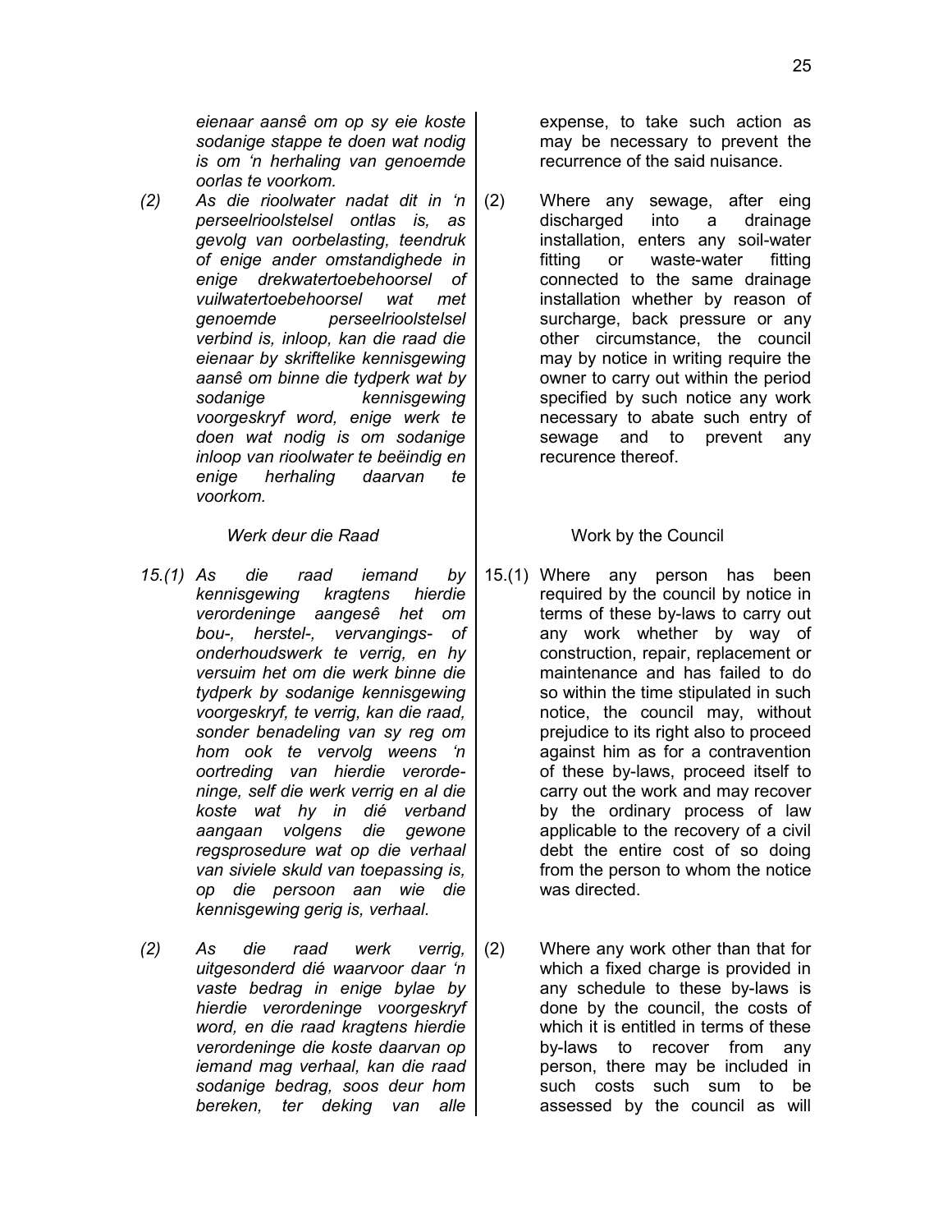*eienaar aansê om op sy eie koste sodanige stappe te doen wat nodig is om 'n herhaling van genoemde oorlas te voorkom.*

*(2) As die rioolwater nadat dit in 'n perseelrioolstelsel ontlas is, as gevolg van oorbelasting, teendruk of enige ander omstandighede in enige drekwatertoebehoorsel of vuilwatertoebehoorsel wat met genoemde perseelrioolstelsel verbind is, inloop, kan die raad die eienaar by skriftelike kennisgewing aansê om binne die tydperk wat by sodanige kennisgewing voorgeskryf word, enige werk te doen wat nodig is om sodanige inloop van rioolwater te beëindig en enige herhaling daarvan te voorkom.*

*Werk deur die Raad*

*15.(1) As die raad iemand by kennisgewing kragtens hierdie verordeninge aangesê het om bou-, herstel-, vervangings- of onderhoudswerk te verrig, en hy versuim het om die werk binne die tydperk by sodanige kennisgewing voorgeskryf, te verrig, kan die raad, sonder benadeling van sy reg om hom ook te vervolg weens 'n oortreding van hierdie verordeninge, self die werk verrig en al die koste wat hy in dié verband aangaan volgens die gewone regsprosedure wat op die verhaal van siviele skuld van toepassing is, op die persoon aan wie die kennisgewing gerig is, verhaal.*

*(2) As die raad werk verrig, uitgesonderd dié waarvoor daar 'n vaste bedrag in enige bylae by hierdie verordeninge voorgeskryf word, en die raad kragtens hierdie verordeninge die koste daarvan op iemand mag verhaal, kan die raad sodanige bedrag, soos deur hom bereken, ter deking van alle*

expense, to take such action as may be necessary to prevent the recurrence of the said nuisance.

(2) Where any sewage, after eing discharged into a drainage installation, enters any soil-water fitting or waste-water fitting connected to the same drainage installation whether by reason of surcharge, back pressure or any other circumstance, the council may by notice in writing require the owner to carry out within the period specified by such notice any work necessary to abate such entry of sewage and to prevent any recurence thereof.

Work by the Council

15.(1) Where any person has been required by the council by notice in terms of these by-laws to carry out any work whether by way of construction, repair, replacement or maintenance and has failed to do so within the time stipulated in such notice, the council may, without prejudice to its right also to proceed against him as for a contravention of these by-laws, proceed itself to carry out the work and may recover by the ordinary process of law applicable to the recovery of a civil debt the entire cost of so doing from the person to whom the notice was directed.

(2) Where any work other than that for which a fixed charge is provided in any schedule to these by-laws is done by the council, the costs of which it is entitled in terms of these by-laws to recover from any person, there may be included in such costs such sum to be assessed by the council as will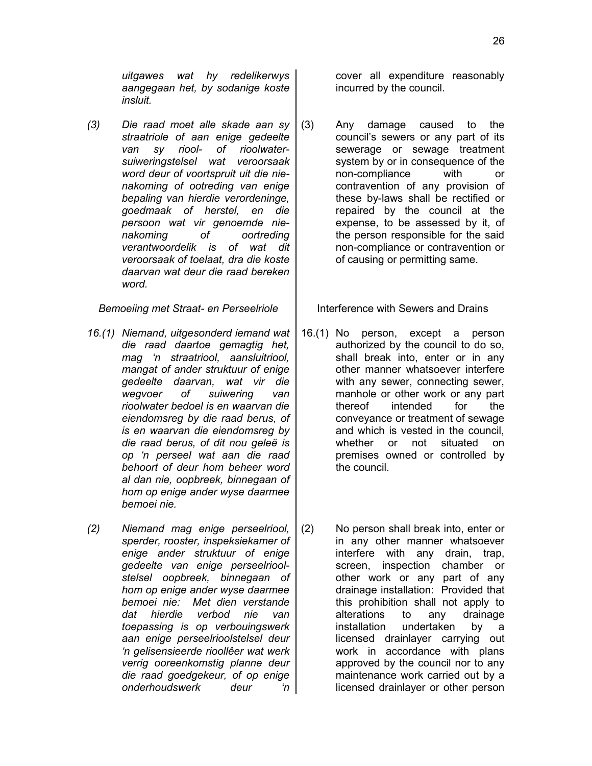*uitgawes wat hy redelikerwys aangegaan het, by sodanige koste insluit.*

cover all expenditure reasonably incurred by the council.

*(3) Die raad moet alle skade aan sy straatriole of aan enige gedeelte van sy riool- of rioolwater-suiweringstelsel wat veroorsaak word deur of voortspruit uit die nie-nakoming of ootreding van enige bepaling van hierdie verordeninge, goedmaak of herstel, en die persoon wat vir genoemde nie-nakoming of oortreding verantwoordelik is of wat dit veroorsaak of toelaat, dra die koste daarvan wat deur die raad bereken word.*

(3) Any damage caused to the council's sewers or any part of its sewerage or sewage treatment system by or in consequence of the non-compliance with or contravention of any provision of these by-laws shall be rectified or repaired by the council at the expense, to be assessed by it, of the person responsible for the said non-compliance or contravention or of causing or permitting same.

*Bemoeiing met Straat- en Perseelriole*

Interference with Sewers and Drains

*16.(1) Niemand, uitgesonderd iemand wat die raad daartoe gemagtig het, mag 'n straatriool, aansluitriool, mangat of ander struktuur of enige gedeelte daarvan, wat vir die wegvoer of suiwering van rioolwater bedoel is en waarvan die eiendomsreg by die raad berus, of is en waarvan die eiendomsreg by die raad berus, of dit nou geleë is op 'n perseel wat aan die raad behoort of deur hom beheer word al dan nie, oopbreek, binnegaan of hom op enige ander wyse daarmee bemoei nie.*

16.(1) No person, except a person authorized by the council to do so, shall break into, enter or in any other manner whatsoever interfere with any sewer, connecting sewer, manhole or other work or any part thereof intended for the conveyance or treatment of sewage and which is vested in the council, whether or not situated on premises owned or controlled by the council.

*(2) Niemand mag enige perseelriool, sperder, rooster, inspeksiekamer of enige ander struktuur of enige gedeelte van enige perseelrioolstelsel oopbreek, binnegaan of hom op enige ander wyse daarmee bemoei nie: Met dien verstande dat hierdie verbod nie van toepassing is op verbouingswerk aan enige perseelrioolstelsel deur 'n gelisensieerde rioollêer wat werk verrig ooreenkomstig planne deur die raad goedgekeur, of op enige onderhoudswerk deur 'n*

(2) No person shall break into, enter or in any other manner whatsoever interfere with any drain, trap, screen, inspection chamber or other work or any part of any drainage installation: Provided that this prohibition shall not apply to alterations to any drainage installation undertaken by a licensed drainlayer carrying out work in accordance with plans approved by the council nor to any maintenance work carried out by a licensed drainlayer or other person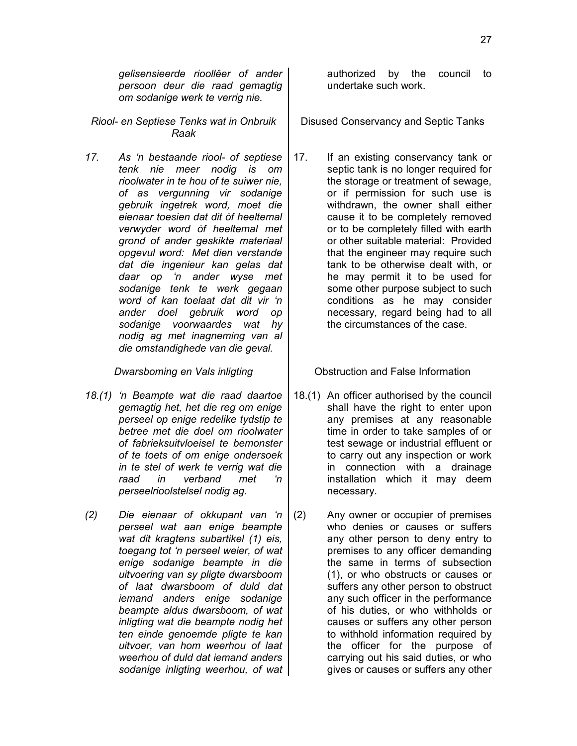*gelisensieerde rioollêer of ander persoon deur die raad gemagtig om sodanige werk te verrig nie.*

authorized by the council to undertake such work.

### *Riool- en Septiese Tenks wat in Onbruik Raak*

*17. As 'n bestaande riool- of septiese tenk nie meer nodig is om rioolwater in te hou of te suiwer nie, of as vergunning vir sodanige gebruik ingetrek word, moet die eienaar toesien dat dit òf heeltemal verwyder word òf heeltemal met grond of ander geskikte materiaal opgevul word: Met dien verstande dat die ingenieur kan gelas dat daar op 'n ander wyse met sodanige tenk te werk gegaan word of kan toelaat dat dit vir 'n ander doel gebruik word op sodanige voorwaardes wat hy nodig ag met inagneming van al die omstandighede van die geval.*

### Disused Conservancy and Septic Tanks

17. If an existing conservancy tank or septic tank is no longer required for the storage or treatment of sewage, or if permission for such use is withdrawn, the owner shall either cause it to be completely removed or to be completely filled with earth or other suitable material: Provided that the engineer may require such tank to be otherwise dealt with, or he may permit it to be used for some other purpose subject to such conditions as he may consider necessary, regard being had to all the circumstances of the case.

### *Dwarsboming en Vals inligting*

*18.(1) 'n Beampte wat die raad daartoe gemagtig het, het die reg om enige perseel op enige redelike tydstip te betree met die doel om rioolwater of fabrieksuitvloeisel te bemonster of te toets of om enige ondersoek in te stel of werk te verrig wat die raad in verband met 'n perseelrioolstelsel nodig ag.*

*(2) Die eienaar of okkupant van 'n perseel wat aan enige beampte wat dit kragtens subartikel (1) eis, toegang tot 'n perseel weier, of wat enige sodanige beampte in die uitvoering van sy pligte dwarsboom of laat dwarsboom of duld dat iemand anders enige sodanige beampte aldus dwarsboom, of wat inligting wat die beampte nodig het ten einde genoemde pligte te kan uitvoer, van hom weerhou of laat weerhou of duld dat iemand anders sodanige inligting weerhou, of wat*

### Obstruction and False Information

18.(1) An officer authorised by the council shall have the right to enter upon any premises at any reasonable time in order to take samples of or test sewage or industrial effluent or to carry out any inspection or work in connection with a drainage installation which it may deem necessary.

(2) Any owner or occupier of premises who denies or causes or suffers any other person to deny entry to premises to any officer demanding the same in terms of subsection (1), or who obstructs or causes or suffers any other person to obstruct any such officer in the performance of his duties, or who withholds or causes or suffers any other person to withhold information required by the officer for the purpose of carrying out his said duties, or who gives or causes or suffers any other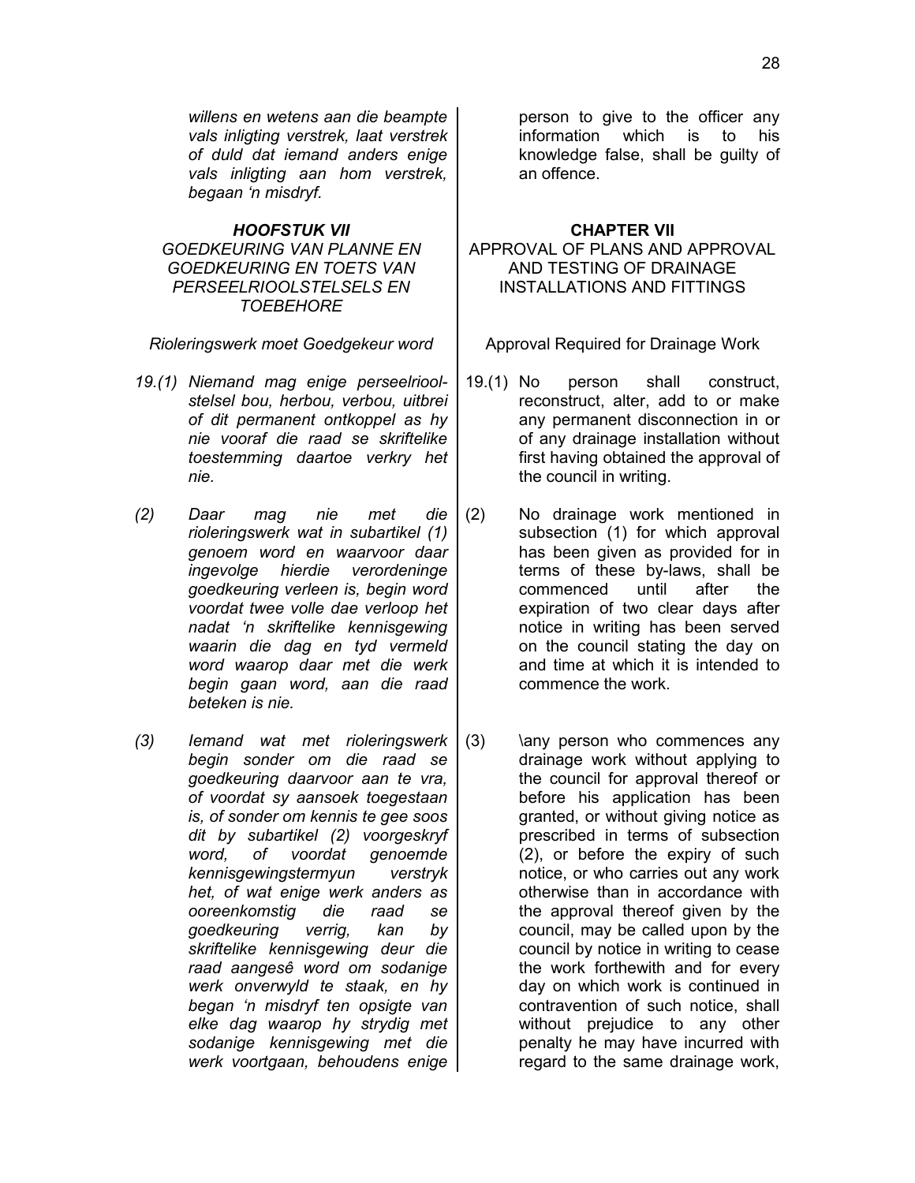*willens en wetens aan die beampte vals inligting verstrek, laat verstrek of duld dat iemand anders enige vals inligting aan hom verstrek, begaan 'n misdryf.*

person to give to the officer any information which is to his knowledge false, shall be guilty of an offence.

## *HOOFSTUK VII*
### *GOEDKEURING VAN PLANNE EN GOEDKEURING EN TOETS VAN PERSEELRIOOLSTELSELS EN TOEBEHORE*

## CHAPTER VII
### APPROVAL OF PLANS AND APPROVAL AND TESTING OF DRAINAGE INSTALLATIONS AND FITTINGS

*Rioleringswerk moet Goedgekeur word*

Approval Required for Drainage Work

*19.(1) Niemand mag enige perseelrioolstelsel bou, herbou, verbou, uitbrei of dit permanent ontkoppel as hy nie vooraf die raad se skriftelike toestemming daartoe verkry het nie.*

19.(1) No person shall construct, reconstruct, alter, add to or make any permanent disconnection in or of any drainage installation without first having obtained the approval of the council in writing.

*(2) Daar mag nie met die rioleringswerk wat in subartikel (1) genoem word en waarvoor daar ingevolge hierdie verordeninge goedkeuring verleen is, begin word voordat twee volle dae verloop het nadat 'n skriftelike kennisgewing waarin die dag en tyd vermeld word waarop daar met die werk begin gaan word, aan die raad beteken is nie.*

(2) No drainage work mentioned in subsection (1) for which approval has been given as provided for in terms of these by-laws, shall be commenced until after the expiration of two clear days after notice in writing has been served on the council stating the day on and time at which it is intended to commence the work.

*(3) Iemand wat met rioleringswerk begin sonder om die raad se goedkeuring daarvoor aan te vra, of voordat sy aansoek toegestaan is, of sonder om kennis te gee soos dit by subartikel (2) voorgeskryf word, of voordat genoemde kennisgewingstermyn verstryk het, of wat enige werk anders as ooreenkomstig die raad se goedkeuring verrig, kan by skriftelike kennisgewing deur die raad aangesê word om sodanige werk onverwyld te staak, en hy begaan 'n misdryf ten opsigte van elke dag waarop hy strydig met sodanige kennisgewing met die werk voortgaan, behoudens enige*

(3) \any person who commences any drainage work without applying to the council for approval thereof or before his application has been granted, or without giving notice as prescribed in terms of subsection (2), or before the expiry of such notice, or who carries out any work otherwise than in accordance with the approval thereof given by the council, may be called upon by the council by notice in writing to cease the work forthwith and for every day on which work is continued in contravention of such notice, shall without prejudice to any other penalty he may have incurred with regard to the same drainage work,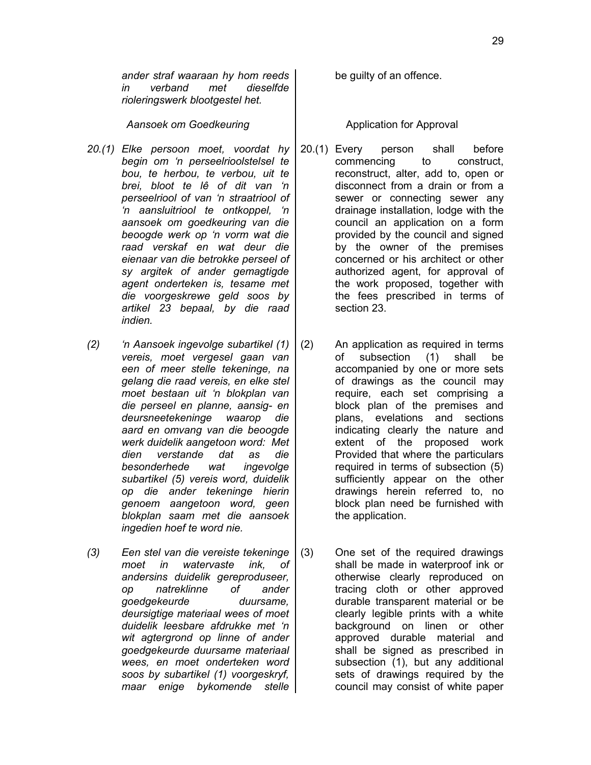*ander straf waaraan hy hom reeds in verband met dieselfde rioleringswerk blootgestel het.*

be guilty of an offence.

*Aansoek om Goedkeuring*

*20.(1) Elke persoon moet, voordat hy begin om 'n perseelrioolstelsel te bou, te herbou, te verbou, uit te brei, bloot te lê of dit van 'n perseelriool of van 'n straatriool of 'n aansluitriool te ontkoppel, 'n aansoek om goedkeuring van die beoogde werk op 'n vorm wat die raad verskaf en wat deur die eienaar van die betrokke perseel of sy argitek of ander gemagtigde agent onderteken is, tesame met die voorgeskrewe geld soos by artikel 23 bepaal, by die raad indien.*

*(2) 'n Aansoek ingevolge subartikel (1) vereis, moet vergesel gaan van een of meer stelle tekeninge, na gelang die raad vereis, en elke stel moet bestaan uit 'n blokplan van die perseel en planne, aansig- en deursneetekeninge waarop die aard en omvang van die beoogde werk duidelik aangetoon word: Met dien verstande dat as die besonderhede wat ingevolge subartikel (5) vereis word, duidelik op die ander tekeninge hierin genoem aangetoon word, geen blokplan saam met die aansoek ingedien hoef te word nie.*

*(3) Een stel van die vereiste tekeninge moet in watervaste ink, of andersins duidelik gereproduseer, op natreklinne of ander goedgekeurde duursame, deursigtige materiaal wees of moet duidelik leesbare afdrukke met 'n wit agtergrond op linne of ander goedgekeurde duursame materiaal wees, en moet onderteken word soos by subartikel (1) voorgeskryf, maar enige bykomende stelle*

Application for Approval

20.(1) Every person shall before commencing to construct, reconstruct, alter, add to, open or disconnect from a drain or from a sewer or connecting sewer any drainage installation, lodge with the council an application on a form provided by the council and signed by the owner of the premises concerned or his architect or other authorized agent, for approval of the work proposed, together with the fees prescribed in terms of section 23.

(2) An application as required in terms of subsection (1) shall be accompanied by one or more sets of drawings as the council may require, each set comprising a block plan of the premises and plans, evelations and sections indicating clearly the nature and extent of the proposed work Provided that where the particulars required in terms of subsection (5) sufficiently appear on the other drawings herein referred to, no block plan need be furnished with the application.

(3) One set of the required drawings shall be made in waterproof ink or otherwise clearly reproduced on tracing cloth or other approved durable transparent material or be clearly legible prints with a white background on linen or other approved durable material and shall be signed as prescribed in subsection (1), but any additional sets of drawings required by the council may consist of white paper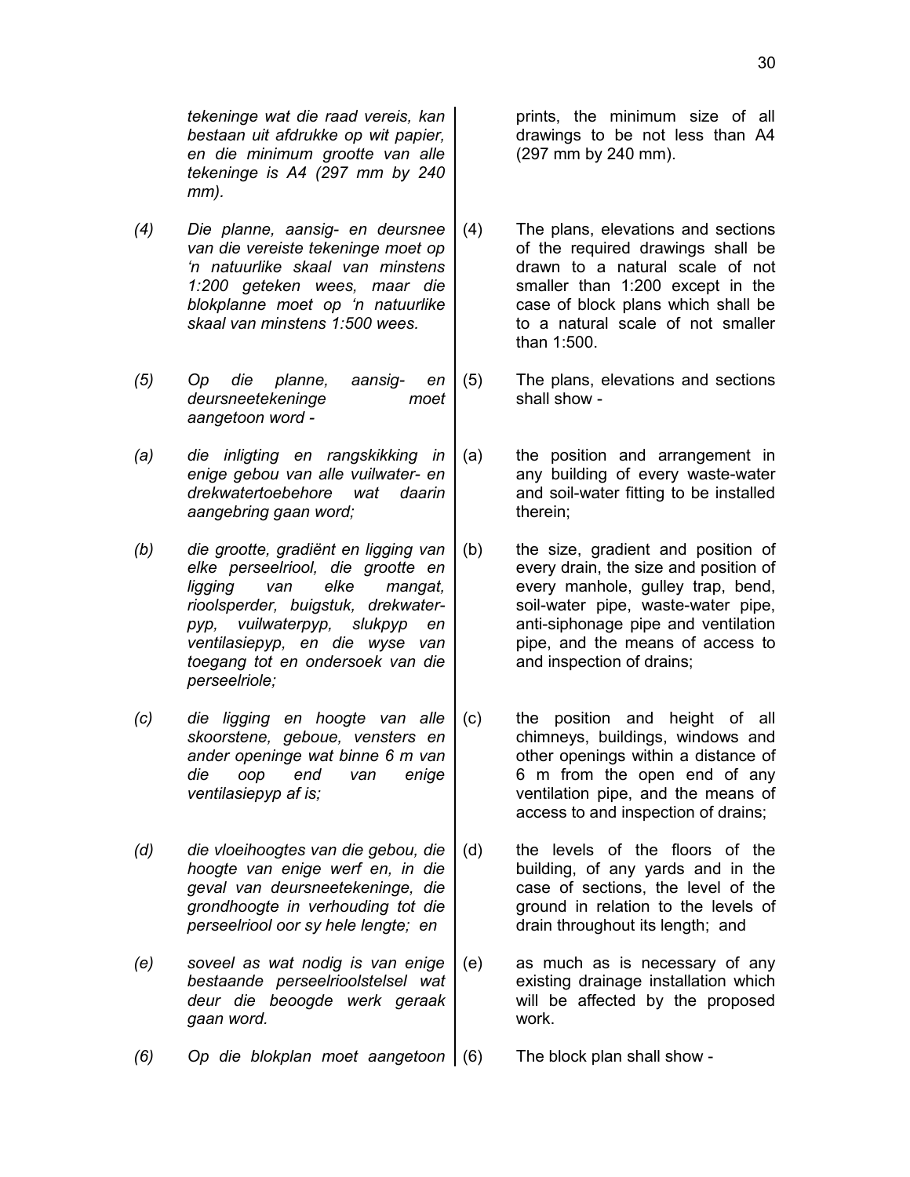*tekeninge wat die raad vereis, kan bestaan uit afdrukke op wit papier, en die minimum grootte van alle tekeninge is A4 (297 mm by 240 mm).*

prints, the minimum size of all drawings to be not less than A4 (297 mm by 240 mm).

*(4) Die planne, aansig- en deursnee van die vereiste tekeninge moet op 'n natuurlike skaal van minstens 1:200 geteken wees, maar die blokplanne moet op 'n natuurlike skaal van minstens 1:500 wees.*

(4) The plans, elevations and sections of the required drawings shall be drawn to a natural scale of not smaller than 1:200 except in the case of block plans which shall be to a natural scale of not smaller than 1:500.

*(5) Op die planne, aansig- en deursneetekeninge moet aangetoon word -*

(5) The plans, elevations and sections shall show -

*(a) die inligting en rangskikking in enige gebou van alle vuilwater- en drekwatertoebehore wat daarin aangebring gaan word;*

(a) the position and arrangement in any building of every waste-water and soil-water fitting to be installed therein;

*(b) die grootte, gradiënt en ligging van elke perseelriool, die grootte en ligging van elke mangat, rioolsperder, buigstuk, drekwaterpyp, vuilwaterpyp, slukpyp en ventilasiepyp, en die wyse van toegang tot en ondersoek van die perseelriole;*

(b) the size, gradient and position of every drain, the size and position of every manhole, gulley trap, bend, soil-water pipe, waste-water pipe, anti-siphonage pipe and ventilation pipe, and the means of access to and inspection of drains;

*(c) die ligging en hoogte van alle skoorstene, geboue, vensters en ander openinge wat binne 6 m van die oop end van enige ventilasiepyp af is;*

(c) the position and height of all chimneys, buildings, windows and other openings within a distance of 6 m from the open end of any ventilation pipe, and the means of access to and inspection of drains;

*(d) die vloeihoogtes van die gebou, die hoogte van enige werf en, in die geval van deursneetekeninge, die grondhoogte in verhouding tot die perseelriool oor sy hele lengte; en*

(d) the levels of the floors of the building, of any yards and in the case of sections, the level of the ground in relation to the levels of drain throughout its length; and

*(e) soveel as wat nodig is van enige bestaande perseelrioolstelsel wat deur die beoogde werk geraak gaan word.*

(e) as much as is necessary of any existing drainage installation which will be affected by the proposed work.

*(6) Op die blokplan moet aangetoon*

(6) The block plan shall show -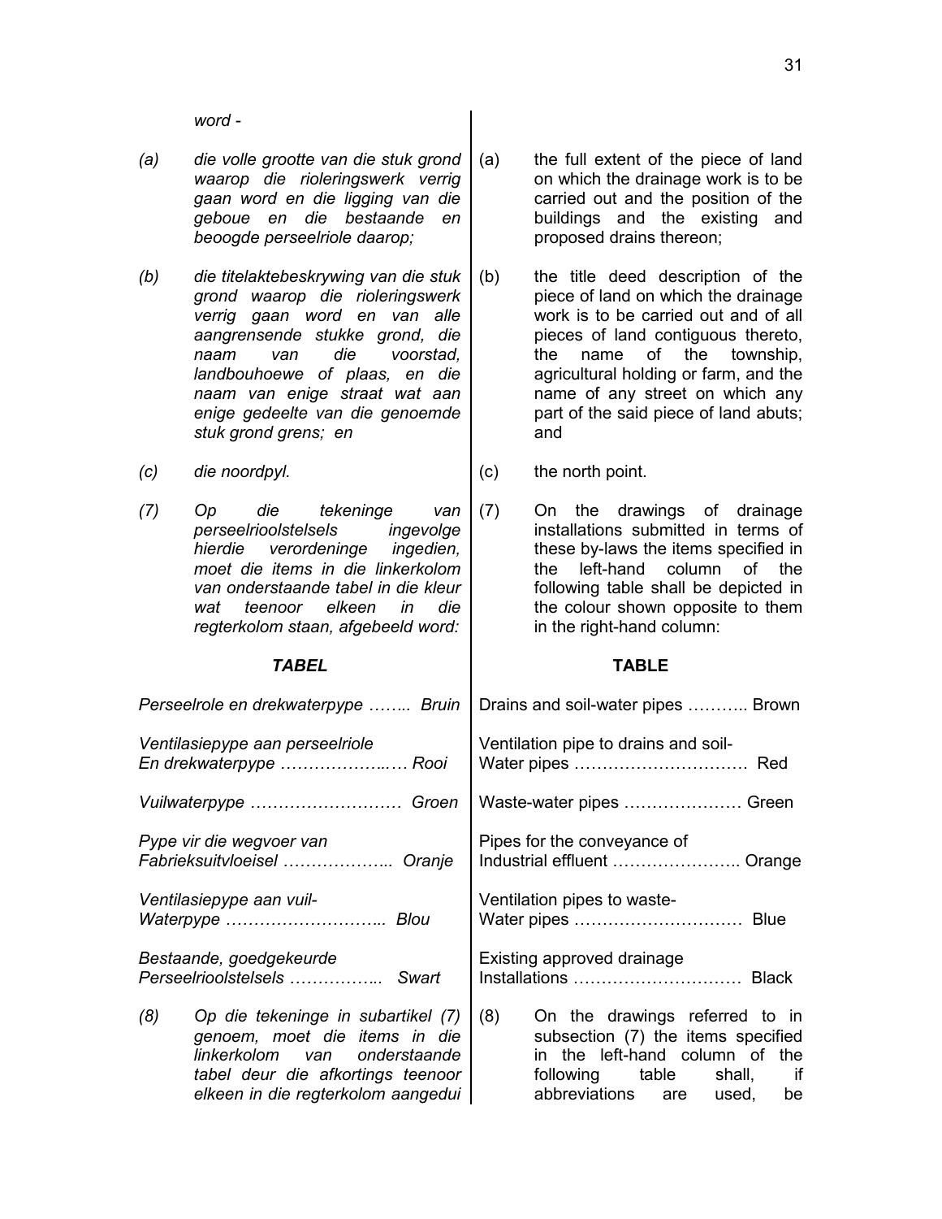*word -*

*(a) die volle grootte van die stuk grond waarop die rioleringswerk verrig gaan word en die ligging van die geboue en die bestaande en beoogde perseelriole daarop;*

*(b) die titelaktebeskrywing van die stuk grond waarop die rioleringswerk verrig gaan word en van alle aangrensende stukke grond, die naam van die voorstad, landbouhoewe of plaas, en die naam van enige straat wat aan enige gedeelte van die genoemde stuk grond grens; en*

*(c) die noordpyl.*

*(7) Op die tekeninge van perseelrioolstelsels ingevolge hierdie verordeninge ingedien, moet die items in die linkerkolom van onderstaande tabel in die kleur wat teenoor elkeen in die regterkolom staan, afgebeeld word:*

***TABEL***

| | |
|---|---|
| *Perseelriole en drekwaterpype* | *Bruin* |
| *Ventilasiepype aan perseelriole En drekwaterpype* | *Rooi* |
| *Vuilwaterpype* | *Groen* |
| *Pype vir die wegvoer van Fabrieksuitvloeisel* | *Oranje* |
| *Ventilasiepype aan vuil-Waterpype* | *Blou* |
| *Bestaande, goedgekeurde Perseelrioolstelsels* | *Swart* |

*(8) Op die tekeninge in subartikel (7) genoem, moet die items in die linkerkolom van onderstaande tabel deur die afkortings teenoor elkeen in die regterkolom aangedui*

(a) the full extent of the piece of land on which the drainage work is to be carried out and the position of the buildings and the existing and proposed drains thereon;

(b) the title deed description of the piece of land on which the drainage work is to be carried out and of all pieces of land contiguous thereto, the name of the township, agricultural holding or farm, and the name of any street on which any part of the said piece of land abuts; and

(c) the north point.

(7) On the drawings of drainage installations submitted in terms of these by-laws the items specified in the left-hand column of the following table shall be depicted in the colour shown opposite to them in the right-hand column:

**TABLE**

| | |
|---|---|
| Drains and soil-water pipes | Brown |
| Ventilation pipe to drains and soil-Water pipes | Red |
| Waste-water pipes | Green |
| Pipes for the conveyance of Industrial effluent | Orange |
| Ventilation pipes to waste-Water pipes | Blue |
| Existing approved drainage Installations | Black |

(8) On the drawings referred to in subsection (7) the items specified in the left-hand column of the following table shall, if abbreviations are used, be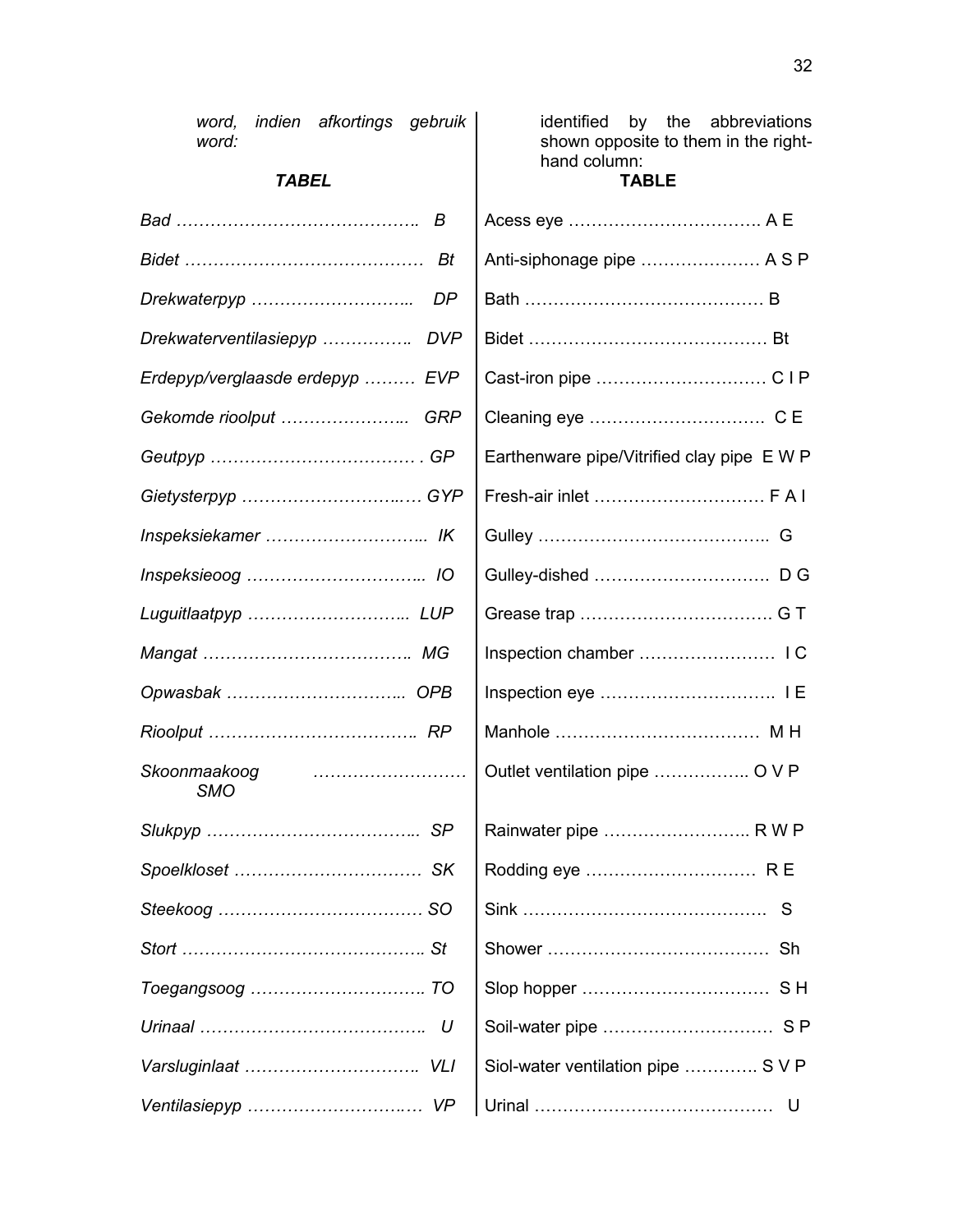*word, indien afkortings gebruik word:*

***TABEL***

*Bad …………………………………….. B*

*Bidet …………………………………… Bt*

*Drekwaterpyp ……………………….. DP*

*Drekwaterventilasiepyp ……………. DVP*

*Erdepyp/verglaasde erdepyp ……… EVP*

*Gekomde rioolput ………………….. GRP*

*Geutpyp ………………………………. GP*

*Gietysterpyp …………………….…. GYP*

*Inspeksiekamer ……………………….. IK*

*Inspeksieoog ………………………….. IO*

*Luguitlaatpyp ……………………….. LUP*

*Mangat ……………………………….. MG*

*Opwasbak ………………………….. OPB*

*Rioolput ……………………………….. RP*

*Skoonmaakoog ……………………… SMO*

*Slukpyp ……………………………….. SP*

*Spoelkloset …………………………… SK*

*Steekoog ……………………………… SO*

*Stort …………………………………….. St*

*Toegangsoog ………………………….. TO*

*Urinaal …………………………………. U*

*Varsluginlaat ………………………….. VLI*

*Ventilasiepyp ……………………….… VP*

identified by the abbreviations shown opposite to them in the right-hand column:

**TABLE**

Acess eye ……………………………. A E

Anti-siphonage pipe ………………… A S P

Bath …………………………………… B

Bidet …………………………………… Bt

Cast-iron pipe ………………………… C I P

Cleaning eye …………………………. C E

Earthenware pipe/Vitrified clay pipe E W P

Fresh-air inlet ………………………… F A I

Gulley ………………………………….. G

Gulley-dished ………………………… D G

Grease trap ……………………………. G T

Inspection chamber …………………… I C

Inspection eye …………………………. I E

Manhole ……………………………… M H

Outlet ventilation pipe …………….. O V P

Rainwater pipe …………………….. R W P

Rodding eye ………………………… R E

Sink ……………………………………. S

Shower ………………………………… Sh

Slop hopper …………………………… S H

Soil-water pipe ………………………… S P

Siol-water ventilation pipe …………. S V P

Urinal …………………………………… U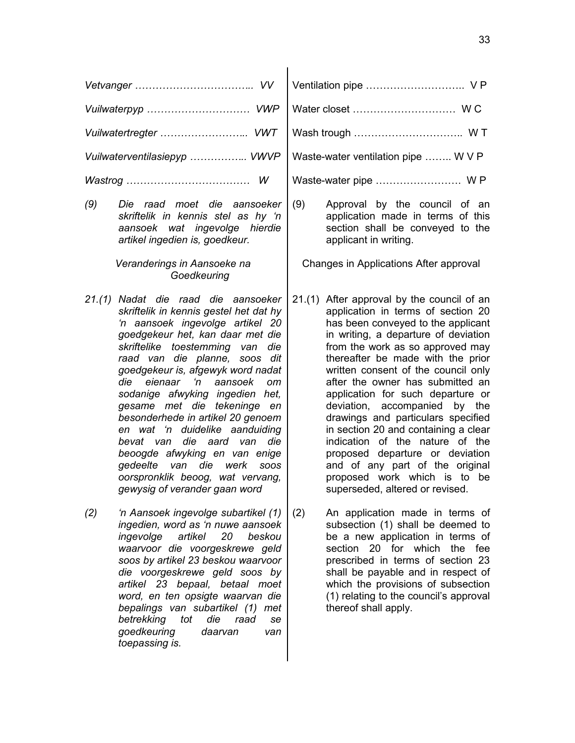*Vetvanger …………………………….. VV*

*Vuilwaterpyp ………………………… VWP*

*Vuilwatertregter …………………….. VWT*

*Vuilwaterventilasiepyp …………….. VWVP*

*Wastrog ……………………………… W*

*(9) Die raad moet die aansoeker skriftelik in kennis stel as hy 'n aansoek wat ingevolge hierdie artikel ingedien is, goedkeur.*

*Veranderings in Aansoeke na Goedkeuring*

*21.(1) Nadat die raad die aansoeker skriftelik in kennis gestel het dat hy 'n aansoek ingevolge artikel 20 goedgekeur het, kan daar met die skriftelike toestemming van die raad van die planne, soos dit goedgekeur is, afgewyk word nadat die eienaar 'n aansoek om sodanige afwyking ingedien het, gesame met die tekeninge en besonderhede in artikel 20 genoem en wat 'n duidelike aanduiding bevat van die aard van die beoogde afwyking en van enige gedeelte van die werk soos oorspronklik beoog, wat vervang, gewysig of verander gaan word*

*(2) 'n Aansoek ingevolge subartikel (1) ingedien, word as 'n nuwe aansoek ingevolge artikel 20 beskou waarvoor die voorgeskrewe geld soos by artikel 23 beskou waarvoor die voorgeskrewe geld soos by artikel 23 bepaal, betaal moet word, en ten opsigte waarvan die bepalings van subartikel (1) met betrekking tot die raad se goedkeuring daarvan van toepassing is.*

Ventilation pipe ……………………….. V P

Water closet ………………………… W C

Wash trough ………………………….. W T

Waste-water ventilation pipe …….. W V P

Waste-water pipe …………………… W P

(9) Approval by the council of an application made in terms of this section shall be conveyed to the applicant in writing.

Changes in Applications After approval

21.(1) After approval by the council of an application in terms of section 20 has been conveyed to the applicant in writing, a departure of deviation from the work as so approved may thereafter be made with the prior written consent of the council only after the owner has submitted an application for such departure or deviation, accompanied by the drawings and particulars specified in section 20 and containing a clear indication of the nature of the proposed departure or deviation and of any part of the original proposed work which is to be superseded, altered or revised.

(2) An application made in terms of subsection (1) shall be deemed to be a new application in terms of section 20 for which the fee prescribed in terms of section 23 shall be payable and in respect of which the provisions of subsection (1) relating to the council's approval thereof shall apply.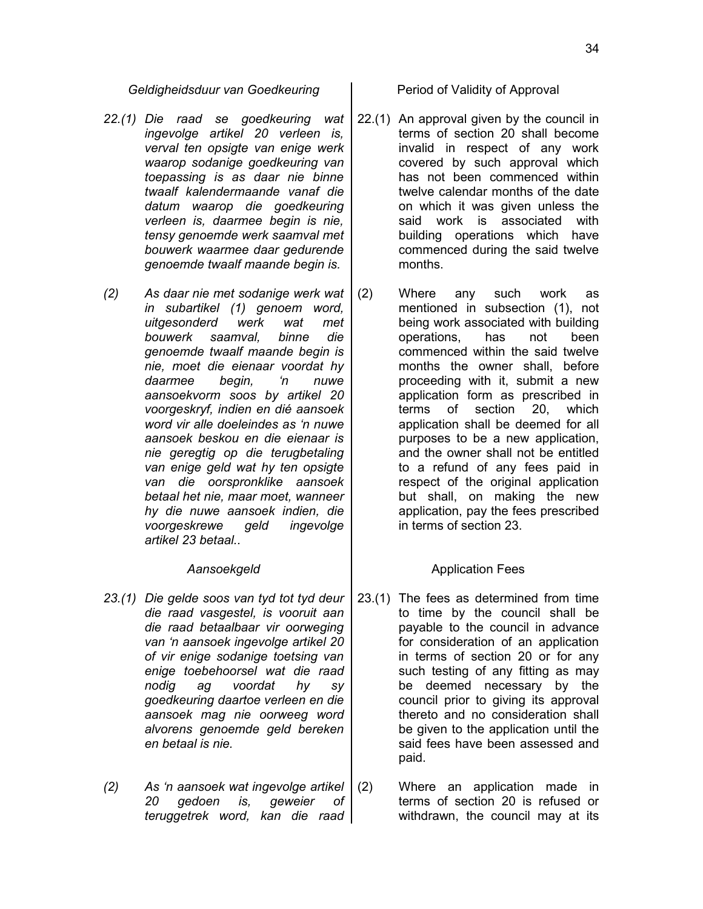*Geldigheidsduur van Goedkeuring*

*22.(1) Die raad se goedkeuring wat ingevolge artikel 20 verleen is, verval ten opsigte van enige werk waarop sodanige goedkeuring van toepassing is as daar nie binne twaalf kalendermaande vanaf die datum waarop die goedkeuring verleen is, daarmee begin is nie, tensy genoemde werk saamval met bouwerk waarmee daar gedurende genoemde twaalf maande begin is.*

*(2) As daar nie met sodanige werk wat in subartikel (1) genoem word, uitgesonderd werk wat met bouwerk saamval, binne die genoemde twaalf maande begin is nie, moet die eienaar voordat hy daarmee begin, 'n nuwe aansoekvorm soos by artikel 20 voorgeskryf, indien en dié aansoek word vir alle doeleindes as 'n nuwe aansoek beskou en die eienaar is nie geregtig op die terugbetaling van enige geld wat hy ten opsigte van die oorspronklike aansoek betaal het nie, maar moet, wanneer hy die nuwe aansoek indien, die voorgeskrewe geld ingevolge artikel 23 betaal..*

Period of Validity of Approval

22.(1) An approval given by the council in terms of section 20 shall become invalid in respect of any work covered by such approval which has not been commenced within twelve calendar months of the date on which it was given unless the said work is associated with building operations which have commenced during the said twelve months.

(2) Where any such work as mentioned in subsection (1), not being work associated with building operations, has not been commenced within the said twelve months the owner shall, before proceeding with it, submit a new application form as prescribed in terms of section 20, which application shall be deemed for all purposes to be a new application, and the owner shall not be entitled to a refund of any fees paid in respect of the original application but shall, on making the new application, pay the fees prescribed in terms of section 23.

*Aansoekgeld*

*23.(1) Die gelde soos van tyd tot tyd deur die raad vasgestel, is vooruit aan die raad betaalbaar vir oorweging van 'n aansoek ingevolge artikel 20 of vir enige sodanige toetsing van enige toebehoorsel wat die raad nodig ag voordat hy sy goedkeuring daartoe verleen en die aansoek mag nie oorweeg word alvorens genoemde geld bereken en betaal is nie.*

*(2) As 'n aansoek wat ingevolge artikel 20 gedoen is, geweier of teruggetrek word, kan die raad*

Application Fees

23.(1) The fees as determined from time to time by the council shall be payable to the council in advance for consideration of an application in terms of section 20 or for any such testing of any fitting as may be deemed necessary by the council prior to giving its approval thereto and no consideration shall be given to the application until the said fees have been assessed and paid.

(2) Where an application made in terms of section 20 is refused or withdrawn, the council may at its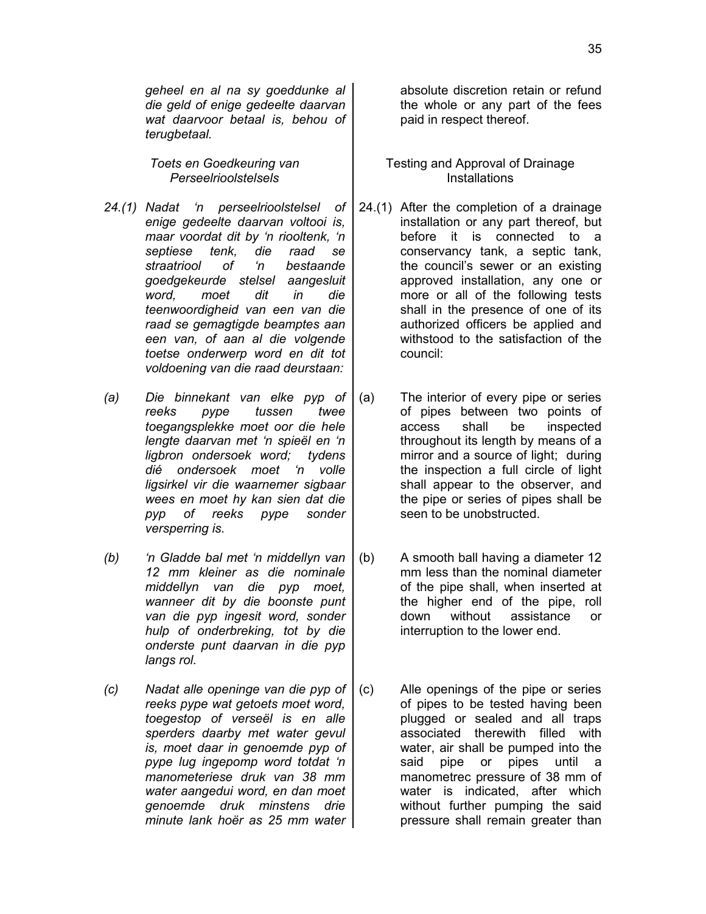*geheel en al na sy goeddunke al die geld of enige gedeelte daarvan wat daarvoor betaal is, behou of terugbetaal.*

absolute discretion retain or refund the whole or any part of the fees paid in respect thereof.

*Toets en Goedkeuring van Perseelrioolstelsels*

Testing and Approval of Drainage Installations

*24.(1) Nadat 'n perseelrioolstelsel of enige gedeelte daarvan voltooi is, maar voordat dit by 'n riooltenk, 'n septiese tenk, die raad se straatriool of 'n bestaande goedgekeurde stelsel aangesluit word, moet dit in die teenwoordigheid van een van die raad se gemagtigde beamptes aan een van, of aan al die volgende toetse onderwerp word en dit tot voldoening van die raad deurstaan:*

24.(1) After the completion of a drainage installation or any part thereof, but before it is connected to a conservancy tank, a septic tank, the council's sewer or an existing approved installation, any one or more or all of the following tests shall in the presence of one of its authorized officers be applied and withstood to the satisfaction of the council:

*(a) Die binnekant van elke pyp of reeks pype tussen twee toegangsplekke moet oor die hele lengte daarvan met 'n spieël en 'n ligbron ondersoek word; tydens dié ondersoek moet 'n volle ligsirkel vir die waarnemer sigbaar wees en moet hy kan sien dat die pyp of reeks pype sonder versperring is.*

(a) The interior of every pipe or series of pipes between two points of access shall be inspected throughout its length by means of a mirror and a source of light; during the inspection a full circle of light shall appear to the observer, and the pipe or series of pipes shall be seen to be unobstructed.

*(b) 'n Gladde bal met 'n middellyn van 12 mm kleiner as die nominale middellyn van die pyp moet, wanneer dit by die boonste punt van die pyp ingesit word, sonder hulp of onderbreking, tot by die onderste punt daarvan in die pyp langs rol.*

(b) A smooth ball having a diameter 12 mm less than the nominal diameter of the pipe shall, when inserted at the higher end of the pipe, roll down without assistance or interruption to the lower end.

*(c) Nadat alle openinge van die pyp of reeks pype wat getoets moet word, toegestop of verseël is en alle sperders daarby met water gevul is, moet daar in genoemde pyp of pype lug ingepomp word totdat 'n manometeriese druk van 38 mm water aangedui word, en dan moet genoemde druk minstens drie minute lank hoër as 25 mm water*

(c) Alle openings of the pipe or series of pipes to be tested having been plugged or sealed and all traps associated therewith filled with water, air shall be pumped into the said pipe or pipes until a manometrec pressure of 38 mm of water is indicated, after which without further pumping the said pressure shall remain greater than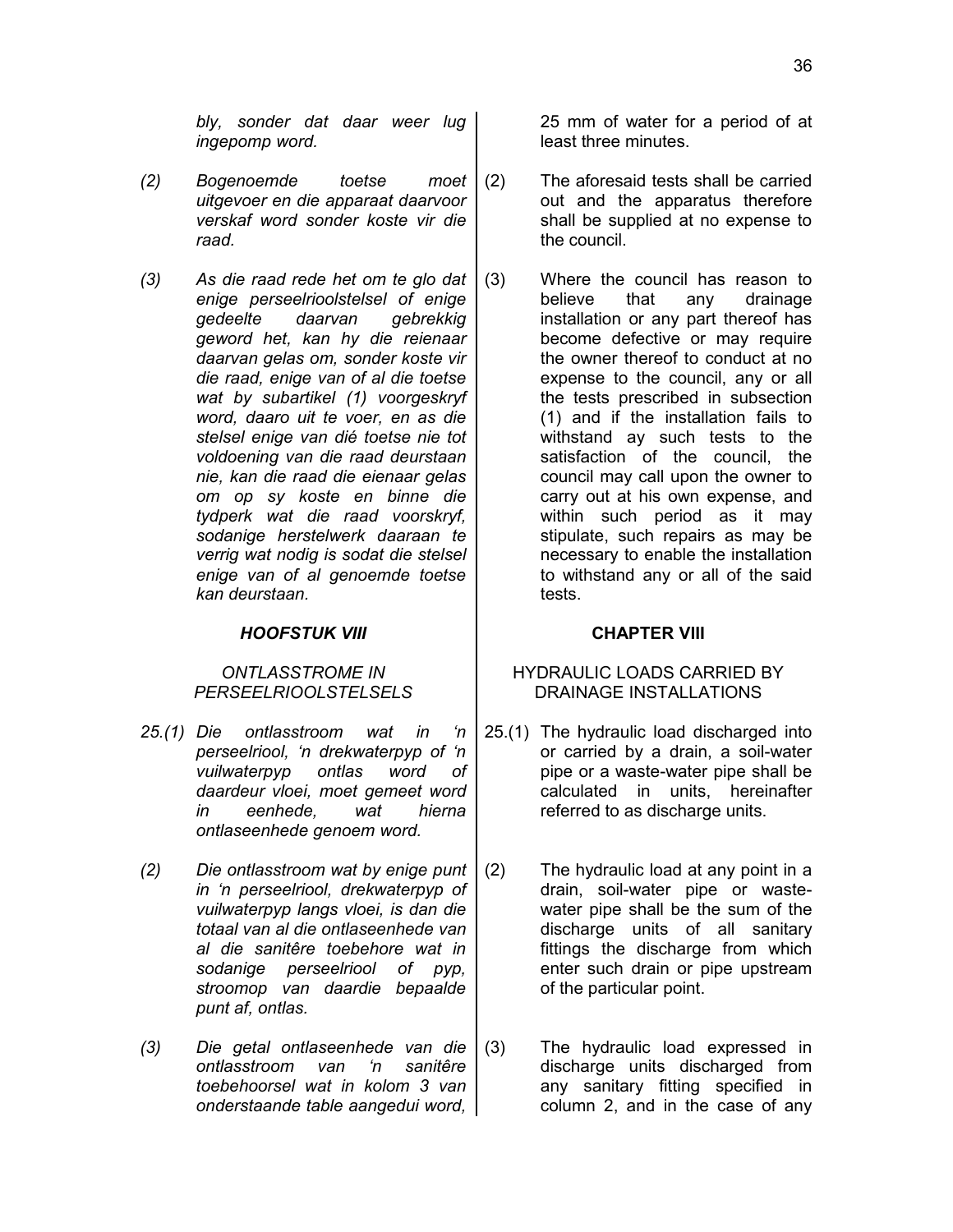*bly, sonder dat daar weer lug ingepomp word.*

*(2) Bogenoemde toetse moet uitgevoer en die apparaat daarvoor verskaf word sonder koste vir die raad.*

*(3) As die raad rede het om te glo dat enige perseelrioolstelsel of enige gedeelte daarvan gebrekkig geword het, kan hy die reienaar daarvan gelas om, sonder koste vir die raad, enige van of al die toetse wat by subartikel (1) voorgeskryf word, daaro uit te voer, en as die stelsel enige van dié toetse nie tot voldoening van die raad deurstaan nie, kan die raad die eienaar gelas om op sy koste en binne die tydperk wat die raad voorskryf, sodanige herstelwerk daaraan te verrig wat nodig is sodat die stelsel enige van of al genoemde toetse kan deurstaan.*

***HOOFSTUK VIII***

*ONTLASSTROME IN PERSEELRIOOLSTELSELS*

*25.(1) Die ontlasstroom wat in 'n perseelriool, 'n drekwaterpyp of 'n vuilwaterpyp ontlas word of daardeur vloei, moet gemeet word in eenhede, wat hierna ontlaseenhede genoem word.*

*(2) Die ontlasstroom wat by enige punt in 'n perseelriool, drekwaterpyp of vuilwaterpyp langs vloei, is dan die totaal van al die ontlaseenhede van al die sanitêre toebehore wat in sodanige perseelriool of pyp, stroomop van daardie bepaalde punt af, ontlas.*

*(3) Die getal ontlaseenhede van die ontlasstroom van 'n sanitêre toebehoorsel wat in kolom 3 van onderstaande table aangedui word,*

25 mm of water for a period of at least three minutes.

(2) The aforesaid tests shall be carried out and the apparatus therefore shall be supplied at no expense to the council.

(3) Where the council has reason to believe that any drainage installation or any part thereof has become defective or may require the owner thereof to conduct at no expense to the council, any or all the tests prescribed in subsection (1) and if the installation fails to withstand ay such tests to the satisfaction of the council, the council may call upon the owner to carry out at his own expense, and within such period as it may stipulate, such repairs as may be necessary to enable the installation to withstand any or all of the said tests.

**CHAPTER VIII**

HYDRAULIC LOADS CARRIED BY DRAINAGE INSTALLATIONS

25.(1) The hydraulic load discharged into or carried by a drain, a soil-water pipe or a waste-water pipe shall be calculated in units, hereinafter referred to as discharge units.

(2) The hydraulic load at any point in a drain, soil-water pipe or waste-water pipe shall be the sum of the discharge units of all sanitary fittings the discharge from which enter such drain or pipe upstream of the particular point.

(3) The hydraulic load expressed in discharge units discharged from any sanitary fitting specified in column 2, and in the case of any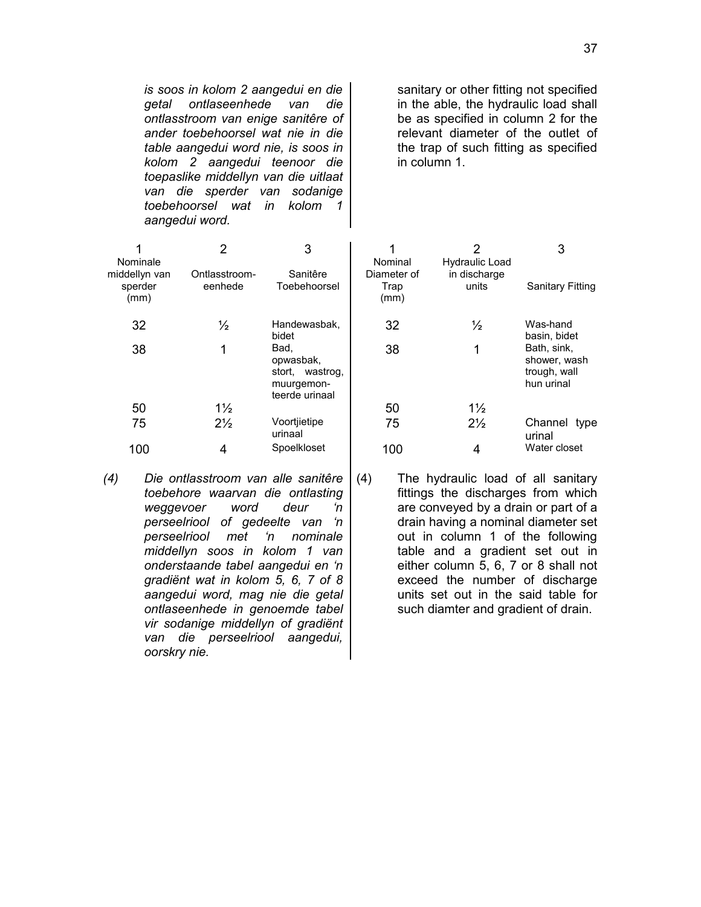*is soos in kolom 2 aangedui en die getal ontlaseenhede van die ontlasstroom van enige sanitêre of ander toebehoorsel wat nie in die table aangedui word nie, is soos in kolom 2 aangedui teenoor die toepaslike middellyn van die uitlaat van die sperder van sodanige toebehoorsel wat in kolom 1 aangedui word.*

sanitary or other fitting not specified in the able, the hydraulic load shall be as specified in column 2 for the relevant diameter of the outlet of the trap of such fitting as specified in column 1.

| 1 | 2 | 3 |
|---|---|---|
| Nominale middellyn van sperder (mm) | Ontlasstroom-eenhede | Sanitêre Toebehoorsel |
| 32 | ½ | Handewasbak, bidet |
| 38 | 1 | Bad, opwasbak, stort, wastrog, muurgemonteerde urinaal |
| 50 | 1½ | |
| 75 | 2½ | Voortjietipe urinaal |
| 100 | 4 | Spoelkloset |

| 1 | 2 | 3 |
|---|---|---|
| Nominal Diameter of Trap (mm) | Hydraulic Load in discharge units | Sanitary Fitting |
| 32 | ½ | Was-hand basin, bidet |
| 38 | 1 | Bath, sink, shower, wash trough, wall hun urinal |
| 50 | 1½ | |
| 75 | 2½ | Channel type urinal |
| 100 | 4 | Water closet |

*(4) Die ontlasstroom van alle sanitêre toebehore waarvan die ontlasting weggevoer word deur 'n perseelriool of gedeelte van 'n perseelriool met 'n nominale middellyn soos in kolom 1 van onderstaande tabel aangedui en 'n gradiënt wat in kolom 5, 6, 7 of 8 aangedui word, mag nie die getal ontlaseenhede in genoemde tabel vir sodanige middellyn of gradiënt van die perseelriool aangedui, oorskry nie.*

(4) The hydraulic load of all sanitary fittings the discharges from which are conveyed by a drain or part of a drain having a nominal diameter set out in column 1 of the following table and a gradient set out in either column 5, 6, 7 or 8 shall not exceed the number of discharge units set out in the said table for such diamter and gradient of drain.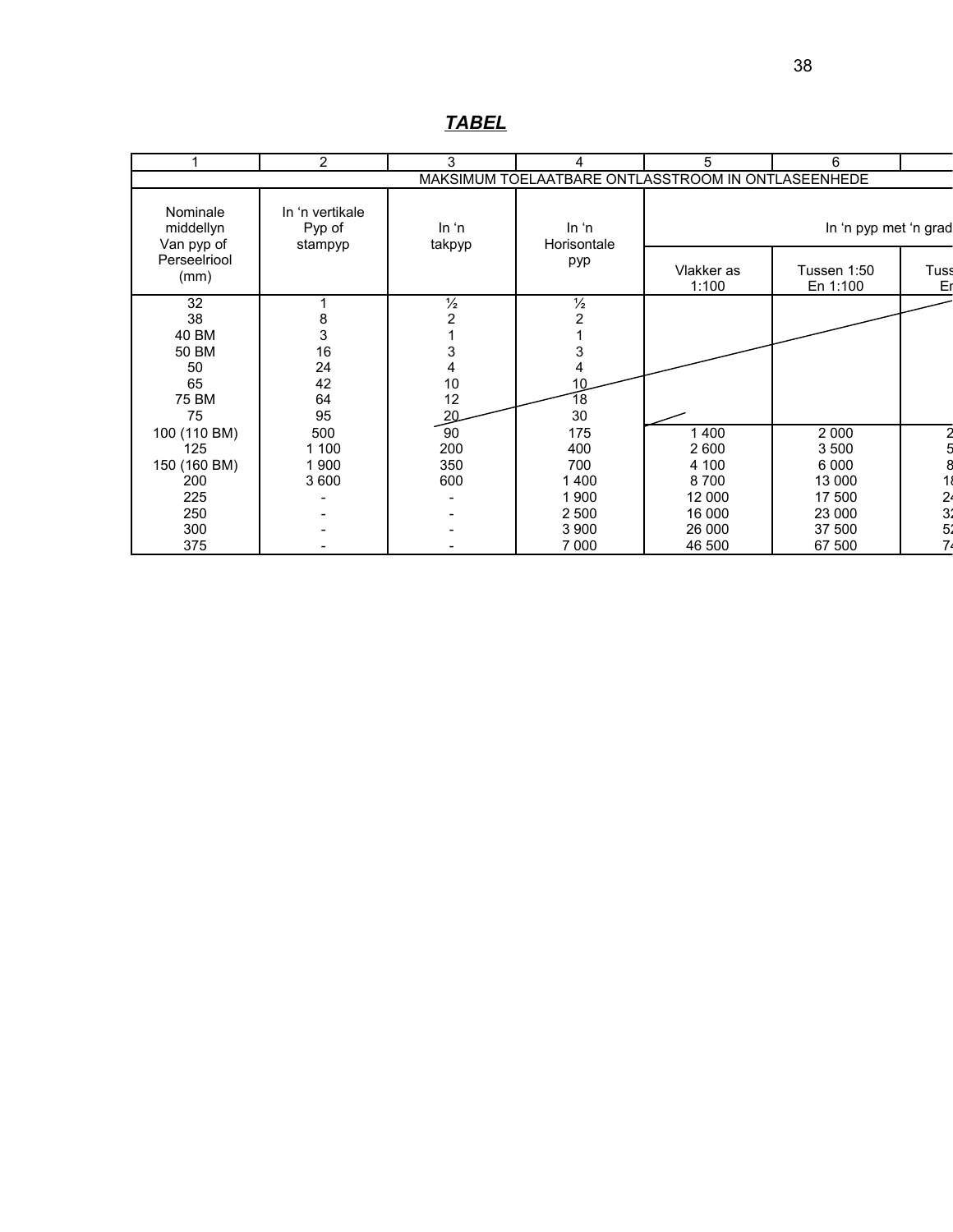***TABEL***

| 1 | 2 | 3 | 4 | 5 | 6 | |
|---|---|---|---|---|---|---|
| MAKSIMUM TOELAATBARE ONTLASSTROOM IN ONTLASEENHEDE | | | | | | |
| Nominale middellyn Van pyp of Perseelriool (mm) | In 'n vertikale Pyp of stampyp | In 'n takpyp | In 'n Horisontale pyp | In 'n pyp met 'n grad | | |
| | | | | Vlakker as 1:100 | Tussen 1:50 En 1:100 | Tuss En |
| 32 | 1 | ½ | ½ | | | |
| 38 | 8 | 2 | 2 | | | |
| 40 BM | 3 | 1 | 1 | | | |
| 50 BM | 16 | 3 | 3 | | | |
| 50 | 24 | 4 | 4 | | | |
| 65 | 42 | 10 | 10 | | | |
| 75 BM | 64 | 12 | 18 | | | |
| 75 | 95 | 20 | 30 | | | |
| 100 (110 BM) | 500 | 90 | 175 | 1 400 | 2 000 | 2 |
| 125 | 1 100 | 200 | 400 | 2 600 | 3 500 | 5 |
| 150 (160 BM) | 1 900 | 350 | 700 | 4 100 | 6 000 | 8 |
| 200 | 3 600 | 600 | 1 400 | 8 700 | 13 000 | 1 |
| 225 | - | - | 1 900 | 12 000 | 17 500 | 2 |
| 250 | - | - | 2 500 | 16 000 | 23 000 | 3 |
| 300 | - | - | 3 900 | 26 000 | 37 500 | 5 |
| 375 | - | - | 7 000 | 46 500 | 67 500 | 7 |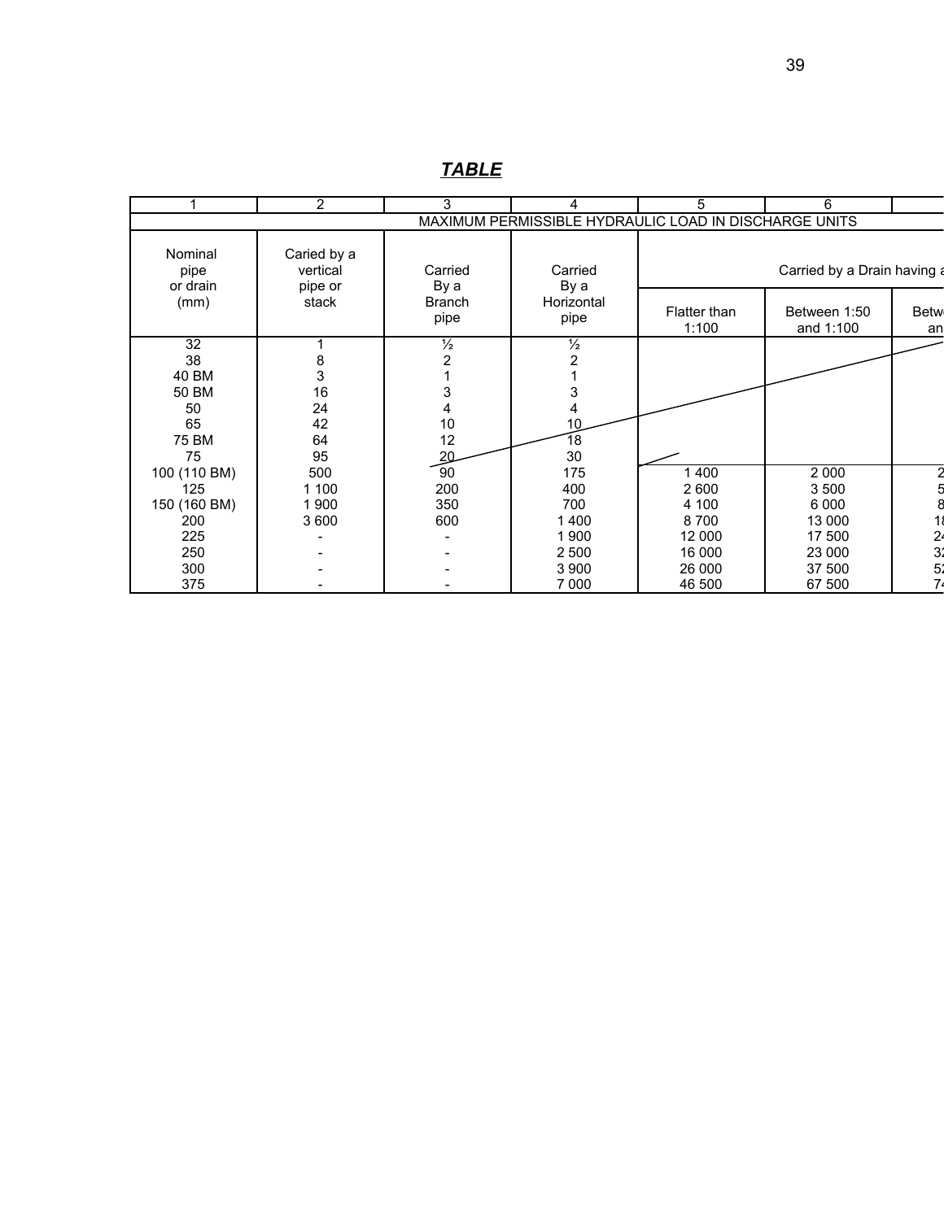## *TABLE*

| 1 | 2 | 3 | 4 | 5 | 6 | |
|---|---|---|---|---|---|---|
| MAXIMUM PERMISSIBLE HYDRAULIC LOAD IN DISCHARGE UNITS | | | | | | |
| Nominal pipe or drain (mm) | Caried by a vertical pipe or stack | Carried By a Branch pipe | Carried By a Horizontal pipe | Carried by a Drain having a | | |
| | | | | Flatter than 1:100 | Between 1:50 and 1:100 | Betw an |
| 32 | 1 | ½ | ½ | | | |
| 38 | 8 | 2 | 2 | | | |
| 40 BM | 3 | 1 | 1 | | | |
| 50 BM | 16 | 3 | 3 | | | |
| 50 | 24 | 4 | 4 | | | |
| 65 | 42 | 10 | 10 | | | |
| 75 BM | 64 | 12 | 18 | | | |
| 75 | 95 | 20 | 30 | | | |
| 100 (110 BM) | 500 | 90 | 175 | 1 400 | 2 000 | 2 |
| 125 | 1 100 | 200 | 400 | 2 600 | 3 500 | 5 |
| 150 (160 BM) | 1 900 | 350 | 700 | 4 100 | 6 000 | 8 |
| 200 | 3 600 | 600 | 1 400 | 8 700 | 13 000 | 18 |
| 225 | - | - | 1 900 | 12 000 | 17 500 | 24 |
| 250 | - | - | 2 500 | 16 000 | 23 000 | 32 |
| 300 | - | - | 3 900 | 26 000 | 37 500 | 52 |
| 375 | - | - | 7 000 | 46 500 | 67 500 | 74 |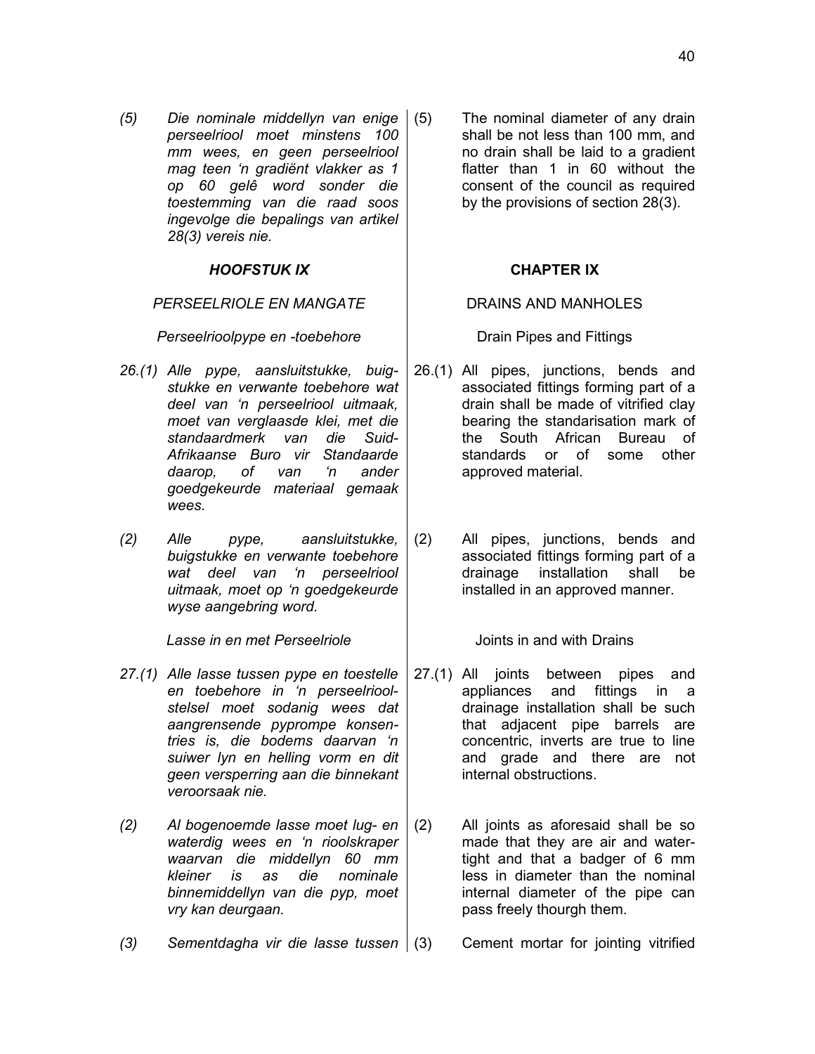*(5) Die nominale middellyn van enige perseelriool moet minstens 100 mm wees, en geen perseelriool mag teen 'n gradiënt vlakker as 1 op 60 gelê word sonder die toestemming van die raad soos ingevolge die bepalings van artikel 28(3) vereis nie.*

(5) The nominal diameter of any drain shall be not less than 100 mm, and no drain shall be laid to a gradient flatter than 1 in 60 without the consent of the council as required by the provisions of section 28(3).

## *HOOFSTUK IX*

### *PERSEELRIOLE EN MANGATE*

#### *Perseelrioolpype en -toebehore*

*26.(1) Alle pype, aansluitstukke, buigstukke en verwante toebehore wat deel van 'n perseelriool uitmaak, moet van verglaasde klei, met die standaardmerk van die Suid-Afrikaanse Buro vir Standaarde daarop, of van 'n ander goedgekeurde materiaal gemaak wees.*

*(2) Alle pype, aansluitstukke, buigstukke en verwante toebehore wat deel van 'n perseelriool uitmaak, moet op 'n goedgekeurde wyse aangebring word.*

#### *Lasse in en met Perseelriole*

*27.(1) Alle lasse tussen pype en toestelle en toebehore in 'n perseelrioolstelsel moet sodanig wees dat aangrensende pyprompe konsentries is, die bodems daarvan 'n suiwer lyn en helling vorm en dit geen versperring aan die binnekant veroorsaak nie.*

*(2) Al bogenoemde lasse moet lug- en waterdig wees en 'n rioolskraper waarvan die middellyn 60 mm kleiner is as die nominale binnemiddellyn van die pyp, moet vry kan deurgaan.*

*(3) Sementdagha vir die lasse tussen*

## CHAPTER IX

### DRAINS AND MANHOLES

#### Drain Pipes and Fittings

26.(1) All pipes, junctions, bends and associated fittings forming part of a drain shall be made of vitrified clay bearing the standarisation mark of the South African Bureau of standards or of some other approved material.

(2) All pipes, junctions, bends and associated fittings forming part of a drainage installation shall be installed in an approved manner.

#### Joints in and with Drains

27.(1) All joints between pipes and appliances and fittings in a drainage installation shall be such that adjacent pipe barrels are concentric, inverts are true to line and grade and there are not internal obstructions.

(2) All joints as aforesaid shall be so made that they are air and water-tight and that a badger of 6 mm less in diameter than the nominal internal diameter of the pipe can pass freely thourgh them.

(3) Cement mortar for jointing vitrified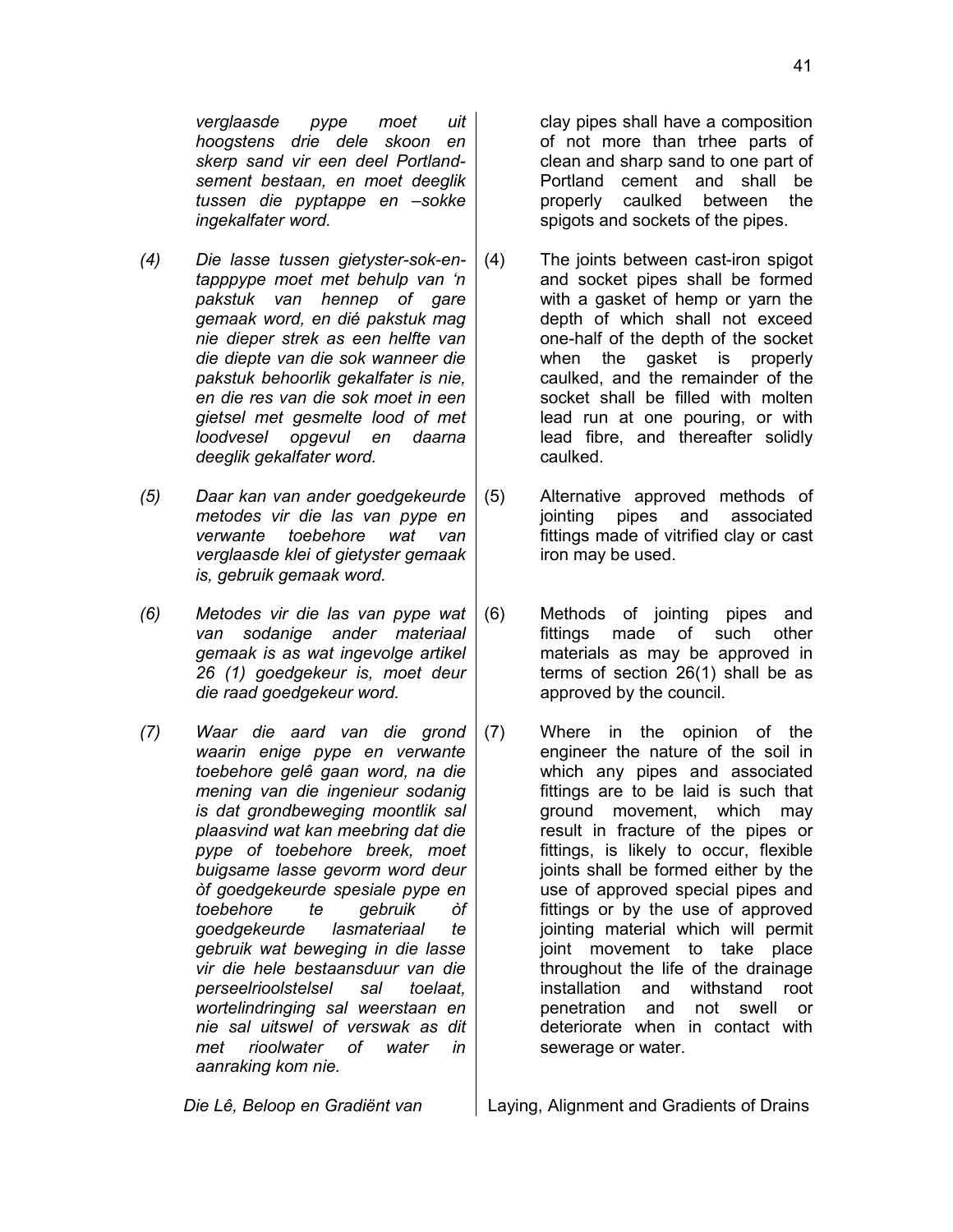*verglaasde pype moet uit hoogstens drie dele skoon en skerp sand vir een deel Portland-sement bestaan, en moet deeglik tussen die pyptappe en –sokke ingekalfater word.*

clay pipes shall have a composition of not more than trhee parts of clean and sharp sand to one part of Portland cement and shall be properly caulked between the spigots and sockets of the pipes.

*(4) Die lasse tussen gietyster-sok-en-tapppype moet met behulp van 'n pakstuk van hennep of gare gemaak word, en dié pakstuk mag nie dieper strek as een helfte van die diepte van die sok wanneer die pakstuk behoorlik gekalfater is nie, en die res van die sok moet in een gietsel met gesmelte lood of met loodvesel opgevul en daarna deeglik gekalfater word.*

(4) The joints between cast-iron spigot and socket pipes shall be formed with a gasket of hemp or yarn the depth of which shall not exceed one-half of the depth of the socket when the gasket is properly caulked, and the remainder of the socket shall be filled with molten lead run at one pouring, or with lead fibre, and thereafter solidly caulked.

*(5) Daar kan van ander goedgekeurde metodes vir die las van pype en verwante toebehore wat van verglaasde klei of gietyster gemaak is, gebruik gemaak word.*

(5) Alternative approved methods of jointing pipes and associated fittings made of vitrified clay or cast iron may be used.

*(6) Metodes vir die las van pype wat van sodanige ander materiaal gemaak is as wat ingevolge artikel 26 (1) goedgekeur is, moet deur die raad goedgekeur word.*

(6) Methods of jointing pipes and fittings made of such other materials as may be approved in terms of section 26(1) shall be as approved by the council.

*(7) Waar die aard van die grond waarin enige pype en verwante toebehore gelê gaan word, na die mening van die ingenieur sodanig is dat grondbeweging moontlik sal plaasvind wat kan meebring dat die pype of toebehore breek, moet buigsame lasse gevorm word deur òf goedgekeurde spesiale pype en toebehore te gebruik òf goedgekeurde lasmateriaal te gebruik wat beweging in die lasse vir die hele bestaansduur van die perseelrioolstelsel sal toelaat, wortelindringing sal weerstaan en nie sal uitswel of verswak as dit met rioolwater of water in aanraking kom nie.*

(7) Where in the opinion of the engineer the nature of the soil in which any pipes and associated fittings are to be laid is such that ground movement, which may result in fracture of the pipes or fittings, is likely to occur, flexible joints shall be formed either by the use of approved special pipes and fittings or by the use of approved jointing material which will permit joint movement to take place throughout the life of the drainage installation and withstand root penetration and not swell or deteriorate when in contact with sewerage or water.

*Die Lê, Beloop en Gradiënt van*

Laying, Alignment and Gradients of Drains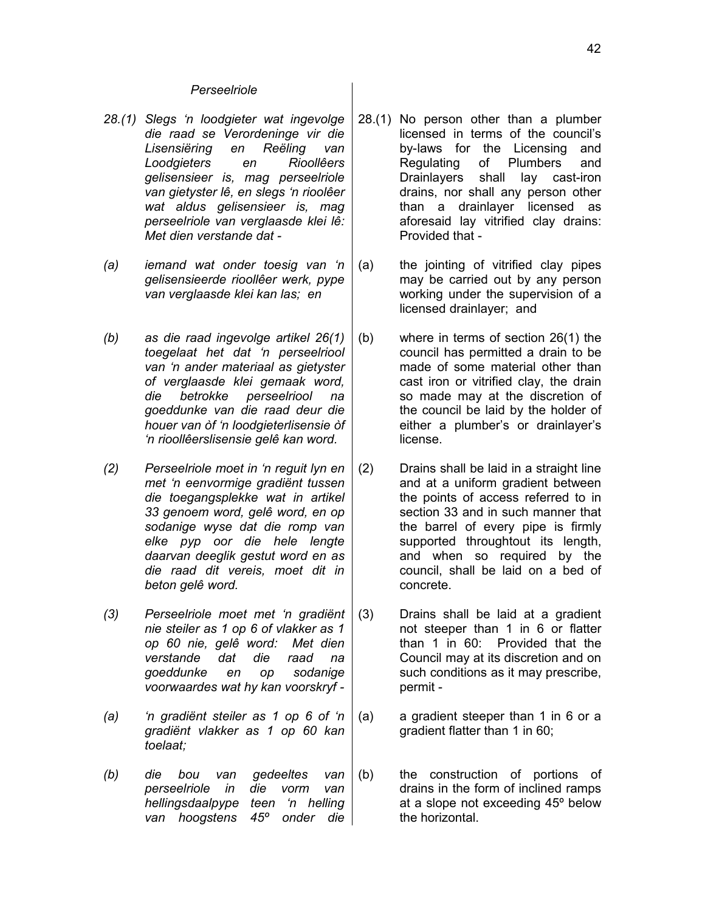*Perseelriole*

*28.(1) Slegs 'n loodgieter wat ingevolge die raad se Verordeninge vir die Lisensiëring en Reëling van Loodgieters en Rioollêers gelisensieer is, mag perseelriole van gietyster lê, en slegs 'n rioolêer wat aldus gelisensieer is, mag perseelriole van verglaasde klei lê: Met dien verstande dat -*

*(a) iemand wat onder toesig van 'n gelisensieerde rioollêer werk, pype van verglaasde klei kan las; en*

*(b) as die raad ingevolge artikel 26(1) toegelaat het dat 'n perseelriool van 'n ander materiaal as gietyster of verglaasde klei gemaak word, die betrokke perseelriool na goeddunke van die raad deur die houer van òf 'n loodgieterlisensie òf 'n rioollêerslisensie gelê kan word.*

*(2) Perseelriole moet in 'n reguit lyn en met 'n eenvormige gradiënt tussen die toegangsplekke wat in artikel 33 genoem word, gelê word, en op sodanige wyse dat die romp van elke pyp oor die hele lengte daarvan deeglik gestut word en as die raad dit vereis, moet dit in beton gelê word.*

*(3) Perseelriole moet met 'n gradiënt nie steiler as 1 op 6 of vlakker as 1 op 60 nie, gelê word: Met dien verstande dat die raad na goeddunke en op sodanige voorwaardes wat hy kan voorskryf -*

*(a) 'n gradiënt steiler as 1 op 6 of 'n gradiënt vlakker as 1 op 60 kan toelaat;*

*(b) die bou van gedeeltes van perseelriole in die vorm van hellingsdaalpype teen 'n helling van hoogstens 45º onder die*

28.(1) No person other than a plumber licensed in terms of the council's by-laws for the Licensing and Regulating of Plumbers and Drainlayers shall lay cast-iron drains, nor shall any person other than a drainlayer licensed as aforesaid lay vitrified clay drains: Provided that -

(a) the jointing of vitrified clay pipes may be carried out by any person working under the supervision of a licensed drainlayer; and

(b) where in terms of section 26(1) the council has permitted a drain to be made of some material other than cast iron or vitrified clay, the drain so made may at the discretion of the council be laid by the holder of either a plumber's or drainlayer's license.

(2) Drains shall be laid in a straight line and at a uniform gradient between the points of access referred to in section 33 and in such manner that the barrel of every pipe is firmly supported throughtout its length, and when so required by the council, shall be laid on a bed of concrete.

(3) Drains shall be laid at a gradient not steeper than 1 in 6 or flatter than 1 in 60: Provided that the Council may at its discretion and on such conditions as it may prescribe, permit -

(a) a gradient steeper than 1 in 6 or a gradient flatter than 1 in 60;

(b) the construction of portions of drains in the form of inclined ramps at a slope not exceeding 45º below the horizontal.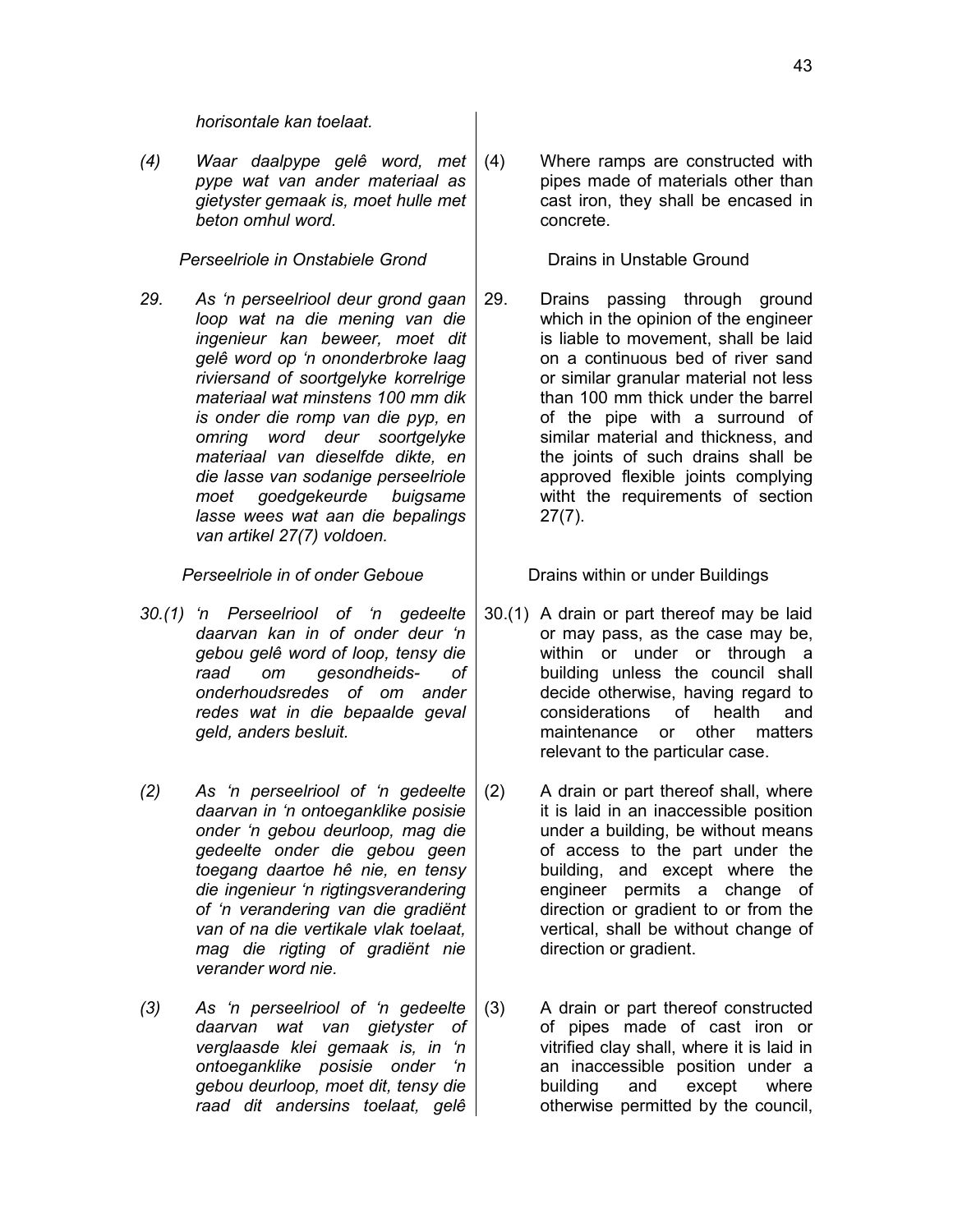*horisontale kan toelaat.*

*(4) Waar daalpype gelê word, met pype wat van ander materiaal as gietyster gemaak is, moet hulle met beton omhul word.*

(4) Where ramps are constructed with pipes made of materials other than cast iron, they shall be encased in concrete.

*Perseelriole in Onstabiele Grond*

Drains in Unstable Ground

*29. As 'n perseelriool deur grond gaan loop wat na die mening van die ingenieur kan beweer, moet dit gelê word op 'n ononderbroke laag riviersand of soortgelyke korrelrige materiaal wat minstens 100 mm dik is onder die romp van die pyp, en omring word deur soortgelyke materiaal van dieselfde dikte, en die lasse van sodanige perseelriole moet goedgekeurde buigsame lasse wees wat aan die bepalings van artikel 27(7) voldoen.*

29. Drains passing through ground which in the opinion of the engineer is liable to movement, shall be laid on a continuous bed of river sand or similar granular material not less than 100 mm thick under the barrel of the pipe with a surround of similar material and thickness, and the joints of such drains shall be approved flexible joints complying witht the requirements of section 27(7).

*Perseelriole in of onder Geboue*

Drains within or under Buildings

*30.(1) 'n Perseelriool of 'n gedeelte daarvan kan in of onder deur 'n gebou gelê word of loop, tensy die raad om gesondheids- of onderhoudsredes of om ander redes wat in die bepaalde geval geld, anders besluit.*

30.(1) A drain or part thereof may be laid or may pass, as the case may be, within or under or through a building unless the council shall decide otherwise, having regard to considerations of health and maintenance or other matters relevant to the particular case.

*(2) As 'n perseelriool of 'n gedeelte daarvan in 'n ontoeganklike posisie onder 'n gebou deurloop, mag die gedeelte onder die gebou geen toegang daartoe hê nie, en tensy die ingenieur 'n rigtingsverandering of 'n verandering van die gradiënt van of na die vertikale vlak toelaat, mag die rigting of gradiënt nie verander word nie.*

(2) A drain or part thereof shall, where it is laid in an inaccessible position under a building, be without means of access to the part under the building, and except where the engineer permits a change of direction or gradient to or from the vertical, shall be without change of direction or gradient.

*(3) As 'n perseelriool of 'n gedeelte daarvan wat van gietyster of verglaasde klei gemaak is, in 'n ontoeganklike posisie onder 'n gebou deurloop, moet dit, tensy die raad dit andersins toelaat, gelê*

(3) A drain or part thereof constructed of pipes made of cast iron or vitrified clay shall, where it is laid in an inaccessible position under a building and except where otherwise permitted by the council,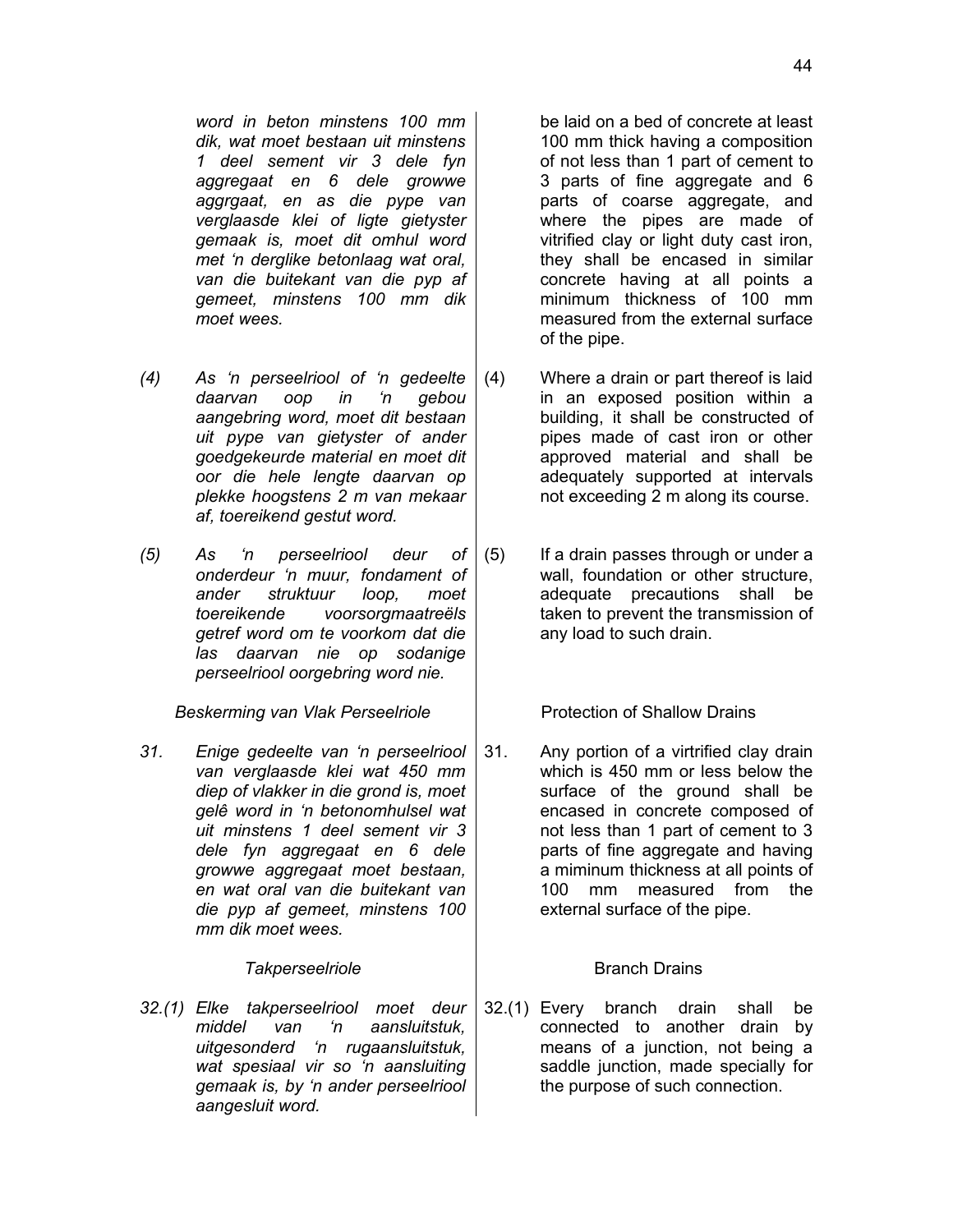*word in beton minstens 100 mm dik, wat moet bestaan uit minstens 1 deel sement vir 3 dele fyn aggregaat en 6 dele growwe aggrgaat, en as die pype van verglaasde klei of ligte gietyster gemaak is, moet dit omhul word met 'n derglike betonlaag wat oral, van die buitekant van die pyp af gemeet, minstens 100 mm dik moet wees.*

*(4) As 'n perseelriool of 'n gedeelte daarvan oop in 'n gebou aangebring word, moet dit bestaan uit pype van gietyster of ander goedgekeurde material en moet dit oor die hele lengte daarvan op plekke hoogstens 2 m van mekaar af, toereikend gestut word.*

*(5) As 'n perseelriool deur of onderdeur 'n muur, fondament of ander struktuur loop, moet toereikende voorsorgmaatreëls getref word om te voorkom dat die las daarvan nie op sodanige perseelriool oorgebring word nie.*

*Beskerming van Vlak Perseelriole*

*31. Enige gedeelte van 'n perseelriool van verglaasde klei wat 450 mm diep of vlakker in die grond is, moet gelê word in 'n betonomhulsel wat uit minstens 1 deel sement vir 3 dele fyn aggregaat en 6 dele growwe aggregaat moet bestaan, en wat oral van die buitekant van die pyp af gemeet, minstens 100 mm dik moet wees.*

*Takperseelriole*

*32.(1) Elke takperseelriool moet deur middel van 'n aansluitstuk, uitgesonderd 'n rugaansluitstuk, wat spesiaal vir so 'n aansluiting gemaak is, by 'n ander perseelriool aangesluit word.*

be laid on a bed of concrete at least 100 mm thick having a composition of not less than 1 part of cement to 3 parts of fine aggregate and 6 parts of coarse aggregate, and where the pipes are made of vitrified clay or light duty cast iron, they shall be encased in similar concrete having at all points a minimum thickness of 100 mm measured from the external surface of the pipe.

(4) Where a drain or part thereof is laid in an exposed position within a building, it shall be constructed of pipes made of cast iron or other approved material and shall be adequately supported at intervals not exceeding 2 m along its course.

(5) If a drain passes through or under a wall, foundation or other structure, adequate precautions shall be taken to prevent the transmission of any load to such drain.

Protection of Shallow Drains

31. Any portion of a virtrified clay drain which is 450 mm or less below the surface of the ground shall be encased in concrete composed of not less than 1 part of cement to 3 parts of fine aggregate and having a miminum thickness at all points of 100 mm measured from the external surface of the pipe.

Branch Drains

32.(1) Every branch drain shall be connected to another drain by means of a junction, not being a saddle junction, made specially for the purpose of such connection.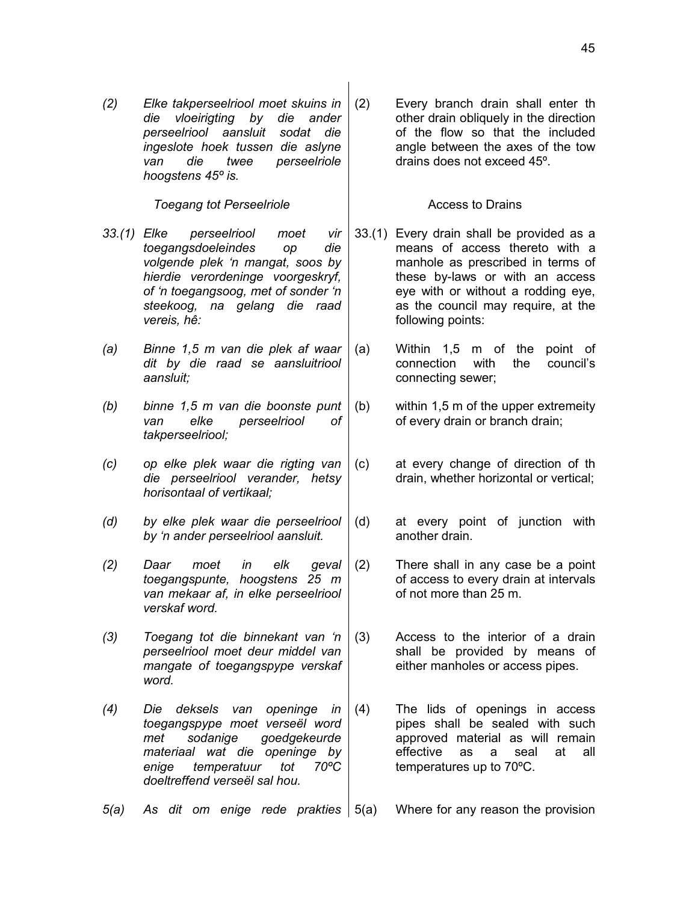*(2) Elke takperseelriool moet skuins in die vloeirigting by die ander perseelriool aansluit sodat die ingeslote hoek tussen die aslyne van die twee perseelriole hoogstens 45º is.*

(2) Every branch drain shall enter th other drain obliquely in the direction of the flow so that the included angle between the axes of the tow drains does not exceed 45º.

*Toegang tot Perseelriole*

Access to Drains

*33.(1) Elke perseelriool moet vir toegangsdoeleindes op die volgende plek 'n mangat, soos by hierdie verordeninge voorgeskryf, of 'n toegangsoog, met of sonder 'n steekoog, na gelang die raad vereis, hê:*

*(a) Binne 1,5 m van die plek af waar dit by die raad se aansluitriool aansluit;*

*(b) binne 1,5 m van die boonste punt van elke perseelriool of takperseelriool;*

*(c) op elke plek waar die rigting van die perseelriool verander, hetsy horisontaal of vertikaal;*

*(d) by elke plek waar die perseelriool by 'n ander perseelriool aansluit.*

33.(1) Every drain shall be provided as a means of access thereto with a manhole as prescribed in terms of these by-laws or with an access eye with or without a rodding eye, as the council may require, at the following points:

(a) Within 1,5 m of the point of connection with the council's connecting sewer;

(b) within 1,5 m of the upper extremeity of every drain or branch drain;

(c) at every change of direction of th drain, whether horizontal or vertical;

(d) at every point of junction with another drain.

*(2) Daar moet in elk geval toegangspunte, hoogstens 25 m van mekaar af, in elke perseelriool verskaf word.*

(2) There shall in any case be a point of access to every drain at intervals of not more than 25 m.

*(3) Toegang tot die binnekant van 'n perseelriool moet deur middel van mangate of toegangspype verskaf word.*

(3) Access to the interior of a drain shall be provided by means of either manholes or access pipes.

*(4) Die deksels van openinge in toegangspype moet verseël word met sodanige goedgekeurde materiaal wat die openinge by enige temperatuur tot 70ºC doeltreffend verseël sal hou.*

(4) The lids of openings in access pipes shall be sealed with such approved material as will remain effective as a seal at all temperatures up to 70ºC.

*5(a) As dit om enige rede prakties*

5(a) Where for any reason the provision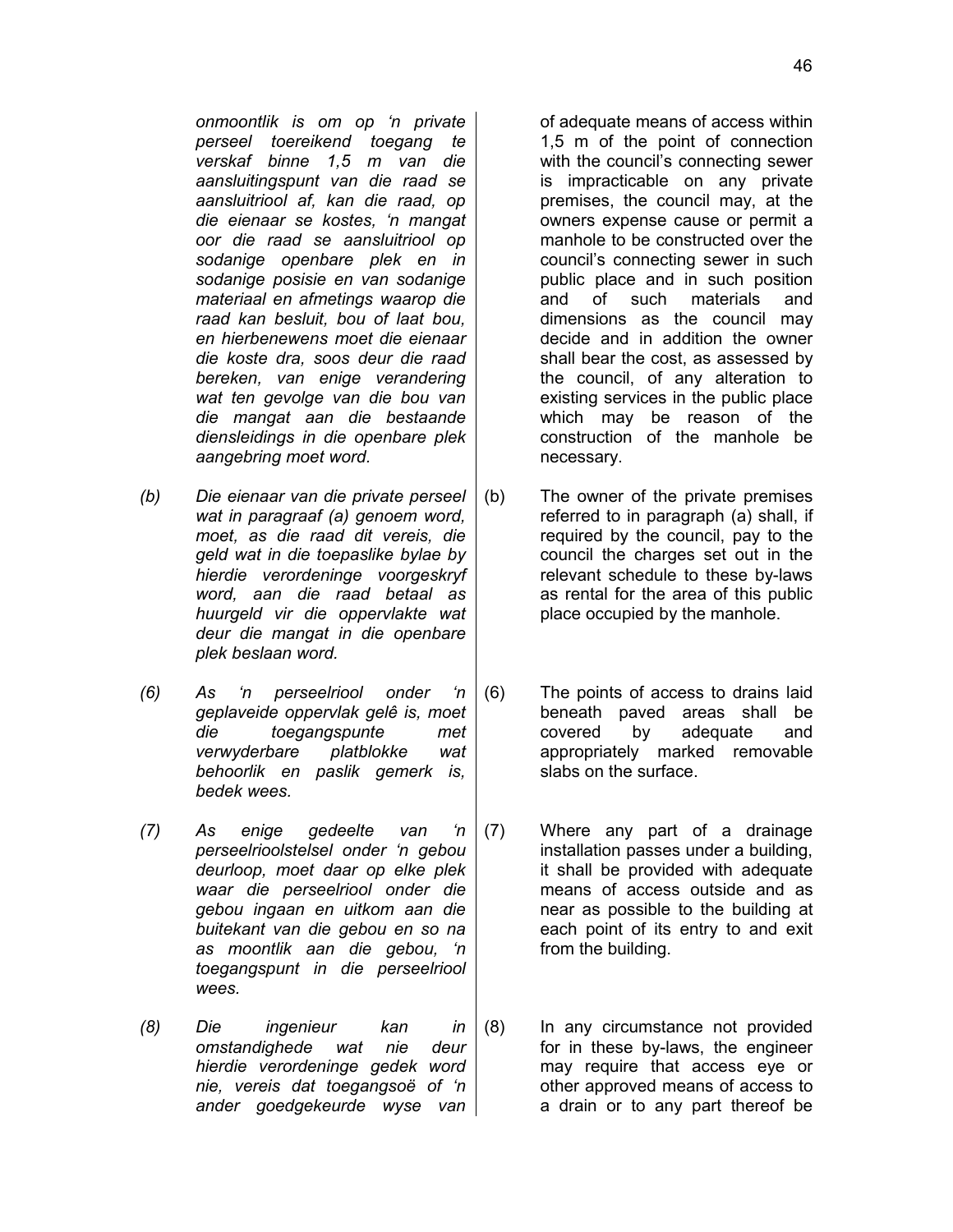*onmoontlik is om op 'n private perseel toereikend toegang te verskaf binne 1,5 m van die aansluitingspunt van die raad se aansluitriool af, kan die raad, op die eienaar se kostes, 'n mangat oor die raad se aansluitriool op sodanige openbare plek en in sodanige posisie en van sodanige materiaal en afmetings waarop die raad kan besluit, bou of laat bou, en hierbenewens moet die eienaar die koste dra, soos deur die raad bereken, van enige verandering wat ten gevolge van die bou van die mangat aan die bestaande diensleidings in die openbare plek aangebring moet word.*

*(b) Die eienaar van die private perseel wat in paragraaf (a) genoem word, moet, as die raad dit vereis, die geld wat in die toepaslike bylae by hierdie verordeninge voorgeskryf word, aan die raad betaal as huurgeld vir die oppervlakte wat deur die mangat in die openbare plek beslaan word.*

*(6) As 'n perseelriool onder 'n geplaveide oppervlak gelê is, moet die toegangspunte met verwyderbare platblokke wat behoorlik en paslik gemerk is, bedek wees.*

*(7) As enige gedeelte van 'n perseelrioolstelsel onder 'n gebou deurloop, moet daar op elke plek waar die perseelriool onder die gebou ingaan en uitkom aan die buitekant van die gebou en so na as moontlik aan die gebou, 'n toegangspunt in die perseelriool wees.*

*(8) Die ingenieur kan in omstandighede wat nie deur hierdie verordeninge gedek word nie, vereis dat toegangsoë of 'n ander goedgekeurde wyse van*

of adequate means of access within 1,5 m of the point of connection with the council's connecting sewer is impracticable on any private premises, the council may, at the owners expense cause or permit a manhole to be constructed over the council's connecting sewer in such public place and in such position and of such materials and dimensions as the council may decide and in addition the owner shall bear the cost, as assessed by the council, of any alteration to existing services in the public place which may be reason of the construction of the manhole be necessary.

(b) The owner of the private premises referred to in paragraph (a) shall, if required by the council, pay to the council the charges set out in the relevant schedule to these by-laws as rental for the area of this public place occupied by the manhole.

(6) The points of access to drains laid beneath paved areas shall be covered by adequate and appropriately marked removable slabs on the surface.

(7) Where any part of a drainage installation passes under a building, it shall be provided with adequate means of access outside and as near as possible to the building at each point of its entry to and exit from the building.

(8) In any circumstance not provided for in these by-laws, the engineer may require that access eye or other approved means of access to a drain or to any part thereof be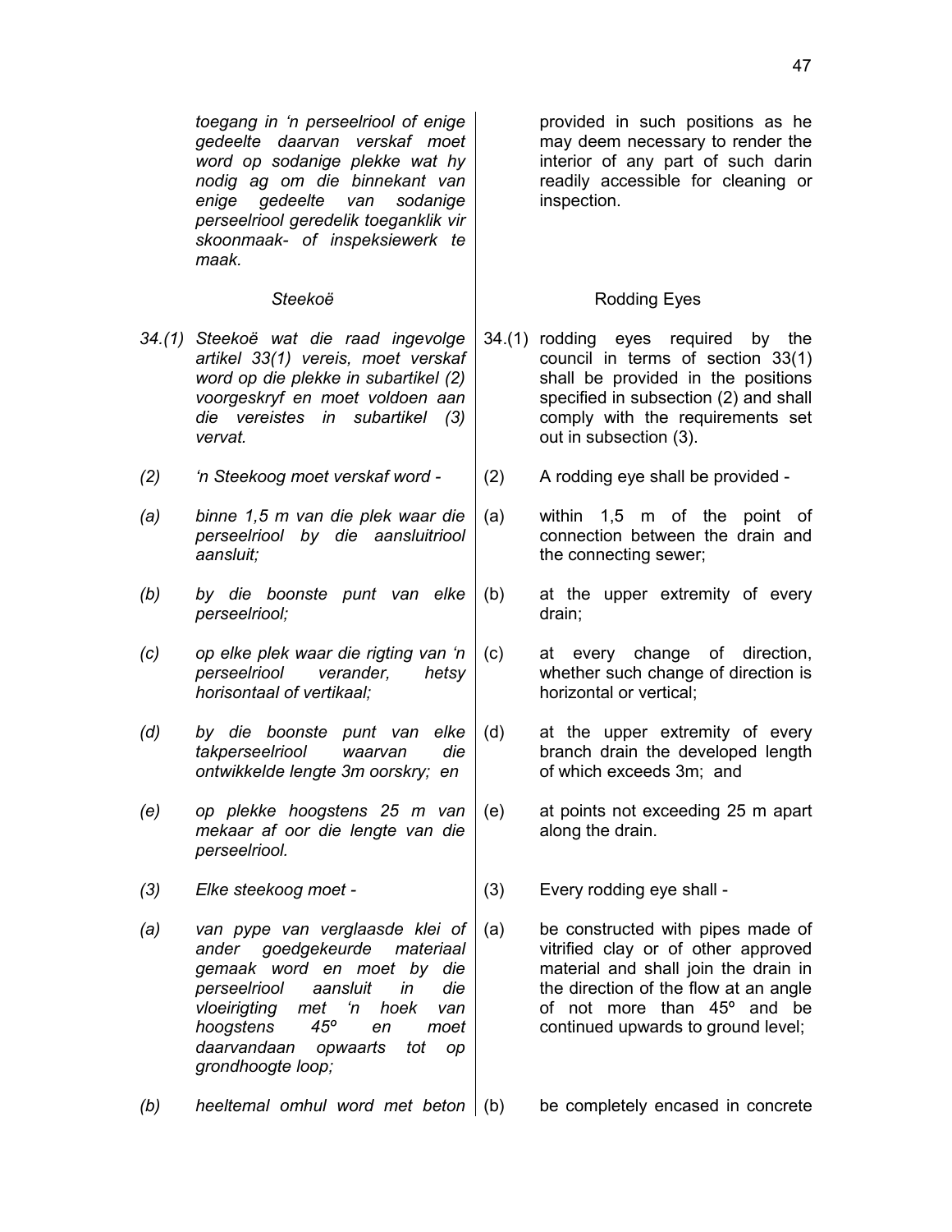*toegang in 'n perseelriool of enige gedeelte daarvan verskaf moet word op sodanige plekke wat hy nodig ag om die binnekant van enige gedeelte van sodanige perseelriool geredelik toeganklik vir skoonmaak- of inspeksiewerk te maak.*

*Steekoë*

*34.(1) Steekoë wat die raad ingevolge artikel 33(1) vereis, moet verskaf word op die plekke in subartikel (2) voorgeskryf en moet voldoen aan die vereistes in subartikel (3) vervat.*

*(2) 'n Steekoog moet verskaf word -*

*(a) binne 1,5 m van die plek waar die perseelriool by die aansluitriool aansluit;*

*(b) by die boonste punt van elke perseelriool;*

*(c) op elke plek waar die rigting van 'n perseelriool verander, hetsy horisontaal of vertikaal;*

*(d) by die boonste punt van elke takperseelriool waarvan die ontwikkelde lengte 3m oorskry; en*

*(e) op plekke hoogstens 25 m van mekaar af oor die lengte van die perseelriool.*

*(3) Elke steekoog moet -*

*(a) van pype van verglaasde klei of ander goedgekeurde materiaal gemaak word en moet by die perseelriool aansluit in die vloeirigting met 'n hoek van hoogstens 45º en moet daarvandaan opwaarts tot op grondhoogte loop;*

*(b) heeltemal omhul word met beton*

provided in such positions as he may deem necessary to render the interior of any part of such darin readily accessible for cleaning or inspection.

Rodding Eyes

34.(1) rodding eyes required by the council in terms of section 33(1) shall be provided in the positions specified in subsection (2) and shall comply with the requirements set out in subsection (3).

(2) A rodding eye shall be provided -

(a) within 1,5 m of the point of connection between the drain and the connecting sewer;

(b) at the upper extremity of every drain;

(c) at every change of direction, whether such change of direction is horizontal or vertical;

(d) at the upper extremity of every branch drain the developed length of which exceeds 3m; and

(e) at points not exceeding 25 m apart along the drain.

(3) Every rodding eye shall -

(a) be constructed with pipes made of vitrified clay or of other approved material and shall join the drain in the direction of the flow at an angle of not more than 45º and be continued upwards to ground level;

(b) be completely encased in concrete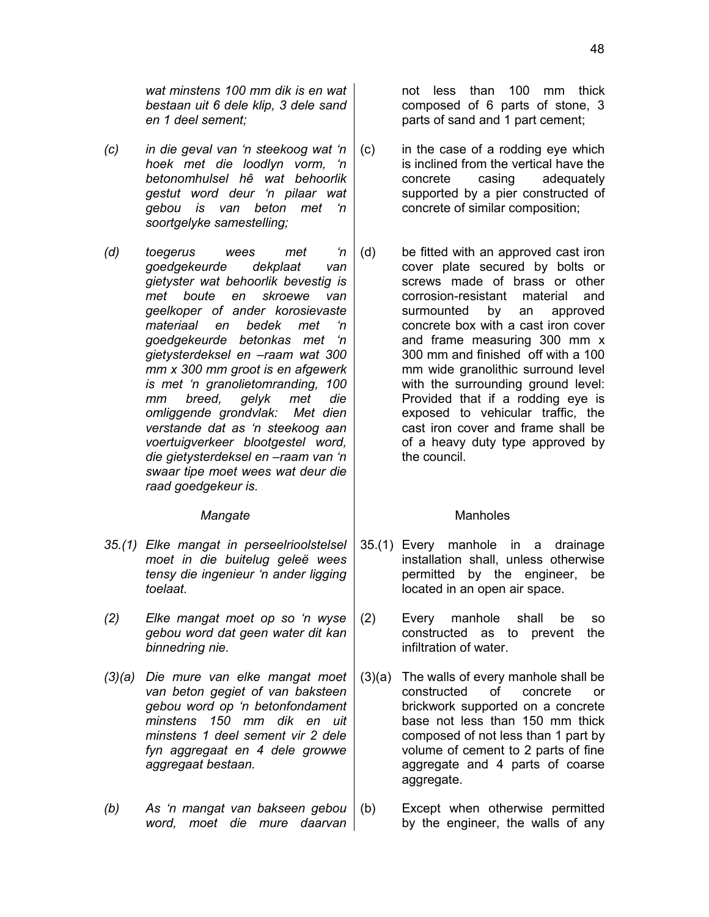*wat minstens 100 mm dik is en wat bestaan uit 6 dele klip, 3 dele sand en 1 deel sement;*

*(c) in die geval van 'n steekoog wat 'n hoek met die loodlyn vorm, 'n betonomhulsel hê wat behoorlik gestut word deur 'n pilaar wat gebou is van beton met 'n soortgelyke samestelling;*

*(d) toegerus wees met 'n goedgekeurde dekplaat van gietyster wat behoorlik bevestig is met boute en skroewe van geelkoper of ander korosievaste materiaal en bedek met 'n goedgekeurde betonkas met 'n gietysterdeksel en –raam wat 300 mm x 300 mm groot is en afgewerk is met 'n granolietomranding, 100 mm breed, gelyk met die omliggende grondvlak: Met dien verstande dat as 'n steekoog aan voertuigverkeer blootgestel word, die gietysterdeksel en –raam van 'n swaar tipe moet wees wat deur die raad goedgekeur is.*

*Mangate*

*35.(1) Elke mangat in perseelrioolstelsel moet in die buitelug geleë wees tensy die ingenieur 'n ander ligging toelaat.*

*(2) Elke mangat moet op so 'n wyse gebou word dat geen water dit kan binnedring nie.*

*(3)(a) Die mure van elke mangat moet van beton gegiet of van baksteen gebou word op 'n betonfondament minstens 150 mm dik en uit minstens 1 deel sement vir 2 dele fyn aggregaat en 4 dele growwe aggregaat bestaan.*

*(b) As 'n mangat van bakseen gebou word, moet die mure daarvan*

not less than 100 mm thick composed of 6 parts of stone, 3 parts of sand and 1 part cement;

(c) in the case of a rodding eye which is inclined from the vertical have the concrete casing adequately supported by a pier constructed of concrete of similar composition;

(d) be fitted with an approved cast iron cover plate secured by bolts or screws made of brass or other corrosion-resistant material and surmounted by an approved concrete box with a cast iron cover and frame measuring 300 mm x 300 mm and finished off with a 100 mm wide granolithic surround level with the surrounding ground level: Provided that if a rodding eye is exposed to vehicular traffic, the cast iron cover and frame shall be of a heavy duty type approved by the council.

Manholes

35.(1) Every manhole in a drainage installation shall, unless otherwise permitted by the engineer, be located in an open air space.

(2) Every manhole shall be so constructed as to prevent the infiltration of water.

(3)(a) The walls of every manhole shall be constructed of concrete or brickwork supported on a concrete base not less than 150 mm thick composed of not less than 1 part by volume of cement to 2 parts of fine aggregate and 4 parts of coarse aggregate.

(b) Except when otherwise permitted by the engineer, the walls of any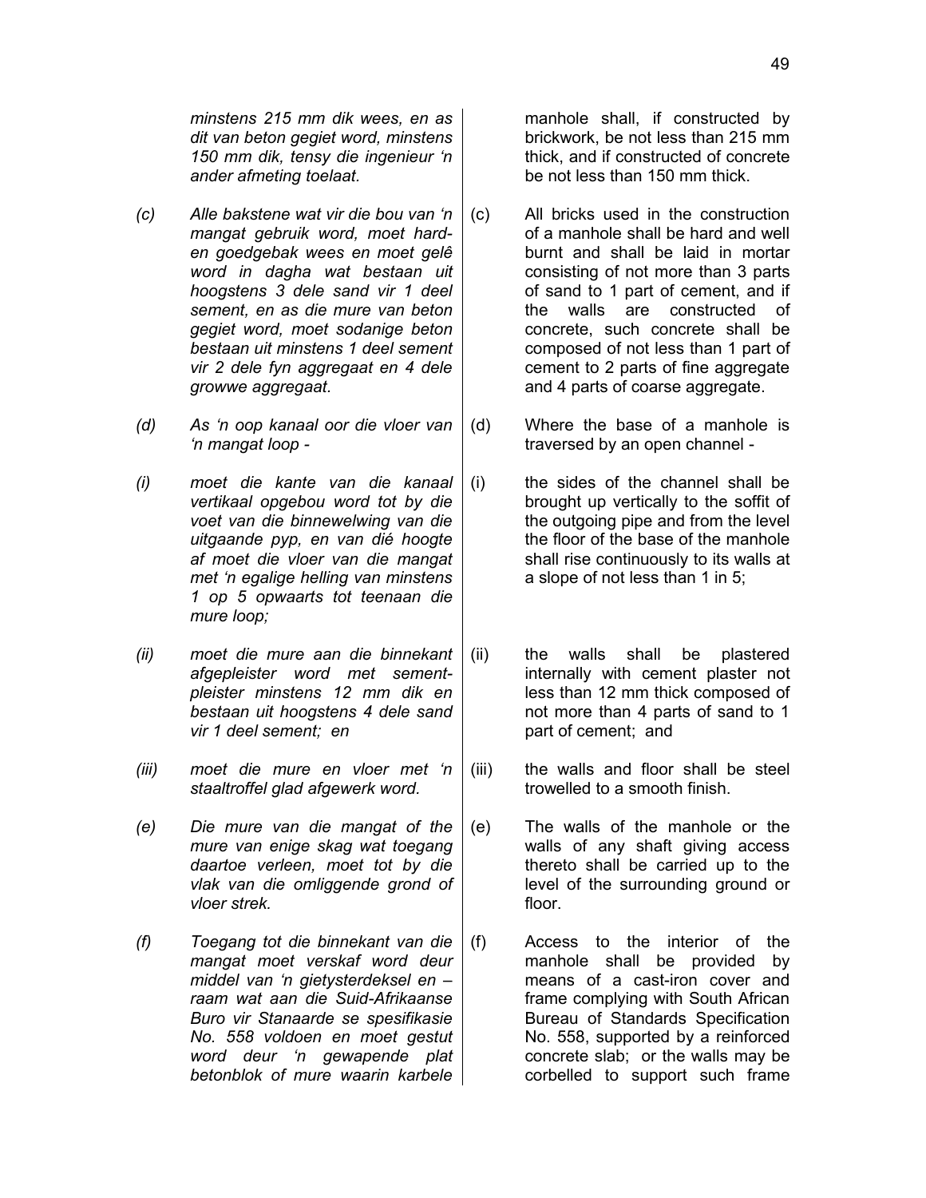*minstens 215 mm dik wees, en as dit van beton gegiet word, minstens 150 mm dik, tensy die ingenieur 'n ander afmeting toelaat.*

manhole shall, if constructed by brickwork, be not less than 215 mm thick, and if constructed of concrete be not less than 150 mm thick.

*(c) Alle bakstene wat vir die bou van 'n mangat gebruik word, moet hard- en goedgebak wees en moet gelê word in dagha wat bestaan uit hoogstens 3 dele sand vir 1 deel sement, en as die mure van beton gegiet word, moet sodanige beton bestaan uit minstens 1 deel sement vir 2 dele fyn aggregaat en 4 dele growwe aggregaat.*

(c) All bricks used in the construction of a manhole shall be hard and well burnt and shall be laid in mortar consisting of not more than 3 parts of sand to 1 part of cement, and if the walls are constructed of concrete, such concrete shall be composed of not less than 1 part of cement to 2 parts of fine aggregate and 4 parts of coarse aggregate.

*(d) As 'n oop kanaal oor die vloer van 'n mangat loop -*

*(i) moet die kante van die kanaal vertikaal opgebou word tot by die voet van die binnewelwing van die uitgaande pyp, en van dié hoogte af moet die vloer van die mangat met 'n egalige helling van minstens 1 op 5 opwaarts tot teenaan die mure loop;*

*(ii) moet die mure aan die binnekant afgepleister word met sement-pleister minstens 12 mm dik en bestaan uit hoogstens 4 dele sand vir 1 deel sement; en*

*(iii) moet die mure en vloer met 'n staaltroffel glad afgewerk word.*

(d) Where the base of a manhole is traversed by an open channel -

(i) the sides of the channel shall be brought up vertically to the soffit of the outgoing pipe and from the level the floor of the base of the manhole shall rise continuously to its walls at a slope of not less than 1 in 5;

(ii) the walls shall be plastered internally with cement plaster not less than 12 mm thick composed of not more than 4 parts of sand to 1 part of cement; and

(iii) the walls and floor shall be steel trowelled to a smooth finish.

*(e) Die mure van die mangat of the mure van enige skag wat toegang daartoe verleen, moet tot by die vlak van die omliggende grond of vloer strek.*

(e) The walls of the manhole or the walls of any shaft giving access thereto shall be carried up to the level of the surrounding ground or floor.

*(f) Toegang tot die binnekant van die mangat moet verskaf word deur middel van 'n gietysterdeksel en –raam wat aan die Suid-Afrikaanse Buro vir Stanaarde se spesifikasie No. 558 voldoen en moet gestut word deur 'n gewapende plat betonblok of mure waarin karbele*

(f) Access to the interior of the manhole shall be provided by means of a cast-iron cover and frame complying with South African Bureau of Standards Specification No. 558, supported by a reinforced concrete slab; or the walls may be corbelled to support such frame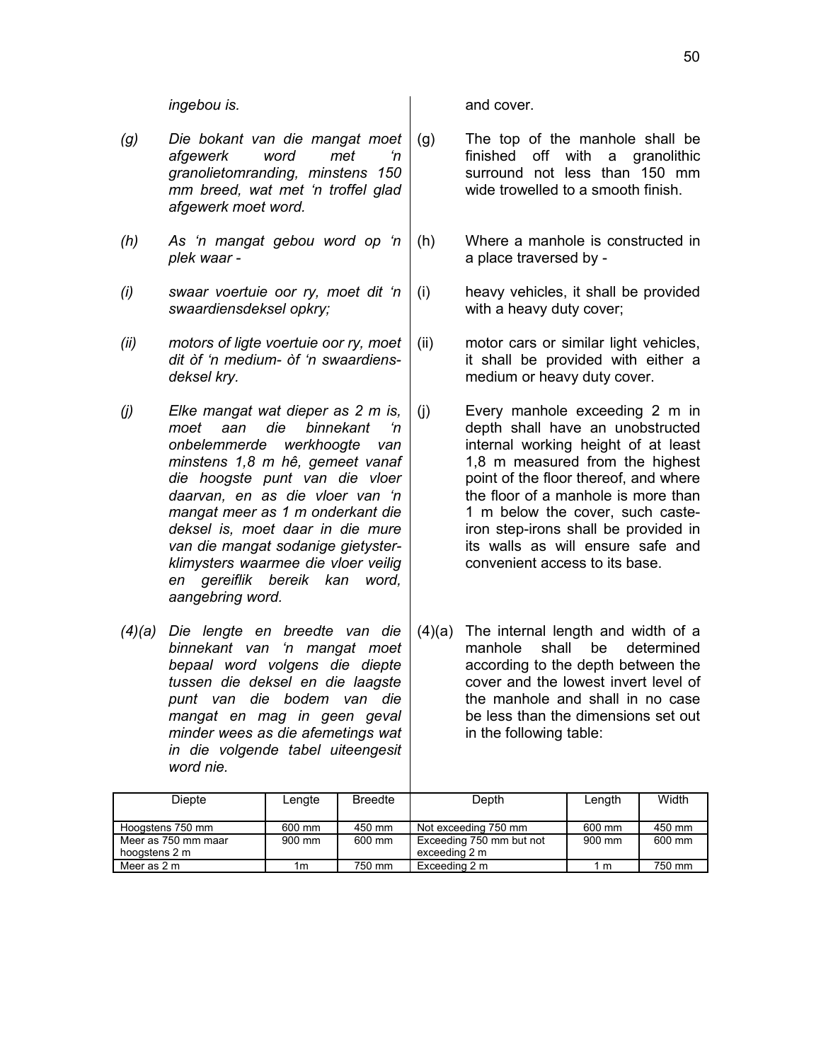*ingebou is.*

*(g) Die bokant van die mangat moet afgewerk word met 'n granolietomranding, minstens 150 mm breed, wat met 'n troffel glad afgewerk moet word.*

*(h) As 'n mangat gebou word op 'n plek waar -*

*(i) swaar voertuie oor ry, moet dit 'n swaardiensdeksel opkry;*

*(ii) motors of ligte voertuie oor ry, moet dit òf 'n medium- òf 'n swaardiens-deksel kry.*

*(j) Elke mangat wat dieper as 2 m is, moet aan die binnekant 'n onbelemmerde werkhoogte van minstens 1,8 m hê, gemeet vanaf die hoogste punt van die vloer daarvan, en as die vloer van 'n mangat meer as 1 m onderkant die deksel is, moet daar in die mure van die mangat sodanige gietyster-klimysters waarmee die vloer veilig en gereiflik bereik kan word, aangebring word.*

*(4)(a) Die lengte en breedte van die binnekant van 'n mangat moet bepaal word volgens die diepte tussen die deksel en die laagste punt van die bodem van die mangat en mag in geen geval minder wees as die afemetings wat in die volgende tabel uiteengesit word nie.*

| Diepte | Lengte | Breedte |
|---|---|---|
| Hoogstens 750 mm | 600 mm | 450 mm |
| Meer as 750 mm maar hoogstens 2 m | 900 mm | 600 mm |
| Meer as 2 m | 1m | 750 mm |

and cover.

(g) The top of the manhole shall be finished off with a granolithic surround not less than 150 mm wide trowelled to a smooth finish.

(h) Where a manhole is constructed in a place traversed by -

(i) heavy vehicles, it shall be provided with a heavy duty cover;

(ii) motor cars or similar light vehicles, it shall be provided with either a medium or heavy duty cover.

(j) Every manhole exceeding 2 m in depth shall have an unobstructed internal working height of at least 1,8 m measured from the highest point of the floor thereof, and where the floor of a manhole is more than 1 m below the cover, such caste-iron step-irons shall be provided in its walls as will ensure safe and convenient access to its base.

(4)(a) The internal length and width of a manhole shall be determined according to the depth between the cover and the lowest invert level of the manhole and shall in no case be less than the dimensions set out in the following table:

| Depth | Length | Width |
|---|---|---|
| Not exceeding 750 mm | 600 mm | 450 mm |
| Exceeding 750 mm but not exceeding 2 m | 900 mm | 600 mm |
| Exceeding 2 m | 1 m | 750 mm |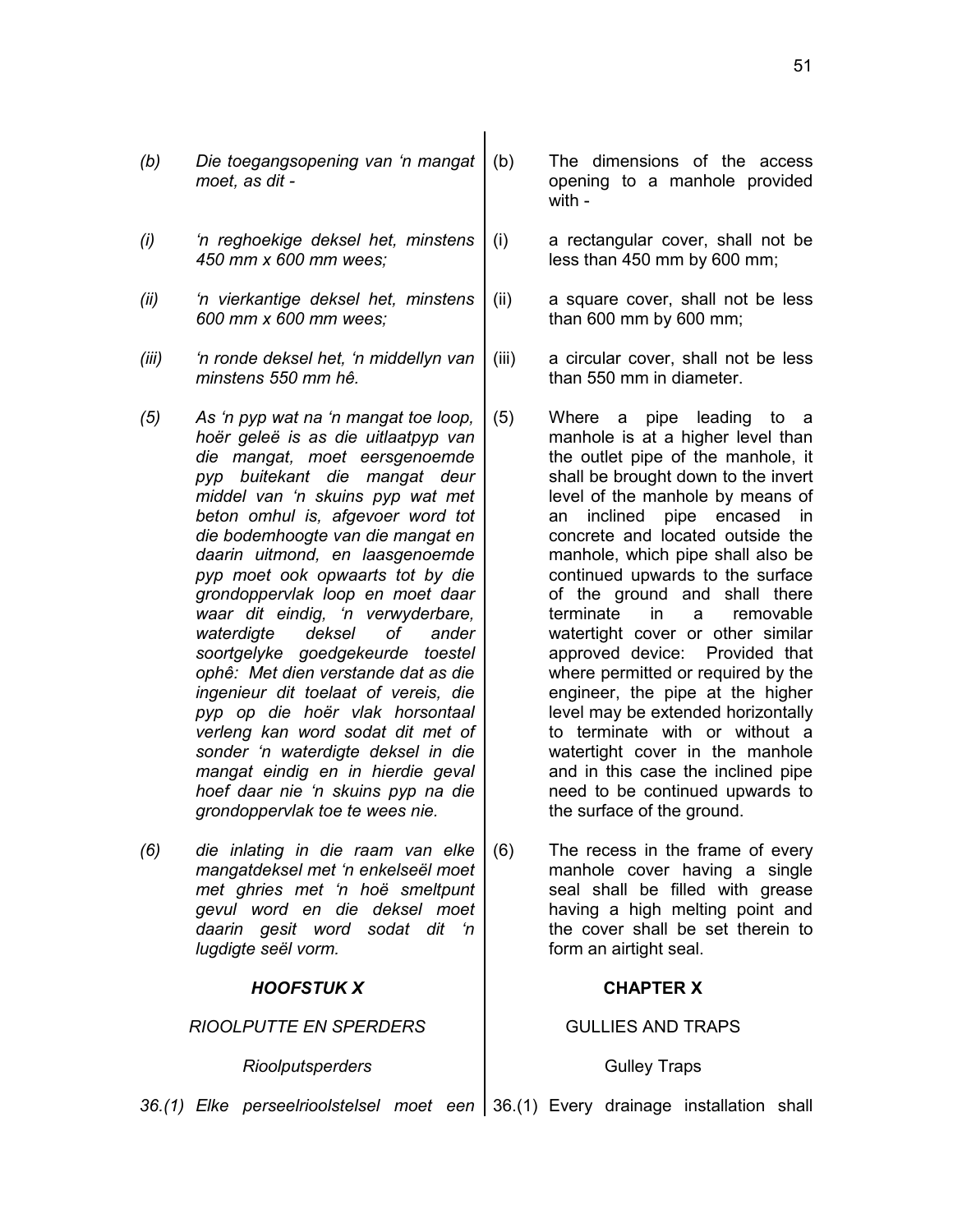*(b) Die toegangsopening van 'n mangat moet, as dit -*

*(i) 'n reghoekige deksel het, minstens 450 mm x 600 mm wees;*

*(ii) 'n vierkantige deksel het, minstens 600 mm x 600 mm wees;*

*(iii) 'n ronde deksel het, 'n middellyn van minstens 550 mm hê.*

*(5) As 'n pyp wat na 'n mangat toe loop, hoër geleë is as die uitlaatpyp van die mangat, moet eersgenoemde pyp buitekant die mangat deur middel van 'n skuins pyp wat met beton omhul is, afgevoer word tot die bodemhoogte van die mangat en daarin uitmond, en laasgenoemde pyp moet ook opwaarts tot by die grondoppervlak loop en moet daar waar dit eindig, 'n verwyderbare, waterdigte deksel of ander soortgelyke goedgekeurde toestel ophê: Met dien verstande dat as die ingenieur dit toelaat of vereis, die pyp op die hoër vlak horsontaal verleng kan word sodat dit met of sonder 'n waterdigte deksel in die mangat eindig en in hierdie geval hoef daar nie 'n skuins pyp na die grondoppervlak toe te wees nie.*

*(6) die inlating in die raam van elke mangatdeksel met 'n enkelseël moet met ghries met 'n hoë smeltpunt gevul word en die deksel moet daarin gesit word sodat dit 'n lugdigte seël vorm.*

## *HOOFSTUK X*

### *RIOOLPUTTE EN SPERDERS*

#### *Rioolputsperders*

*36.(1) Elke perseelrioolstelsel moet een*

---

(b) The dimensions of the access opening to a manhole provided with -

(i) a rectangular cover, shall not be less than 450 mm by 600 mm;

(ii) a square cover, shall not be less than 600 mm by 600 mm;

(iii) a circular cover, shall not be less than 550 mm in diameter.

(5) Where a pipe leading to a manhole is at a higher level than the outlet pipe of the manhole, it shall be brought down to the invert level of the manhole by means of an inclined pipe encased in concrete and located outside the manhole, which pipe shall also be continued upwards to the surface of the ground and shall there terminate in a removable watertight cover or other similar approved device: Provided that where permitted or required by the engineer, the pipe at the higher level may be extended horizontally to terminate with or without a watertight cover in the manhole and in this case the inclined pipe need to be continued upwards to the surface of the ground.

(6) The recess in the frame of every manhole cover having a single seal shall be filled with grease having a high melting point and the cover shall be set therein to form an airtight seal.

## CHAPTER X

### GULLIES AND TRAPS

#### Gulley Traps

36.(1) Every drainage installation shall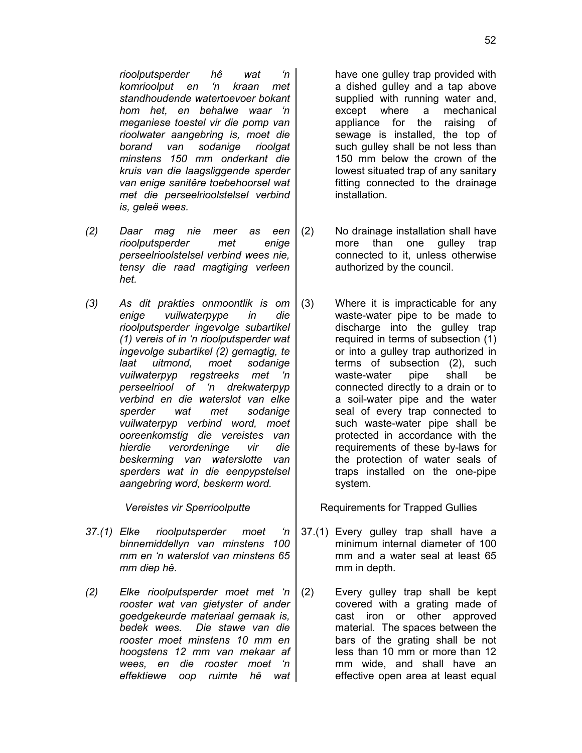*rioolputsperder hê wat 'n komrioolput en 'n kraan met standhoudende watertoevoer bokant hom het, en behalwe waar 'n meganiese toestel vir die pomp van rioolwater aangebring is, moet die borand van sodanige rioolgat minstens 150 mm onderkant die kruis van die laagsliggende sperder van enige sanitêre toebehoorsel wat met die perseelrioolstelsel verbind is, geleë wees.*

*(2) Daar mag nie meer as een rioolputsperder met enige perseelrioolstelsel verbind wees nie, tensy die raad magtiging verleen het.*

*(3) As dit prakties onmoontlik is om enige vuilwaterpype in die rioolputsperder ingevolge subartikel (1) vereis of in 'n rioolputsperder wat ingevolge subartikel (2) gemagtig, te laat uitmond, moet sodanige vuilwaterpyp regstreeks met 'n perseelriool of 'n drekwaterpyp verbind en die waterslot van elke sperder wat met sodanige vuilwaterpyp verbind word, moet ooreenkomstig die vereistes van hierdie verordeninge vir die beskerming van waterslotte van sperders wat in die eenpypstelsel aangebring word, beskerm word.*

*Vereistes vir Sperrioolputte*

*37.(1) Elke rioolputsperder moet 'n binnemiddellyn van minstens 100 mm en 'n waterslot van minstens 65 mm diep hê.*

*(2) Elke rioolputsperder moet met 'n rooster wat van gietyster of ander goedgekeurde materiaal gemaak is, bedek wees. Die stawe van die rooster moet minstens 10 mm en hoogstens 12 mm van mekaar af wees, en die rooster moet 'n effektiewe oop ruimte hê wat*

have one gulley trap provided with a dished gulley and a tap above supplied with running water and, except where a mechanical appliance for the raising of sewage is installed, the top of such gulley shall be not less than 150 mm below the crown of the lowest situated trap of any sanitary fitting connected to the drainage installation.

(2) No drainage installation shall have more than one gulley trap connected to it, unless otherwise authorized by the council.

(3) Where it is impracticable for any waste-water pipe to be made to discharge into the gulley trap required in terms of subsection (1) or into a gulley trap authorized in terms of subsection (2), such waste-water pipe shall be connected directly to a drain or to a soil-water pipe and the water seal of every trap connected to such waste-water pipe shall be protected in accordance with the requirements of these by-laws for the protection of water seals of traps installed on the one-pipe system.

Requirements for Trapped Gullies

37.(1) Every gulley trap shall have a minimum internal diameter of 100 mm and a water seal at least 65 mm in depth.

(2) Every gulley trap shall be kept covered with a grating made of cast iron or other approved material. The spaces between the bars of the grating shall be not less than 10 mm or more than 12 mm wide, and shall have an effective open area at least equal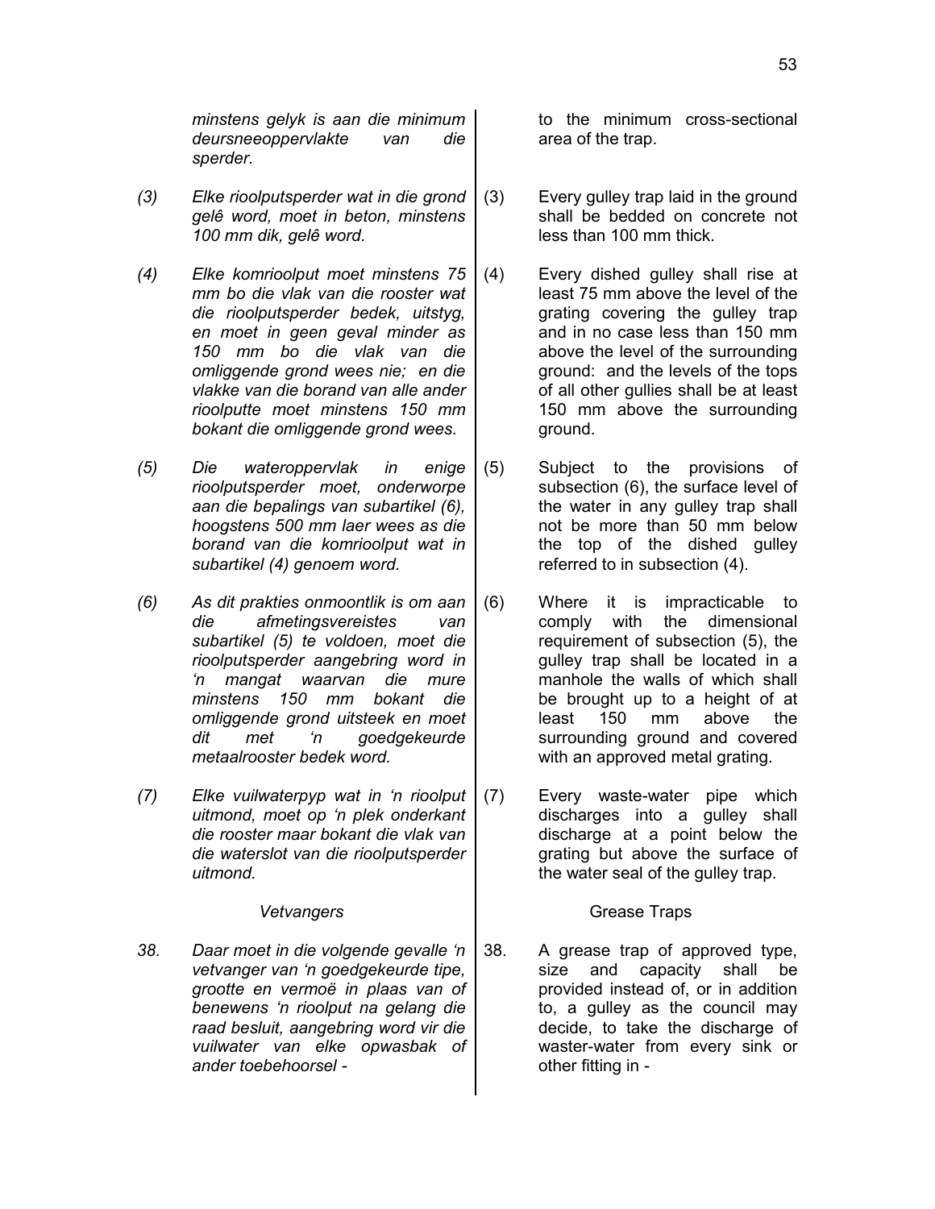*minstens gelyk is aan die minimum deursneeoppervlakte van die sperder.*

*(3) Elke rioolputsperder wat in die grond gelê word, moet in beton, minstens 100 mm dik, gelê word.*

*(4) Elke komrioolput moet minstens 75 mm bo die vlak van die rooster wat die rioolputsperder bedek, uitstyg, en moet in geen geval minder as 150 mm bo die vlak van die omliggende grond wees nie; en die vlakke van die borand van alle ander rioolputte moet minstens 150 mm bokant die omliggende grond wees.*

*(5) Die wateroppervlak in enige rioolputsperder moet, onderworpe aan die bepalings van subartikel (6), hoogstens 500 mm laer wees as die borand van die komrioolput wat in subartikel (4) genoem word.*

*(6) As dit prakties onmoontlik is om aan die afmetingsvereistes van subartikel (5) te voldoen, moet die rioolputsperder aangebring word in 'n mangat waarvan die mure minstens 150 mm bokant die omliggende grond uitsteek en moet dit met 'n goedgekeurde metaalrooster bedek word.*

*(7) Elke vuilwaterpyp wat in 'n rioolput uitmond, moet op 'n plek onderkant die rooster maar bokant die vlak van die waterslot van die rioolputsperder uitmond.*

*Vetvangers*

*38. Daar moet in die volgende gevalle 'n vetvanger van 'n goedgekeurde tipe, grootte en vermoë in plaas van of benewens 'n rioolput na gelang die raad besluit, aangebring word vir die vuilwater van elke opwasbak of ander toebehoorsel -*

to the minimum cross-sectional area of the trap.

(3) Every gulley trap laid in the ground shall be bedded on concrete not less than 100 mm thick.

(4) Every dished gulley shall rise at least 75 mm above the level of the grating covering the gulley trap and in no case less than 150 mm above the level of the surrounding ground: and the levels of the tops of all other gullies shall be at least 150 mm above the surrounding ground.

(5) Subject to the provisions of subsection (6), the surface level of the water in any gulley trap shall not be more than 50 mm below the top of the dished gulley referred to in subsection (4).

(6) Where it is impracticable to comply with the dimensional requirement of subsection (5), the gulley trap shall be located in a manhole the walls of which shall be brought up to a height of at least 150 mm above the surrounding ground and covered with an approved metal grating.

(7) Every waste-water pipe which discharges into a gulley shall discharge at a point below the grating but above the surface of the water seal of the gulley trap.

Grease Traps

38. A grease trap of approved type, size and capacity shall be provided instead of, or in addition to, a gulley as the council may decide, to take the discharge of waster-water from every sink or other fitting in -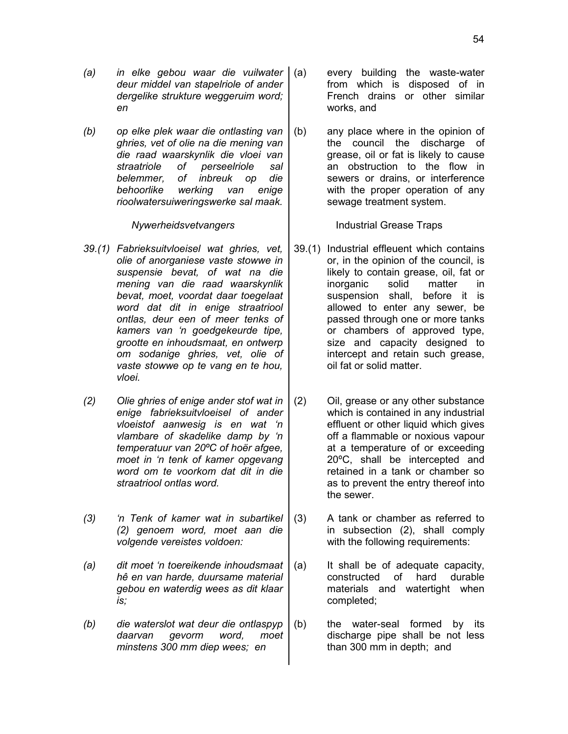*(a) in elke gebou waar die vuilwater deur middel van stapelriole of ander dergelike strukture weggeruim word; en*

*(b) op elke plek waar die ontlasting van ghries, vet of olie na die mening van die raad waarskynlik die vloei van straatriole of perseelriole sal belemmer, of inbreuk op die behoorlike werking van enige rioolwatersuiweringswerke sal maak.*

(a) every building the waste-water from which is disposed of in French drains or other similar works, and

(b) any place where in the opinion of the council the discharge of grease, oil or fat is likely to cause an obstruction to the flow in sewers or drains, or interference with the proper operation of any sewage treatment system.

### *Nywerheidsvetvangers*

*39.(1) Fabrieksuitvloeisel wat ghries, vet, olie of anorganiese vaste stowwe in suspensie bevat, of wat na die mening van die raad waarskynlik bevat, moet, voordat daar toegelaat word dat dit in enige straatriool ontlas, deur een of meer tenks of kamers van 'n goedgekeurde tipe, grootte en inhoudsmaat, en ontwerp om sodanige ghries, vet, olie of vaste stowwe op te vang en te hou, vloei.*

*(2) Olie ghries of enige ander stof wat in enige fabrieksuitvloeisel of ander vloeistof aanwesig is en wat 'n vlambare of skadelike damp by 'n temperatuur van 20ºC of hoër afgee, moet in 'n tenk of kamer opgevang word om te voorkom dat dit in die straatriool ontlas word.*

*(3) 'n Tenk of kamer wat in subartikel (2) genoem word, moet aan die volgende vereistes voldoen:*

*(a) dit moet 'n toereikende inhoudsmaat hê en van harde, duursame material gebou en waterdig wees as dit klaar is;*

*(b) die waterslot wat deur die ontlaspyp daarvan gevorm word, moet minstens 300 mm diep wees; en*

### Industrial Grease Traps

39.(1) Industrial effleuent which contains or, in the opinion of the council, is likely to contain grease, oil, fat or inorganic solid matter in suspension shall, before it is allowed to enter any sewer, be passed through one or more tanks or chambers of approved type, size and capacity designed to intercept and retain such grease, oil fat or solid matter.

(2) Oil, grease or any other substance which is contained in any industrial effluent or other liquid which gives off a flammable or noxious vapour at a temperature of or exceeding 20ºC, shall be intercepted and retained in a tank or chamber so as to prevent the entry thereof into the sewer.

(3) A tank or chamber as referred to in subsection (2), shall comply with the following requirements:

(a) It shall be of adequate capacity, constructed of hard durable materials and watertight when completed;

(b) the water-seal formed by its discharge pipe shall be not less than 300 mm in depth; and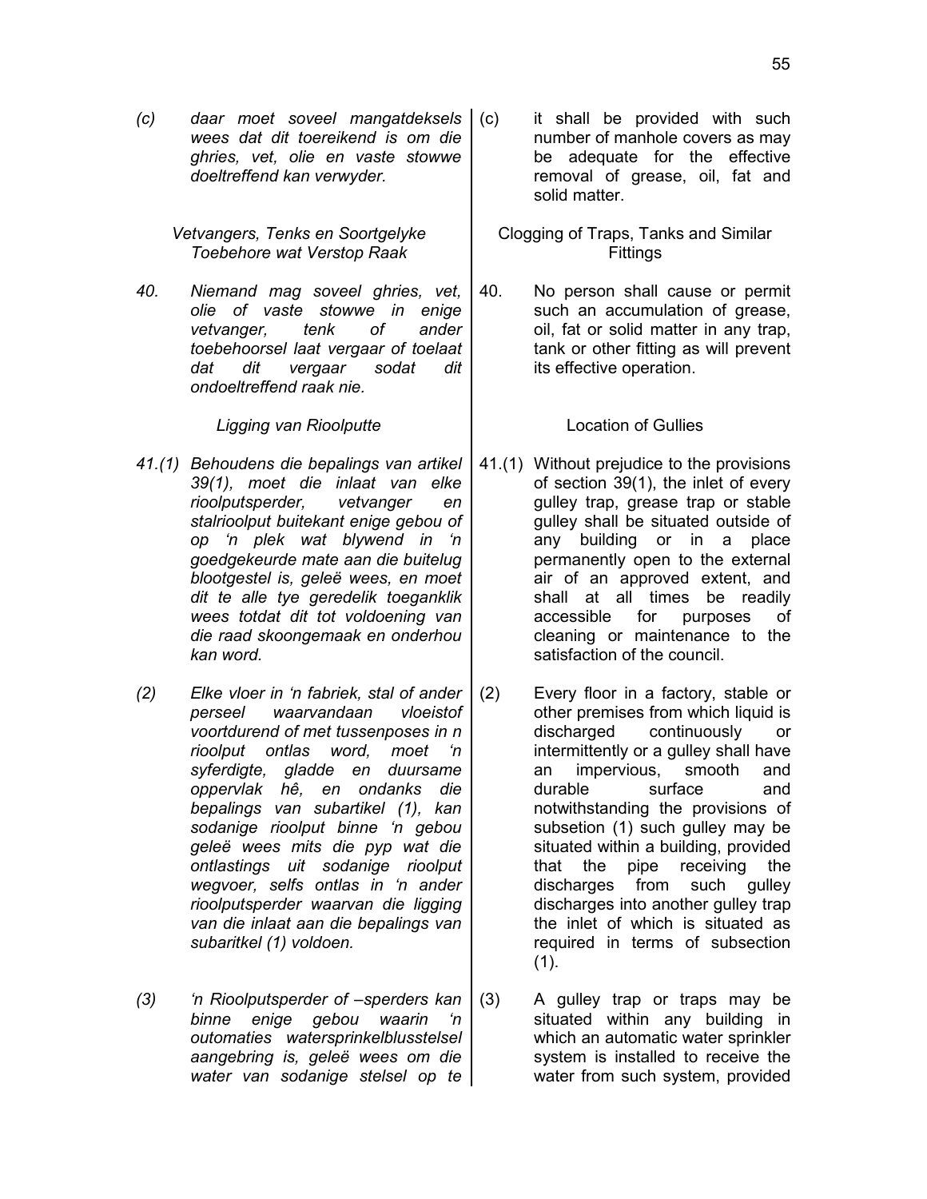*(c) daar moet soveel mangatdeksels wees dat dit toereikend is om die ghries, vet, olie en vaste stowwe doeltreffend kan verwyder.*

*Vetvangers, Tenks en Soortgelyke Toebehore wat Verstop Raak*

*40. Niemand mag soveel ghries, vet, olie of vaste stowwe in enige vetvanger, tenk of ander toebehoorsel laat vergaar of toelaat dat dit vergaar sodat dit ondoeltreffend raak nie.*

*Ligging van Rioolputte*

*41.(1) Behoudens die bepalings van artikel 39(1), moet die inlaat van elke rioolputsperder, vetvanger en stalrioolput buitekant enige gebou of op 'n plek wat blywend in 'n goedgekeurde mate aan die buitelug blootgestel is, geleë wees, en moet dit te alle tye geredelik toeganklik wees totdat dit tot voldoening van die raad skoongemaak en onderhou kan word.*

*(2) Elke vloer in 'n fabriek, stal of ander perseel waarvandaan vloeistof voortdurend of met tussenposes in n rioolput ontlas word, moet 'n syferdigte, gladde en duursame oppervlak hê, en ondanks die bepalings van subartikel (1), kan sodanige rioolput binne 'n gebou geleë wees mits die pyp wat die ontlastings uit sodanige rioolput wegvoer, selfs ontlas in 'n ander rioolputsperder waarvan die ligging van die inlaat aan die bepalings van subaritkel (1) voldoen.*

*(3) 'n Rioolputsperder of –sperders kan binne enige gebou waarin 'n outomaties watersprinkelblusstelsel aangebring is, geleë wees om die water van sodanige stelsel op te*

(c) it shall be provided with such number of manhole covers as may be adequate for the effective removal of grease, oil, fat and solid matter.

Clogging of Traps, Tanks and Similar Fittings

40. No person shall cause or permit such an accumulation of grease, oil, fat or solid matter in any trap, tank or other fitting as will prevent its effective operation.

Location of Gullies

41.(1) Without prejudice to the provisions of section 39(1), the inlet of every gulley trap, grease trap or stable gulley shall be situated outside of any building or in a place permanently open to the external air of an approved extent, and shall at all times be readily accessible for purposes of cleaning or maintenance to the satisfaction of the council.

(2) Every floor in a factory, stable or other premises from which liquid is discharged continuously or intermittently or a gulley shall have an impervious, smooth and durable surface and notwithstanding the provisions of subsetion (1) such gulley may be situated within a building, provided that the pipe receiving the discharges from such gulley discharges into another gulley trap the inlet of which is situated as required in terms of subsection (1).

(3) A gulley trap or traps may be situated within any building in which an automatic water sprinkler system is installed to receive the water from such system, provided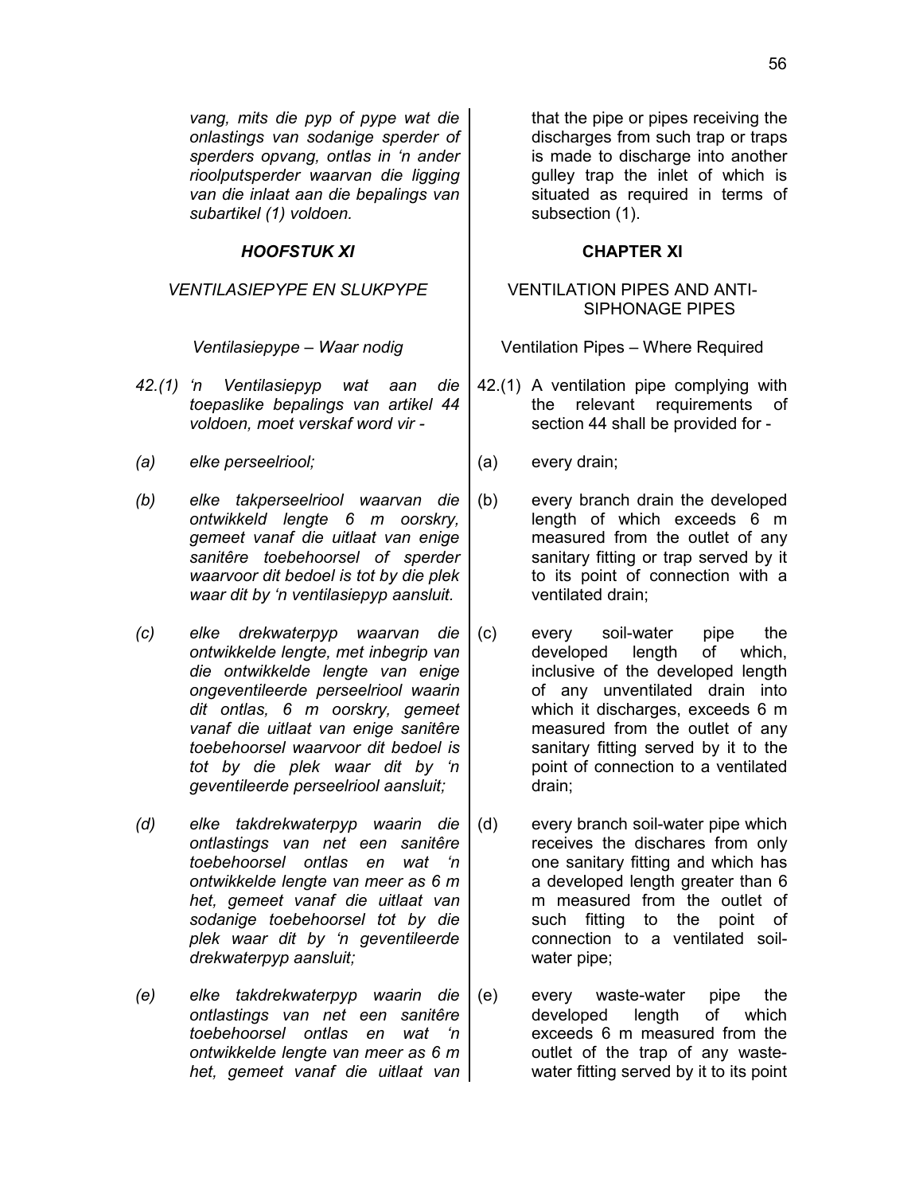*vang, mits die pyp of pype wat die onlastings van sodanige sperder of sperders opvang, ontlas in 'n ander rioolputsperder waarvan die ligging van die inlaat aan die bepalings van subartikel (1) voldoen.*

that the pipe or pipes receiving the discharges from such trap or traps is made to discharge into another gulley trap the inlet of which is situated as required in terms of subsection (1).

## *HOOFSTUK XI*

## CHAPTER XI

### *VENTILASIEPYPE EN SLUKPYPE*

### VENTILATION PIPES AND ANTI-SIPHONAGE PIPES

*Ventilasiepype – Waar nodig*

Ventilation Pipes – Where Required

*42.(1) 'n Ventilasiepyp wat aan die toepaslike bepalings van artikel 44 voldoen, moet verskaf word vir -*

*(a) elke perseelriool;*

*(b) elke takperseelriool waarvan die ontwikkeld lengte 6 m oorskry, gemeet vanaf die uitlaat van enige sanitêre toebehoorsel of sperder waarvoor dit bedoel is tot by die plek waar dit by 'n ventilasiepyp aansluit.*

*(c) elke drekwaterpyp waarvan die ontwikkelde lengte, met inbegrip van die ontwikkelde lengte van enige ongeventileerde perseelriool waarin dit ontlas, 6 m oorskry, gemeet vanaf die uitlaat van enige sanitêre toebehoorsel waarvoor dit bedoel is tot by die plek waar dit by 'n geventileerde perseelriool aansluit;*

*(d) elke takdrekwaterpyp waarin die ontlastings van net een sanitêre toebehoorsel ontlas en wat 'n ontwikkelde lengte van meer as 6 m het, gemeet vanaf die uitlaat van sodanige toebehoorsel tot by die plek waar dit by 'n geventileerde drekwaterpyp aansluit;*

*(e) elke takdrekwaterpyp waarin die ontlastings van net een sanitêre toebehoorsel ontlas en wat 'n ontwikkelde lengte van meer as 6 m het, gemeet vanaf die uitlaat van*

42.(1) A ventilation pipe complying with the relevant requirements of section 44 shall be provided for -

(a) every drain;

(b) every branch drain the developed length of which exceeds 6 m measured from the outlet of any sanitary fitting or trap served by it to its point of connection with a ventilated drain;

(c) every soil-water pipe the developed length of which, inclusive of the developed length of any unventilated drain into which it discharges, exceeds 6 m measured from the outlet of any sanitary fitting served by it to the point of connection to a ventilated drain;

(d) every branch soil-water pipe which receives the dischares from only one sanitary fitting and which has a developed length greater than 6 m measured from the outlet of such fitting to the point of connection to a ventilated soil-water pipe;

(e) every waste-water pipe the developed length of which exceeds 6 m measured from the outlet of the trap of any waste-water fitting served by it to its point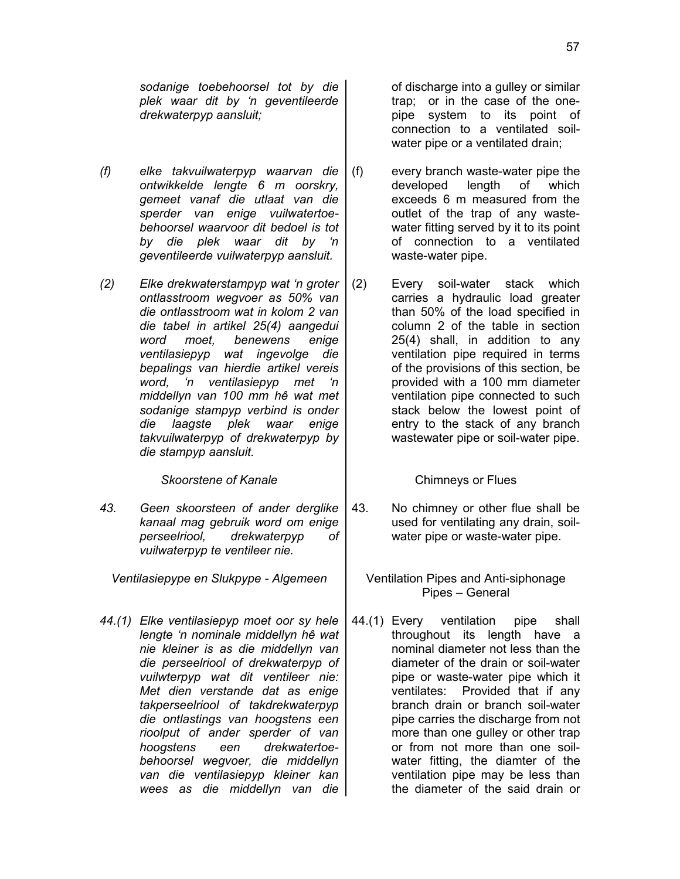*sodanige toebehoorsel tot by die plek waar dit by 'n geventileerde drekwaterpyp aansluit;*

of discharge into a gulley or similar trap; or in the case of the one-pipe system to its point of connection to a ventilated soil-water pipe or a ventilated drain;

*(f) elke takvuilwaterpyp waarvan die ontwikkelde lengte 6 m oorskry, gemeet vanaf die utlaat van die sperder van enige vuilwatertoe-behoorsel waarvoor dit bedoel is tot by die plek waar dit by 'n geventileerde vuilwaterpyp aansluit.*

(f) every branch waste-water pipe the developed length of which exceeds 6 m measured from the outlet of the trap of any waste-water fitting served by it to its point of connection to a ventilated waste-water pipe.

*(2) Elke drekwaterstampyp wat 'n groter ontlasstroom wegvoer as 50% van die ontlasstroom wat in kolom 2 van die tabel in artikel 25(4) aangedui word moet, benewens enige ventilasiepyp wat ingevolge die bepalings van hierdie artikel vereis word, 'n ventilasiepyp met 'n middellyn van 100 mm hê wat met sodanige stampyp verbind is onder die laagste plek waar enige takvuilwaterpyp of drekwaterpyp by die stampyp aansluit.*

(2) Every soil-water stack which carries a hydraulic load greater than 50% of the load specified in column 2 of the table in section 25(4) shall, in addition to any ventilation pipe required in terms of the provisions of this section, be provided with a 100 mm diameter ventilation pipe connected to such stack below the lowest point of entry to the stack of any branch wastewater pipe or soil-water pipe.

*Skoorstene of Kanale*

Chimneys or Flues

*43. Geen skoorsteen of ander derglike kanaal mag gebruik word om enige perseelriool, drekwaterpyp of vuilwaterpyp te ventileer nie.*

43. No chimney or other flue shall be used for ventilating any drain, soil-water pipe or waste-water pipe.

*Ventilasiepype en Slukpype - Algemeen*

Ventilation Pipes and Anti-siphonage Pipes – General

*44.(1) Elke ventilasiepyp moet oor sy hele lengte 'n nominale middellyn hê wat nie kleiner is as die middellyn van die perseelriool of drekwaterpyp of vuilwterpyp wat dit ventileer nie: Met dien verstande dat as enige takperseelriool of takdrekwaterpyp die ontlastings van hoogstens een rioolput of ander sperder of van hoogstens een drekwatertoe-behoorsel wegvoer, die middellyn van die ventilasiepyp kleiner kan wees as die middellyn van die*

44.(1) Every ventilation pipe shall throughout its length have a nominal diameter not less than the diameter of the drain or soil-water pipe or waste-water pipe which it ventilates: Provided that if any branch drain or branch soil-water pipe carries the discharge from not more than one gulley or other trap or from not more than one soil-water fitting, the diamter of the ventilation pipe may be less than the diameter of the said drain or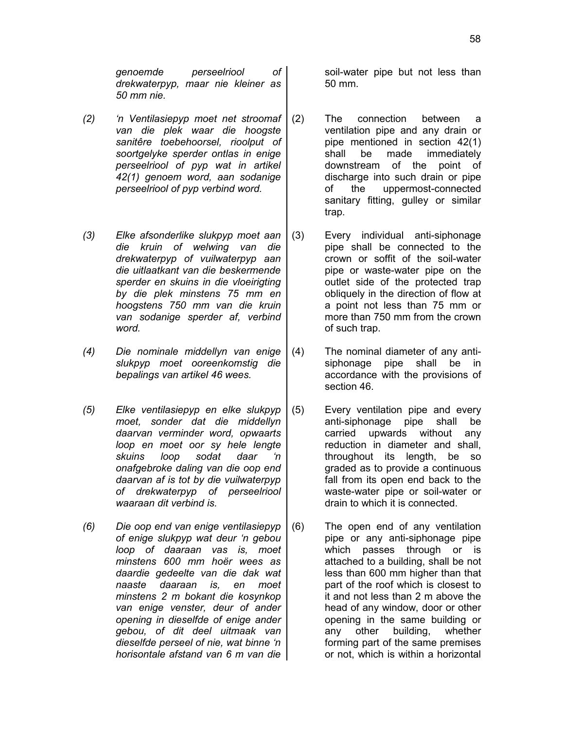*genoemde perseelriool of drekwaterpyp, maar nie kleiner as 50 mm nie.*

soil-water pipe but not less than 50 mm.

*(2) 'n Ventilasiepyp moet net stroomaf van die plek waar die hoogste sanitêre toebehoorsel, rioolput of soortgelyke sperder ontlas in enige perseelriool of pyp wat in artikel 42(1) genoem word, aan sodanige perseelriool of pyp verbind word.*

(2) The connection between a ventilation pipe and any drain or pipe mentioned in section 42(1) shall be made immediately downstream of the point of discharge into such drain or pipe of the uppermost-connected sanitary fitting, gulley or similar trap.

*(3) Elke afsonderlike slukpyp moet aan die kruin of welwing van die drekwaterpyp of vuilwaterpyp aan die uitlaatkant van die beskermende sperder en skuins in die vloeirigting by die plek minstens 75 mm en hoogstens 750 mm van die kruin van sodanige sperder af, verbind word.*

(3) Every individual anti-siphonage pipe shall be connected to the crown or soffit of the soil-water pipe or waste-water pipe on the outlet side of the protected trap obliquely in the direction of flow at a point not less than 75 mm or more than 750 mm from the crown of such trap.

*(4) Die nominale middellyn van enige slukpyp moet ooreenkomstig die bepalings van artikel 46 wees.*

(4) The nominal diameter of any anti-siphonage pipe shall be in accordance with the provisions of section 46.

*(5) Elke ventilasiepyp en elke slukpyp moet, sonder dat die middellyn daarvan verminder word, opwaarts loop en moet oor sy hele lengte skuins loop sodat daar 'n onafgebroke daling van die oop end daarvan af is tot by die vuilwaterpyp of drekwaterpyp of perseelriool waaraan dit verbind is.*

(5) Every ventilation pipe and every anti-siphonage pipe shall be carried upwards without any reduction in diameter and shall, throughout its length, be so graded as to provide a continuous fall from its open end back to the waste-water pipe or soil-water or drain to which it is connected.

*(6) Die oop end van enige ventilasiepyp of enige slukpyp wat deur 'n gebou loop of daaraan vas is, moet minstens 600 mm hoër wees as daardie gedeelte van die dak wat naaste daaraan is, en moet minstens 2 m bokant die kosynkop van enige venster, deur of ander opening in dieselfde of enige ander gebou, of dit deel uitmaak van dieselfde perseel of nie, wat binne 'n horisontale afstand van 6 m van die*

(6) The open end of any ventilation pipe or any anti-siphonage pipe which passes through or is attached to a building, shall be not less than 600 mm higher than that part of the roof which is closest to it and not less than 2 m above the head of any window, door or other opening in the same building or any other building, whether forming part of the same premises or not, which is within a horizontal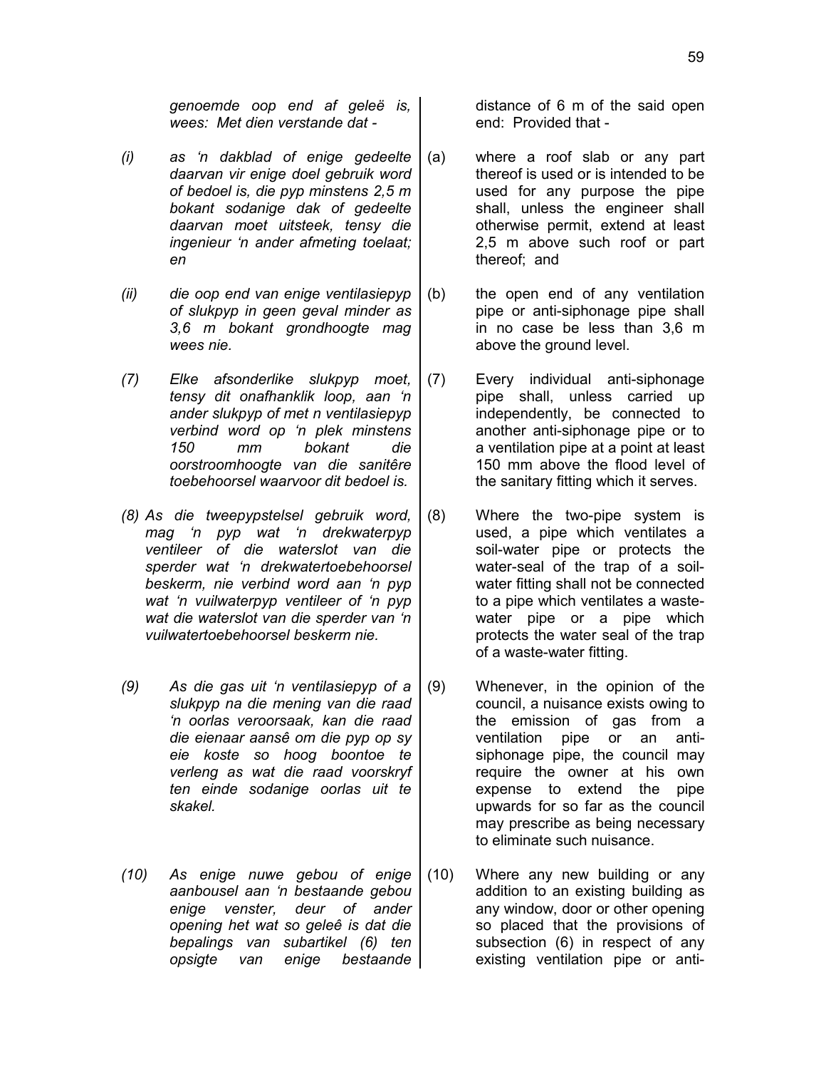*genoemde oop end af geleë is, wees: Met dien verstande dat -*

*(i) as 'n dakblad of enige gedeelte daarvan vir enige doel gebruik word of bedoel is, die pyp minstens 2,5 m bokant sodanige dak of gedeelte daarvan moet uitsteek, tensy die ingenieur 'n ander afmeting toelaat; en*

*(ii) die oop end van enige ventilasiepyp of slukpyp in geen geval minder as 3,6 m bokant grondhoogte mag wees nie.*

*(7) Elke afsonderlike slukpyp moet, tensy dit onafhanklik loop, aan 'n ander slukpyp of met n ventilasiepyp verbind word op 'n plek minstens 150 mm bokant die oorstroomhoogte van die sanitêre toebehoorsel waarvoor dit bedoel is.*

*(8) As die tweepypstelsel gebruik word, mag 'n pyp wat 'n drekwaterpyp ventileer of die waterslot van die sperder wat 'n drekwatertoebehoorsel beskerm, nie verbind word aan 'n pyp wat 'n vuilwaterpyp ventileer of 'n pyp wat die waterslot van die sperder van 'n vuilwatertoebehoorsel beskerm nie.*

*(9) As die gas uit 'n ventilasiepyp of a slukpyp na die mening van die raad 'n oorlas veroorsaak, kan die raad die eienaar aansê om die pyp op sy eie koste so hoog boontoe te verleng as wat die raad voorskryf ten einde sodanige oorlas uit te skakel.*

*(10) As enige nuwe gebou of enige aanbousel aan 'n bestaande gebou enige venster, deur of ander opening het wat so geleë is dat die bepalings van subartikel (6) ten opsigte van enige bestaande*

distance of 6 m of the said open end: Provided that -

(a) where a roof slab or any part thereof is used or is intended to be used for any purpose the pipe shall, unless the engineer shall otherwise permit, extend at least 2,5 m above such roof or part thereof; and

(b) the open end of any ventilation pipe or anti-siphonage pipe shall in no case be less than 3,6 m above the ground level.

(7) Every individual anti-siphonage pipe shall, unless carried up independently, be connected to another anti-siphonage pipe or to a ventilation pipe at a point at least 150 mm above the flood level of the sanitary fitting which it serves.

(8) Where the two-pipe system is used, a pipe which ventilates a soil-water pipe or protects the water-seal of the trap of a soil-water fitting shall not be connected to a pipe which ventilates a waste-water pipe or a pipe which protects the water seal of the trap of a waste-water fitting.

(9) Whenever, in the opinion of the council, a nuisance exists owing to the emission of gas from a ventilation pipe or an anti-siphonage pipe, the council may require the owner at his own expense to extend the pipe upwards for so far as the council may prescribe as being necessary to eliminate such nuisance.

(10) Where any new building or any addition to an existing building as any window, door or other opening so placed that the provisions of subsection (6) in respect of any existing ventilation pipe or anti-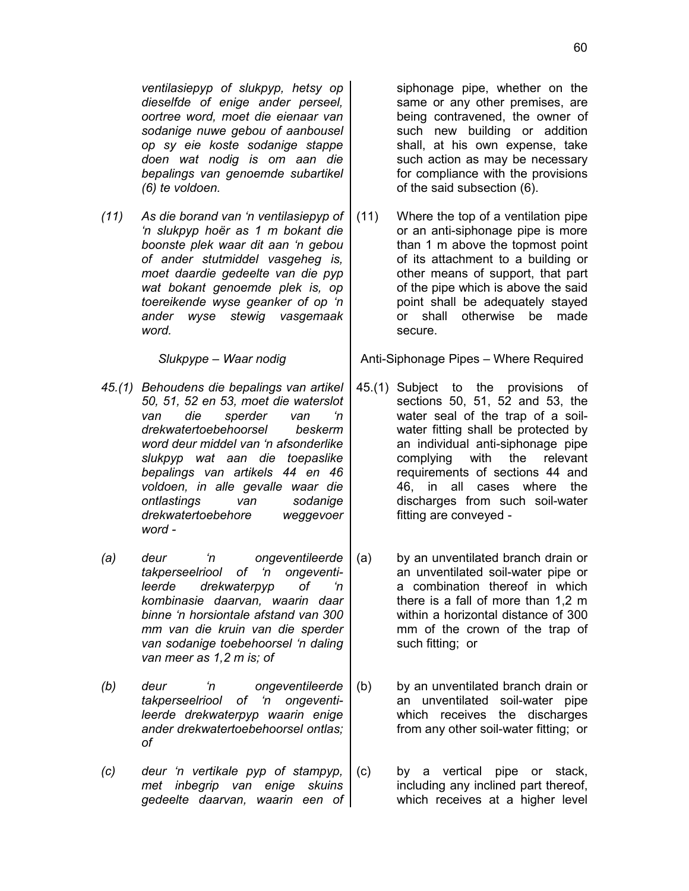*ventilasiepyp of slukpyp, hetsy op dieselfde of enige ander perseel, oortree word, moet die eienaar van sodanige nuwe gebou of aanbousel op sy eie koste sodanige stappe doen wat nodig is om aan die bepalings van genoemde subartikel (6) te voldoen.*

*(11) As die borand van 'n ventilasiepyp of 'n slukpyp hoër as 1 m bokant die boonste plek waar dit aan 'n gebou of ander stutmiddel vasgeheg is, moet daardie gedeelte van die pyp wat bokant genoemde plek is, op toereikende wyse geanker of op 'n ander wyse stewig vasgemaak word.*

*Slukpype – Waar nodig*

*45.(1) Behoudens die bepalings van artikel 50, 51, 52 en 53, moet die waterslot van die sperder van 'n drekwatertoebehoorsel beskerm word deur middel van 'n afsonderlike slukpyp wat aan die toepaslike bepalings van artikels 44 en 46 voldoen, in alle gevalle waar die ontlastings van sodanige drekwatertoebehore weggevoer word -*

*(a) deur 'n ongeventileerde takperseelriool of 'n ongeventileerde drekwaterpyp of 'n kombinasie daarvan, waarin daar binne 'n horsiontale afstand van 300 mm van die kruin van die sperder van sodanige toebehoorsel 'n daling van meer as 1,2 m is; of*

*(b) deur 'n ongeventileerde takperseelriool of 'n ongeventileerde drekwaterpyp waarin enige ander drekwatertoebehoorsel ontlas; of*

*(c) deur 'n vertikale pyp of stampyp, met inbegrip van enige skuins gedeelte daarvan, waarin een of*

siphonage pipe, whether on the same or any other premises, are being contravened, the owner of such new building or addition shall, at his own expense, take such action as may be necessary for compliance with the provisions of the said subsection (6).

(11) Where the top of a ventilation pipe or an anti-siphonage pipe is more than 1 m above the topmost point of its attachment to a building or other means of support, that part of the pipe which is above the said point shall be adequately stayed or shall otherwise be made secure.

Anti-Siphonage Pipes – Where Required

45.(1) Subject to the provisions of sections 50, 51, 52 and 53, the water seal of the trap of a soil-water fitting shall be protected by an individual anti-siphonage pipe complying with the relevant requirements of sections 44 and 46, in all cases where the discharges from such soil-water fitting are conveyed -

(a) by an unventilated branch drain or an unventilated soil-water pipe or a combination thereof in which there is a fall of more than 1,2 m within a horizontal distance of 300 mm of the crown of the trap of such fitting; or

(b) by an unventilated branch drain or an unventilated soil-water pipe which receives the discharges from any other soil-water fitting; or

(c) by a vertical pipe or stack, including any inclined part thereof, which receives at a higher level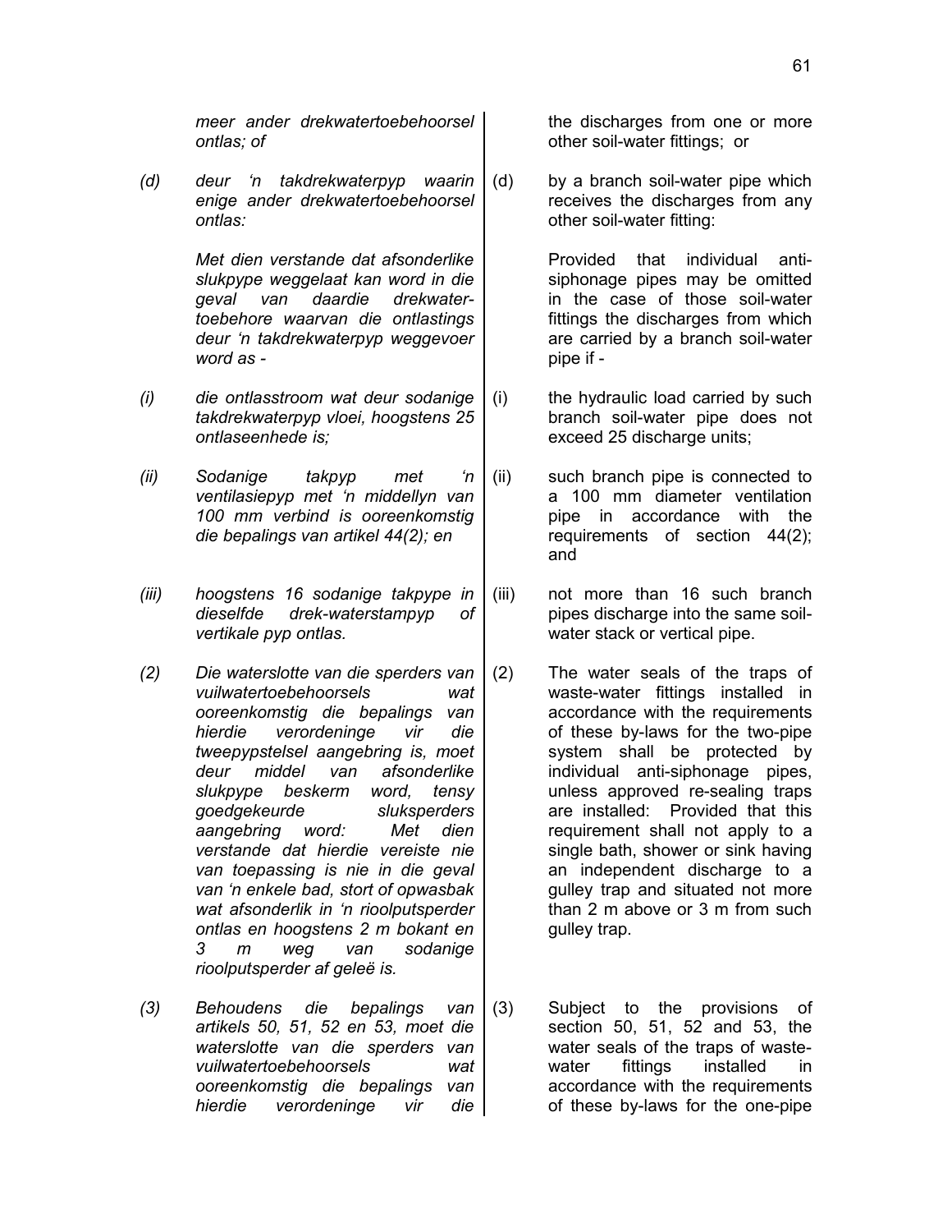*meer ander drekwatertoebehoorsel ontlas; of*

*(d) deur 'n takdrekwaterpyp waarin enige ander drekwatertoebehoorsel ontlas:*

*Met dien verstande dat afsonderlike slukpype weggelaat kan word in die geval van daardie drekwater-toebehore waarvan die ontlastings deur 'n takdrekwaterpyp weggevoer word as -*

*(i) die ontlasstroom wat deur sodanige takdrekwaterpyp vloei, hoogstens 25 ontlaseenhede is;*

*(ii) Sodanige takpyp met 'n ventilasiepyp met 'n middellyn van 100 mm verbind is ooreenkomstig die bepalings van artikel 44(2); en*

*(iii) hoogstens 16 sodanige takpype in dieselfde drek-waterstampyp of vertikale pyp ontlas.*

*(2) Die waterslotte van die sperders van vuilwatertoebehoorsels wat ooreenkomstig die bepalings van hierdie verordeninge vir die tweepypstelsel aangebring is, moet deur middel van afsonderlike slukpype beskerm word, tensy goedgekeurde sluksperders aangebring word: Met dien verstande dat hierdie vereiste nie van toepassing is nie in die geval van 'n enkele bad, stort of opwasbak wat afsonderlik in 'n rioolputsperder ontlas en hoogstens 2 m bokant en 3 m weg van sodanige rioolputsperder af geleë is.*

*(3) Behoudens die bepalings van artikels 50, 51, 52 en 53, moet die waterslotte van die sperders van vuilwatertoebehoorsels wat ooreenkomstig die bepalings van hierdie verordeninge vir die*

the discharges from one or more other soil-water fittings; or

(d) by a branch soil-water pipe which receives the discharges from any other soil-water fitting:

Provided that individual anti-siphonage pipes may be omitted in the case of those soil-water fittings the discharges from which are carried by a branch soil-water pipe if -

(i) the hydraulic load carried by such branch soil-water pipe does not exceed 25 discharge units;

(ii) such branch pipe is connected to a 100 mm diameter ventilation pipe in accordance with the requirements of section 44(2); and

(iii) not more than 16 such branch pipes discharge into the same soil-water stack or vertical pipe.

(2) The water seals of the traps of waste-water fittings installed in accordance with the requirements of these by-laws for the two-pipe system shall be protected by individual anti-siphonage pipes, unless approved re-sealing traps are installed: Provided that this requirement shall not apply to a single bath, shower or sink having an independent discharge to a gulley trap and situated not more than 2 m above or 3 m from such gulley trap.

(3) Subject to the provisions of section 50, 51, 52 and 53, the water seals of the traps of waste-water fittings installed in accordance with the requirements of these by-laws for the one-pipe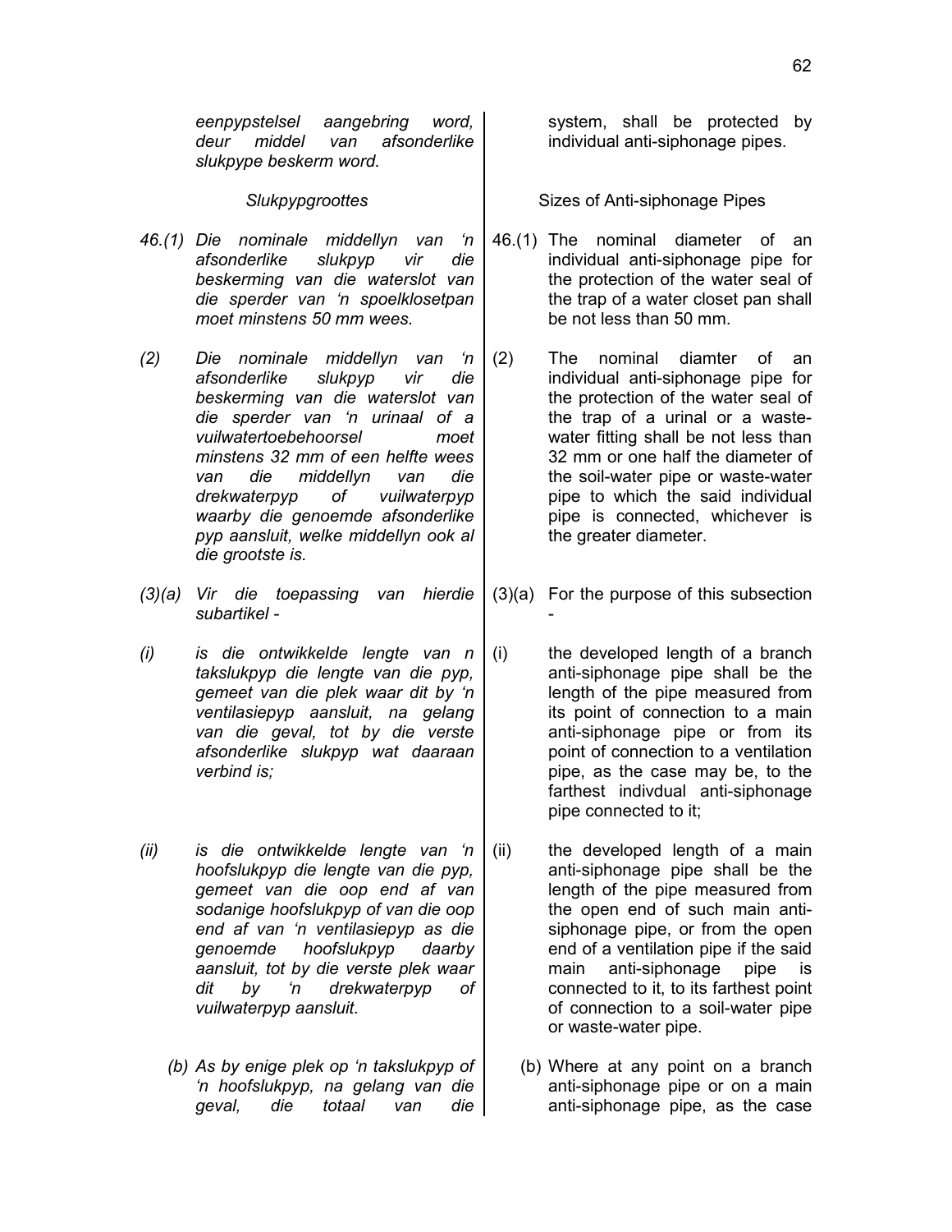*eenpypstelsel aangebring word, deur middel van afsonderlike slukpype beskerm word.*

system, shall be protected by individual anti-siphonage pipes.

*Slukpypgroottes*

*46.(1) Die nominale middellyn van 'n afsonderlike slukpyp vir die beskerming van die waterslot van die sperder van 'n spoelklosetpan moet minstens 50 mm wees.*

*(2) Die nominale middellyn van 'n afsonderlike slukpyp vir die beskerming van die waterslot van die sperder van 'n urinaal of a vuilwatertoebehoorsel moet minstens 32 mm of een helfte wees van die middellyn van die drekwaterpyp of vuilwaterpyp waarby die genoemde afsonderlike pyp aansluit, welke middellyn ook al die grootste is.*

*(3)(a) Vir die toepassing van hierdie subartikel -*

*(i) is die ontwikkelde lengte van n takslukpyp die lengte van die pyp, gemeet van die plek waar dit by 'n ventilasiepyp aansluit, na gelang van die geval, tot by die verste afsonderlike slukpyp wat daaraan verbind is;*

*(ii) is die ontwikkelde lengte van 'n hoofslukpyp die lengte van die pyp, gemeet van die oop end af van sodanige hoofslukpyp of van die oop end af van 'n ventilasiepyp as die genoemde hoofslukpyp daarby aansluit, tot by die verste plek waar dit by 'n drekwaterpyp of vuilwaterpyp aansluit.*

*(b) As by enige plek op 'n takslukpyp of 'n hoofslukpyp, na gelang van die geval, die totaal van die*

Sizes of Anti-siphonage Pipes

46.(1) The nominal diameter of an individual anti-siphonage pipe for the protection of the water seal of the trap of a water closet pan shall be not less than 50 mm.

(2) The nominal diamter of an individual anti-siphonage pipe for the protection of the water seal of the trap of a urinal or a waste-water fitting shall be not less than 32 mm or one half the diameter of the soil-water pipe or waste-water pipe to which the said individual pipe is connected, whichever is the greater diameter.

(3)(a) For the purpose of this subsection -

(i) the developed length of a branch anti-siphonage pipe shall be the length of the pipe measured from its point of connection to a main anti-siphonage pipe or from its point of connection to a ventilation pipe, as the case may be, to the farthest indivdual anti-siphonage pipe connected to it;

(ii) the developed length of a main anti-siphonage pipe shall be the length of the pipe measured from the open end of such main anti-siphonage pipe, or from the open end of a ventilation pipe if the said main anti-siphonage pipe is connected to it, to its farthest point of connection to a soil-water pipe or waste-water pipe.

(b) Where at any point on a branch anti-siphonage pipe or on a main anti-siphonage pipe, as the case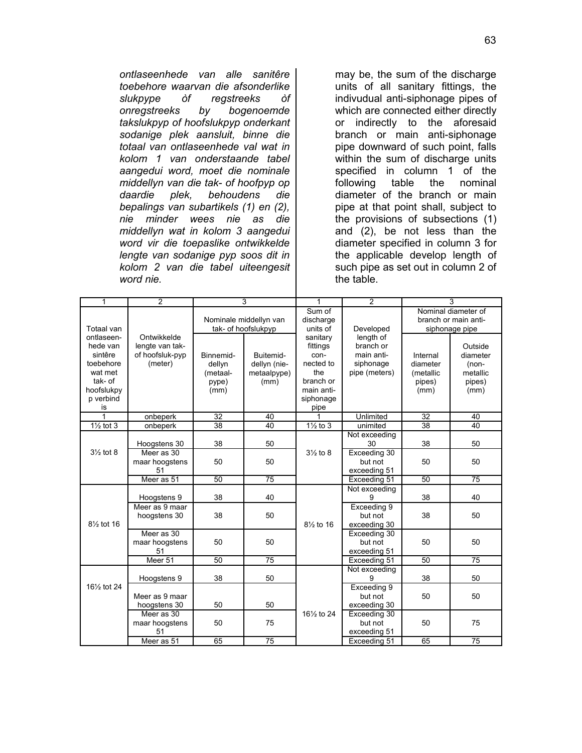*ontlaseenhede van alle sanitêre toebehore waarvan die afsonderlike slukpype òf regstreeks òf onregstreeks by bogenoemde takslukpyp of hoofslukpyp onderkant sodanige plek aansluit, binne die totaal van ontlaseenhede val wat in kolom 1 van onderstaande tabel aangedui word, moet die nominale middellyn van die tak- of hoofpyp op daardie plek, behoudens die bepalings van subartikels (1) en (2), nie minder wees nie as die middellyn wat in kolom 3 aangedui word vir die toepaslike ontwikkelde lengte van sodanige pyp soos dit in kolom 2 van die tabel uiteengesit word nie.*

may be, the sum of the discharge units of all sanitary fittings, the indivudual anti-siphonage pipes of which are connected either directly or indirectly to the aforesaid branch or main anti-siphonage pipe downward of such point, falls within the sum of discharge units specified in column 1 of the following table the nominal diameter of the branch or main pipe at that point shall, subject to the provisions of subsections (1) and (2), be not less than the diameter specified in column 3 for the applicable develop length of such pipe as set out in column 2 of the table.

| 1 | 2 | 3 | | 1 | 2 | 3 | |
|---|---|---|---|---|---|---|---|
| Totaal van ontlaseenhede van sintêre toebehore wat met tak- of hoofslukpyp verbind is | Ontwikkelde lengte van tak- of hoofsluk-pyp (meter) | Nominale middellyn van tak- of hoofslukpyp | | Sum of discharge units of sanitary fittings connected to the branch or main anti-siphonage pipe | Developed length of branch or main anti-siphonage pipe (meters) | Nominal diameter of branch or main anti-siphonage pipe | |
| | | Binnemiddellyn (metaalpype) (mm) | Buitemiddellyn (niemetaalpype) (mm) | | | Internal diameter (metallic pipes) (mm) | Outside diameter (non-metallic pipes) (mm) |
| 1 | onbeperk | 32 | 40 | 1 | Unlimited | 32 | 40 |
| 1½ tot 3 | onbeperk | 38 | 40 | 1½ to 3 | unimited | 38 | 40 |
| 3½ tot 8 | Hoogstens 30 | 38 | 50 | 3½ to 8 | Not exceeding 30 | 38 | 50 |
| | Meer as 30 maar hoogstens 51 | 50 | 50 | | Exceeding 30 but not exceeding 51 | 50 | 50 |
| | Meer as 51 | 50 | 75 | | Exceeding 51 | 50 | 75 |
| 8½ tot 16 | Hoogstens 9 | 38 | 40 | 8½ to 16 | Not exceeding 9 | 38 | 40 |
| | Meer as 9 maar hoogstens 30 | 38 | 50 | | Exceeding 9 but not exceeding 30 | 38 | 50 |
| | Meer as 30 maar hoogstens 51 | 50 | 50 | | Exceeding 30 but not exceeding 51 | 50 | 50 |
| | Meer 51 | 50 | 75 | | Exceeding 51 | 50 | 75 |
| 16½ tot 24 | Hoogstens 9 | 38 | 50 | 16½ to 24 | Not exceeding 9 | 38 | 50 |
| | Meer as 9 maar hoogstens 30 | 50 | 50 | | Exceeding 9 but not exceeding 30 | 50 | 50 |
| | Meer as 30 maar hoogstens 51 | 50 | 75 | | Exceeding 30 but not exceeding 51 | 50 | 75 |
| | Meer as 51 | 65 | 75 | | Exceeding 51 | 65 | 75 |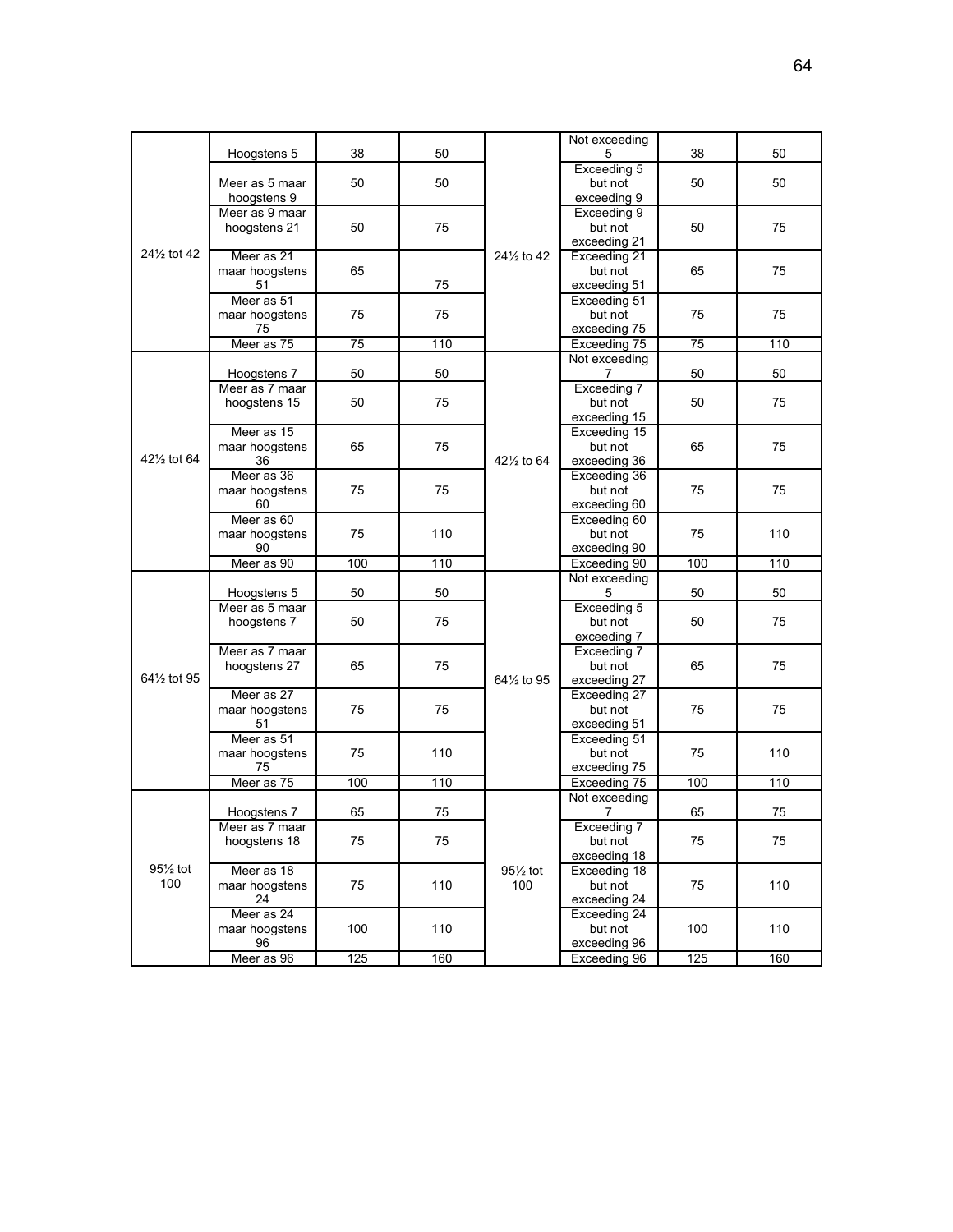| | | | | | | | |
|---|---|---|---|---|---|---|---|
| 24½ tot 42 | Hoogstens 5 | 38 | 50 | 24½ to 42 | Not exceeding 5 | 38 | 50 |
| | Meer as 5 maar hoogstens 9 | 50 | 50 | | Exceeding 5 but not exceeding 9 | 50 | 50 |
| | Meer as 9 maar hoogstens 21 | 50 | 75 | | Exceeding 9 but not exceeding 21 | 50 | 75 |
| | Meer as 21 maar hoogstens 51 | 65 | 75 | | Exceeding 21 but not exceeding 51 | 65 | 75 |
| | Meer as 51 maar hoogstens 75 | 75 | 75 | | Exceeding 51 but not exceeding 75 | 75 | 75 |
| | Meer as 75 | 75 | 110 | | Exceeding 75 | 75 | 110 |
| 42½ tot 64 | Hoogstens 7 | 50 | 50 | 42½ to 64 | Not exceeding 7 | 50 | 50 |
| | Meer as 7 maar hoogstens 15 | 50 | 75 | | Exceeding 7 but not exceeding 15 | 50 | 75 |
| | Meer as 15 maar hoogstens 36 | 65 | 75 | | Exceeding 15 but not exceeding 36 | 65 | 75 |
| | Meer as 36 maar hoogstens 60 | 75 | 75 | | Exceeding 36 but not exceeding 60 | 75 | 75 |
| | Meer as 60 maar hoogstens 90 | 75 | 110 | | Exceeding 60 but not exceeding 90 | 75 | 110 |
| | Meer as 90 | 100 | 110 | | Exceeding 90 | 100 | 110 |
| 64½ tot 95 | Hoogstens 5 | 50 | 50 | 64½ to 95 | Not exceeding 5 | 50 | 50 |
| | Meer as 5 maar hoogstens 7 | 50 | 75 | | Exceeding 5 but not exceeding 7 | 50 | 75 |
| | Meer as 7 maar hoogstens 27 | 65 | 75 | | Exceeding 7 but not exceeding 27 | 65 | 75 |
| | Meer as 27 maar hoogstens 51 | 75 | 75 | | Exceeding 27 but not exceeding 51 | 75 | 75 |
| | Meer as 51 maar hoogstens 75 | 75 | 110 | | Exceeding 51 but not exceeding 75 | 75 | 110 |
| | Meer as 75 | 100 | 110 | | Exceeding 75 | 100 | 110 |
| 95½ tot 100 | Hoogstens 7 | 65 | 75 | 95½ tot 100 | Not exceeding 7 | 65 | 75 |
| | Meer as 7 maar hoogstens 18 | 75 | 75 | | Exceeding 7 but not exceeding 18 | 75 | 75 |
| | Meer as 18 maar hoogstens 24 | 75 | 110 | | Exceeding 18 but not exceeding 24 | 75 | 110 |
| | Meer as 24 maar hoogstens 96 | 100 | 110 | | Exceeding 24 but not exceeding 96 | 100 | 110 |
| | Meer as 96 | 125 | 160 | | Exceeding 96 | 125 | 160 |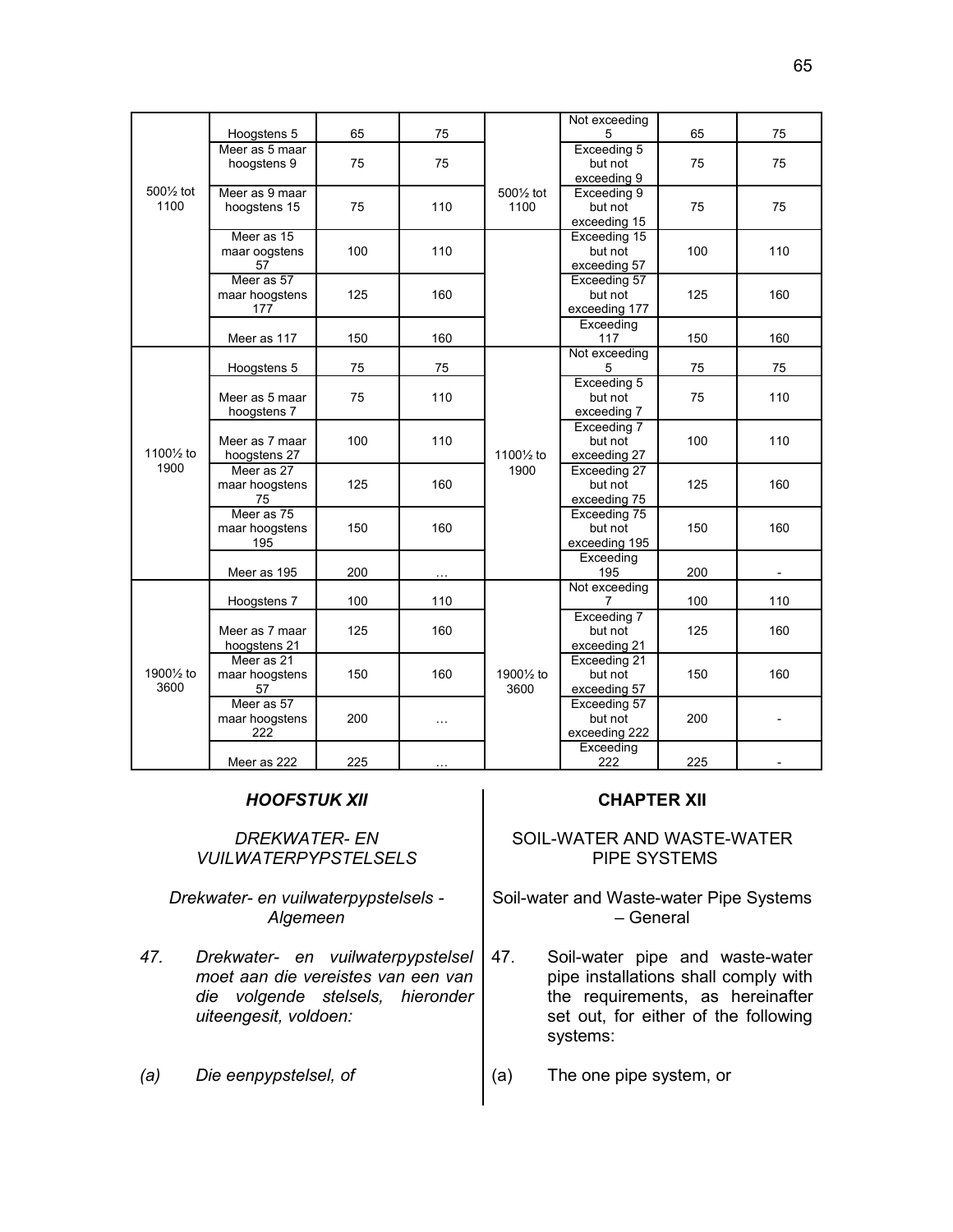| | | | | | | | |
|---|---|---|---|---|---|---|---|
| 500½ tot 1100 | Hoogstens 5 | 65 | 75 | 500½ tot 1100 | Not exceeding 5 | 65 | 75 |
| | Meer as 5 maar hoogstens 9 | 75 | 75 | | Exceeding 5 but not exceeding 9 | 75 | 75 |
| | Meer as 9 maar hoogstens 15 | 75 | 110 | | Exceeding 9 but not exceeding 15 | 75 | 75 |
| | Meer as 15 maar oogstens 57 | 100 | 110 | | Exceeding 15 but not exceeding 57 | 100 | 110 |
| | Meer as 57 maar hoogstens 177 | 125 | 160 | | Exceeding 57 but not exceeding 177 | 125 | 160 |
| | Meer as 117 | 150 | 160 | | Exceeding 117 | 150 | 160 |
| 1100½ to 1900 | Hoogstens 5 | 75 | 75 | 1100½ to 1900 | Not exceeding 5 | 75 | 75 |
| | Meer as 5 maar hoogstens 7 | 75 | 110 | | Exceeding 5 but not exceeding 7 | 75 | 110 |
| | Meer as 7 maar hoogstens 27 | 100 | 110 | | Exceeding 7 but not exceeding 27 | 100 | 110 |
| | Meer as 27 maar hoogstens 75 | 125 | 160 | | Exceeding 27 but not exceeding 75 | 125 | 160 |
| | Meer as 75 maar hoogstens 195 | 150 | 160 | | Exceeding 75 but not exceeding 195 | 150 | 160 |
| | Meer as 195 | 200 | … | | Exceeding 195 | 200 | - |
| 1900½ to 3600 | Hoogstens 7 | 100 | 110 | 1900½ to 3600 | Not exceeding 7 | 100 | 110 |
| | Meer as 7 maar hoogstens 21 | 125 | 160 | | Exceeding 7 but not exceeding 21 | 125 | 160 |
| | Meer as 21 maar hoogstens 57 | 150 | 160 | | Exceeding 21 but not exceeding 57 | 150 | 160 |
| | Meer as 57 maar hoogstens 222 | 200 | … | | Exceeding 57 but not exceeding 222 | 200 | - |
| | Meer as 222 | 225 | … | | Exceeding 222 | 225 | - |

## *HOOFSTUK XII*

*DREKWATER- EN VUILWATERPYPSTELSELS*

*Drekwater- en vuilwaterpypstelsels - Algemeen*

*47. Drekwater- en vuilwaterpypstelsel moet aan die vereistes van een van die volgende stelsels, hieronder uiteengesit, voldoen:*

*(a) Die eenpypstelsel, of*

## CHAPTER XII

SOIL-WATER AND WASTE-WATER PIPE SYSTEMS

Soil-water and Waste-water Pipe Systems – General

47. Soil-water pipe and waste-water pipe installations shall comply with the requirements, as hereinafter set out, for either of the following systems:

(a) The one pipe system, or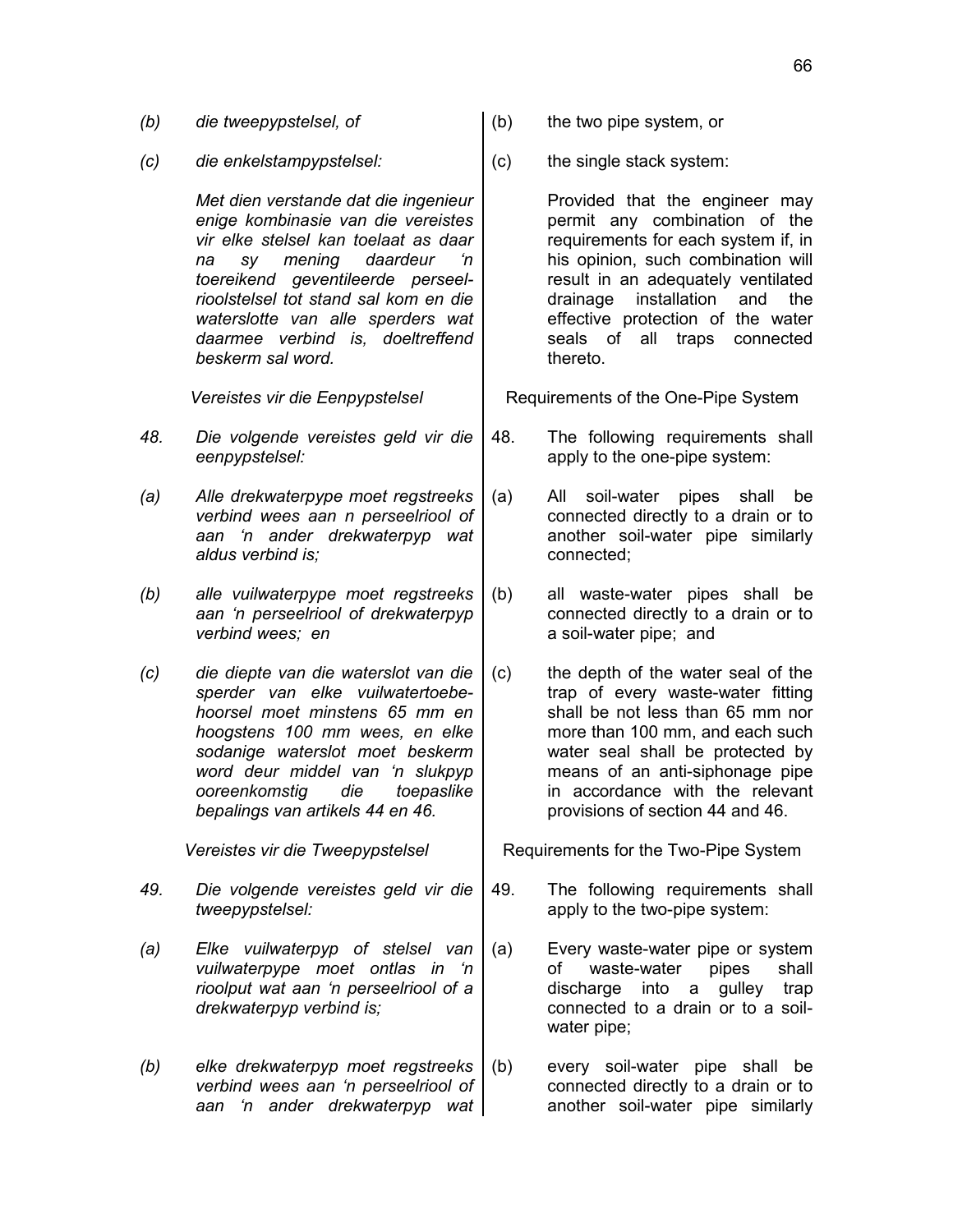*(b)* *die tweepypstelsel, of*

*(c)* *die enkelstampypstelsel:*

*Met dien verstande dat die ingenieur enige kombinasie van die vereistes vir elke stelsel kan toelaat as daar na sy mening daardeur 'n toereikend geventileerde perseel-rioolstelsel tot stand sal kom en die waterslotte van alle sperders wat daarmee verbind is, doeltreffend beskerm sal word.*

*Vereistes vir die Eenpypstelsel*

*48.* *Die volgende vereistes geld vir die eenpypstelsel:*

*(a)* *Alle drekwaterpype moet regstreeks verbind wees aan n perseelriool of aan 'n ander drekwaterpyp wat aldus verbind is;*

*(b)* *alle vuilwaterpype moet regstreeks aan 'n perseelriool of drekwaterpyp verbind wees; en*

*(c)* *die diepte van die waterslot van die sperder van elke vuilwatertoebehoorsel moet minstens 65 mm en hoogstens 100 mm wees, en elke sodanige waterslot moet beskerm word deur middel van 'n slukpyp ooreenkomstig die toepaslike bepalings van artikels 44 en 46.*

*Vereistes vir die Tweepypstelsel*

*49.* *Die volgende vereistes geld vir die tweepypstelsel:*

*(a)* *Elke vuilwaterpyp of stelsel van vuilwaterpype moet ontlas in 'n rioolput wat aan 'n perseelriool of a drekwaterpyp verbind is;*

*(b)* *elke drekwaterpyp moet regstreeks verbind wees aan 'n perseelriool of aan 'n ander drekwaterpyp wat*

(b) the two pipe system, or

(c) the single stack system:

Provided that the engineer may permit any combination of the requirements for each system if, in his opinion, such combination will result in an adequately ventilated drainage installation and the effective protection of the water seals of all traps connected thereto.

Requirements of the One-Pipe System

48. The following requirements shall apply to the one-pipe system:

(a) All soil-water pipes shall be connected directly to a drain or to another soil-water pipe similarly connected;

(b) all waste-water pipes shall be connected directly to a drain or to a soil-water pipe; and

(c) the depth of the water seal of the trap of every waste-water fitting shall be not less than 65 mm nor more than 100 mm, and each such water seal shall be protected by means of an anti-siphonage pipe in accordance with the relevant provisions of section 44 and 46.

Requirements for the Two-Pipe System

49. The following requirements shall apply to the two-pipe system:

(a) Every waste-water pipe or system of waste-water pipes shall discharge into a gulley trap connected to a drain or to a soil-water pipe;

(b) every soil-water pipe shall be connected directly to a drain or to another soil-water pipe similarly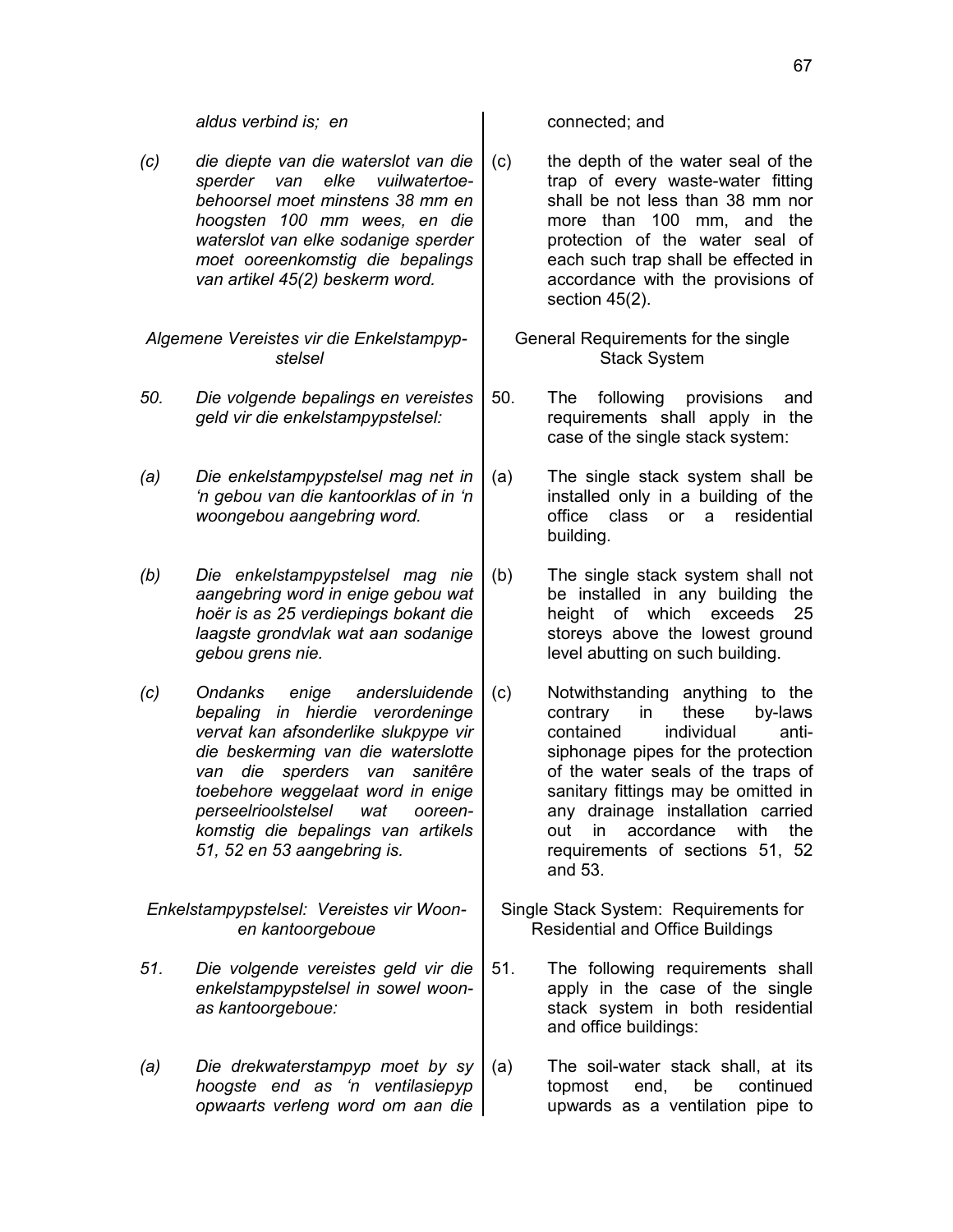*aldus verbind is; en*

*(c) die diepte van die waterslot van die sperder van elke vuilwatertoebehoorsel moet minstens 38 mm en hoogsten 100 mm wees, en die waterslot van elke sodanige sperder moet ooreenkomstig die bepalings van artikel 45(2) beskerm word.*

*Algemene Vereistes vir die Enkelstampypstelsel*

*50. Die volgende bepalings en vereistes geld vir die enkelstampypstelsel:*

*(a) Die enkelstampypstelsel mag net in 'n gebou van die kantoorklas of in 'n woongebou aangebring word.*

*(b) Die enkelstampypstelsel mag nie aangebring word in enige gebou wat hoër is as 25 verdiepings bokant die laagste grondvlak wat aan sodanige gebou grens nie.*

*(c) Ondanks enige andersluidende bepaling in hierdie verordeninge vervat kan afsonderlike slukpype vir die beskerming van die waterslotte van die sperders van sanitêre toebehore weggelaat word in enige perseelrioolstelsel wat ooreenkomstig die bepalings van artikels 51, 52 en 53 aangebring is.*

*Enkelstampypstelsel: Vereistes vir Woon- en kantoorgeboue*

*51. Die volgende vereistes geld vir die enkelstampypstelsel in sowel woon- as kantoorgeboue:*

*(a) Die drekwaterstampyp moet by sy hoogste end as 'n ventilasiepyp opwaarts verleng word om aan die*

connected; and

(c) the depth of the water seal of the trap of every waste-water fitting shall be not less than 38 mm nor more than 100 mm, and the protection of the water seal of each such trap shall be effected in accordance with the provisions of section 45(2).

General Requirements for the single Stack System

50. The following provisions and requirements shall apply in the case of the single stack system:

(a) The single stack system shall be installed only in a building of the office class or a residential building.

(b) The single stack system shall not be installed in any building the height of which exceeds 25 storeys above the lowest ground level abutting on such building.

(c) Notwithstanding anything to the contrary in these by-laws contained individual anti-siphonage pipes for the protection of the water seals of the traps of sanitary fittings may be omitted in any drainage installation carried out in accordance with the requirements of sections 51, 52 and 53.

Single Stack System: Requirements for Residential and Office Buildings

51. The following requirements shall apply in the case of the single stack system in both residential and office buildings:

(a) The soil-water stack shall, at its topmost end, be continued upwards as a ventilation pipe to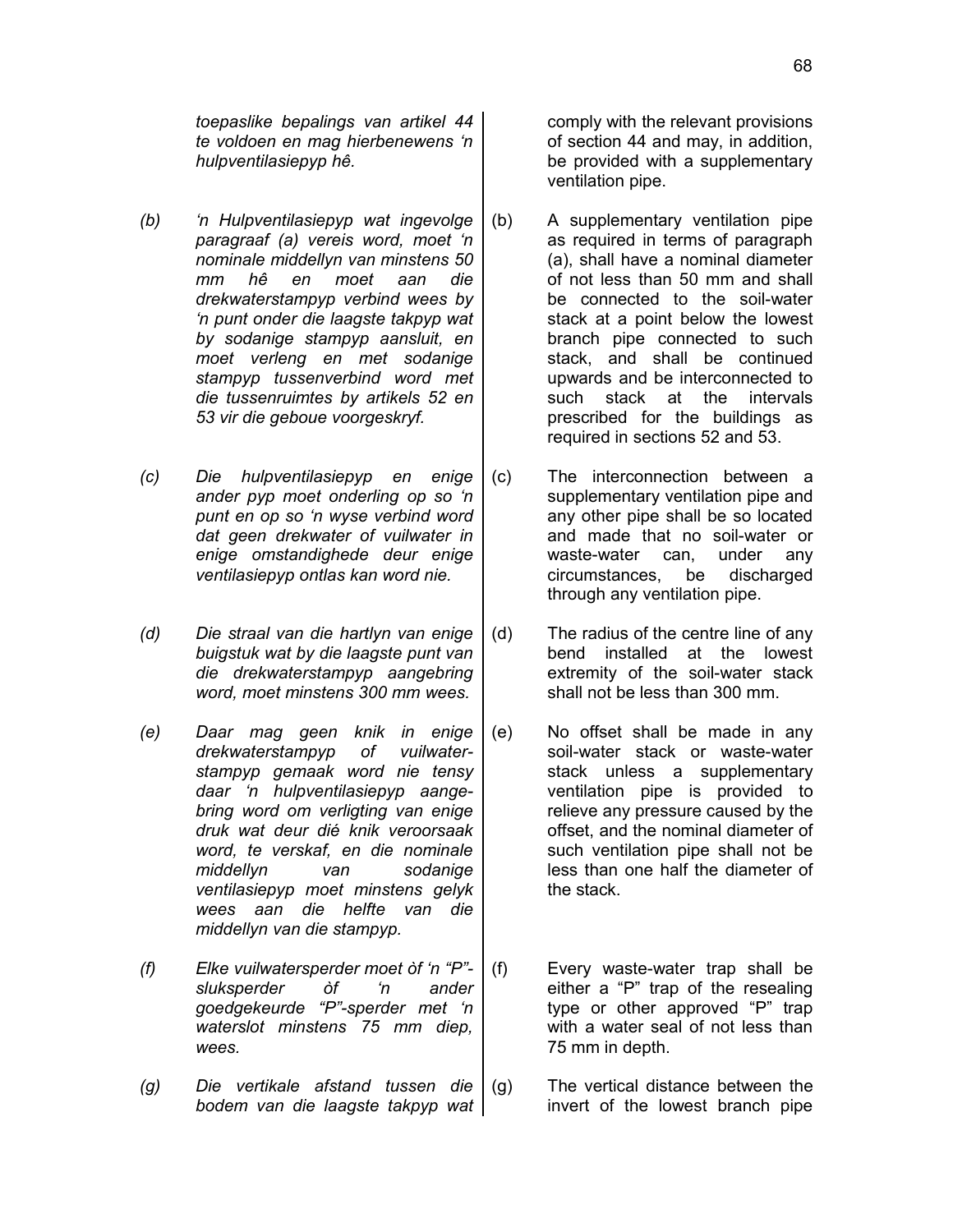*toepaslike bepalings van artikel 44 te voldoen en mag hierbenewens 'n hulpventilasiepyp hê.*

*(b) 'n Hulpventilasiepyp wat ingevolge paragraaf (a) vereis word, moet 'n nominale middellyn van minstens 50 mm hê en moet aan die drekwaterstampyp verbind wees by 'n punt onder die laagste takpyp wat by sodanige stampyp aansluit, en moet verleng en met sodanige stampyp tussenverbind word met die tussenruimtes by artikels 52 en 53 vir die geboue voorgeskryf.*

*(c) Die hulpventilasiepyp en enige ander pyp moet onderling op so 'n punt en op so 'n wyse verbind word dat geen drekwater of vuilwater in enige omstandighede deur enige ventilasiepyp ontlas kan word nie.*

*(d) Die straal van die hartlyn van enige buigstuk wat by die laagste punt van die drekwaterstampyp aangebring word, moet minstens 300 mm wees.*

*(e) Daar mag geen knik in enige drekwaterstampyp of vuilwaterstampyp gemaak word nie tensy daar 'n hulpventilasiepyp aangebring word om verligting van enige druk wat deur dié knik veroorsaak word, te verskaf, en die nominale middellyn van sodanige ventilasiepyp moet minstens gelyk wees aan die helfte van die middellyn van die stampyp.*

*(f) Elke vuilwatersperder moet òf 'n "P"-sluksperder òf 'n ander goedgekeurde "P"-sperder met 'n waterslot minstens 75 mm diep, wees.*

*(g) Die vertikale afstand tussen die bodem van die laagste takpyp wat*

comply with the relevant provisions of section 44 and may, in addition, be provided with a supplementary ventilation pipe.

(b) A supplementary ventilation pipe as required in terms of paragraph (a), shall have a nominal diameter of not less than 50 mm and shall be connected to the soil-water stack at a point below the lowest branch pipe connected to such stack, and shall be continued upwards and be interconnected to such stack at the intervals prescribed for the buildings as required in sections 52 and 53.

(c) The interconnection between a supplementary ventilation pipe and any other pipe shall be so located and made that no soil-water or waste-water can, under any circumstances, be discharged through any ventilation pipe.

(d) The radius of the centre line of any bend installed at the lowest extremity of the soil-water stack shall not be less than 300 mm.

(e) No offset shall be made in any soil-water stack or waste-water stack unless a supplementary ventilation pipe is provided to relieve any pressure caused by the offset, and the nominal diameter of such ventilation pipe shall not be less than one half the diameter of the stack.

(f) Every waste-water trap shall be either a "P" trap of the resealing type or other approved "P" trap with a water seal of not less than 75 mm in depth.

(g) The vertical distance between the invert of the lowest branch pipe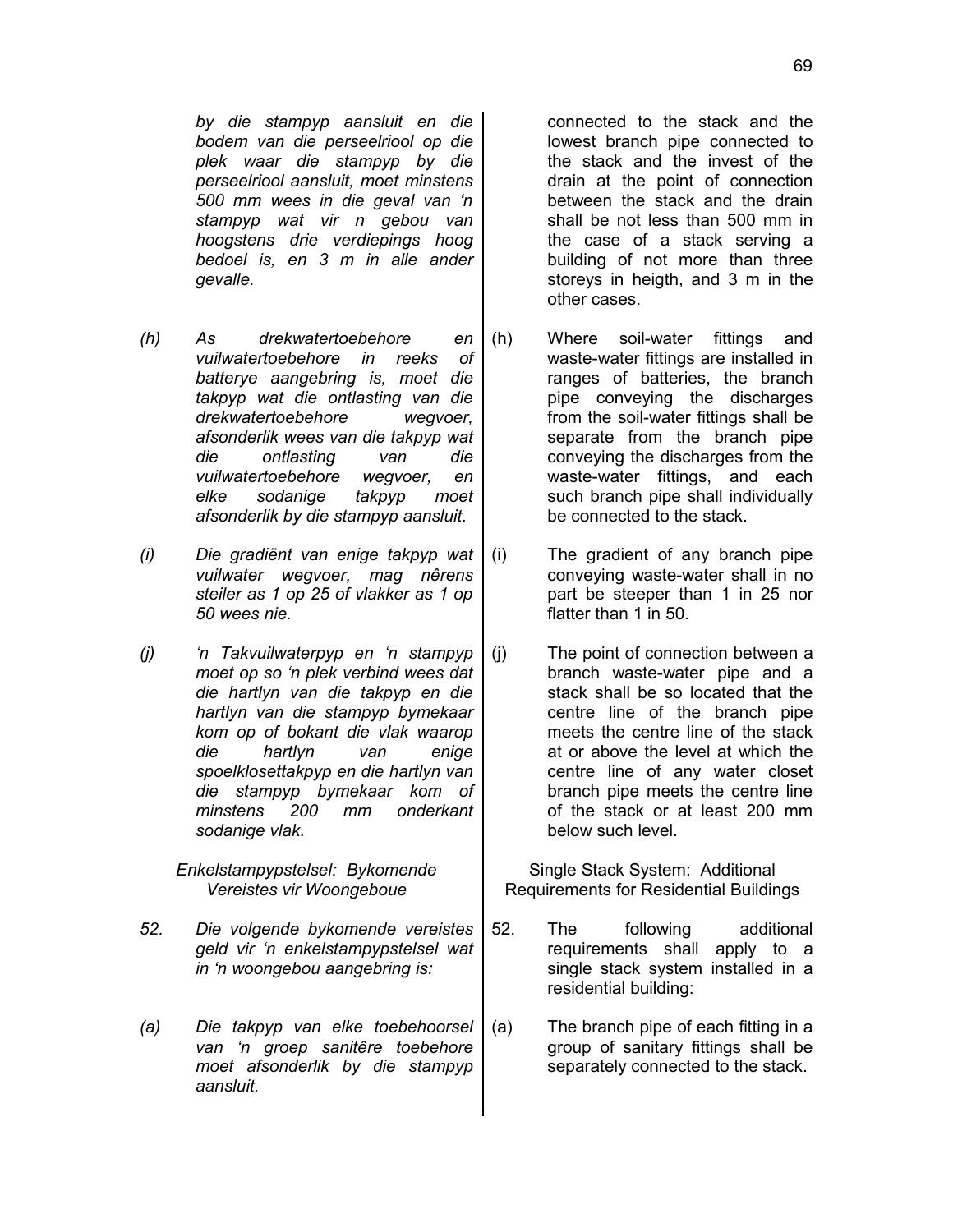*by die stampyp aansluit en die bodem van die perseelriool op die plek waar die stampyp by die perseelriool aansluit, moet minstens 500 mm wees in die geval van 'n stampyp wat vir n gebou van hoogstens drie verdiepings hoog bedoel is, en 3 m in alle ander gevalle.*

*(h) As drekwatertoebehore en vuilwatertoebehore in reeks of batterye aangebring is, moet die takpyp wat die ontlasting van die drekwatertoebehore wegvoer, afsonderlik wees van die takpyp wat die ontlasting van die vuilwatertoebehore wegvoer, en elke sodanige takpyp moet afsonderlik by die stampyp aansluit.*

*(i) Die gradiënt van enige takpyp wat vuilwater wegvoer, mag nêrens steiler as 1 op 25 of vlakker as 1 op 50 wees nie.*

*(j) 'n Takvuilwaterpyp en 'n stampyp moet op so 'n plek verbind wees dat die hartlyn van die takpyp en die hartlyn van die stampyp bymekaar kom op of bokant die vlak waarop die hartlyn van enige spoelklosettakpyp en die hartlyn van die stampyp bymekaar kom of minstens 200 mm onderkant sodanige vlak.*

*Enkelstampypstelsel: Bykomende Vereistes vir Woongeboue*

*52. Die volgende bykomende vereistes geld vir 'n enkelstampypstelsel wat in 'n woongebou aangebring is:*

*(a) Die takpyp van elke toebehoorsel van 'n groep sanitêre toebehore moet afsonderlik by die stampyp aansluit.*

connected to the stack and the lowest branch pipe connected to the stack and the invest of the drain at the point of connection between the stack and the drain shall be not less than 500 mm in the case of a stack serving a building of not more than three storeys in heigth, and 3 m in the other cases.

(h) Where soil-water fittings and waste-water fittings are installed in ranges of batteries, the branch pipe conveying the discharges from the soil-water fittings shall be separate from the branch pipe conveying the discharges from the waste-water fittings, and each such branch pipe shall individually be connected to the stack.

(i) The gradient of any branch pipe conveying waste-water shall in no part be steeper than 1 in 25 nor flatter than 1 in 50.

(j) The point of connection between a branch waste-water pipe and a stack shall be so located that the centre line of the branch pipe meets the centre line of the stack at or above the level at which the centre line of any water closet branch pipe meets the centre line of the stack or at least 200 mm below such level.

Single Stack System: Additional Requirements for Residential Buildings

52. The following additional requirements shall apply to a single stack system installed in a residential building:

(a) The branch pipe of each fitting in a group of sanitary fittings shall be separately connected to the stack.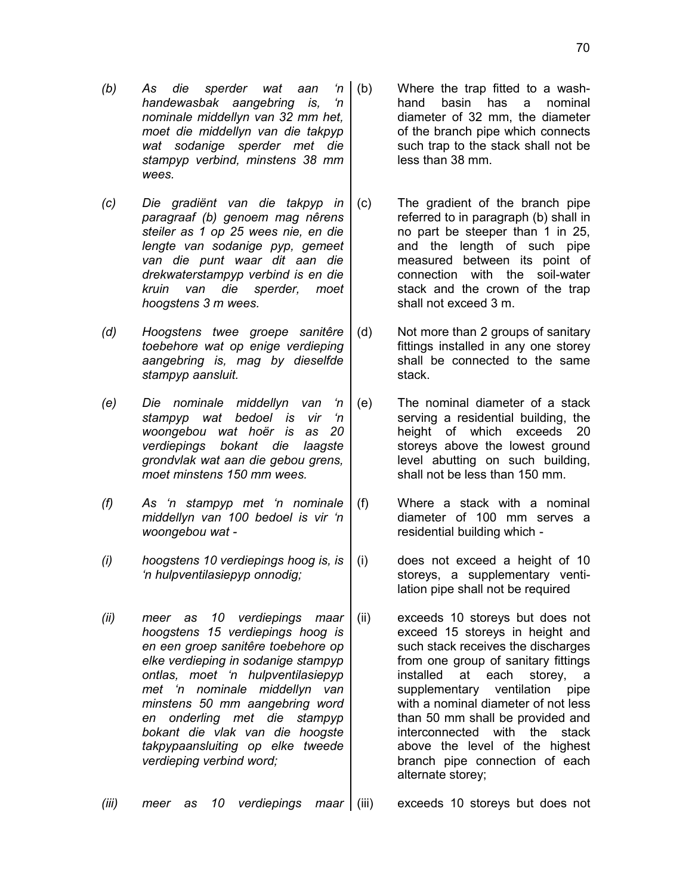| | | | |
|---|---|---|---|
| *(b)* | *As die sperder wat aan 'n handewasbak aangebring is, 'n nominale middellyn van 32 mm het, moet die middellyn van die takpyp wat sodanige sperder met die stampyp verbind, minstens 38 mm wees.* | (b) | Where the trap fitted to a wash-hand basin has a nominal diameter of 32 mm, the diameter of the branch pipe which connects such trap to the stack shall not be less than 38 mm. |
| *(c)* | *Die gradiënt van die takpyp in paragraaf (b) genoem mag nêrens steiler as 1 op 25 wees nie, en die lengte van sodanige pyp, gemeet van die punt waar dit aan die drekwaterstampyp verbind is en die kruin van die sperder, moet hoogstens 3 m wees.* | (c) | The gradient of the branch pipe referred to in paragraph (b) shall in no part be steeper than 1 in 25, and the length of such pipe measured between its point of connection with the soil-water stack and the crown of the trap shall not exceed 3 m. |
| *(d)* | *Hoogstens twee groepe sanitêre toebehore wat op enige verdieping aangebring is, mag by dieselfde stampyp aansluit.* | (d) | Not more than 2 groups of sanitary fittings installed in any one storey shall be connected to the same stack. |
| *(e)* | *Die nominale middellyn van 'n stampyp wat bedoel is vir 'n woongebou wat hoër is as 20 verdiepings bokant die laagste grondvlak wat aan die gebou grens, moet minstens 150 mm wees.* | (e) | The nominal diameter of a stack serving a residential building, the height of which exceeds 20 storeys above the lowest ground level abutting on such building, shall not be less than 150 mm. |
| *(f)* | *As 'n stampyp met 'n nominale middellyn van 100 bedoel is vir 'n woongebou wat -* | (f) | Where a stack with a nominal diameter of 100 mm serves a residential building which - |
| *(i)* | *hoogstens 10 verdiepings hoog is, is 'n hulpventilasiepyp onnodig;* | (i) | does not exceed a height of 10 storeys, a supplementary ventilation pipe shall not be required |
| *(ii)* | *meer as 10 verdiepings maar hoogstens 15 verdiepings hoog is en een groep sanitêre toebehore op elke verdieping in sodanige stampyp ontlas, moet 'n hulpventilasiepyp met 'n nominale middellyn van minstens 50 mm aangebring word en onderling met die stampyp bokant die vlak van die hoogste takpypaansluiting op elke tweede verdieping verbind word;* | (ii) | exceeds 10 storeys but does not exceed 15 storeys in height and such stack receives the discharges from one group of sanitary fittings installed at each storey, a supplementary ventilation pipe with a nominal diameter of not less than 50 mm shall be provided and interconnected with the stack above the level of the highest branch pipe connection of each alternate storey; |
| *(iii)* | *meer as 10 verdiepings maar* | (iii) | exceeds 10 storeys but does not |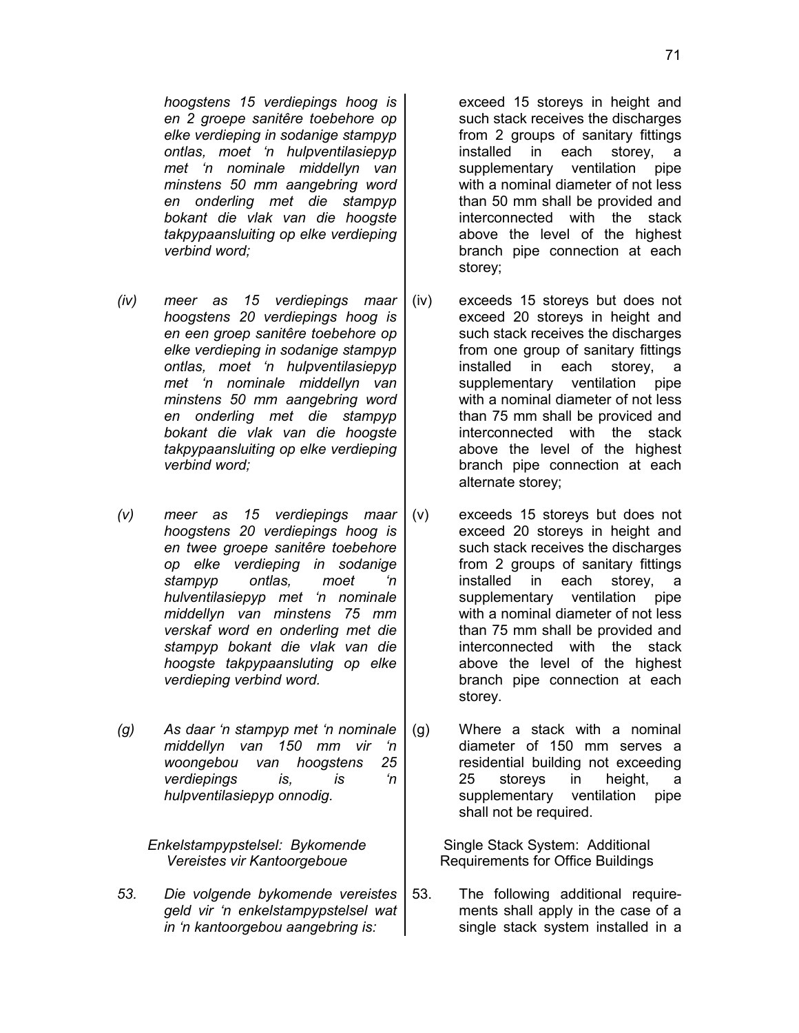*hoogstens 15 verdiepings hoog is en 2 groepe sanitêre toebehore op elke verdieping in sodanige stampyp ontlas, moet 'n hulpventilasiepyp met 'n nominale middellyn van minstens 50 mm aangebring word en onderling met die stampyp bokant die vlak van die hoogste takpypaansluiting op elke verdieping verbind word;*

*(iv) meer as 15 verdiepings maar hoogstens 20 verdiepings hoog is en een groep sanitêre toebehore op elke verdieping in sodanige stampyp ontlas, moet 'n hulpventilasiepyp met 'n nominale middellyn van minstens 50 mm aangebring word en onderling met die stampyp bokant die vlak van die hoogste takpypaansluiting op elke verdieping verbind word;*

*(v) meer as 15 verdiepings maar hoogstens 20 verdiepings hoog is en twee groepe sanitêre toebehore op elke verdieping in sodanige stampyp ontlas, moet 'n hulventilasiepyp met 'n nominale middellyn van minstens 75 mm verskaf word en onderling met die stampyp bokant die vlak van die hoogste takpypaansluting op elke verdieping verbind word.*

*(g) As daar 'n stampyp met 'n nominale middellyn van 150 mm vir 'n woongebou van hoogstens 25 verdiepings is, is 'n hulpventilasiepyp onnodig.*

*Enkelstampypstelsel: Bykomende Vereistes vir Kantoorgeboue*

*53. Die volgende bykomende vereistes geld vir 'n enkelstampypstelsel wat in 'n kantoorgebou aangebring is:*

exceed 15 storeys in height and such stack receives the discharges from 2 groups of sanitary fittings installed in each storey, a supplementary ventilation pipe with a nominal diameter of not less than 50 mm shall be provided and interconnected with the stack above the level of the highest branch pipe connection at each storey;

(iv) exceeds 15 storeys but does not exceed 20 storeys in height and such stack receives the discharges from one group of sanitary fittings installed in each storey, a supplementary ventilation pipe with a nominal diameter of not less than 75 mm shall be proviced and interconnected with the stack above the level of the highest branch pipe connection at each alternate storey;

(v) exceeds 15 storeys but does not exceed 20 storeys in height and such stack receives the discharges from 2 groups of sanitary fittings installed in each storey, a supplementary ventilation pipe with a nominal diameter of not less than 75 mm shall be provided and interconnected with the stack above the level of the highest branch pipe connection at each storey.

(g) Where a stack with a nominal diameter of 150 mm serves a residential building not exceeding 25 storeys in height, a supplementary ventilation pipe shall not be required.

Single Stack System: Additional Requirements for Office Buildings

53. The following additional requirements shall apply in the case of a single stack system installed in a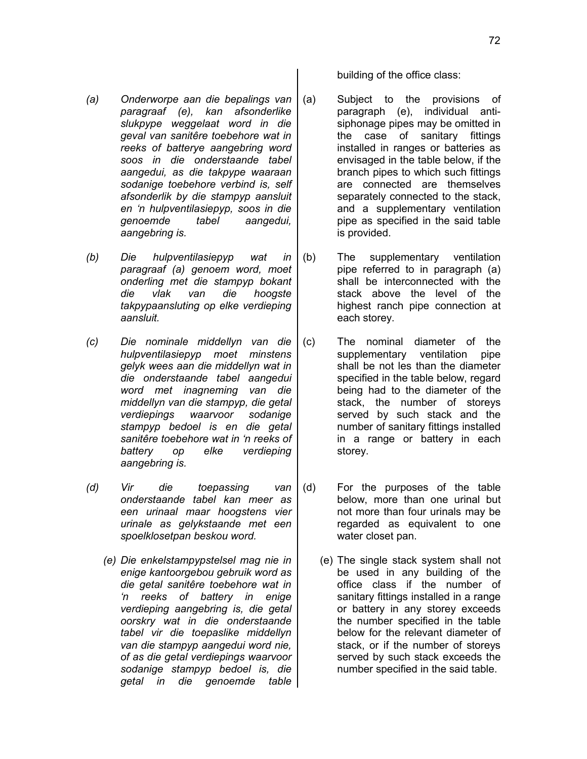building of the office class:

*(a) Onderworpe aan die bepalings van paragraaf (e), kan afsonderlike slukpype weggelaat word in die geval van sanitêre toebehore wat in reeks of batterye aangebring word soos in die onderstaande tabel aangedui, as die takpype waaraan sodanige toebehore verbind is, self afsonderlik by die stampyp aansluit en 'n hulpventilasiepyp, soos in die genoemde tabel aangedui, aangebring is.*

(a) Subject to the provisions of paragraph (e), individual anti-siphonage pipes may be omitted in the case of sanitary fittings installed in ranges or batteries as envisaged in the table below, if the branch pipes to which such fittings are connected are themselves separately connected to the stack, and a supplementary ventilation pipe as specified in the said table is provided.

*(b) Die hulpventilasiepyp wat in paragraaf (a) genoem word, moet onderling met die stampyp bokant die vlak van die hoogste takpypaansluting op elke verdieping aansluit.*

(b) The supplementary ventilation pipe referred to in paragraph (a) shall be interconnected with the stack above the level of the highest ranch pipe connection at each storey.

*(c) Die nominale middellyn van die hulpventilasiepyp moet minstens gelyk wees aan die middellyn wat in die onderstaande tabel aangedui word met inagneming van die middellyn van die stampyp, die getal verdiepings waarvoor sodanige stampyp bedoel is en die getal sanitêre toebehore wat in 'n reeks of battery op elke verdieping aangebring is.*

(c) The nominal diameter of the supplementary ventilation pipe shall be not les than the diameter specified in the table below, regard being had to the diameter of the stack, the number of storeys served by such stack and the number of sanitary fittings installed in a range or battery in each storey.

*(d) Vir die toepassing van onderstaande tabel kan meer as een urinaal maar hoogstens vier urinale as gelykstaande met een spoelklosetpan beskou word.*

(d) For the purposes of the table below, more than one urinal but not more than four urinals may be regarded as equivalent to one water closet pan.

*(e) Die enkelstampypstelsel mag nie in enige kantoorgebou gebruik word as die getal sanitêre toebehore wat in 'n reeks of battery in enige verdieping aangebring is, die getal oorskry wat in die onderstaande tabel vir die toepaslike middellyn van die stampyp aangedui word nie, of as die getal verdiepings waarvoor sodanige stampyp bedoel is, die getal in die genoemde table*

(e) The single stack system shall not be used in any building of the office class if the number of sanitary fittings installed in a range or battery in any storey exceeds the number specified in the table below for the relevant diameter of stack, or if the number of storeys served by such stack exceeds the number specified in the said table.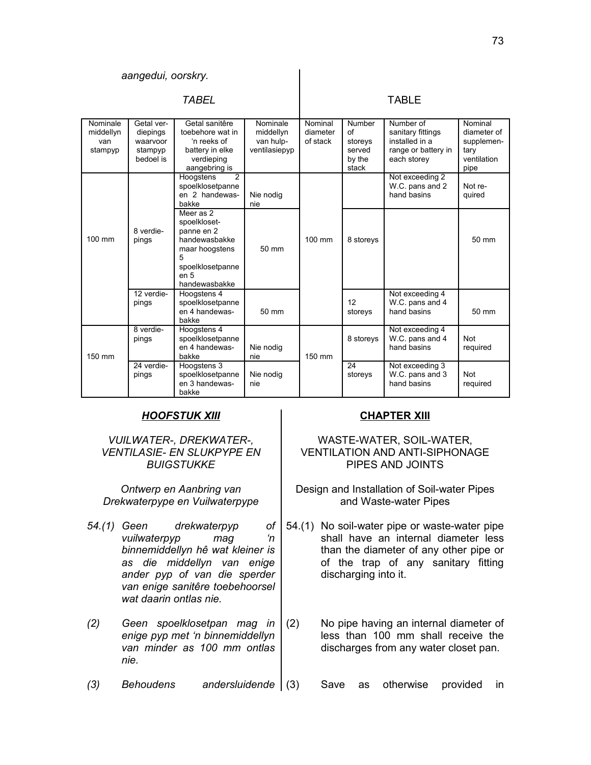*aangedui, oorskry.*

*TABEL* | TABLE

| Nominale middellyn van stampyp | Getal verdiepings waarvoor stampyp bedoel is | Getal sanitêre toebehore wat in 'n reeks of battery in elke verdieping aangebring is | Nominale middellyn van hulp-ventilasiepyp | Nominal diameter of stack | Number of storeys served by the stack | Number of sanitary fittings installed in a range or battery in each storey | Nominal diameter of supplementary ventilation pipe |
|---|---|---|---|---|---|---|---|
| 100 mm | 8 verdiepings | Hoogstens 2 spoelklosetpanne en 2 handewasbakke | Nie nodig nie | 100 mm | 8 storeys | Not exceeding 2 W.C. pans and 2 hand basins | Not required |
| | | Meer as 2 spoelklosetpanne en 2 handewasbakke maar hoogstens 5 spoelklosetpanne en 5 handewasbakke | 50 mm | | | | 50 mm |
| | 12 verdiepings | Hoogstens 4 spoelklosetpanne en 4 handewasbakke | 50 mm | | 12 storeys | Not exceeding 4 W.C. pans and 4 hand basins | 50 mm |
| 150 mm | 8 verdiepings | Hoogstens 4 spoelklosetpanne en 4 handewasbakke | Nie nodig nie | 150 mm | 8 storeys | Not exceeding 4 W.C. pans and 4 hand basins | Not required |
| | 24 verdiepings | Hoogstens 3 spoelklosetpanne en 3 handewasbakke | Nie nodig nie | | 24 storeys | Not exceeding 3 W.C. pans and 3 hand basins | Not required |

## *HOOFSTUK XIII*

### *VUILWATER-, DREKWATER-, VENTILASIE- EN SLUKPYPE EN BUIGSTUKKE*

*Ontwerp en Aanbring van Drekwaterpype en Vuilwaterpype*

*54.(1) Geen drekwaterpyp of vuilwaterpyp mag 'n binnemiddellyn hê wat kleiner is as die middellyn van enige ander pyp of van die sperder van enige sanitêre toebehoorsel wat daarin ontlas nie.*

*(2) Geen spoelklosetpan mag in enige pyp met 'n binnemiddellyn van minder as 100 mm ontlas nie.*

*(3) Behoudens andersluidende*

## CHAPTER XIII

### WASTE-WATER, SOIL-WATER, VENTILATION AND ANTI-SIPHONAGE PIPES AND JOINTS

Design and Installation of Soil-water Pipes and Waste-water Pipes

54.(1) No soil-water pipe or waste-water pipe shall have an internal diameter less than the diameter of any other pipe or of the trap of any sanitary fitting discharging into it.

(2) No pipe having an internal diameter of less than 100 mm shall receive the discharges from any water closet pan.

(3) Save as otherwise provided in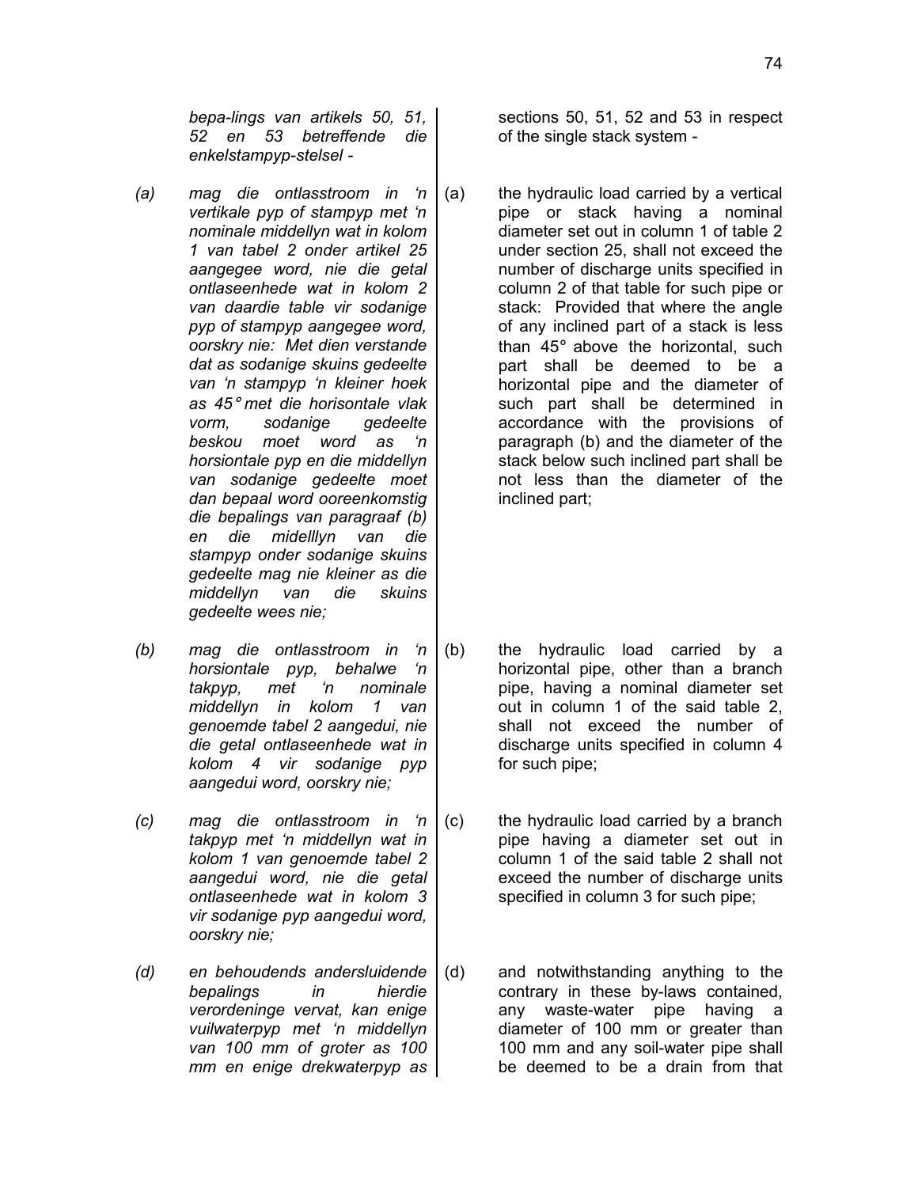*bepa-lings van artikels 50, 51, 52 en 53 betreffende die enkelstampyp-stelsel -*

*(a) mag die ontlasstroom in 'n vertikale pyp of stampyp met 'n nominale middellyn wat in kolom 1 van tabel 2 onder artikel 25 aangegee word, nie die getal ontlaseenhede wat in kolom 2 van daardie table vir sodanige pyp of stampyp aangegee word, oorskry nie: Met dien verstande dat as sodanige skuins gedeelte van 'n stampyp 'n kleiner hoek as 45° met die horisontale vlak vorm, sodanige gedeelte beskou moet word as 'n horsiontale pyp en die middellyn van sodanige gedeelte moet dan bepaal word ooreenkomstig die bepalings van paragraaf (b) en die midelllyn van die stampyp onder sodanige skuins gedeelte mag nie kleiner as die middellyn van die skuins gedeelte wees nie;*

*(b) mag die ontlasstroom in 'n horsiontale pyp, behalwe 'n takpyp, met 'n nominale middellyn in kolom 1 van genoemde tabel 2 aangedui, nie die getal ontlaseenhede wat in kolom 4 vir sodanige pyp aangedui word, oorskry nie;*

*(c) mag die ontlasstroom in 'n takpyp met 'n middellyn wat in kolom 1 van genoemde tabel 2 aangedui word, nie die getal ontlaseenhede wat in kolom 3 vir sodanige pyp aangedui word, oorskry nie;*

*(d) en behoudends andersluidende bepalings in hierdie verordeninge vervat, kan enige vuilwaterpyp met 'n middellyn van 100 mm of groter as 100 mm en enige drekwaterpyp as*

sections 50, 51, 52 and 53 in respect of the single stack system -

(a) the hydraulic load carried by a vertical pipe or stack having a nominal diameter set out in column 1 of table 2 under section 25, shall not exceed the number of discharge units specified in column 2 of that table for such pipe or stack: Provided that where the angle of any inclined part of a stack is less than 45° above the horizontal, such part shall be deemed to be a horizontal pipe and the diameter of such part shall be determined in accordance with the provisions of paragraph (b) and the diameter of the stack below such inclined part shall be not less than the diameter of the inclined part;

(b) the hydraulic load carried by a horizontal pipe, other than a branch pipe, having a nominal diameter set out in column 1 of the said table 2, shall not exceed the number of discharge units specified in column 4 for such pipe;

(c) the hydraulic load carried by a branch pipe having a diameter set out in column 1 of the said table 2 shall not exceed the number of discharge units specified in column 3 for such pipe;

(d) and notwithstanding anything to the contrary in these by-laws contained, any waste-water pipe having a diameter of 100 mm or greater than 100 mm and any soil-water pipe shall be deemed to be a drain from that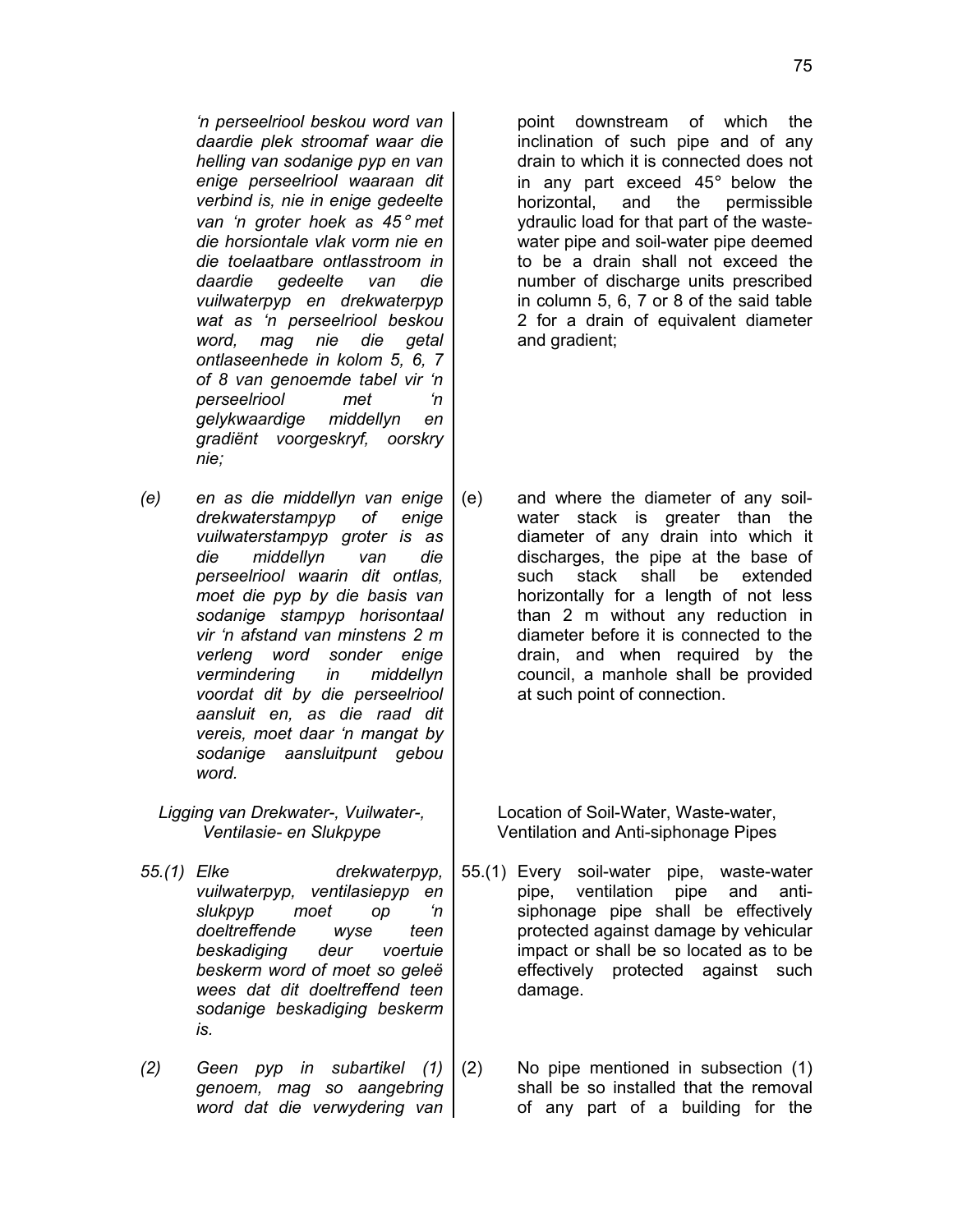*'n perseelriool beskou word van daardie plek stroomaf waar die helling van sodanige pyp en van enige perseelriool waaraan dit verbind is, nie in enige gedeelte van 'n groter hoek as 45° met die horsiontale vlak vorm nie en die toelaatbare ontlasstroom in daardie gedeelte van die vuilwaterpyp en drekwaterpyp wat as 'n perseelriool beskou word, mag nie die getal ontlaseenhede in kolom 5, 6, 7 of 8 van genoemde tabel vir 'n perseelriool met 'n gelykwaardige middellyn en gradiënt voorgeskryf, oorskry nie;*

*(e) en as die middellyn van enige drekwaterstampyp of enige vuilwaterstampyp groter is as die middellyn van die perseelriool waarin dit ontlas, moet die pyp by die basis van sodanige stampyp horisontaal vir 'n afstand van minstens 2 m verleng word sonder enige vermindering in middellyn voordat dit by die perseelriool aansluit en, as die raad dit vereis, moet daar 'n mangat by sodanige aansluitpunt gebou word.*

*Ligging van Drekwater-, Vuilwater-, Ventilasie- en Slukpype*

*55.(1) Elke drekwaterpyp, vuilwaterpyp, ventilasiepyp en slukpyp moet op 'n doeltreffende wyse teen beskadiging deur voertuie beskerm word of moet so geleë wees dat dit doeltreffend teen sodanige beskadiging beskerm is.*

*(2) Geen pyp in subartikel (1) genoem, mag so aangebring word dat die verwydering van*

point downstream of which the inclination of such pipe and of any drain to which it is connected does not in any part exceed 45° below the horizontal, and the permissible ydraulic load for that part of the waste-water pipe and soil-water pipe deemed to be a drain shall not exceed the number of discharge units prescribed in column 5, 6, 7 or 8 of the said table 2 for a drain of equivalent diameter and gradient;

(e) and where the diameter of any soil-water stack is greater than the diameter of any drain into which it discharges, the pipe at the base of such stack shall be extended horizontally for a length of not less than 2 m without any reduction in diameter before it is connected to the drain, and when required by the council, a manhole shall be provided at such point of connection.

Location of Soil-Water, Waste-water, Ventilation and Anti-siphonage Pipes

55.(1) Every soil-water pipe, waste-water pipe, ventilation pipe and anti-siphonage pipe shall be effectively protected against damage by vehicular impact or shall be so located as to be effectively protected against such damage.

(2) No pipe mentioned in subsection (1) shall be so installed that the removal of any part of a building for the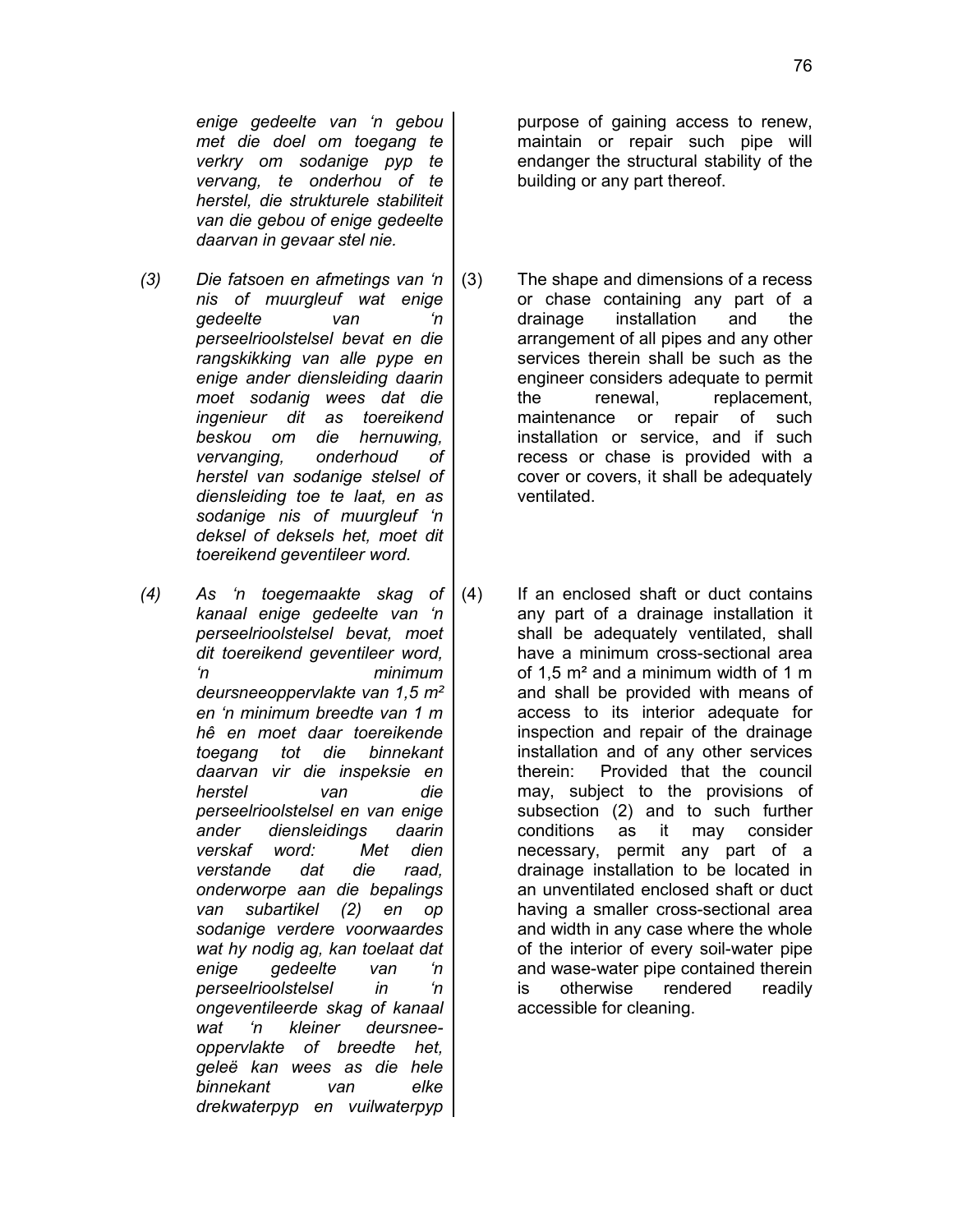*enige gedeelte van 'n gebou met die doel om toegang te verkry om sodanige pyp te vervang, te onderhou of te herstel, die strukturele stabiliteit van die gebou of enige gedeelte daarvan in gevaar stel nie.*

*(3) Die fatsoen en afmetings van 'n nis of muurgleuf wat enige gedeelte van 'n perseelrioolstelsel bevat en die rangskikking van alle pype en enige ander diensleiding daarin moet sodanig wees dat die ingenieur dit as toereikend beskou om die hernuwing, vervanging, onderhoud of herstel van sodanige stelsel of diensleiding toe te laat, en as sodanige nis of muurgleuf 'n deksel of deksels het, moet dit toereikend geventileer word.*

*(4) As 'n toegemaakte skag of kanaal enige gedeelte van 'n perseelrioolstelsel bevat, moet dit toereikend geventileer word, 'n minimum deursneeoppervlakte van 1,5 m² en 'n minimum breedte van 1 m hê en moet daar toereikende toegang tot die binnekant daarvan vir die inspeksie en herstel van die perseelrioolstelsel en van enige ander diensleidings daarin verskaf word: Met dien verstande dat die raad, onderworpe aan die bepalings van subartikel (2) en op sodanige verdere voorwaardes wat hy nodig ag, kan toelaat dat enige gedeelte van 'n perseelrioolstelsel in 'n ongeventileerde skag of kanaal wat 'n kleiner deursnee-oppervlakte of breedte het, geleë kan wees as die hele binnekant van elke drekwaterpyp en vuilwaterpyp*

purpose of gaining access to renew, maintain or repair such pipe will endanger the structural stability of the building or any part thereof.

(3) The shape and dimensions of a recess or chase containing any part of a drainage installation and the arrangement of all pipes and any other services therein shall be such as the engineer considers adequate to permit the renewal, replacement, maintenance or repair of such installation or service, and if such recess or chase is provided with a cover or covers, it shall be adequately ventilated.

(4) If an enclosed shaft or duct contains any part of a drainage installation it shall be adequately ventilated, shall have a minimum cross-sectional area of 1,5 m² and a minimum width of 1 m and shall be provided with means of access to its interior adequate for inspection and repair of the drainage installation and of any other services therein: Provided that the council may, subject to the provisions of subsection (2) and to such further conditions as it may consider necessary, permit any part of a drainage installation to be located in an unventilated enclosed shaft or duct having a smaller cross-sectional area and width in any case where the whole of the interior of every soil-water pipe and wase-water pipe contained therein is otherwise rendered readily accessible for cleaning.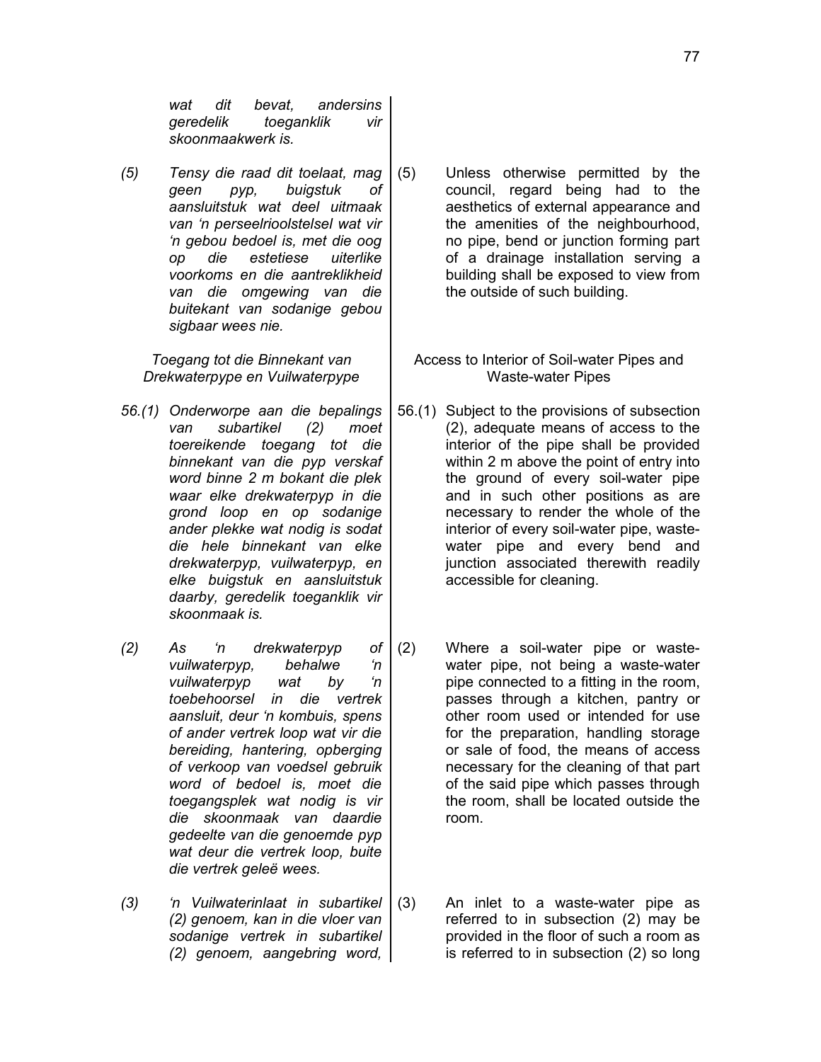*wat dit bevat, andersins geredelik toeganklik vir skoonmaakwerk is.*

*(5) Tensy die raad dit toelaat, mag geen pyp, buigstuk of aansluitstuk wat deel uitmaak van 'n perseelrioolstelsel wat vir 'n gebou bedoel is, met die oog op die estetiese uiterlike voorkoms en die aantreklikheid van die omgewing van die buitekant van sodanige gebou sigbaar wees nie.*

*Toegang tot die Binnekant van Drekwaterpype en Vuilwaterpype*

*56.(1) Onderworpe aan die bepalings van subartikel (2) moet toereikende toegang tot die binnekant van die pyp verskaf word binne 2 m bokant die plek waar elke drekwaterpyp in die grond loop en op sodanige ander plekke wat nodig is sodat die hele binnekant van elke drekwaterpyp, vuilwaterpyp, en elke buigstuk en aansluitstuk daarby, geredelik toeganklik vir skoonmaak is.*

*(2) As 'n drekwaterpyp of vuilwaterpyp, behalwe 'n vuilwaterpyp wat by 'n toebehoorsel in die vertrek aansluit, deur 'n kombuis, spens of ander vertrek loop wat vir die bereiding, hantering, opberging of verkoop van voedsel gebruik word of bedoel is, moet die toegangsplek wat nodig is vir die skoonmaak van daardie gedeelte van die genoemde pyp wat deur die vertrek loop, buite die vertrek geleë wees.*

*(3) 'n Vuilwaterinlaat in subartikel (2) genoem, kan in die vloer van sodanige vertrek in subartikel (2) genoem, aangebring word,*

(5) Unless otherwise permitted by the council, regard being had to the aesthetics of external appearance and the amenities of the neighbourhood, no pipe, bend or junction forming part of a drainage installation serving a building shall be exposed to view from the outside of such building.

Access to Interior of Soil-water Pipes and Waste-water Pipes

56.(1) Subject to the provisions of subsection (2), adequate means of access to the interior of the pipe shall be provided within 2 m above the point of entry into the ground of every soil-water pipe and in such other positions as are necessary to render the whole of the interior of every soil-water pipe, waste-water pipe and every bend and junction associated therewith readily accessible for cleaning.

(2) Where a soil-water pipe or waste-water pipe, not being a waste-water pipe connected to a fitting in the room, passes through a kitchen, pantry or other room used or intended for use for the preparation, handling storage or sale of food, the means of access necessary for the cleaning of that part of the said pipe which passes through the room, shall be located outside the room.

(3) An inlet to a waste-water pipe as referred to in subsection (2) may be provided in the floor of such a room as is referred to in subsection (2) so long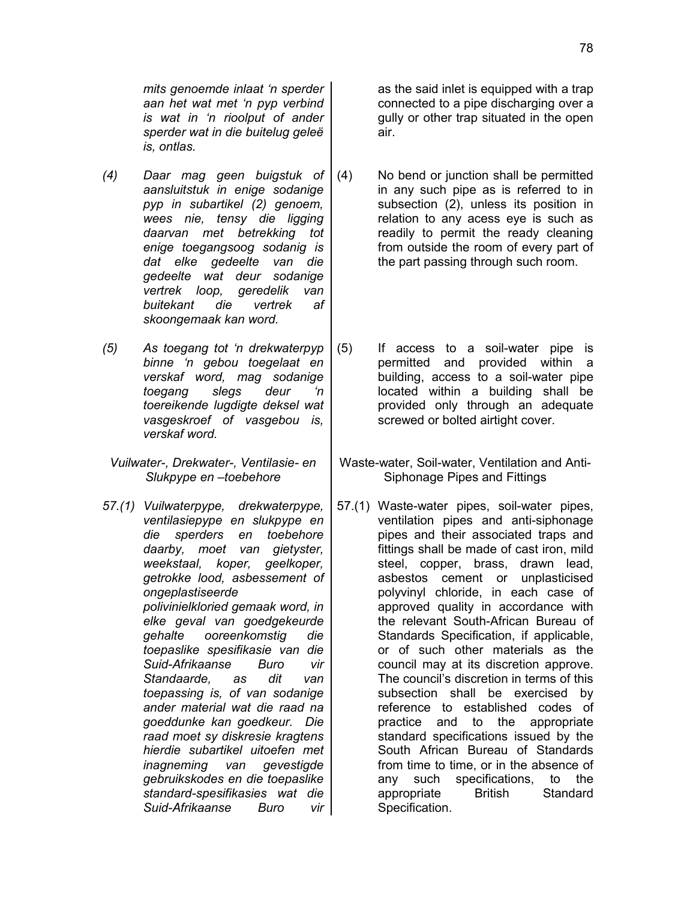*mits genoemde inlaat 'n sperder aan het wat met 'n pyp verbind is wat in 'n rioolput of ander sperder wat in die buitelug geleë is, ontlas.*

as the said inlet is equipped with a trap connected to a pipe discharging over a gully or other trap situated in the open air.

*(4) Daar mag geen buigstuk of aansluitstuk in enige sodanige pyp in subartikel (2) genoem, wees nie, tensy die ligging daarvan met betrekking tot enige toegangsoog sodanig is dat elke gedeelte van die gedeelte wat deur sodanige vertrek loop, geredelik van buitekant die vertrek af skoongemaak kan word.*

(4) No bend or junction shall be permitted in any such pipe as is referred to in subsection (2), unless its position in relation to any acess eye is such as readily to permit the ready cleaning from outside the room of every part of the part passing through such room.

*(5) As toegang tot 'n drekwaterpyp binne 'n gebou toegelaat en verskaf word, mag sodanige toegang slegs deur 'n toereikende lugdigte deksel wat vasgeskroef of vasgebou is, verskaf word.*

(5) If access to a soil-water pipe is permitted and provided within a building, access to a soil-water pipe located within a building shall be provided only through an adequate screwed or bolted airtight cover.

*Vuilwater-, Drekwater-, Ventilasie- en Slukpype en –toebehore*

Waste-water, Soil-water, Ventilation and Anti-Siphonage Pipes and Fittings

*57.(1) Vuilwaterpype, drekwaterpype, ventilasiepype en slukpype en die sperders en toebehore daarby, moet van gietyster, weekstaal, koper, geelkoper, getrokke lood, asbessement of ongeplastiseerde polivinielkloried gemaak word, in elke geval van goedgekeurde gehalte ooreenkomstig die toepaslike spesifikasie van die Suid-Afrikaanse Buro vir Standaarde, as dit van toepassing is, of van sodanige ander material wat die raad na goeddunke kan goedkeur. Die raad moet sy diskresie kragtens hierdie subartikel uitoefen met inagneming van gevestigde gebruikskodes en die toepaslike standard-spesifikasies wat die Suid-Afrikaanse Buro vir*

57.(1) Waste-water pipes, soil-water pipes, ventilation pipes and anti-siphonage pipes and their associated traps and fittings shall be made of cast iron, mild steel, copper, brass, drawn lead, asbestos cement or unplasticised polyvinyl chloride, in each case of approved quality in accordance with the relevant South-African Bureau of Standards Specification, if applicable, or of such other materials as the council may at its discretion approve. The council's discretion in terms of this subsection shall be exercised by reference to established codes of practice and to the appropriate standard specifications issued by the South African Bureau of Standards from time to time, or in the absence of any such specifications, to the appropriate British Standard Specification.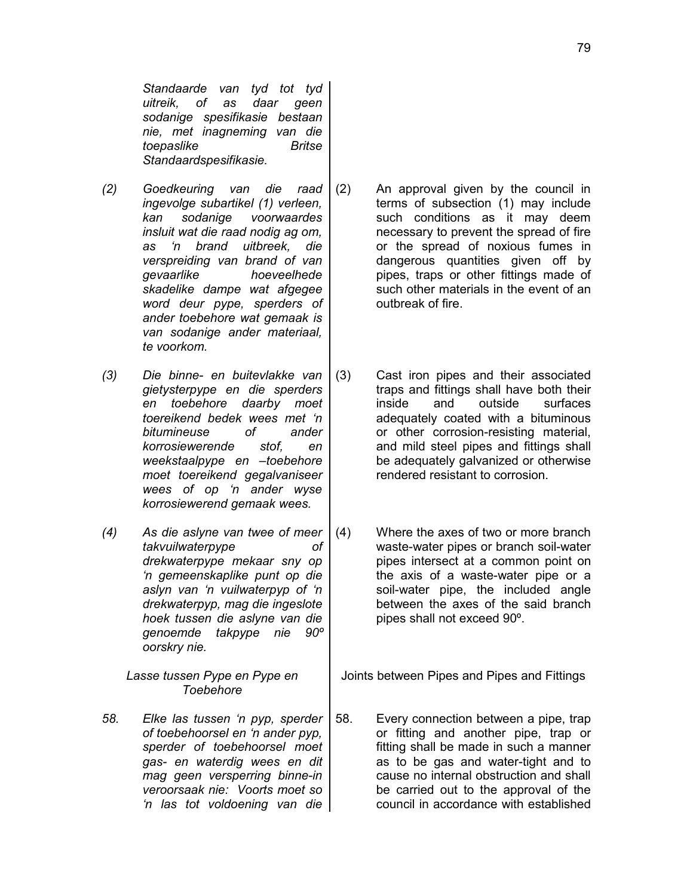*Standaarde van tyd tot tyd uitreik, of as daar geen sodanige spesifikasie bestaan nie, met inagneming van die toepaslike Britse Standaardspesifikasie.*

*(2) Goedkeuring van die raad ingevolge subartikel (1) verleen, kan sodanige voorwaardes insluit wat die raad nodig ag om, as 'n brand uitbreek, die verspreiding van brand of van gevaarlike hoeveelhede skadelike dampe wat afgegee word deur pype, sperders of ander toebehore wat gemaak is van sodanige ander materiaal, te voorkom.*

(2) An approval given by the council in terms of subsection (1) may include such conditions as it may deem necessary to prevent the spread of fire or the spread of noxious fumes in dangerous quantities given off by pipes, traps or other fittings made of such other materials in the event of an outbreak of fire.

*(3) Die binne- en buitevlakke van gietysterpype en die sperders en toebehore daarby moet toereikend bedek wees met 'n bitumineuse of ander korrosiewerende stof, en weekstaalpype en –toebehore moet toereikend gegalvaniseer wees of op 'n ander wyse korrosiewerend gemaak wees.*

(3) Cast iron pipes and their associated traps and fittings shall have both their inside and outside surfaces adequately coated with a bituminous or other corrosion-resisting material, and mild steel pipes and fittings shall be adequately galvanized or otherwise rendered resistant to corrosion.

*(4) As die aslyne van twee of meer takvuilwaterpype of drekwaterpype mekaar sny op 'n gemeenskaplike punt op die aslyn van 'n vuilwaterpyp of 'n drekwaterpyp, mag die ingeslote hoek tussen die aslyne van die genoemde takpype nie 90º oorskry nie.*

(4) Where the axes of two or more branch waste-water pipes or branch soil-water pipes intersect at a common point on the axis of a waste-water pipe or a soil-water pipe, the included angle between the axes of the said branch pipes shall not exceed 90º.

*Lasse tussen Pype en Pype en Toebehore*

Joints between Pipes and Pipes and Fittings

*58. Elke las tussen 'n pyp, sperder of toebehoorsel en 'n ander pyp, sperder of toebehoorsel moet gas- en waterdig wees en dit mag geen versperring binne-in veroorsaak nie: Voorts moet so 'n las tot voldoening van die*

58. Every connection between a pipe, trap or fitting and another pipe, trap or fitting shall be made in such a manner as to be gas and water-tight and to cause no internal obstruction and shall be carried out to the approval of the council in accordance with established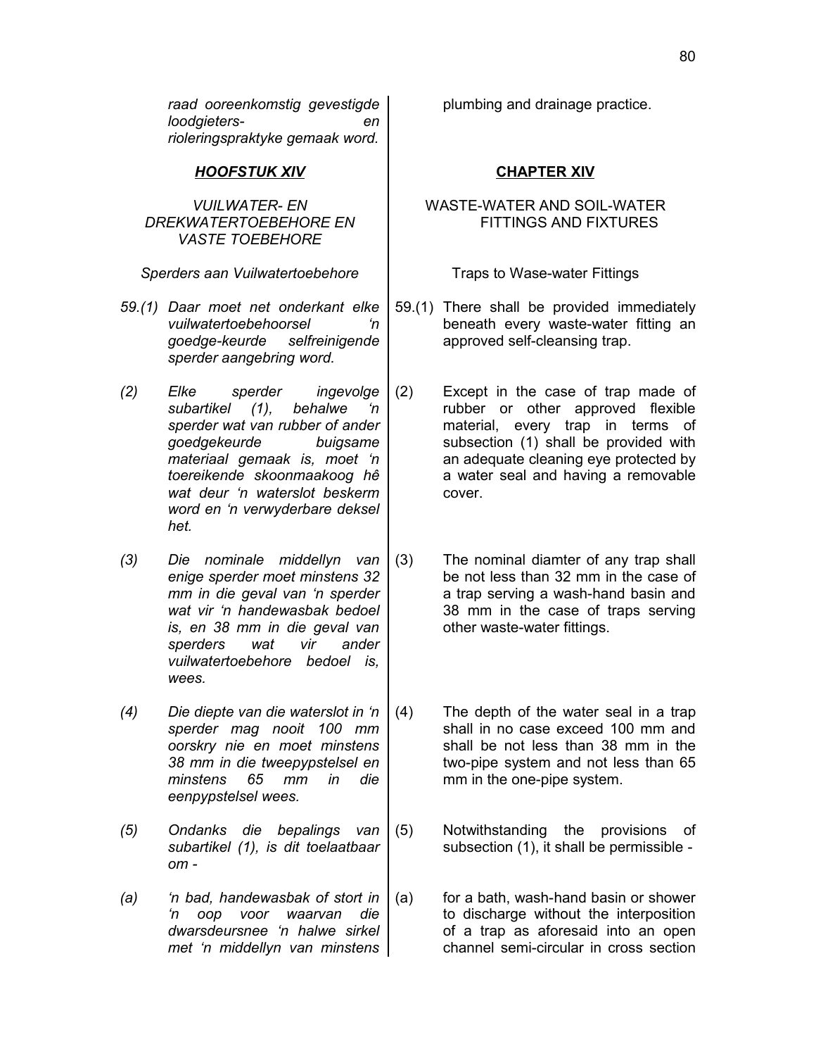*raad ooreenkomstig gevestigde loodgieters- en rioleringspraktyke gemaak word.*

plumbing and drainage practice.

## ***HOOFSTUK XIV***

*VUILWATER- EN DREKWATERTOEBEHORE EN VASTE TOEBEHORE*

*Sperders aan Vuilwatertoebehore*

*59.(1) Daar moet net onderkant elke vuilwatertoebehoorsel 'n goedge-keurde selfreinigende sperder aangebring word.*

*(2) Elke sperder ingevolge subartikel (1), behalwe 'n sperder wat van rubber of ander goedgekeurde buigsame materiaal gemaak is, moet 'n toereikende skoonmaakoog hê wat deur 'n waterslot beskerm word en 'n verwyderbare deksel het.*

*(3) Die nominale middellyn van enige sperder moet minstens 32 mm in die geval van 'n sperder wat vir 'n handewasbak bedoel is, en 38 mm in die geval van sperders wat vir ander vuilwatertoebehore bedoel is, wees.*

*(4) Die diepte van die waterslot in 'n sperder mag nooit 100 mm oorskry nie en moet minstens 38 mm in die tweepypstelsel en minstens 65 mm in die eenpypstelsel wees.*

*(5) Ondanks die bepalings van subartikel (1), is dit toelaatbaar om -*

*(a) 'n bad, handewasbak of stort in 'n oop voor waarvan die dwarsdeursnee 'n halwe sirkel met 'n middellyn van minstens*

## **CHAPTER XIV**

WASTE-WATER AND SOIL-WATER FITTINGS AND FIXTURES

Traps to Wase-water Fittings

59.(1) There shall be provided immediately beneath every waste-water fitting an approved self-cleansing trap.

(2) Except in the case of trap made of rubber or other approved flexible material, every trap in terms of subsection (1) shall be provided with an adequate cleaning eye protected by a water seal and having a removable cover.

(3) The nominal diamter of any trap shall be not less than 32 mm in the case of a trap serving a wash-hand basin and 38 mm in the case of traps serving other waste-water fittings.

(4) The depth of the water seal in a trap shall in no case exceed 100 mm and shall be not less than 38 mm in the two-pipe system and not less than 65 mm in the one-pipe system.

(5) Notwithstanding the provisions of subsection (1), it shall be permissible -

(a) for a bath, wash-hand basin or shower to discharge without the interposition of a trap as aforesaid into an open channel semi-circular in cross section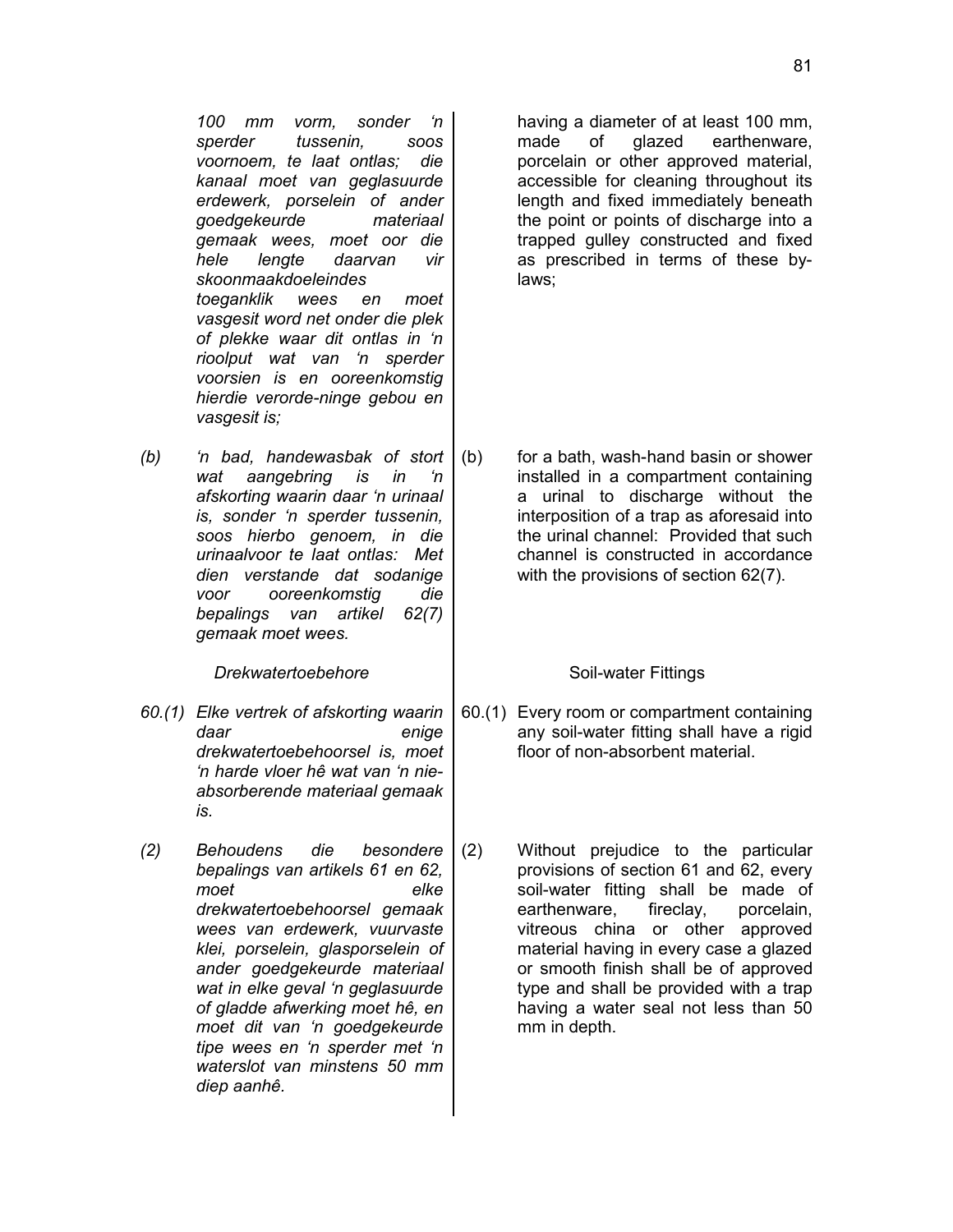*100 mm vorm, sonder 'n sperder tussenin, soos voornoem, te laat ontlas; die kanaal moet van geglasuurde erdewerk, porselein of ander goedgekeurde materiaal gemaak wees, moet oor die hele lengte daarvan vir skoonmaakdoeleindes toeganklik wees en moet vasgesit word net onder die plek of plekke waar dit ontlas in 'n rioolput wat van 'n sperder voorsien is en ooreenkomstig hierdie verorde-ninge gebou en vasgesit is;*

having a diameter of at least 100 mm, made of glazed earthenware, porcelain or other approved material, accessible for cleaning throughout its length and fixed immediately beneath the point or points of discharge into a trapped gulley constructed and fixed as prescribed in terms of these by-laws;

*(b) 'n bad, handewasbak of stort wat aangebring is in 'n afskorting waarin daar 'n urinaal is, sonder 'n sperder tussenin, soos hierbo genoem, in die urinaalvoor te laat ontlas: Met dien verstande dat sodanige voor ooreenkomstig die bepalings van artikel 62(7) gemaak moet wees.*

(b) for a bath, wash-hand basin or shower installed in a compartment containing a urinal to discharge without the interposition of a trap as aforesaid into the urinal channel: Provided that such channel is constructed in accordance with the provisions of section 62(7).

*Drekwatertoebehore*

Soil-water Fittings

*60.(1) Elke vertrek of afskorting waarin daar enige drekwatertoebehoorsel is, moet 'n harde vloer hê wat van 'n nie-absorberende materiaal gemaak is.*

60.(1) Every room or compartment containing any soil-water fitting shall have a rigid floor of non-absorbent material.

*(2) Behoudens die besondere bepalings van artikels 61 en 62, moet elke drekwatertoebehoorsel gemaak wees van erdewerk, vuurvaste klei, porselein, glasporselein of ander goedgekeurde materiaal wat in elke geval 'n geglasuurde of gladde afwerking moet hê, en moet dit van 'n goedgekeurde tipe wees en 'n sperder met 'n waterslot van minstens 50 mm diep aanhê.*

(2) Without prejudice to the particular provisions of section 61 and 62, every soil-water fitting shall be made of earthenware, fireclay, porcelain, vitreous china or other approved material having in every case a glazed or smooth finish shall be of approved type and shall be provided with a trap having a water seal not less than 50 mm in depth.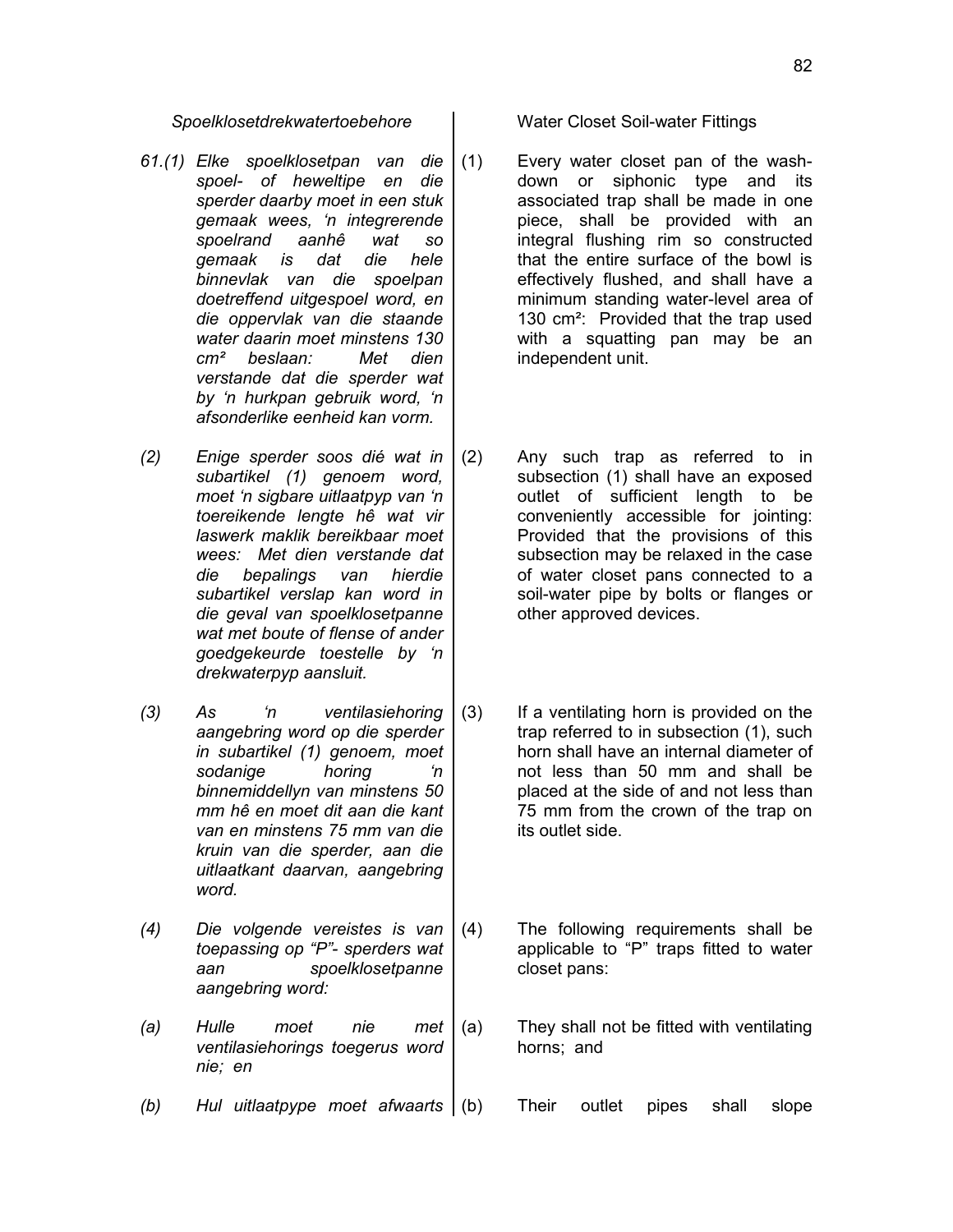*Spoelklosetdrekwatertoebehore*

*61.(1) Elke spoelklosetpan van die spoel- of heweltipe en die sperder daarby moet in een stuk gemaak wees, 'n integrerende spoelrand aanhê wat so gemaak is dat die hele binnevlak van die spoelpan doetreffend uitgespoel word, en die oppervlak van die staande water daarin moet minstens 130 cm² beslaan: Met dien verstande dat die sperder wat by 'n hurkpan gebruik word, 'n afsonderlike eenheid kan vorm.*

*(2) Enige sperder soos dié wat in subartikel (1) genoem word, moet 'n sigbare uitlaatpyp van 'n toereikende lengte hê wat vir laswerk maklik bereikbaar moet wees: Met dien verstande dat die bepalings van hierdie subartikel verslap kan word in die geval van spoelklosetpanne wat met boute of flense of ander goedgekeurde toestelle by 'n drekwaterpyp aansluit.*

*(3) As 'n ventilasiehoring aangebring word op die sperder in subartikel (1) genoem, moet sodanige horing 'n binnemiddellyn van minstens 50 mm hê en moet dit aan die kant van en minstens 75 mm van die kruin van die sperder, aan die uitlaatkant daarvan, aangebring word.*

*(4) Die volgende vereistes is van toepassing op "P"- sperders wat aan spoelklosetpanne aangebring word:*

*(a) Hulle moet nie met ventilasiehorings toegerus word nie; en*

*(b) Hul uitlaatpype moet afwaarts*

Water Closet Soil-water Fittings

(1) Every water closet pan of the wash-down or siphonic type and its associated trap shall be made in one piece, shall be provided with an integral flushing rim so constructed that the entire surface of the bowl is effectively flushed, and shall have a minimum standing water-level area of 130 cm²: Provided that the trap used with a squatting pan may be an independent unit.

(2) Any such trap as referred to in subsection (1) shall have an exposed outlet of sufficient length to be conveniently accessible for jointing: Provided that the provisions of this subsection may be relaxed in the case of water closet pans connected to a soil-water pipe by bolts or flanges or other approved devices.

(3) If a ventilating horn is provided on the trap referred to in subsection (1), such horn shall have an internal diameter of not less than 50 mm and shall be placed at the side of and not less than 75 mm from the crown of the trap on its outlet side.

(4) The following requirements shall be applicable to "P" traps fitted to water closet pans:

(a) They shall not be fitted with ventilating horns; and

(b) Their outlet pipes shall slope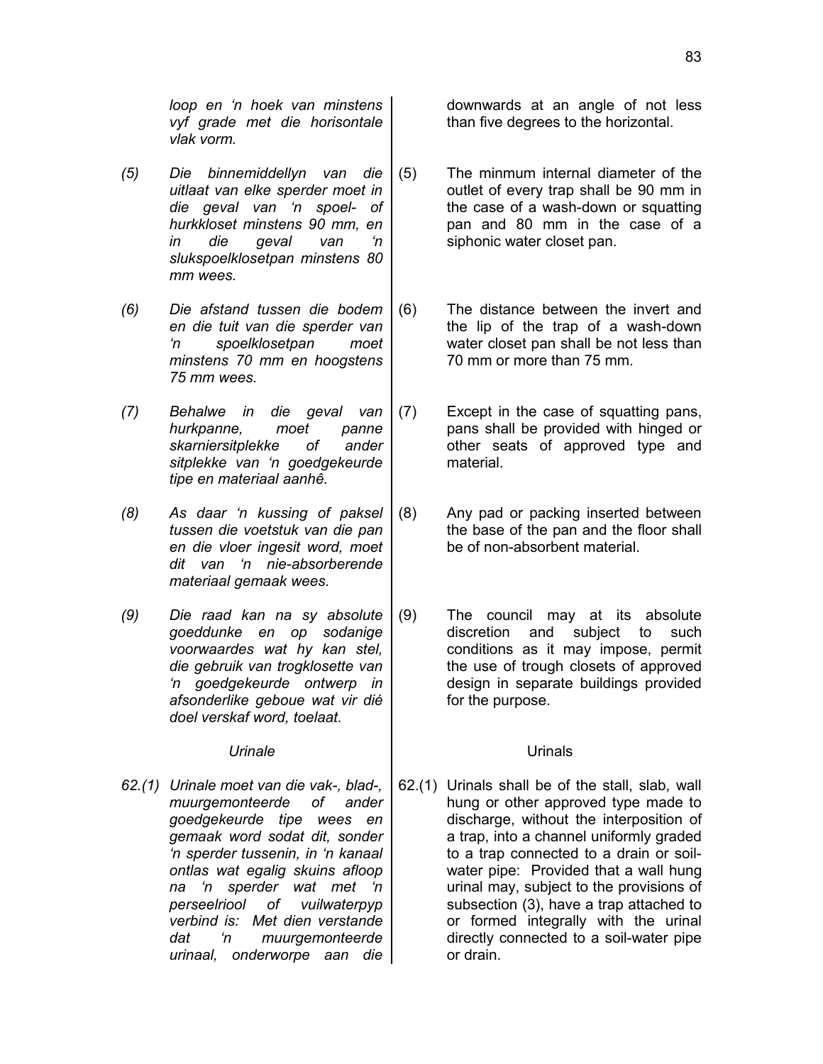*loop en 'n hoek van minstens vyf grade met die horisontale vlak vorm.*

*(5) Die binnemiddellyn van die uitlaat van elke sperder moet in die geval van 'n spoel- of hurkkloset minstens 90 mm, en in die geval van 'n slukspoelklosetpan minstens 80 mm wees.*

*(6) Die afstand tussen die bodem en die tuit van die sperder van 'n spoelklosetpan moet minstens 70 mm en hoogstens 75 mm wees.*

*(7) Behalwe in die geval van hurkpanne, moet panne skarniersitplekke of ander sitplekke van 'n goedgekeurde tipe en materiaal aanhê.*

*(8) As daar 'n kussing of paksel tussen die voetstuk van die pan en die vloer ingesit word, moet dit van 'n nie-absorberende materiaal gemaak wees.*

*(9) Die raad kan na sy absolute goeddunke en op sodanige voorwaardes wat hy kan stel, die gebruik van trogklosette van 'n goedgekeurde ontwerp in afsonderlike geboue wat vir dié doel verskaf word, toelaat.*

*Urinale*

*62.(1) Urinale moet van die vak-, blad-, muurgemonteerde of ander goedgekeurde tipe wees en gemaak word sodat dit, sonder 'n sperder tussenin, in 'n kanaal ontlas wat egalig skuins afloop na 'n sperder wat met 'n perseelriool of vuilwaterpyp verbind is: Met dien verstande dat 'n muurgemonteerde urinaal, onderworpe aan die*

downwards at an angle of not less than five degrees to the horizontal.

(5) The minmum internal diameter of the outlet of every trap shall be 90 mm in the case of a wash-down or squatting pan and 80 mm in the case of a siphonic water closet pan.

(6) The distance between the invert and the lip of the trap of a wash-down water closet pan shall be not less than 70 mm or more than 75 mm.

(7) Except in the case of squatting pans, pans shall be provided with hinged or other seats of approved type and material.

(8) Any pad or packing inserted between the base of the pan and the floor shall be of non-absorbent material.

(9) The council may at its absolute discretion and subject to such conditions as it may impose, permit the use of trough closets of approved design in separate buildings provided for the purpose.

Urinals

62.(1) Urinals shall be of the stall, slab, wall hung or other approved type made to discharge, without the interposition of a trap, into a channel uniformly graded to a trap connected to a drain or soil-water pipe: Provided that a wall hung urinal may, subject to the provisions of subsection (3), have a trap attached to or formed integrally with the urinal directly connected to a soil-water pipe or drain.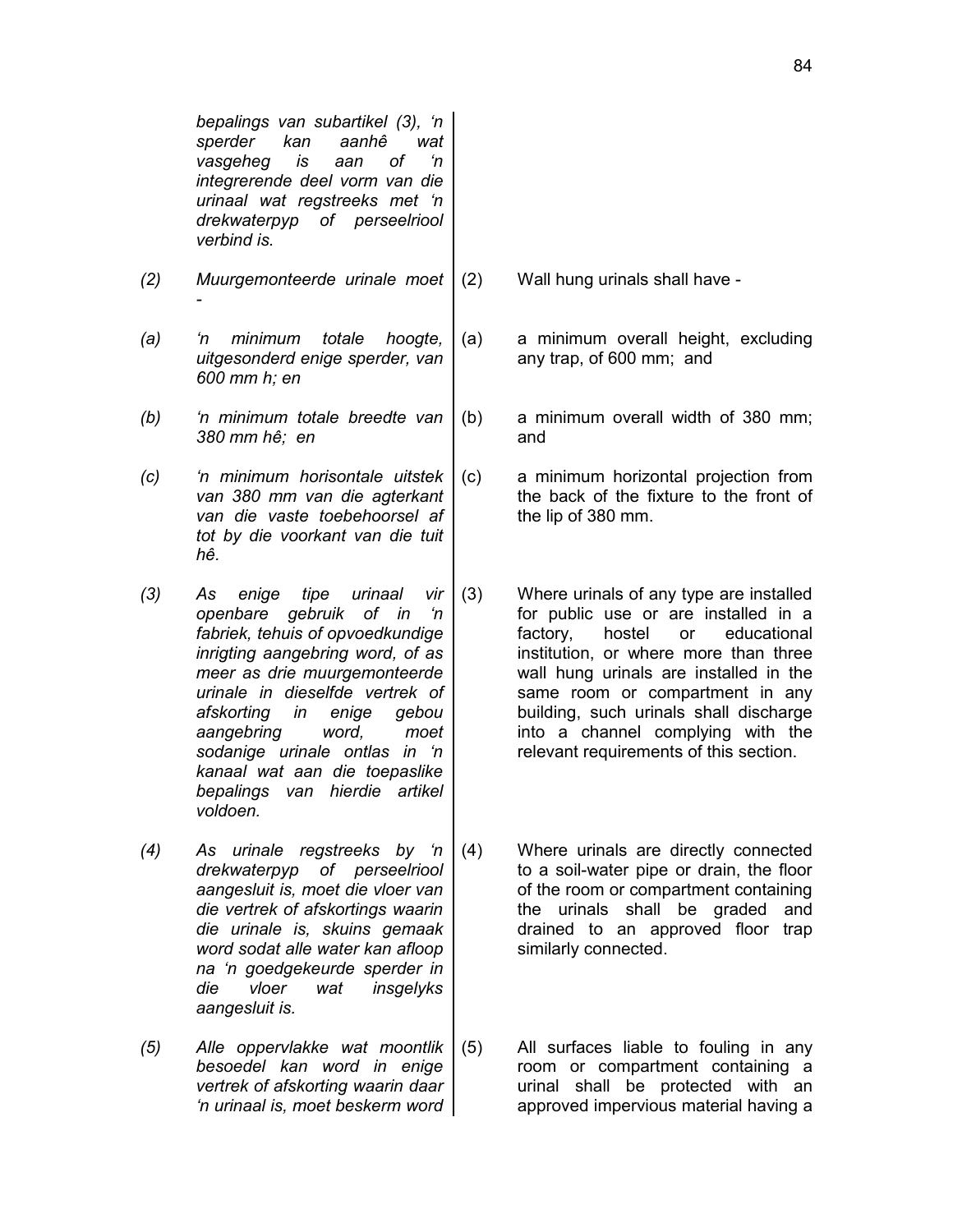| | | | |
|---|---|---|---|
| | *bepalings van subartikel (3), 'n sperder kan aanhê wat vasgeheg is aan of 'n integrerende deel vorm van die urinaal wat regstreeks met 'n drekwaterpyp of perseelriool verbind is.* | | |
| *(2)* | *Muurgemonteerde urinale moet -* | (2) | Wall hung urinals shall have - |
| *(a)* | *'n minimum totale hoogte, uitgesonderd enige sperder, van 600 mm h; en* | (a) | a minimum overall height, excluding any trap, of 600 mm; and |
| *(b)* | *'n minimum totale breedte van 380 mm hê; en* | (b) | a minimum overall width of 380 mm; and |
| *(c)* | *'n minimum horisontale uitstek van 380 mm van die agterkant van die vaste toebehoorsel af tot by die voorkant van die tuit hê.* | (c) | a minimum horizontal projection from the back of the fixture to the front of the lip of 380 mm. |
| *(3)* | *As enige tipe urinaal vir openbare gebruik of in 'n fabriek, tehuis of opvoedkundige inrigting aangebring word, of as meer as drie muurgemonteerde urinale in dieselfde vertrek of afskorting in enige gebou aangebring word, moet sodanige urinale ontlas in 'n kanaal wat aan die toepaslike bepalings van hierdie artikel voldoen.* | (3) | Where urinals of any type are installed for public use or are installed in a factory, hostel or educational institution, or where more than three wall hung urinals are installed in the same room or compartment in any building, such urinals shall discharge into a channel complying with the relevant requirements of this section. |
| *(4)* | *As urinale regstreeks by 'n drekwaterpyp of perseelriool aangesluit is, moet die vloer van die vertrek of afskortings waarin die urinale is, skuins gemaak word sodat alle water kan afloop na 'n goedgekeurde sperder in die vloer wat insgelyks aangesluit is.* | (4) | Where urinals are directly connected to a soil-water pipe or drain, the floor of the room or compartment containing the urinals shall be graded and drained to an approved floor trap similarly connected. |
| *(5)* | *Alle oppervlakke wat moontlik besoedel kan word in enige vertrek of afskorting waarin daar 'n urinaal is, moet beskerm word* | (5) | All surfaces liable to fouling in any room or compartment containing a urinal shall be protected with an approved impervious material having a |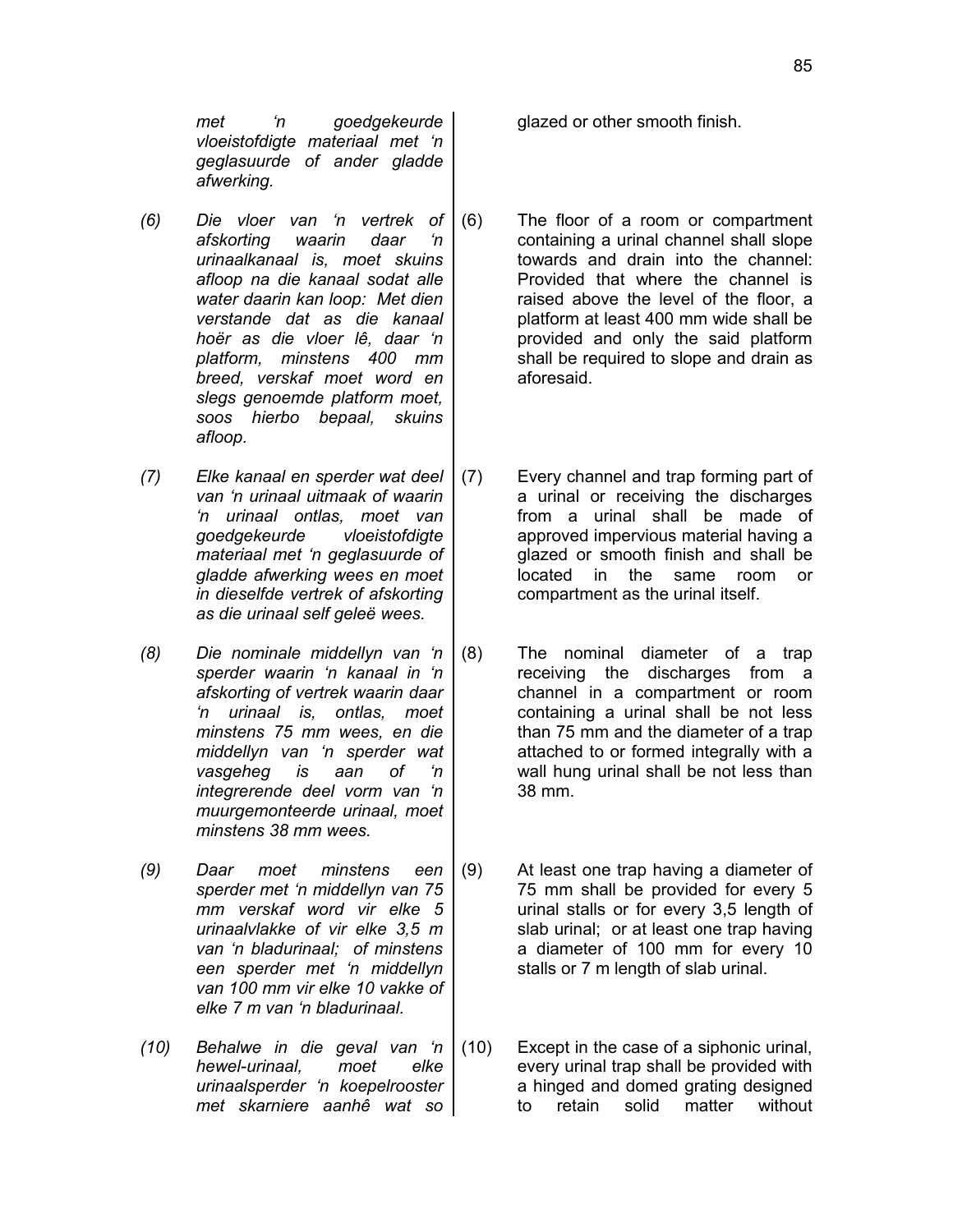*met 'n goedgekeurde vloeistofdigte materiaal met 'n geglasuurde of ander gladde afwerking.*

glazed or other smooth finish.

*(6) Die vloer van 'n vertrek of afskorting waarin daar 'n urinaalkanaal is, moet skuins afloop na die kanaal sodat alle water daarin kan loop: Met dien verstande dat as die kanaal hoër as die vloer lê, daar 'n platform, minstens 400 mm breed, verskaf moet word en slegs genoemde platform moet, soos hierbo bepaal, skuins afloop.*

(6) The floor of a room or compartment containing a urinal channel shall slope towards and drain into the channel: Provided that where the channel is raised above the level of the floor, a platform at least 400 mm wide shall be provided and only the said platform shall be required to slope and drain as aforesaid.

*(7) Elke kanaal en sperder wat deel van 'n urinaal uitmaak of waarin 'n urinaal ontlas, moet van goedgekeurde vloeistofdigte materiaal met 'n geglasuurde of gladde afwerking wees en moet in dieselfde vertrek of afskorting as die urinaal self geleë wees.*

(7) Every channel and trap forming part of a urinal or receiving the discharges from a urinal shall be made of approved impervious material having a glazed or smooth finish and shall be located in the same room or compartment as the urinal itself.

*(8) Die nominale middellyn van 'n sperder waarin 'n kanaal in 'n afskorting of vertrek waarin daar 'n urinaal is, ontlas, moet minstens 75 mm wees, en die middellyn van 'n sperder wat vasgeheg is aan of 'n integrerende deel vorm van 'n muurgemonteerde urinaal, moet minstens 38 mm wees.*

(8) The nominal diameter of a trap receiving the discharges from a channel in a compartment or room containing a urinal shall be not less than 75 mm and the diameter of a trap attached to or formed integrally with a wall hung urinal shall be not less than 38 mm.

*(9) Daar moet minstens een sperder met 'n middellyn van 75 mm verskaf word vir elke 5 urinaalvlakke of vir elke 3,5 m van 'n bladurinaal; of minstens een sperder met 'n middellyn van 100 mm vir elke 10 vakke of elke 7 m van 'n bladurinaal.*

(9) At least one trap having a diameter of 75 mm shall be provided for every 5 urinal stalls or for every 3,5 length of slab urinal; or at least one trap having a diameter of 100 mm for every 10 stalls or 7 m length of slab urinal.

*(10) Behalwe in die geval van 'n hewel-urinaal, moet elke urinaalsperder 'n koepelrooster met skarniere aanhê wat so*

(10) Except in the case of a siphonic urinal, every urinal trap shall be provided with a hinged and domed grating designed to retain solid matter without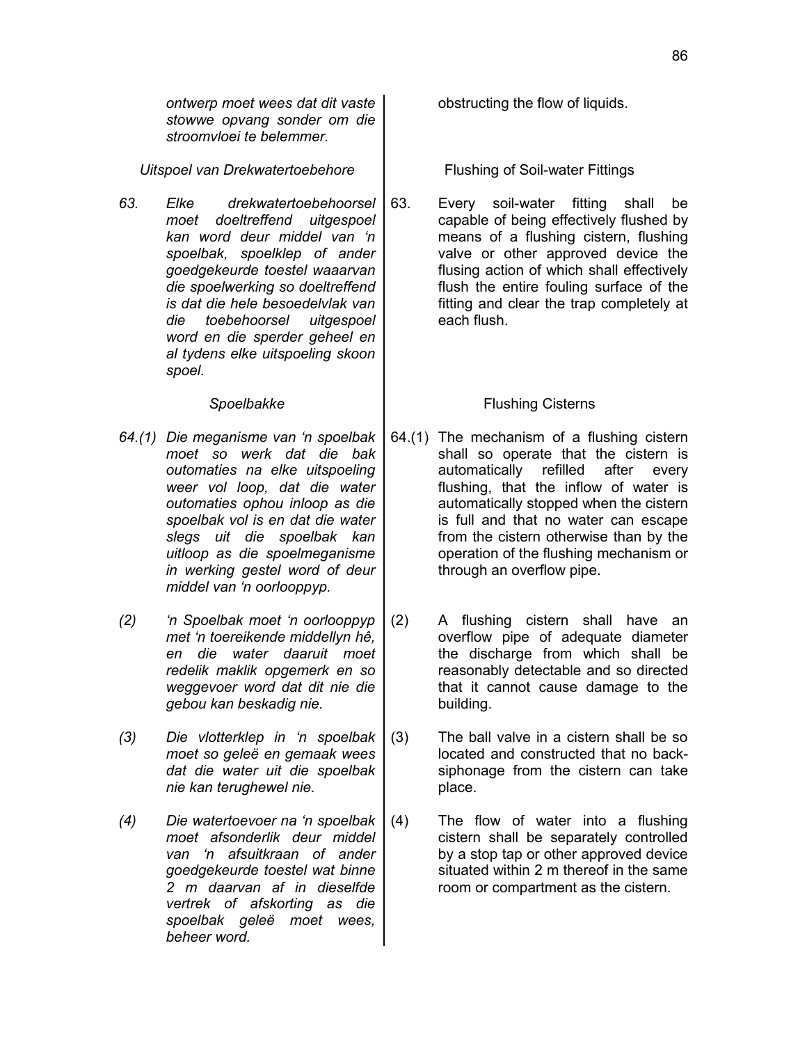*ontwerp moet wees dat dit vaste stowwe opvang sonder om die stroomvloei te belemmer.*

obstructing the flow of liquids.

*Uitspoel van Drekwatertoebehore*

*63. Elke drekwatertoebehoorsel moet doeltreffend uitgespoel kan word deur middel van 'n spoelbak, spoelklep of ander goedgekeurde toestel waaarvan die spoelwerking so doeltreffend is dat die hele besoedelvlak van die toebehoorsel uitgespoel word en die sperder geheel en al tydens elke uitspoeling skoon spoel.*

*Spoelbakke*

*64.(1) Die meganisme van 'n spoelbak moet so werk dat die bak outomaties na elke uitspoeling weer vol loop, dat die water outomaties ophou inloop as die spoelbak vol is en dat die water slegs uit die spoelbak kan uitloop as die spoelmeganisme in werking gestel word of deur middel van 'n oorlooppyp.*

*(2) 'n Spoelbak moet 'n oorlooppyp met 'n toereikende middellyn hê, en die water daaruit moet redelik maklik opgemerk en so weggevoer word dat dit nie die gebou kan beskadig nie.*

*(3) Die vlotterklep in 'n spoelbak moet so geleë en gemaak wees dat die water uit die spoelbak nie kan terughewel nie.*

*(4) Die watertoevoer na 'n spoelbak moet afsonderlik deur middel van 'n afsuitkraan of ander goedgekeurde toestel wat binne 2 m daarvan af in dieselfde vertrek of afskorting as die spoelbak geleë moet wees, beheer word.*

Flushing of Soil-water Fittings

63. Every soil-water fitting shall be capable of being effectively flushed by means of a flushing cistern, flushing valve or other approved device the flusing action of which shall effectively flush the entire fouling surface of the fitting and clear the trap completely at each flush.

Flushing Cisterns

64.(1) The mechanism of a flushing cistern shall so operate that the cistern is automatically refilled after every flushing, that the inflow of water is automatically stopped when the cistern is full and that no water can escape from the cistern otherwise than by the operation of the flushing mechanism or through an overflow pipe.

(2) A flushing cistern shall have an overflow pipe of adequate diameter the discharge from which shall be reasonably detectable and so directed that it cannot cause damage to the building.

(3) The ball valve in a cistern shall be so located and constructed that no back-siphonage from the cistern can take place.

(4) The flow of water into a flushing cistern shall be separately controlled by a stop tap or other approved device situated within 2 m thereof in the same room or compartment as the cistern.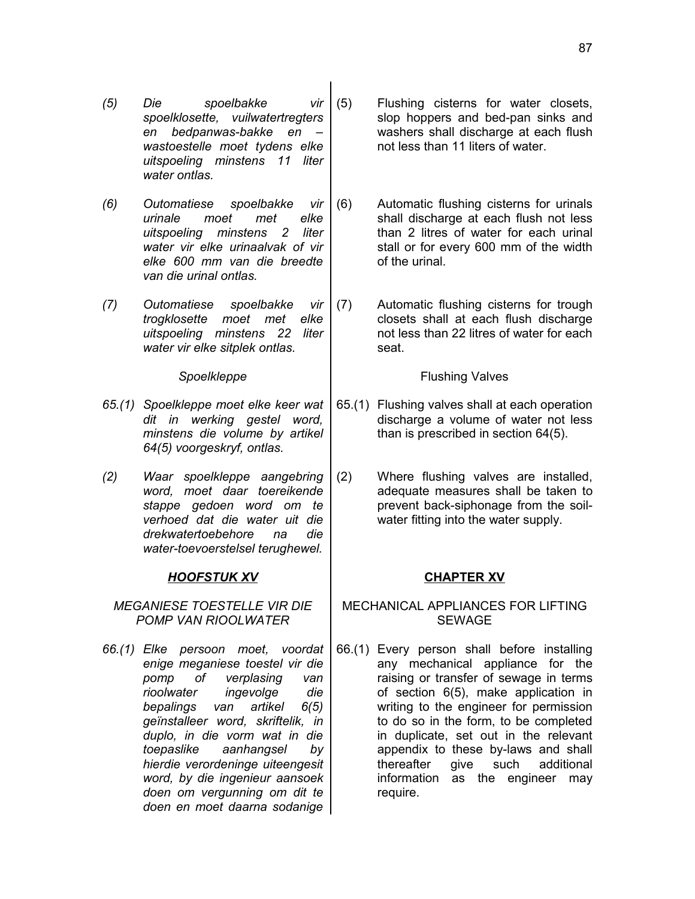*(5) Die spoelbakke vir spoelklosette, vuilwatertregters en bedpanwas-bakke en – wastoestelle moet tydens elke uitspoeling minstens 11 liter water ontlas.*

(5) Flushing cisterns for water closets, slop hoppers and bed-pan sinks and washers shall discharge at each flush not less than 11 liters of water.

*(6) Outomatiese spoelbakke vir urinale moet met elke uitspoeling minstens 2 liter water vir elke urinaalvak of vir elke 600 mm van die breedte van die urinal ontlas.*

(6) Automatic flushing cisterns for urinals shall discharge at each flush not less than 2 litres of water for each urinal stall or for every 600 mm of the width of the urinal.

*(7) Outomatiese spoelbakke vir trogklosette moet met elke uitspoeling minstens 22 liter water vir elke sitplek ontlas.*

(7) Automatic flushing cisterns for trough closets shall at each flush discharge not less than 22 litres of water for each seat.

*Spoelkleppe*

Flushing Valves

*65.(1) Spoelkleppe moet elke keer wat dit in werking gestel word, minstens die volume by artikel 64(5) voorgeskryf, ontlas.*

65.(1) Flushing valves shall at each operation discharge a volume of water not less than is prescribed in section 64(5).

*(2) Waar spoelkleppe aangebring word, moet daar toereikende stappe gedoen word om te verhoed dat die water uit die drekwatertoebehore na die water-toevoerstelsel terughewel.*

(2) Where flushing valves are installed, adequate measures shall be taken to prevent back-siphonage from the soil-water fitting into the water supply.

## ***HOOFSTUK XV***

### *MEGANIESE TOESTELLE VIR DIE POMP VAN RIOOLWATER*

## **CHAPTER XV**

### MECHANICAL APPLIANCES FOR LIFTING SEWAGE

*66.(1) Elke persoon moet, voordat enige meganiese toestel vir die pomp of verplasing van rioolwater ingevolge die bepalings van artikel 6(5) geïnstalleer word, skriftelik, in duplo, in die vorm wat in die toepaslike aanhangsel by hierdie verordeninge uiteengesit word, by die ingenieur aansoek doen om vergunning om dit te doen en moet daarna sodanige*

66.(1) Every person shall before installing any mechanical appliance for the raising or transfer of sewage in terms of section 6(5), make application in writing to the engineer for permission to do so in the form, to be completed in duplicate, set out in the relevant appendix to these by-laws and shall thereafter give such additional information as the engineer may require.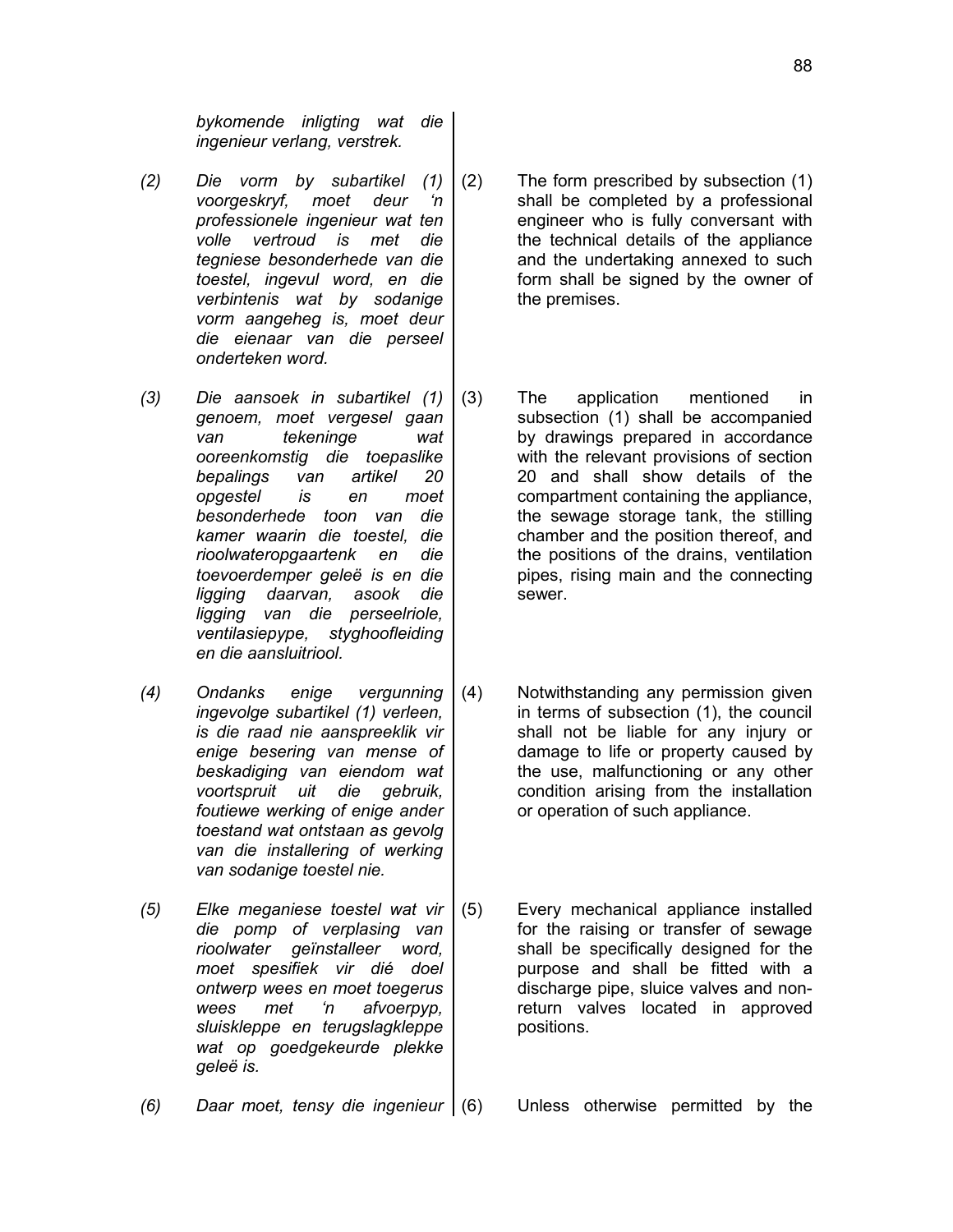*bykomende inligting wat die ingenieur verlang, verstrek.*

*(2) Die vorm by subartikel (1) voorgeskryf, moet deur 'n professionele ingenieur wat ten volle vertroud is met die tegniese besonderhede van die toestel, ingevul word, en die verbintenis wat by sodanige vorm aangeheg is, moet deur die eienaar van die perseel onderteken word.*

(2) The form prescribed by subsection (1) shall be completed by a professional engineer who is fully conversant with the technical details of the appliance and the undertaking annexed to such form shall be signed by the owner of the premises.

*(3) Die aansoek in subartikel (1) genoem, moet vergesel gaan van tekeninge wat ooreenkomstig die toepaslike bepalings van artikel 20 opgestel is en moet besonderhede toon van die kamer waarin die toestel, die rioolwateropgaartenk en die toevoerdemper geleë is en die ligging daarvan, asook die ligging van die perseelriole, ventilasiepype, styghoofleiding en die aansluitriool.*

(3) The application mentioned in subsection (1) shall be accompanied by drawings prepared in accordance with the relevant provisions of section 20 and shall show details of the compartment containing the appliance, the sewage storage tank, the stilling chamber and the position thereof, and the positions of the drains, ventilation pipes, rising main and the connecting sewer.

*(4) Ondanks enige vergunning ingevolge subartikel (1) verleen, is die raad nie aanspreeklik vir enige besering van mense of beskadiging van eiendom wat voortspruit uit die gebruik, foutiewe werking of enige ander toestand wat ontstaan as gevolg van die installering of werking van sodanige toestel nie.*

(4) Notwithstanding any permission given in terms of subsection (1), the council shall not be liable for any injury or damage to life or property caused by the use, malfunctioning or any other condition arising from the installation or operation of such appliance.

*(5) Elke meganiese toestel wat vir die pomp of verplasing van rioolwater geïnstalleer word, moet spesifiek vir dié doel ontwerp wees en moet toegerus wees met 'n afvoerpyp, sluiskleppe en terugslagkleppe wat op goedgekeurde plekke geleë is.*

(5) Every mechanical appliance installed for the raising or transfer of sewage shall be specifically designed for the purpose and shall be fitted with a discharge pipe, sluice valves and non-return valves located in approved positions.

*(6) Daar moet, tensy die ingenieur*

(6) Unless otherwise permitted by the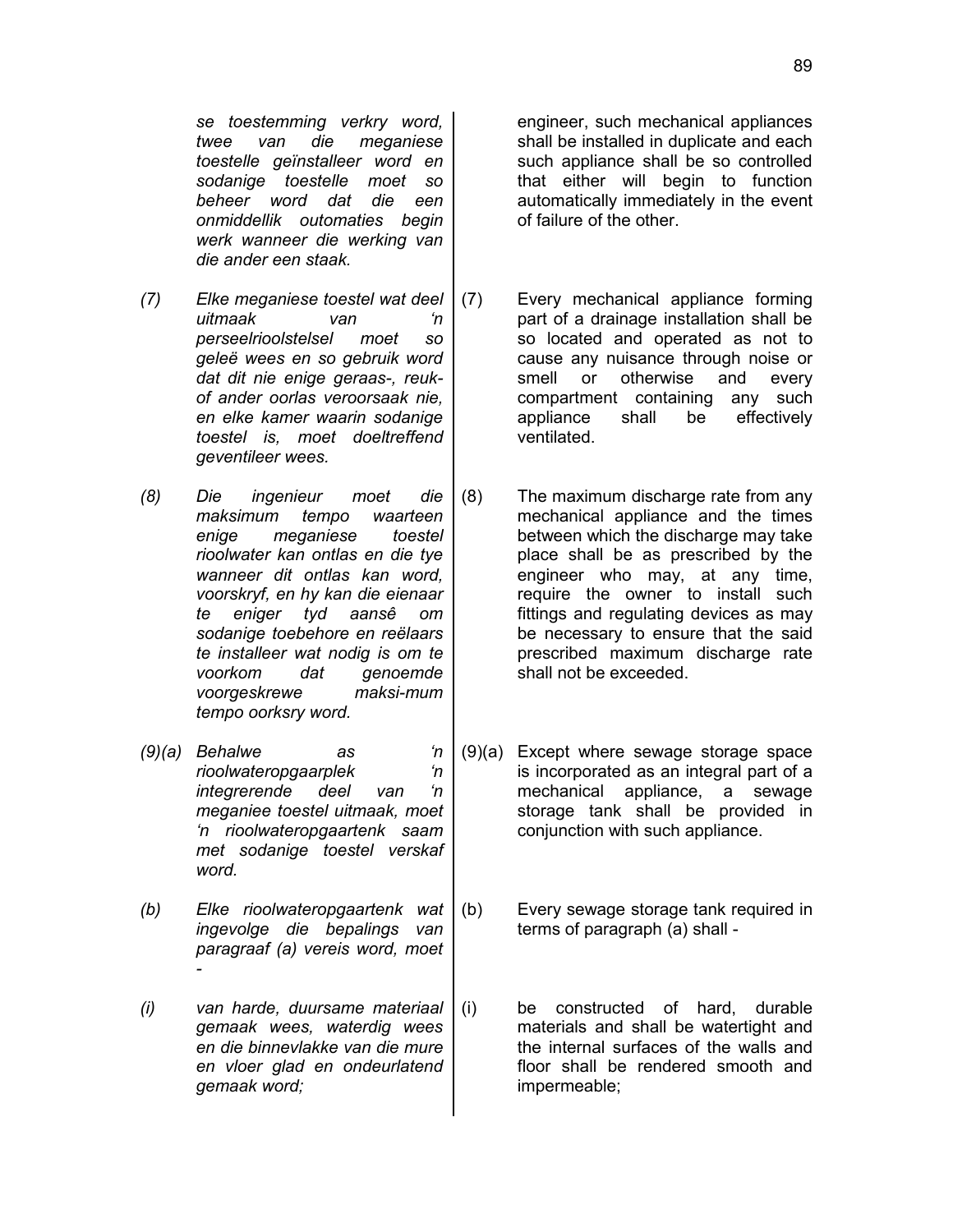*se toestemming verkry word, twee van die meganiese toestelle geïnstalleer word en sodanige toestelle moet so beheer word dat die een onmiddellik outomaties begin werk wanneer die werking van die ander een staak.*

engineer, such mechanical appliances shall be installed in duplicate and each such appliance shall be so controlled that either will begin to function automatically immediately in the event of failure of the other.

*(7) Elke meganiese toestel wat deel uitmaak van 'n perseelrioolstelsel moet so geleë wees en so gebruik word dat dit nie enige geraas-, reuk- of ander oorlas veroorsaak nie, en elke kamer waarin sodanige toestel is, moet doeltreffend geventileer wees.*

(7) Every mechanical appliance forming part of a drainage installation shall be so located and operated as not to cause any nuisance through noise or smell or otherwise and every compartment containing any such appliance shall be effectively ventilated.

*(8) Die ingenieur moet die maksimum tempo waarteen enige meganiese toestel rioolwater kan ontlas en die tye wanneer dit ontlas kan word, voorskryf, en hy kan die eienaar te eniger tyd aansê om sodanige toebehore en reëlaars te installeer wat nodig is om te voorkom dat genoemde voorgeskrewe maksi-mum tempo oorksry word.*

(8) The maximum discharge rate from any mechanical appliance and the times between which the discharge may take place shall be as prescribed by the engineer who may, at any time, require the owner to install such fittings and regulating devices as may be necessary to ensure that the said prescribed maximum discharge rate shall not be exceeded.

*(9)(a) Behalwe as 'n rioolwateropgaarplek 'n integrerende deel van 'n meganiee toestel uitmaak, moet 'n rioolwateropgaartenk saam met sodanige toestel verskaf word.*

(9)(a) Except where sewage storage space is incorporated as an integral part of a mechanical appliance, a sewage storage tank shall be provided in conjunction with such appliance.

*(b) Elke rioolwateropgaartenk wat ingevolge die bepalings van paragraaf (a) vereis word, moet -*

(b) Every sewage storage tank required in terms of paragraph (a) shall -

*(i) van harde, duursame materiaal gemaak wees, waterdig wees en die binnevlakke van die mure en vloer glad en ondeurlatend gemaak word;*

(i) be constructed of hard, durable materials and shall be watertight and the internal surfaces of the walls and floor shall be rendered smooth and impermeable;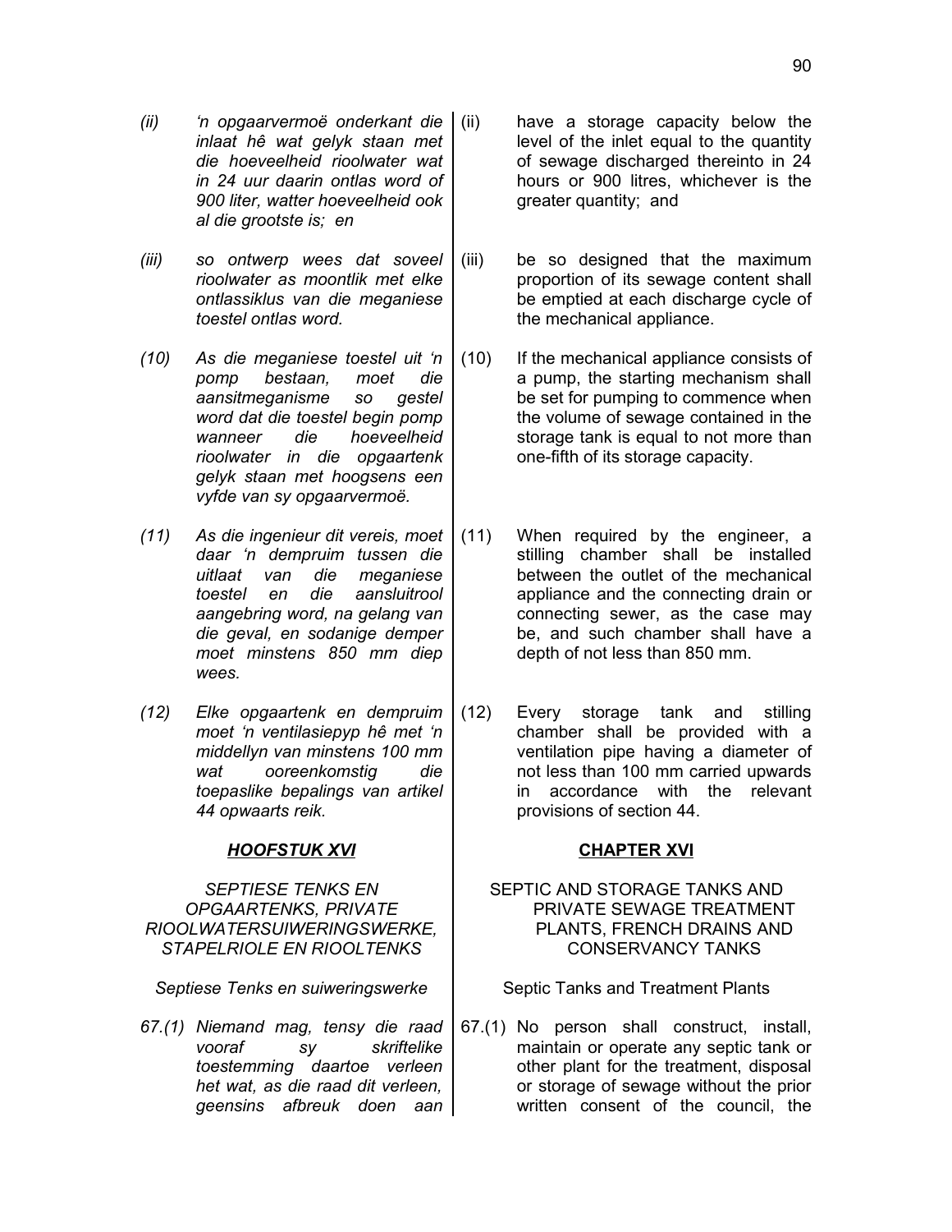*(ii) 'n opgaarvermoë onderkant die inlaat hê wat gelyk staan met die hoeveelheid rioolwater wat in 24 uur daarin ontlas word of 900 liter, watter hoeveelheid ook al die grootste is; en*

*(iii) so ontwerp wees dat soveel rioolwater as moontlik met elke ontlassiklus van die meganiese toestel ontlas word.*

*(10) As die meganiese toestel uit 'n pomp bestaan, moet die aansitmeganisme so gestel word dat die toestel begin pomp wanneer die hoeveelheid rioolwater in die opgaartenk gelyk staan met hoogsens een vyfde van sy opgaarvermoë.*

*(11) As die ingenieur dit vereis, moet daar 'n dempruim tussen die uitlaat van die meganiese toestel en die aansluitrool aangebring word, na gelang van die geval, en sodanige demper moet minstens 850 mm diep wees.*

*(12) Elke opgaartenk en dempruim moet 'n ventilasiepyp hê met 'n middellyn van minstens 100 mm wat ooreenkomstig die toepaslike bepalings van artikel 44 opwaarts reik.*

***HOOFSTUK XVI***

*SEPTIESE TENKS EN OPGAARTENKS, PRIVATE RIOOLWATERSUIWERINGSWERKE, STAPELRIOLE EN RIOOLTENKS*

*Septiese Tenks en suiweringswerke*

*67.(1) Niemand mag, tensy die raad vooraf sy skriftelike toestemming daartoe verleen het wat, as die raad dit verleen, geensins afbreuk doen aan*

(ii) have a storage capacity below the level of the inlet equal to the quantity of sewage discharged thereinto in 24 hours or 900 litres, whichever is the greater quantity; and

(iii) be so designed that the maximum proportion of its sewage content shall be emptied at each discharge cycle of the mechanical appliance.

(10) If the mechanical appliance consists of a pump, the starting mechanism shall be set for pumping to commence when the volume of sewage contained in the storage tank is equal to not more than one-fifth of its storage capacity.

(11) When required by the engineer, a stilling chamber shall be installed between the outlet of the mechanical appliance and the connecting drain or connecting sewer, as the case may be, and such chamber shall have a depth of not less than 850 mm.

(12) Every storage tank and stilling chamber shall be provided with a ventilation pipe having a diameter of not less than 100 mm carried upwards in accordance with the relevant provisions of section 44.

**CHAPTER XVI**

SEPTIC AND STORAGE TANKS AND PRIVATE SEWAGE TREATMENT PLANTS, FRENCH DRAINS AND CONSERVANCY TANKS

Septic Tanks and Treatment Plants

67.(1) No person shall construct, install, maintain or operate any septic tank or other plant for the treatment, disposal or storage of sewage without the prior written consent of the council, the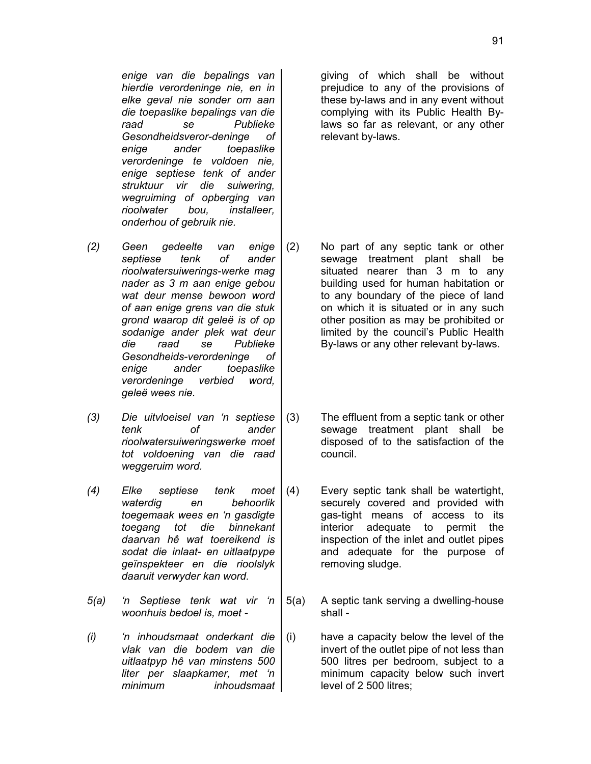*enige van die bepalings van hierdie verordeninge nie, en in elke geval nie sonder om aan die toepaslike bepalings van die raad se Publieke Gesondheidsveror-deninge of enige ander toepaslike verordeninge te voldoen nie, enige septiese tenk of ander struktuur vir die suiwering, wegruiming of opberging van rioolwater bou, installeer, onderhou of gebruik nie.*

giving of which shall be without prejudice to any of the provisions of these by-laws and in any event without complying with its Public Health By-laws so far as relevant, or any other relevant by-laws.

*(2) Geen gedeelte van enige septiese tenk of ander rioolwatersuiwerings-werke mag nader as 3 m aan enige gebou wat deur mense bewoon word of aan enige grens van die stuk grond waarop dit geleë is of op sodanige ander plek wat deur die raad se Publieke Gesondheids-verordeninge of enige ander toepaslike verordeninge verbied word, geleë wees nie.*

(2) No part of any septic tank or other sewage treatment plant shall be situated nearer than 3 m to any building used for human habitation or to any boundary of the piece of land on which it is situated or in any such other position as may be prohibited or limited by the council's Public Health By-laws or any other relevant by-laws.

*(3) Die uitvloeisel van 'n septiese tenk of ander rioolwatersuiweringswerke moet tot voldoening van die raad weggeruim word.*

(3) The effluent from a septic tank or other sewage treatment plant shall be disposed of to the satisfaction of the council.

*(4) Elke septiese tenk moet waterdig en behoorlik toegemaak wees en 'n gasdigte toegang tot die binnekant daarvan hê wat toereikend is sodat die inlaat- en uitlaatpype geïnspekteer en die rioolslyk daaruit verwyder kan word.*

(4) Every septic tank shall be watertight, securely covered and provided with gas-tight means of access to its interior adequate to permit the inspection of the inlet and outlet pipes and adequate for the purpose of removing sludge.

*5(a) 'n Septiese tenk wat vir 'n woonhuis bedoel is, moet -*

5(a) A septic tank serving a dwelling-house shall -

*(i) 'n inhoudsmaat onderkant die vlak van die bodem van die uitlaatpyp hê van minstens 500 liter per slaapkamer, met 'n minimum inhoudsmaat*

(i) have a capacity below the level of the invert of the outlet pipe of not less than 500 litres per bedroom, subject to a minimum capacity below such invert level of 2 500 litres;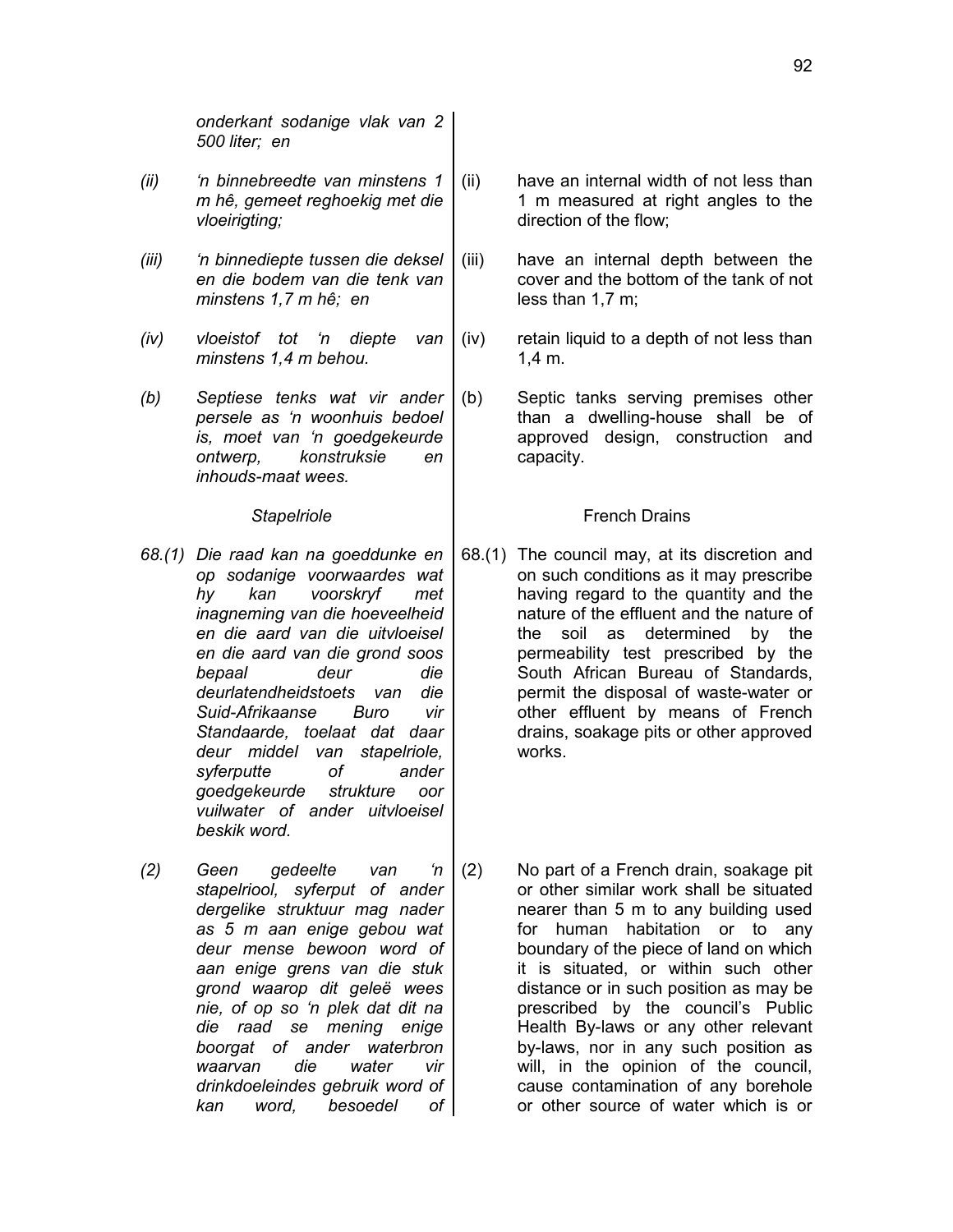*onderkant sodanige vlak van 2 500 liter; en*

*(ii) 'n binnebreedte van minstens 1 m hê, gemeet reghoekig met die vloeirigting;*

*(iii) 'n binnediepte tussen die deksel en die bodem van die tenk van minstens 1,7 m hê; en*

*(iv) vloeistof tot 'n diepte van minstens 1,4 m behou.*

*(b) Septiese tenks wat vir ander persele as 'n woonhuis bedoel is, moet van 'n goedgekeurde ontwerp, konstruksie en inhouds-maat wees.*

*Stapelriole*

*68.(1) Die raad kan na goeddunke en op sodanige voorwaardes wat hy kan voorskryf met inagneming van die hoeveelheid en die aard van die uitvloeisel en die aard van die grond soos bepaal deur die deurlatendheidstoets van die Suid-Afrikaanse Buro vir Standaarde, toelaat dat daar deur middel van stapelriole, syferputte of ander goedgekeurde strukture oor vuilwater of ander uitvloeisel beskik word.*

*(2) Geen gedeelte van 'n stapelriool, syferput of ander dergelike struktuur mag nader as 5 m aan enige gebou wat deur mense bewoon word of aan enige grens van die stuk grond waarop dit geleë wees nie, of op so 'n plek dat dit na die raad se mening enige boorgat of ander waterbron waarvan die water vir drinkdoeleindes gebruik word of kan word, besoedel of*

(ii) have an internal width of not less than 1 m measured at right angles to the direction of the flow;

(iii) have an internal depth between the cover and the bottom of the tank of not less than 1,7 m;

(iv) retain liquid to a depth of not less than 1,4 m.

(b) Septic tanks serving premises other than a dwelling-house shall be of approved design, construction and capacity.

French Drains

68.(1) The council may, at its discretion and on such conditions as it may prescribe having regard to the quantity and the nature of the effluent and the nature of the soil as determined by the permeability test prescribed by the South African Bureau of Standards, permit the disposal of waste-water or other effluent by means of French drains, soakage pits or other approved works.

(2) No part of a French drain, soakage pit or other similar work shall be situated nearer than 5 m to any building used for human habitation or to any boundary of the piece of land on which it is situated, or within such other distance or in such position as may be prescribed by the council's Public Health By-laws or any other relevant by-laws, nor in any such position as will, in the opinion of the council, cause contamination of any borehole or other source of water which is or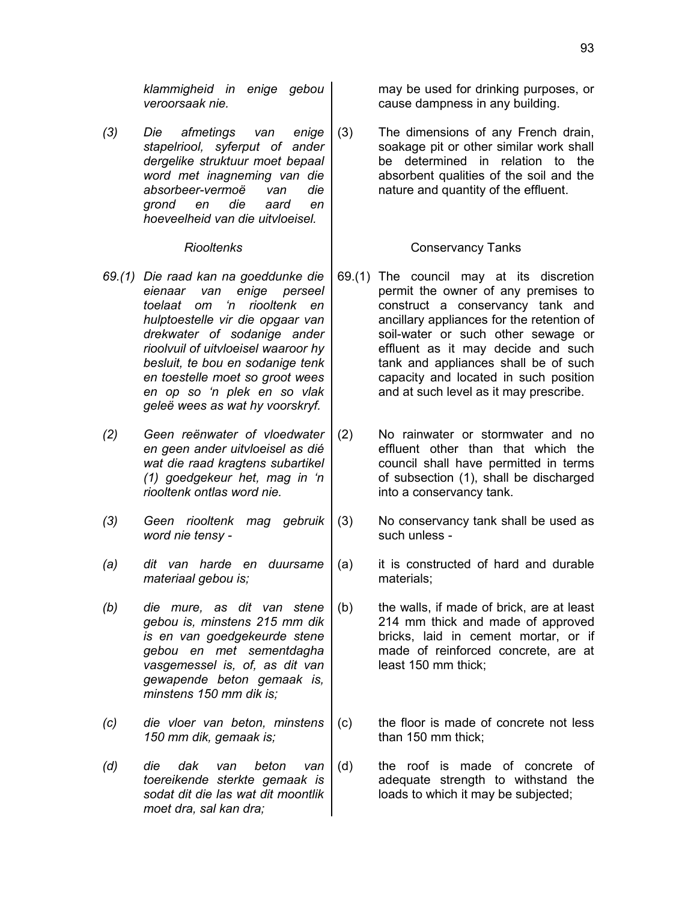*klammigheid in enige gebou veroorsaak nie.*

*(3) Die afmetings van enige stapelriool, syferput of ander dergelike struktuur moet bepaal word met inagneming van die absorbeer-vermoë van die grond en die aard en hoeveelheid van die uitvloeisel.*

*Riooltenks*

*69.(1) Die raad kan na goeddunke die eienaar van enige perseel toelaat om 'n riooltenk en hulptoestelle vir die opgaar van drekwater of sodanige ander rioolvuil of uitvloeisel waaroor hy besluit, te bou en sodanige tenk en toestelle moet so groot wees en op so 'n plek en so vlak geleë wees as wat hy voorskryf.*

*(2) Geen reënwater of vloedwater en geen ander uitvloeisel as dié wat die raad kragtens subartikel (1) goedgekeur het, mag in 'n riooltenk ontlas word nie.*

*(3) Geen riooltenk mag gebruik word nie tensy -*

*(a) dit van harde en duursame materiaal gebou is;*

*(b) die mure, as dit van stene gebou is, minstens 215 mm dik is en van goedgekeurde stene gebou en met sementdagha vasgemessel is, of, as dit van gewapende beton gemaak is, minstens 150 mm dik is;*

*(c) die vloer van beton, minstens 150 mm dik, gemaak is;*

*(d) die dak van beton van toereikende sterkte gemaak is sodat dit die las wat dit moontlik moet dra, sal kan dra;*

may be used for drinking purposes, or cause dampness in any building.

(3) The dimensions of any French drain, soakage pit or other similar work shall be determined in relation to the absorbent qualities of the soil and the nature and quantity of the effluent.

Conservancy Tanks

69.(1) The council may at its discretion permit the owner of any premises to construct a conservancy tank and ancillary appliances for the retention of soil-water or such other sewage or effluent as it may decide and such tank and appliances shall be of such capacity and located in such position and at such level as it may prescribe.

(2) No rainwater or stormwater and no effluent other than that which the council shall have permitted in terms of subsection (1), shall be discharged into a conservancy tank.

(3) No conservancy tank shall be used as such unless -

(a) it is constructed of hard and durable materials;

(b) the walls, if made of brick, are at least 214 mm thick and made of approved bricks, laid in cement mortar, or if made of reinforced concrete, are at least 150 mm thick;

(c) the floor is made of concrete not less than 150 mm thick;

(d) the roof is made of concrete of adequate strength to withstand the loads to which it may be subjected;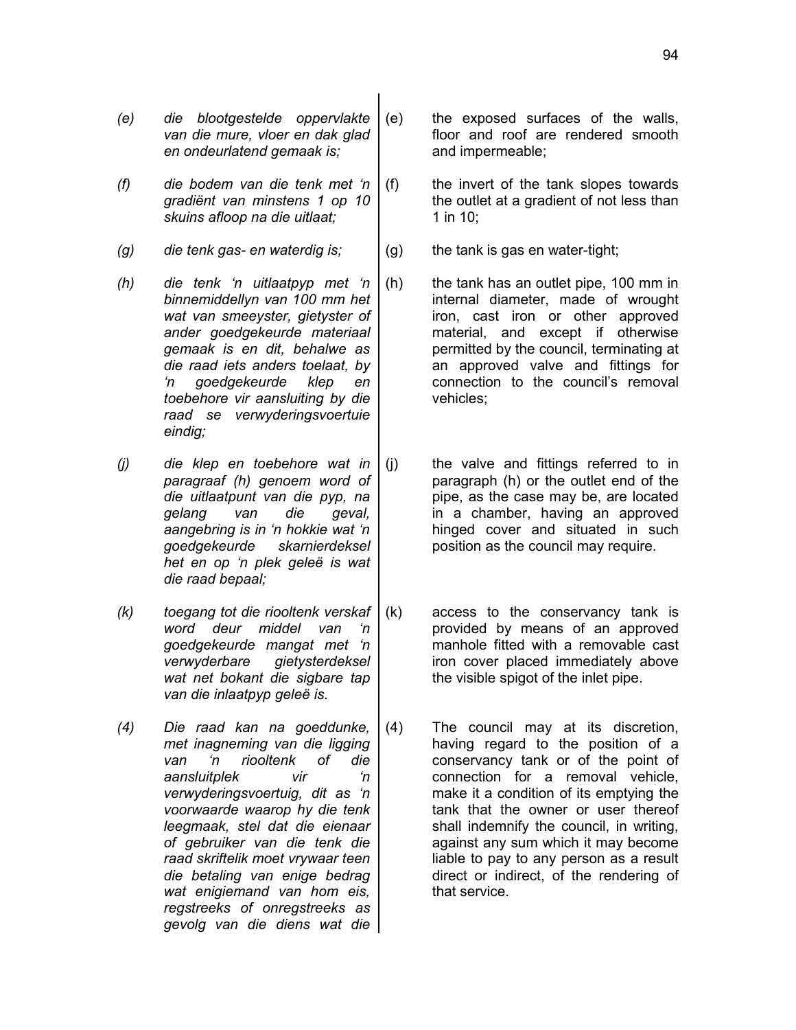| | | | |
|---|---|---|---|
| *(e)* | *die blootgestelde oppervlakte van die mure, vloer en dak glad en ondeurlatend gemaak is;* | (e) | the exposed surfaces of the walls, floor and roof are rendered smooth and impermeable; |
| *(f)* | *die bodem van die tenk met 'n gradiënt van minstens 1 op 10 skuins afloop na die uitlaat;* | (f) | the invert of the tank slopes towards the outlet at a gradient of not less than 1 in 10; |
| *(g)* | *die tenk gas- en waterdig is;* | (g) | the tank is gas en water-tight; |
| *(h)* | *die tenk 'n uitlaatpyp met 'n binnemiddellyn van 100 mm het wat van smeeyster, gietyster of ander goedgekeurde materiaal gemaak is en dit, behalwe as die raad iets anders toelaat, by 'n goedgekeurde klep en toebehore vir aansluiting by die raad se verwyderingsvoertuie eindig;* | (h) | the tank has an outlet pipe, 100 mm in internal diameter, made of wrought iron, cast iron or other approved material, and except if otherwise permitted by the council, terminating at an approved valve and fittings for connection to the council's removal vehicles; |
| *(j)* | *die klep en toebehore wat in paragraaf (h) genoem word of die uitlaatpunt van die pyp, na gelang van die geval, aangebring is in 'n hokkie wat 'n goedgekeurde skarnierdeksel het en op 'n plek geleë is wat die raad bepaal;* | (j) | the valve and fittings referred to in paragraph (h) or the outlet end of the pipe, as the case may be, are located in a chamber, having an approved hinged cover and situated in such position as the council may require. |
| *(k)* | *toegang tot die riooltenk verskaf word deur middel van 'n goedgekeurde mangat met 'n verwyderbare gietysterdeksel wat net bokant die sigbare tap van die inlaatpyp geleë is.* | (k) | access to the conservancy tank is provided by means of an approved manhole fitted with a removable cast iron cover placed immediately above the visible spigot of the inlet pipe. |
| *(4)* | *Die raad kan na goeddunke, met inagneming van die ligging van 'n riooltenk of die aansluitplek vir 'n verwyderingsvoertuig, dit as 'n voorwaarde waarop hy die tenk leegmaak, stel dat die eienaar of gebruiker van die tenk die raad skriftelik moet vrywaar teen die betaling van enige bedrag wat enigiemand van hom eis, regstreeks of onregstreeks as gevolg van die diens wat die* | (4) | The council may at its discretion, having regard to the position of a conservancy tank or of the point of connection for a removal vehicle, make it a condition of its emptying the tank that the owner or user thereof shall indemnify the council, in writing, against any sum which it may become liable to pay to any person as a result direct or indirect, of the rendering of that service. |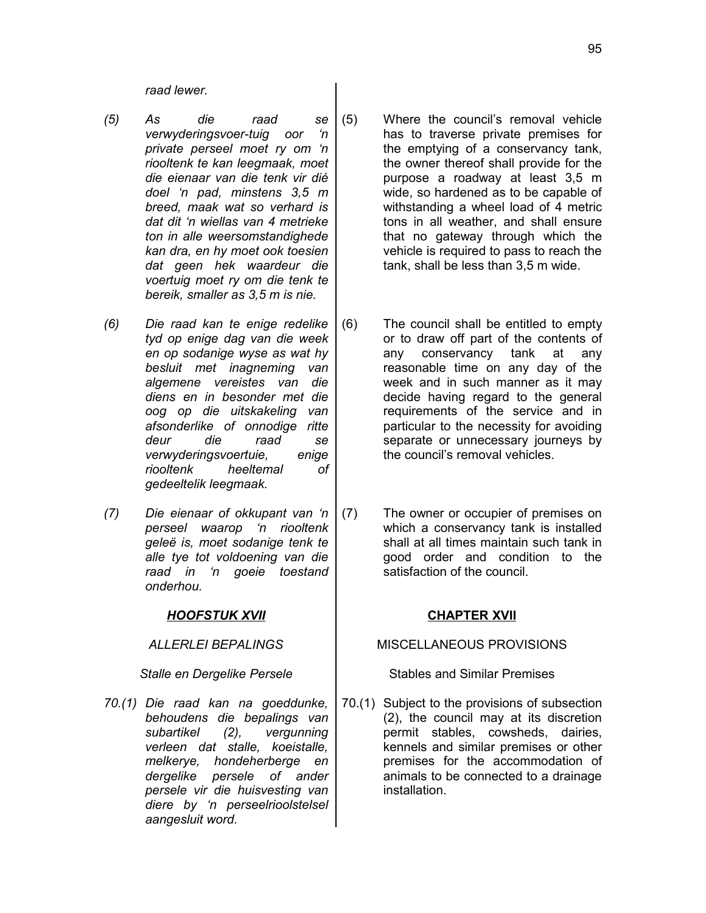*raad lewer.*

*(5) As die raad se verwyderingsvoer-tuig oor 'n private perseel moet ry om 'n riooltenk te kan leegmaak, moet die eienaar van die tenk vir dié doel 'n pad, minstens 3,5 m breed, maak wat so verhard is dat dit 'n wiellas van 4 metrieke ton in alle weersomstandighede kan dra, en hy moet ook toesien dat geen hek waardeur die voertuig moet ry om die tenk te bereik, smaller as 3,5 m is nie.*

*(6) Die raad kan te enige redelike tyd op enige dag van die week en op sodanige wyse as wat hy besluit met inagneming van algemene vereistes van die diens en in besonder met die oog op die uitskakeling van afsonderlike of onnodige ritte deur die raad se verwyderingsvoertuie, enige riooltenk heeltemal of gedeeltelik leegmaak.*

*(7) Die eienaar of okkupant van 'n perseel waarop 'n riooltenk geleë is, moet sodanige tenk te alle tye tot voldoening van die raad in 'n goeie toestand onderhou.*

## ***HOOFSTUK XVII***

*ALLERLEI BEPALINGS*

*Stalle en Dergelike Persele*

*70.(1) Die raad kan na goeddunke, behoudens die bepalings van subartikel (2), vergunning verleen dat stalle, koeistalle, melkerye, hondeherberge en dergelike persele of ander persele vir die huisvesting van diere by 'n perseelrioolstelsel aangesluit word.*

(5) Where the council's removal vehicle has to traverse private premises for the emptying of a conservancy tank, the owner thereof shall provide for the purpose a roadway at least 3,5 m wide, so hardened as to be capable of withstanding a wheel load of 4 metric tons in all weather, and shall ensure that no gateway through which the vehicle is required to pass to reach the tank, shall be less than 3,5 m wide.

(6) The council shall be entitled to empty or to draw off part of the contents of any conservancy tank at any reasonable time on any day of the week and in such manner as it may decide having regard to the general requirements of the service and in particular to the necessity for avoiding separate or unnecessary journeys by the council's removal vehicles.

(7) The owner or occupier of premises on which a conservancy tank is installed shall at all times maintain such tank in good order and condition to the satisfaction of the council.

## **CHAPTER XVII**

MISCELLANEOUS PROVISIONS

Stables and Similar Premises

70.(1) Subject to the provisions of subsection (2), the council may at its discretion permit stables, cowsheds, dairies, kennels and similar premises or other premises for the accommodation of animals to be connected to a drainage installation.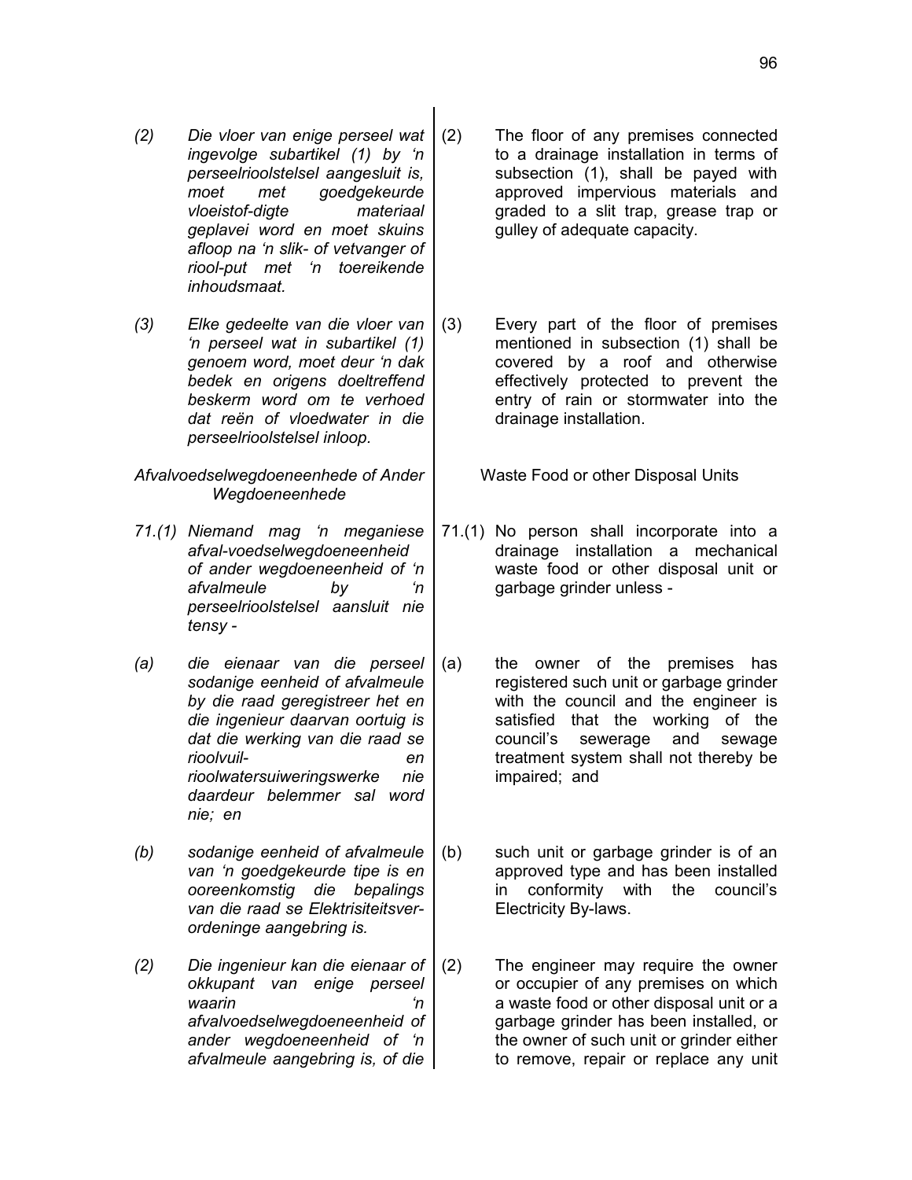*(2) Die vloer van enige perseel wat ingevolge subartikel (1) by 'n perseelrioolstelsel aangesluit is, moet met goedgekeurde vloeistof-digte materiaal geplavei word en moet skuins afloop na 'n slik- of vetvanger of riool-put met 'n toereikende inhoudsmaat.*

*(3) Elke gedeelte van die vloer van 'n perseel wat in subartikel (1) genoem word, moet deur 'n dak bedek en origens doeltreffend beskerm word om te verhoed dat reën of vloedwater in die perseelrioolstelsel inloop.*

*Afvalvoedselwegdoeneenhede of Ander Wegdoeneenhede*

*71.(1) Niemand mag 'n meganiese afval-voedselwegdoeneenheid of ander wegdoeneenheid of 'n afvalmeule by 'n perseelrioolstelsel aansluit nie tensy -*

*(a) die eienaar van die perseel sodanige eenheid of afvalmeule by die raad geregistreer het en die ingenieur daarvan oortuig is dat die werking van die raad se rioolvuil- en rioolwatersuiweringswerke nie daardeur belemmer sal word nie; en*

*(b) sodanige eenheid of afvalmeule van 'n goedgekeurde tipe is en ooreenkomstig die bepalings van die raad se Elektrisiteitsver-ordeninge aangebring is.*

*(2) Die ingenieur kan die eienaar of okkupant van enige perseel waarin 'n afvalvoedselwegdoeneenheid of ander wegdoeneenheid of 'n afvalmeule aangebring is, of die*

(2) The floor of any premises connected to a drainage installation in terms of subsection (1), shall be payed with approved impervious materials and graded to a slit trap, grease trap or gulley of adequate capacity.

(3) Every part of the floor of premises mentioned in subsection (1) shall be covered by a roof and otherwise effectively protected to prevent the entry of rain or stormwater into the drainage installation.

Waste Food or other Disposal Units

71.(1) No person shall incorporate into a drainage installation a mechanical waste food or other disposal unit or garbage grinder unless -

(a) the owner of the premises has registered such unit or garbage grinder with the council and the engineer is satisfied that the working of the council's sewerage and sewage treatment system shall not thereby be impaired; and

(b) such unit or garbage grinder is of an approved type and has been installed in conformity with the council's Electricity By-laws.

(2) The engineer may require the owner or occupier of any premises on which a waste food or other disposal unit or a garbage grinder has been installed, or the owner of such unit or grinder either to remove, repair or replace any unit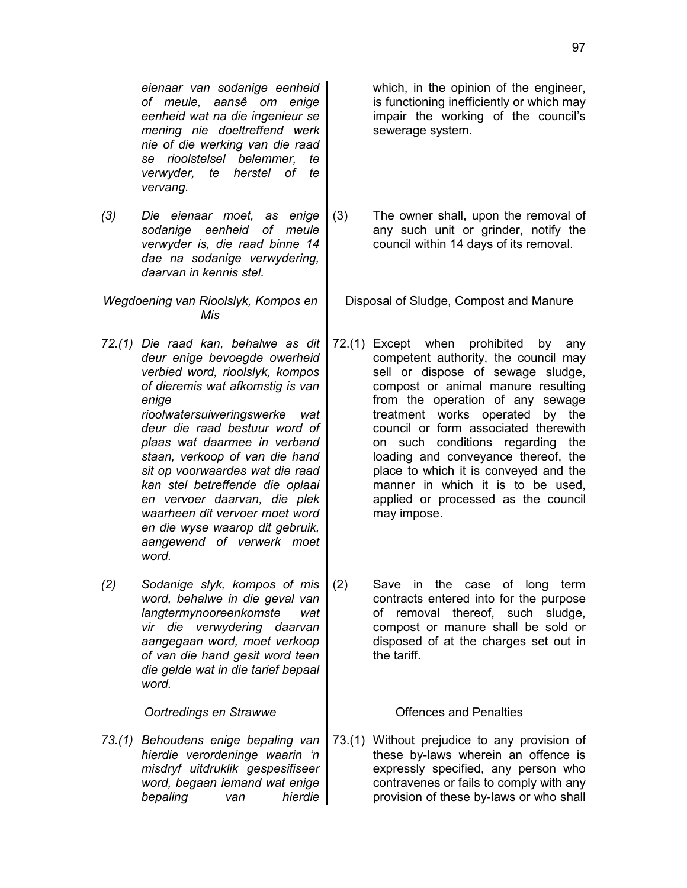*eienaar van sodanige eenheid of meule, aansê om enige eenheid wat na die ingenieur se mening nie doeltreffend werk nie of die werking van die raad se rioolstelsel belemmer, te verwyder, te herstel of te vervang.*

*(3) Die eienaar moet, as enige sodanige eenheid of meule verwyder is, die raad binne 14 dae na sodanige verwydering, daarvan in kennis stel.*

*Wegdoening van Rioolslyk, Kompos en Mis*

*72.(1) Die raad kan, behalwe as dit deur enige bevoegde owerheid verbied word, rioolslyk, kompos of dieremis wat afkomstig is van enige rioolwatersuiweringswerke wat deur die raad bestuur word of plaas wat daarmee in verband staan, verkoop of van die hand sit op voorwaardes wat die raad kan stel betreffende die oplaai en vervoer daarvan, die plek waarheen dit vervoer moet word en die wyse waarop dit gebruik, aangewend of verwerk moet word.*

*(2) Sodanige slyk, kompos of mis word, behalwe in die geval van langtermynooreenkomste wat vir die verwydering daarvan aangegaan word, moet verkoop of van die hand gesit word teen die gelde wat in die tarief bepaal word.*

*Oortredings en Strawwe*

*73.(1) Behoudens enige bepaling van hierdie verordeninge waarin 'n misdryf uitdruklik gespesifiseer word, begaan iemand wat enige bepaling van hierdie*

which, in the opinion of the engineer, is functioning inefficiently or which may impair the working of the council's sewerage system.

(3) The owner shall, upon the removal of any such unit or grinder, notify the council within 14 days of its removal.

Disposal of Sludge, Compost and Manure

72.(1) Except when prohibited by any competent authority, the council may sell or dispose of sewage sludge, compost or animal manure resulting from the operation of any sewage treatment works operated by the council or form associated therewith on such conditions regarding the loading and conveyance thereof, the place to which it is conveyed and the manner in which it is to be used, applied or processed as the council may impose.

(2) Save in the case of long term contracts entered into for the purpose of removal thereof, such sludge, compost or manure shall be sold or disposed of at the charges set out in the tariff.

Offences and Penalties

73.(1) Without prejudice to any provision of these by-laws wherein an offence is expressly specified, any person who contravenes or fails to comply with any provision of these by-laws or who shall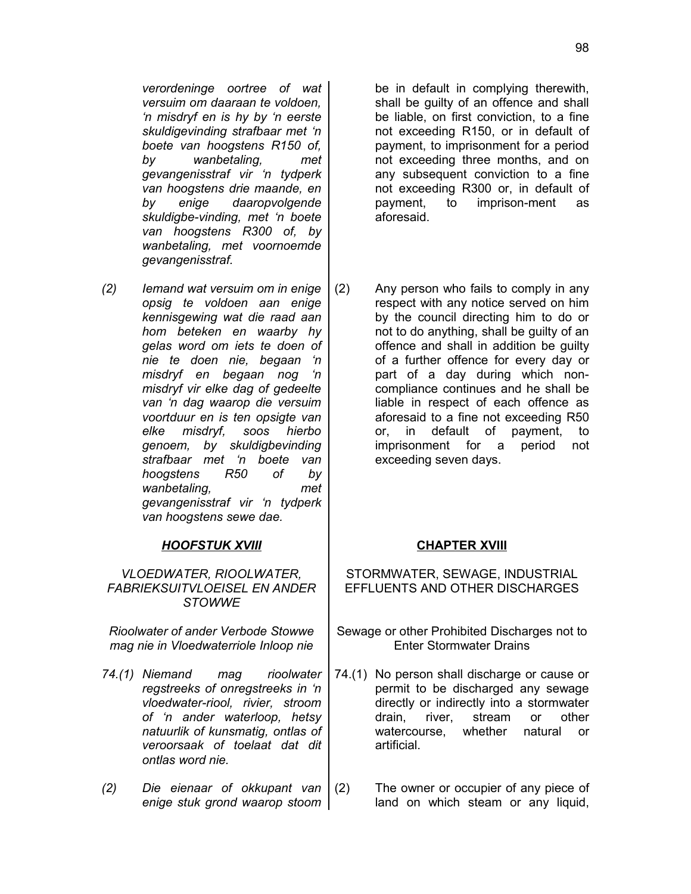*verordeninge oortree of wat versuim om daaraan te voldoen, 'n misdryf en is hy by 'n eerste skuldigevinding strafbaar met 'n boete van hoogstens R150 of, by wanbetaling, met gevangenisstraf vir 'n tydperk van hoogstens drie maande, en by enige daaropvolgende skuldigbe-vinding, met 'n boete van hoogstens R300 of, by wanbetaling, met voornoemde gevangenisstraf.*

be in default in complying therewith, shall be guilty of an offence and shall be liable, on first conviction, to a fine not exceeding R150, or in default of payment, to imprisonment for a period not exceeding three months, and on any subsequent conviction to a fine not exceeding R300 or, in default of payment, to imprison-ment as aforesaid.

*(2) Iemand wat versuim om in enige opsig te voldoen aan enige kennisgewing wat die raad aan hom beteken en waarby hy gelas word om iets te doen of nie te doen nie, begaan 'n misdryf en begaan nog 'n misdryf vir elke dag of gedeelte van 'n dag waarop die versuim voortduur en is ten opsigte van elke misdryf, soos hierbo genoem, by skuldigbevinding strafbaar met 'n boete van hoogstens R50 of by wanbetaling, met gevangenisstraf vir 'n tydperk van hoogstens sewe dae.*

(2) Any person who fails to comply in any respect with any notice served on him by the council directing him to do or not to do anything, shall be guilty of an offence and shall in addition be guilty of a further offence for every day or part of a day during which non-compliance continues and he shall be liable in respect of each offence as aforesaid to a fine not exceeding R50 or, in default of payment, to imprisonment for a period not exceeding seven days.

## ***HOOFSTUK XVIII***

*VLOEDWATER, RIOOLWATER, FABRIEKSUITVLOEISEL EN ANDER STOWWE*

## **CHAPTER XVIII**

STORMWATER, SEWAGE, INDUSTRIAL EFFLUENTS AND OTHER DISCHARGES

*Rioolwater of ander Verbode Stowwe mag nie in Vloedwaterriole Inloop nie*

Sewage or other Prohibited Discharges not to Enter Stormwater Drains

*74.(1) Niemand mag rioolwater regstreeks of onregstreeks in 'n vloedwater-riool, rivier, stroom of 'n ander waterloop, hetsy natuurlik of kunsmatig, ontlas of veroorsaak of toelaat dat dit ontlas word nie.*

74.(1) No person shall discharge or cause or permit to be discharged any sewage directly or indirectly into a stormwater drain, river, stream or other watercourse, whether natural or artificial.

*(2) Die eienaar of okkupant van enige stuk grond waarop stoom*

(2) The owner or occupier of any piece of land on which steam or any liquid,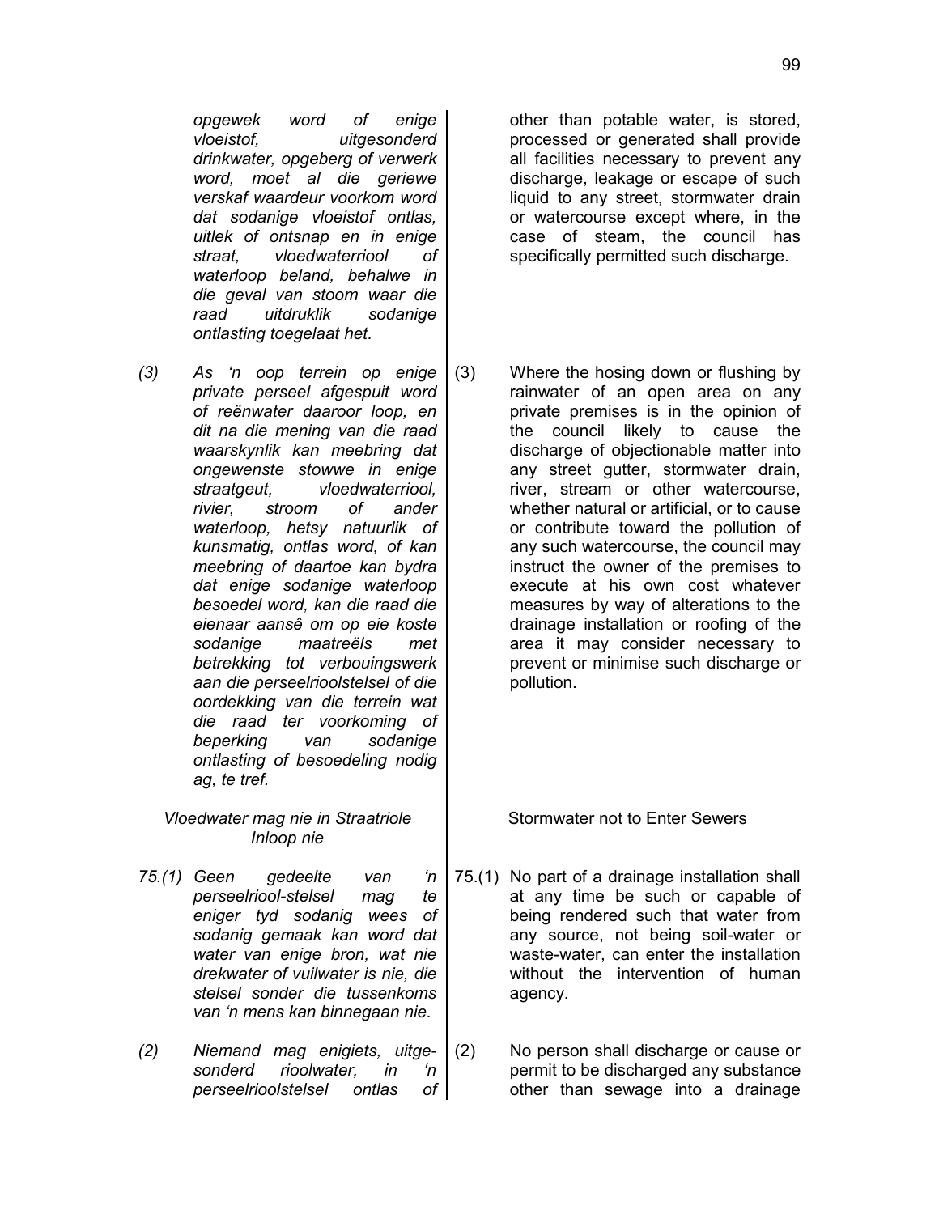*opgewek word of enige vloeistof, uitgesonderd drinkwater, opgeberg of verwerk word, moet al die geriewe verskaf waardeur voorkom word dat sodanige vloeistof ontlas, uitlek of ontsnap en in enige straat, vloedwaterriool of waterloop beland, behalwe in die geval van stoom waar die raad uitdruklik sodanige ontlasting toegelaat het.*

*(3) As 'n oop terrein op enige private perseel afgespuit word of reënwater daaroor loop, en dit na die mening van die raad waarskynlik kan meebring dat ongewenste stowwe in enige straatgeut, vloedwaterriool, rivier, stroom of ander waterloop, hetsy natuurlik of kunsmatig, ontlas word, of kan meebring of daartoe kan bydra dat enige sodanige waterloop besoedel word, kan die raad die eienaar aansê om op eie koste sodanige maatreëls met betrekking tot verbouingswerk aan die perseelrioolstelsel of die oordekking van die terrein wat die raad ter voorkoming of beperking van sodanige ontlasting of besoedeling nodig ag, te tref.*

*Vloedwater mag nie in Straatriole Inloop nie*

*75.(1) Geen gedeelte van 'n perseelriool-stelsel mag te eniger tyd sodanig wees of sodanig gemaak kan word dat water van enige bron, wat nie drekwater of vuilwater is nie, die stelsel sonder die tussenkoms van 'n mens kan binnegaan nie.*

*(2) Niemand mag enigiets, uitgesonderd rioolwater, in 'n perseelrioolstelsel ontlas of*

other than potable water, is stored, processed or generated shall provide all facilities necessary to prevent any discharge, leakage or escape of such liquid to any street, stormwater drain or watercourse except where, in the case of steam, the council has specifically permitted such discharge.

(3) Where the hosing down or flushing by rainwater of an open area on any private premises is in the opinion of the council likely to cause the discharge of objectionable matter into any street gutter, stormwater drain, river, stream or other watercourse, whether natural or artificial, or to cause or contribute toward the pollution of any such watercourse, the council may instruct the owner of the premises to execute at his own cost whatever measures by way of alterations to the drainage installation or roofing of the area it may consider necessary to prevent or minimise such discharge or pollution.

Stormwater not to Enter Sewers

75.(1) No part of a drainage installation shall at any time be such or capable of being rendered such that water from any source, not being soil-water or waste-water, can enter the installation without the intervention of human agency.

(2) No person shall discharge or cause or permit to be discharged any substance other than sewage into a drainage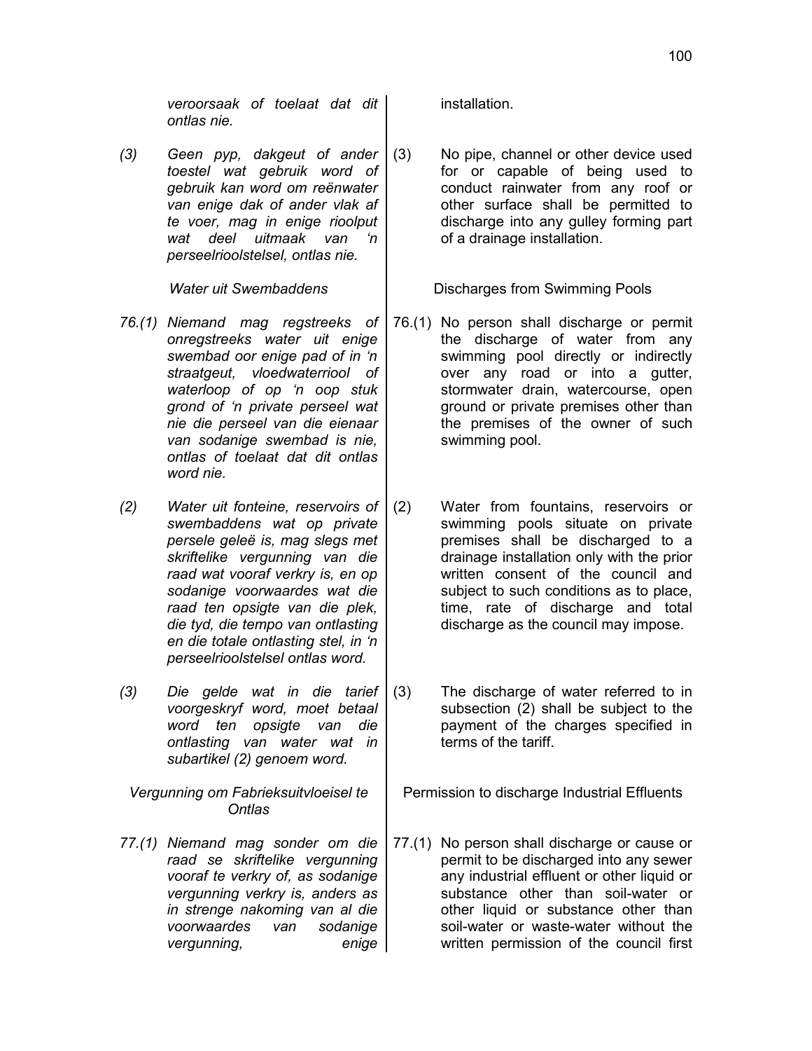*veroorsaak of toelaat dat dit ontlas nie.*

*(3) Geen pyp, dakgeut of ander toestel wat gebruik word of gebruik kan word om reënwater van enige dak of ander vlak af te voer, mag in enige rioolput wat deel uitmaak van 'n perseelrioolstelsel, ontlas nie.*

*Water uit Swembaddens*

*76.(1) Niemand mag regstreeks of onregstreeks water uit enige swembad oor enige pad of in 'n straatgeut, vloedwaterriool of waterloop of op 'n oop stuk grond of 'n private perseel wat nie die perseel van die eienaar van sodanige swembad is nie, ontlas of toelaat dat dit ontlas word nie.*

*(2) Water uit fonteine, reservoirs of swembaddens wat op private persele geleë is, mag slegs met skriftelike vergunning van die raad wat vooraf verkry is, en op sodanige voorwaardes wat die raad ten opsigte van die plek, die tyd, die tempo van ontlasting en die totale ontlasting stel, in 'n perseelrioolstelsel ontlas word.*

*(3) Die gelde wat in die tarief voorgeskryf word, moet betaal word ten opsigte van die ontlasting van water wat in subartikel (2) genoem word.*

*Vergunning om Fabrieksuitvloeisel te Ontlas*

*77.(1) Niemand mag sonder om die raad se skriftelike vergunning vooraf te verkry of, as sodanige vergunning verkry is, anders as in strenge nakoming van al die voorwaardes van sodanige vergunning, enige*

installation.

(3) No pipe, channel or other device used for or capable of being used to conduct rainwater from any roof or other surface shall be permitted to discharge into any gulley forming part of a drainage installation.

Discharges from Swimming Pools

76.(1) No person shall discharge or permit the discharge of water from any swimming pool directly or indirectly over any road or into a gutter, stormwater drain, watercourse, open ground or private premises other than the premises of the owner of such swimming pool.

(2) Water from fountains, reservoirs or swimming pools situate on private premises shall be discharged to a drainage installation only with the prior written consent of the council and subject to such conditions as to place, time, rate of discharge and total discharge as the council may impose.

(3) The discharge of water referred to in subsection (2) shall be subject to the payment of the charges specified in terms of the tariff.

Permission to discharge Industrial Effluents

77.(1) No person shall discharge or cause or permit to be discharged into any sewer any industrial effluent or other liquid or substance other than soil-water or other liquid or substance other than soil-water or waste-water without the written permission of the council first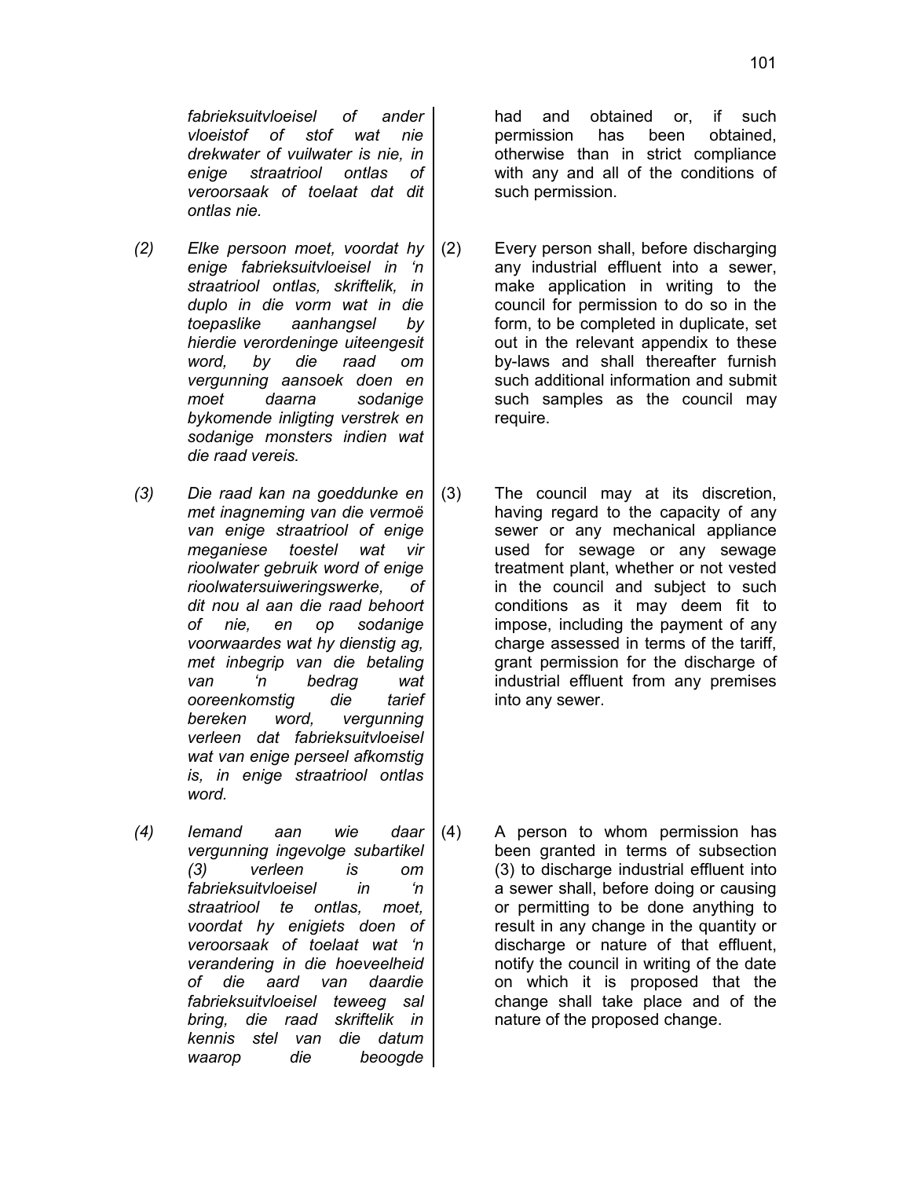*fabrieksuitvloeisel of ander vloeistof of stof wat nie drekwater of vuilwater is nie, in enige straatriool ontlas of veroorsaak of toelaat dat dit ontlas nie.*

had and obtained or, if such permission has been obtained, otherwise than in strict compliance with any and all of the conditions of such permission.

*(2) Elke persoon moet, voordat hy enige fabrieksuitvloeisel in 'n straatriool ontlas, skriftelik, in duplo in die vorm wat in die toepaslike aanhangsel by hierdie verordeninge uiteengesit word, by die raad om vergunning aansoek doen en moet daarna sodanige bykomende inligting verstrek en sodanige monsters indien wat die raad vereis.*

(2) Every person shall, before discharging any industrial effluent into a sewer, make application in writing to the council for permission to do so in the form, to be completed in duplicate, set out in the relevant appendix to these by-laws and shall thereafter furnish such additional information and submit such samples as the council may require.

*(3) Die raad kan na goeddunke en met inagneming van die vermoë van enige straatriool of enige meganiese toestel wat vir rioolwater gebruik word of enige rioolwatersuiweringswerke, of dit nou al aan die raad behoort of nie, en op sodanige voorwaardes wat hy dienstig ag, met inbegrip van die betaling van 'n bedrag wat ooreenkomstig die tarief bereken word, vergunning verleen dat fabrieksuitvloeisel wat van enige perseel afkomstig is, in enige straatriool ontlas word.*

(3) The council may at its discretion, having regard to the capacity of any sewer or any mechanical appliance used for sewage or any sewage treatment plant, whether or not vested in the council and subject to such conditions as it may deem fit to impose, including the payment of any charge assessed in terms of the tariff, grant permission for the discharge of industrial effluent from any premises into any sewer.

*(4) Iemand aan wie daar vergunning ingevolge subartikel (3) verleen is om fabrieksuitvloeisel in 'n straatriool te ontlas, moet, voordat hy enigiets doen of veroorsaak of toelaat wat 'n verandering in die hoeveelheid of die aard van daardie fabrieksuitvloeisel teweeg sal bring, die raad skriftelik in kennis stel van die datum waarop die beoogde*

(4) A person to whom permission has been granted in terms of subsection (3) to discharge industrial effluent into a sewer shall, before doing or causing or permitting to be done anything to result in any change in the quantity or discharge or nature of that effluent, notify the council in writing of the date on which it is proposed that the change shall take place and of the nature of the proposed change.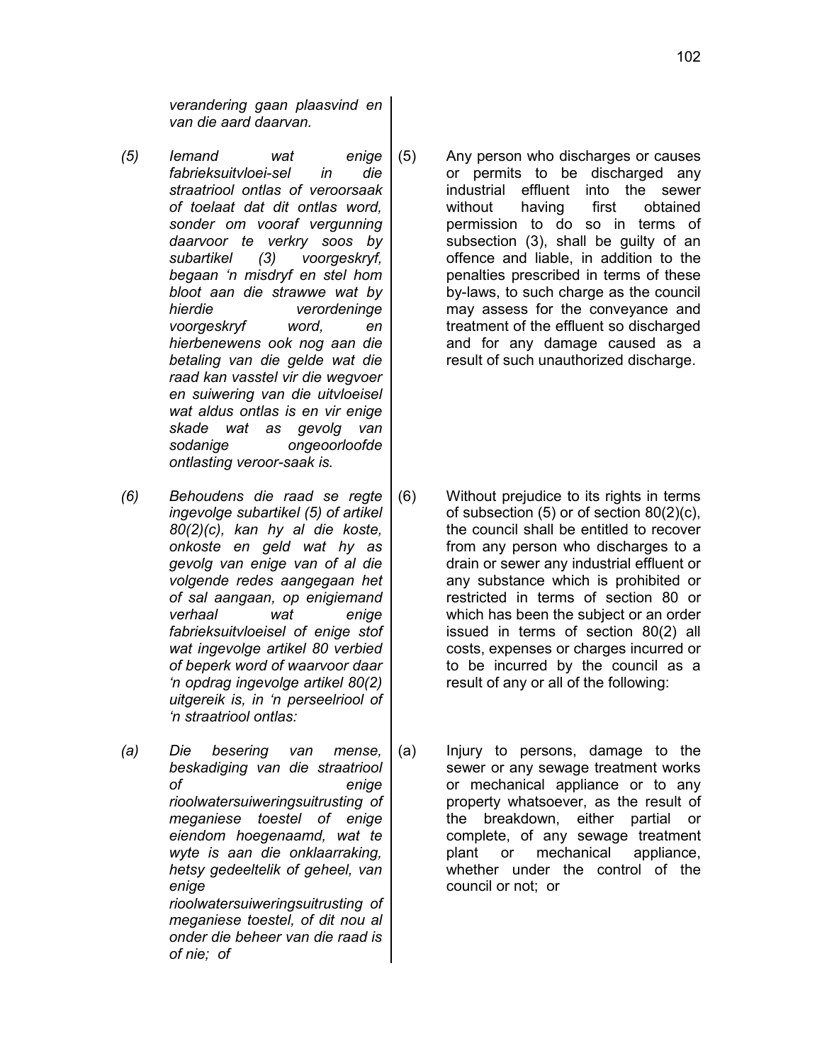*verandering gaan plaasvind en van die aard daarvan.*

*(5) Iemand wat enige fabrieksuitvloei-sel in die straatriool ontlas of veroorsaak of toelaat dat dit ontlas word, sonder om vooraf vergunning daarvoor te verkry soos by subartikel (3) voorgeskryf, begaan 'n misdryf en stel hom bloot aan die strawwe wat by hierdie verordeninge voorgeskryf word, en hierbenewens ook nog aan die betaling van die gelde wat die raad kan vasstel vir die wegvoer en suiwering van die uitvloeisel wat aldus ontlas is en vir enige skade wat as gevolg van sodanige ongeoorloofde ontlasting veroor-saak is.*

*(6) Behoudens die raad se regte ingevolge subartikel (5) of artikel 80(2)(c), kan hy al die koste, onkoste en geld wat hy as gevolg van enige van of al die volgende redes aangegaan het of sal aangaan, op enigiemand verhaal wat enige fabrieksuitvloeisel of enige stof wat ingevolge artikel 80 verbied of beperk word of waarvoor daar 'n opdrag ingevolge artikel 80(2) uitgereik is, in 'n perseelriool of 'n straatriool ontlas:*

*(a) Die besering van mense, beskadiging van die straatriool of enige rioolwatersuiweringsuitrusting of meganiese toestel of enige eiendom hoegenaamd, wat te wyte is aan die onklaarraking, hetsy gedeeltelik of geheel, van enige rioolwatersuiweringsuitrusting of meganiese toestel, of dit nou al onder die beheer van die raad is of nie; of*

(5) Any person who discharges or causes or permits to be discharged any industrial effluent into the sewer without having first obtained permission to do so in terms of subsection (3), shall be guilty of an offence and liable, in addition to the penalties prescribed in terms of these by-laws, to such charge as the council may assess for the conveyance and treatment of the effluent so discharged and for any damage caused as a result of such unauthorized discharge.

(6) Without prejudice to its rights in terms of subsection (5) or of section 80(2)(c), the council shall be entitled to recover from any person who discharges to a drain or sewer any industrial effluent or any substance which is prohibited or restricted in terms of section 80 or which has been the subject or an order issued in terms of section 80(2) all costs, expenses or charges incurred or to be incurred by the council as a result of any or all of the following:

(a) Injury to persons, damage to the sewer or any sewage treatment works or mechanical appliance or to any property whatsoever, as the result of the breakdown, either partial or complete, of any sewage treatment plant or mechanical appliance, whether under the control of the council or not; or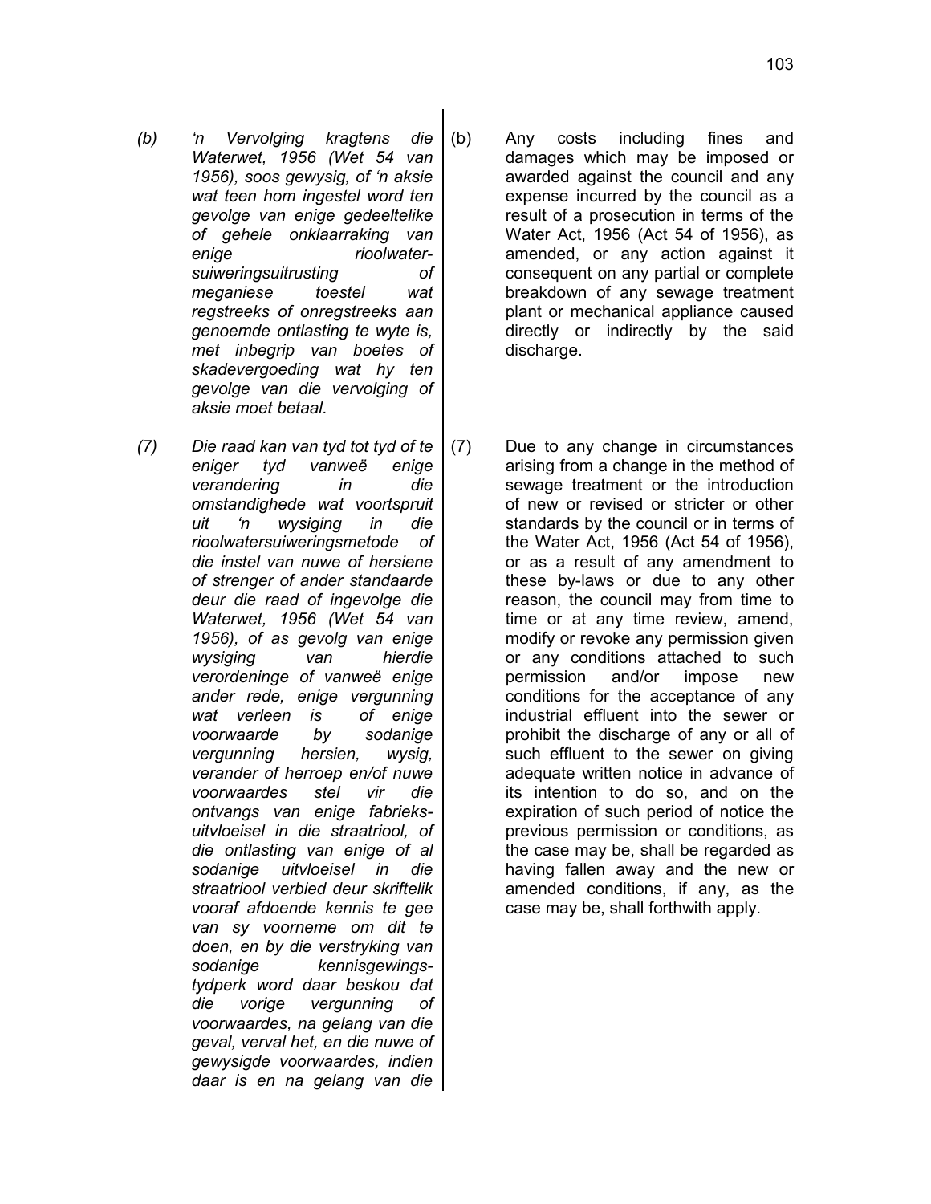*(b) 'n Vervolging kragtens die Waterwet, 1956 (Wet 54 van 1956), soos gewysig, of 'n aksie wat teen hom ingestel word ten gevolge van enige gedeeltelike of gehele onklaarraking van enige rioolwater-suiweringsuitrusting of meganiese toestel wat regstreeks of onregstreeks aan genoemde ontlasting te wyte is, met inbegrip van boetes of skadevergoeding wat hy ten gevolge van die vervolging of aksie moet betaal.*

(b) Any costs including fines and damages which may be imposed or awarded against the council and any expense incurred by the council as a result of a prosecution in terms of the Water Act, 1956 (Act 54 of 1956), as amended, or any action against it consequent on any partial or complete breakdown of any sewage treatment plant or mechanical appliance caused directly or indirectly by the said discharge.

*(7) Die raad kan van tyd tot tyd of te eniger tyd vanweë enige verandering in die omstandighede wat voortspruit uit 'n wysiging in die rioolwatersuiweringsmetode of die instel van nuwe of hersiene of strenger of ander standaarde deur die raad of ingevolge die Waterwet, 1956 (Wet 54 van 1956), of as gevolg van enige wysiging van hierdie verordeninge of vanweë enige ander rede, enige vergunning wat verleen is of enige voorwaarde by sodanige vergunning hersien, wysig, verander of herroep en/of nuwe voorwaardes stel vir die ontvangs van enige fabrieks-uitvloeisel in die straatriool, of die ontlasting van enige of al sodanige uitvloeisel in die straatriool verbied deur skriftelik vooraf afdoende kennis te gee van sy voorneme om dit te doen, en by die verstryking van sodanige kennisgewings-tydperk word daar beskou dat die vorige vergunning of voorwaardes, na gelang van die geval, verval het, en die nuwe of gewysigde voorwaardes, indien daar is en na gelang van die*

(7) Due to any change in circumstances arising from a change in the method of sewage treatment or the introduction of new or revised or stricter or other standards by the council or in terms of the Water Act, 1956 (Act 54 of 1956), or as a result of any amendment to these by-laws or due to any other reason, the council may from time to time or at any time review, amend, modify or revoke any permission given or any conditions attached to such permission and/or impose new conditions for the acceptance of any industrial effluent into the sewer or prohibit the discharge of any or all of such effluent to the sewer on giving adequate written notice in advance of its intention to do so, and on the expiration of such period of notice the previous permission or conditions, as the case may be, shall be regarded as having fallen away and the new or amended conditions, if any, as the case may be, shall forthwith apply.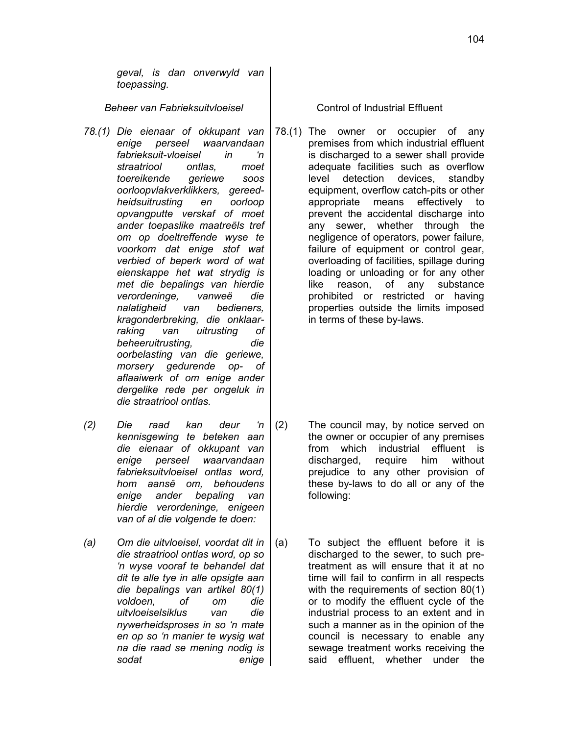*geval, is dan onverwyld van toepassing.*

*Beheer van Fabrieksuitvloeisel*

*78.(1) Die eienaar of okkupant van enige perseel waarvandaan fabrieksuit-vloeisel in 'n straatriool ontlas, moet toereikende geriewe soos oorloopvlakverklikkers, gereedheidsuitrusting en oorloop opvangputte verskaf of moet ander toepaslike maatreëls tref om op doeltreffende wyse te voorkom dat enige stof wat verbied of beperk word of wat eienskappe het wat strydig is met die bepalings van hierdie verordeninge, vanweë die nalatigheid van bedieners, kragonderbreking, die onklaarraking van uitrusting of beheeruitrusting, die oorbelasting van die geriewe, morsery gedurende op- of aflaaiwerk of om enige ander dergelike rede per ongeluk in die straatriool ontlas.*

*(2) Die raad kan deur 'n kennisgewing te beteken aan die eienaar of okkupant van enige perseel waarvandaan fabrieksuitvloeisel ontlas word, hom aansê om, behoudens enige ander bepaling van hierdie verordeninge, enigeen van of al die volgende te doen:*

*(a) Om die uitvloeisel, voordat dit in die straatriool ontlas word, op so 'n wyse vooraf te behandel dat dit te alle tye in alle opsigte aan die bepalings van artikel 80(1) voldoen, of om die uitvloeiselsiklus van die nywerheidsproses in so 'n mate en op so 'n manier te wysig wat na die raad se mening nodig is sodat enige*

Control of Industrial Effluent

78.(1) The owner or occupier of any premises from which industrial effluent is discharged to a sewer shall provide adequate facilities such as overflow level detection devices, standby equipment, overflow catch-pits or other appropriate means effectively to prevent the accidental discharge into any sewer, whether through the negligence of operators, power failure, failure of equipment or control gear, overloading of facilities, spillage during loading or unloading or for any other like reason, of any substance prohibited or restricted or having properties outside the limits imposed in terms of these by-laws.

(2) The council may, by notice served on the owner or occupier of any premises from which industrial effluent is discharged, require him without prejudice to any other provision of these by-laws to do all or any of the following:

(a) To subject the effluent before it is discharged to the sewer, to such pre-treatment as will ensure that it at no time will fail to confirm in all respects with the requirements of section 80(1) or to modify the effluent cycle of the industrial process to an extent and in such a manner as in the opinion of the council is necessary to enable any sewage treatment works receiving the said effluent, whether under the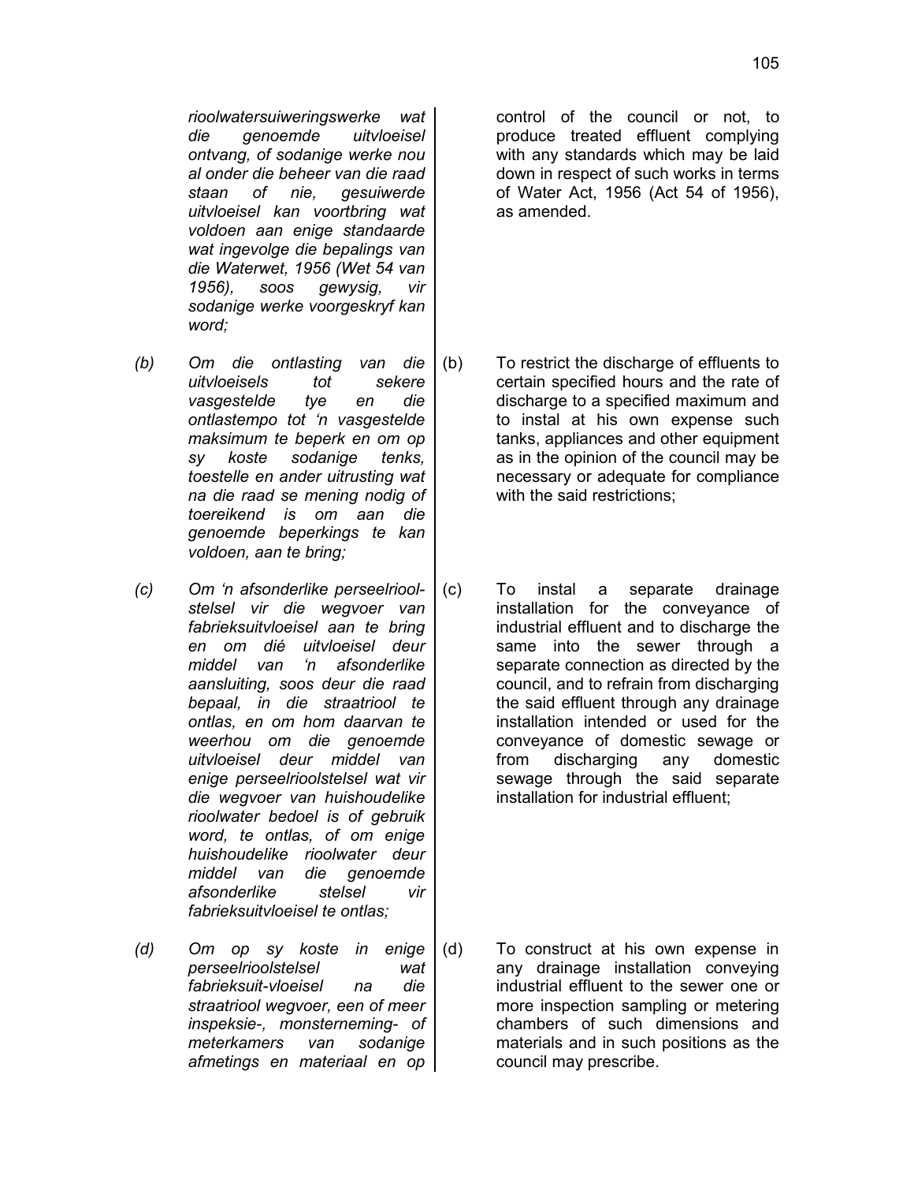*rioolwatersuiweringswerke wat die genoemde uitvloeisel ontvang, of sodanige werke nou al onder die beheer van die raad staan of nie, gesuiwerde uitvloeisel kan voortbring wat voldoen aan enige standaarde wat ingevolge die bepalings van die Waterwet, 1956 (Wet 54 van 1956), soos gewysig, vir sodanige werke voorgeskryf kan word;*

*(b) Om die ontlasting van die uitvloeisels tot sekere vasgestelde tye en die ontlastempo tot 'n vasgestelde maksimum te beperk en om op sy koste sodanige tenks, toestelle en ander uitrusting wat na die raad se mening nodig of toereikend is om aan die genoemde beperkings te kan voldoen, aan te bring;*

*(c) Om 'n afsonderlike perseelrioolstelsel vir die wegvoer van fabrieksuitvloeisel aan te bring en om dié uitvloeisel deur middel van 'n afsonderlike aansluiting, soos deur die raad bepaal, in die straatriool te ontlas, en om hom daarvan te weerhou om die genoemde uitvloeisel deur middel van enige perseelrioolstelsel wat vir die wegvoer van huishoudelike rioolwater bedoel is of gebruik word, te ontlas, of om enige huishoudelike rioolwater deur middel van die genoemde afsonderlike stelsel vir fabrieksuitvloeisel te ontlas;*

*(d) Om op sy koste in enige perseelrioolstelsel wat fabrieksuit-vloeisel na die straatriool wegvoer, een of meer inspeksie-, monsterneming- of meterkamers van sodanige afmetings en materiaal en op*

control of the council or not, to produce treated effluent complying with any standards which may be laid down in respect of such works in terms of Water Act, 1956 (Act 54 of 1956), as amended.

(b) To restrict the discharge of effluents to certain specified hours and the rate of discharge to a specified maximum and to instal at his own expense such tanks, appliances and other equipment as in the opinion of the council may be necessary or adequate for compliance with the said restrictions;

(c) To instal a separate drainage installation for the conveyance of industrial effluent and to discharge the same into the sewer through a separate connection as directed by the council, and to refrain from discharging the said effluent through any drainage installation intended or used for the conveyance of domestic sewage or from discharging any domestic sewage through the said separate installation for industrial effluent;

(d) To construct at his own expense in any drainage installation conveying industrial effluent to the sewer one or more inspection sampling or metering chambers of such dimensions and materials and in such positions as the council may prescribe.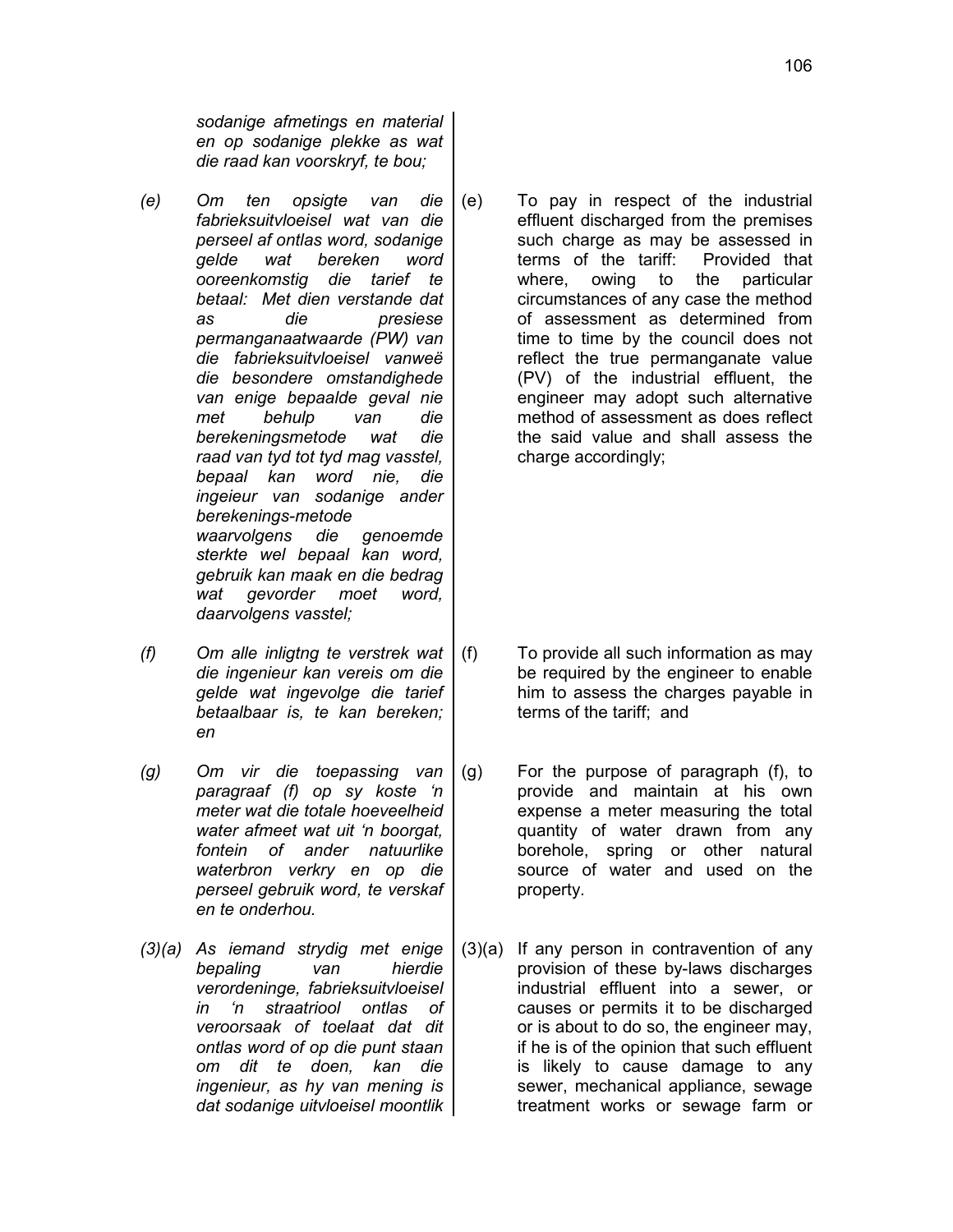*sodanige afmetings en material en op sodanige plekke as wat die raad kan voorskryf, te bou;*

*(e) Om ten opsigte van die fabrieksuitvloeisel wat van die perseel af ontlas word, sodanige gelde wat bereken word ooreenkomstig die tarief te betaal: Met dien verstande dat as die presiese permanganaatwaarde (PW) van die fabrieksuitvloeisel vanweë die besondere omstandighede van enige bepaalde geval nie met behulp van die berekeningsmetode wat die raad van tyd tot tyd mag vasstel, bepaal kan word nie, die ingeieur van sodanige ander berekenings-metode waarvolgens die genoemde sterkte wel bepaal kan word, gebruik kan maak en die bedrag wat gevorder moet word, daarvolgens vasstel;*

(e) To pay in respect of the industrial effluent discharged from the premises such charge as may be assessed in terms of the tariff: Provided that where, owing to the particular circumstances of any case the method of assessment as determined from time to time by the council does not reflect the true permanganate value (PV) of the industrial effluent, the engineer may adopt such alternative method of assessment as does reflect the said value and shall assess the charge accordingly;

*(f) Om alle inligtng te verstrek wat die ingenieur kan vereis om die gelde wat ingevolge die tarief betaalbaar is, te kan bereken; en*

(f) To provide all such information as may be required by the engineer to enable him to assess the charges payable in terms of the tariff; and

*(g) Om vir die toepassing van paragraaf (f) op sy koste 'n meter wat die totale hoeveelheid water afmeet wat uit 'n boorgat, fontein of ander natuurlike waterbron verkry en op die perseel gebruik word, te verskaf en te onderhou.*

(g) For the purpose of paragraph (f), to provide and maintain at his own expense a meter measuring the total quantity of water drawn from any borehole, spring or other natural source of water and used on the property.

*(3)(a) As iemand strydig met enige bepaling van hierdie verordeninge, fabrieksuitvloeisel in 'n straatriool ontlas of veroorsaak of toelaat dat dit ontlas word of op die punt staan om dit te doen, kan die ingenieur, as hy van mening is dat sodanige uitvloeisel moontlik*

(3)(a) If any person in contravention of any provision of these by-laws discharges industrial effluent into a sewer, or causes or permits it to be discharged or is about to do so, the engineer may, if he is of the opinion that such effluent is likely to cause damage to any sewer, mechanical appliance, sewage treatment works or sewage farm or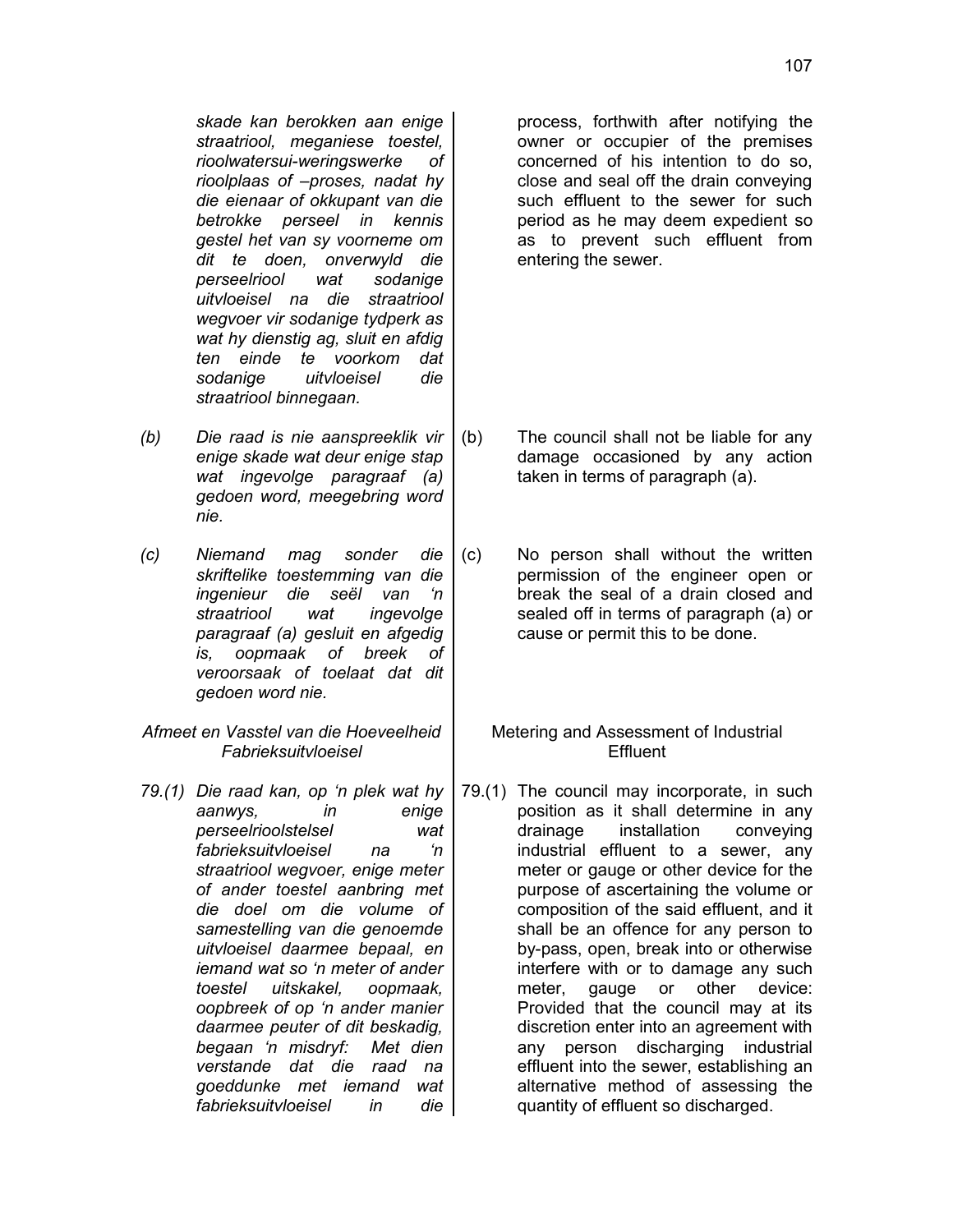*skade kan berokken aan enige straatriool, meganiese toestel, rioolwatersui-weringswerke of rioolplaas of –proses, nadat hy die eienaar of okkupant van die betrokke perseel in kennis gestel het van sy voorneme om dit te doen, onverwyld die perseelriool wat sodanige uitvloeisel na die straatriool wegvoer vir sodanige tydperk as wat hy dienstig ag, sluit en afdig ten einde te voorkom dat sodanige uitvloeisel die straatriool binnegaan.*

*(b) Die raad is nie aanspreeklik vir enige skade wat deur enige stap wat ingevolge paragraaf (a) gedoen word, meegebring word nie.*

*(c) Niemand mag sonder die skriftelike toestemming van die ingenieur die seël van 'n straatriool wat ingevolge paragraaf (a) gesluit en afgedig is, oopmaak of breek of veroorsaak of toelaat dat dit gedoen word nie.*

*Afmeet en Vasstel van die Hoeveelheid Fabrieksuitvloeisel*

*79.(1) Die raad kan, op 'n plek wat hy aanwys, in enige perseelrioolstelsel wat fabrieksuitvloeisel na 'n straatriool wegvoer, enige meter of ander toestel aanbring met die doel om die volume of samestelling van die genoemde uitvloeisel daarmee bepaal, en iemand wat so 'n meter of ander toestel uitskakel, oopmaak, oopbreek of op 'n ander manier daarmee peuter of dit beskadig, begaan 'n misdryf: Met dien verstande dat die raad na goeddunke met iemand wat fabrieksuitvloeisel in die*

process, forthwith after notifying the owner or occupier of the premises concerned of his intention to do so, close and seal off the drain conveying such effluent to the sewer for such period as he may deem expedient so as to prevent such effluent from entering the sewer.

(b) The council shall not be liable for any damage occasioned by any action taken in terms of paragraph (a).

(c) No person shall without the written permission of the engineer open or break the seal of a drain closed and sealed off in terms of paragraph (a) or cause or permit this to be done.

Metering and Assessment of Industrial Effluent

79.(1) The council may incorporate, in such position as it shall determine in any drainage installation conveying industrial effluent to a sewer, any meter or gauge or other device for the purpose of ascertaining the volume or composition of the said effluent, and it shall be an offence for any person to by-pass, open, break into or otherwise interfere with or to damage any such meter, gauge or other device: Provided that the council may at its discretion enter into an agreement with any person discharging industrial effluent into the sewer, establishing an alternative method of assessing the quantity of effluent so discharged.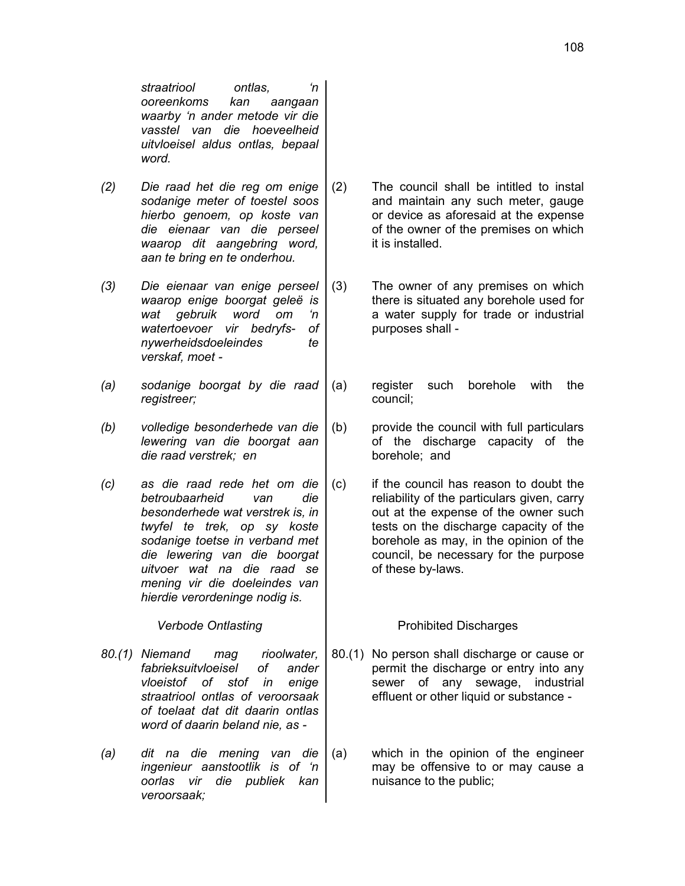*straatriool ontlas, 'n ooreenkoms kan aangaan waarby 'n ander metode vir die vasstel van die hoeveelheid uitvloeisel aldus ontlas, bepaal word.*

*(2) Die raad het die reg om enige sodanige meter of toestel soos hierbo genoem, op koste van die eienaar van die perseel waarop dit aangebring word, aan te bring en te onderhou.*

*(3) Die eienaar van enige perseel waarop enige boorgat geleë is wat gebruik word om 'n watertoevoer vir bedryfs- of nywerheidsdoeleindes te verskaf, moet -*

*(a) sodanige boorgat by die raad registreer;*

*(b) volledige besonderhede van die lewering van die boorgat aan die raad verstrek; en*

*(c) as die raad rede het om die betroubaarheid van die besonderhede wat verstrek is, in twyfel te trek, op sy koste sodanige toetse in verband met die lewering van die boorgat uitvoer wat na die raad se mening vir die doeleindes van hierdie verordeninge nodig is.*

*Verbode Ontlasting*

*80.(1) Niemand mag rioolwater, fabrieksuitvloeisel of ander vloeistof of stof in enige straatriool ontlas of veroorsaak of toelaat dat dit daarin ontlas word of daarin beland nie, as -*

*(a) dit na die mening van die ingenieur aanstootlik is of 'n oorlas vir die publiek kan veroorsaak;*

(2) The council shall be intitled to instal and maintain any such meter, gauge or device as aforesaid at the expense of the owner of the premises on which it is installed.

(3) The owner of any premises on which there is situated any borehole used for a water supply for trade or industrial purposes shall -

(a) register such borehole with the council;

(b) provide the council with full particulars of the discharge capacity of the borehole; and

(c) if the council has reason to doubt the reliability of the particulars given, carry out at the expense of the owner such tests on the discharge capacity of the borehole as may, in the opinion of the council, be necessary for the purpose of these by-laws.

Prohibited Discharges

80.(1) No person shall discharge or cause or permit the discharge or entry into any sewer of any sewage, industrial effluent or other liquid or substance -

(a) which in the opinion of the engineer may be offensive to or may cause a nuisance to the public;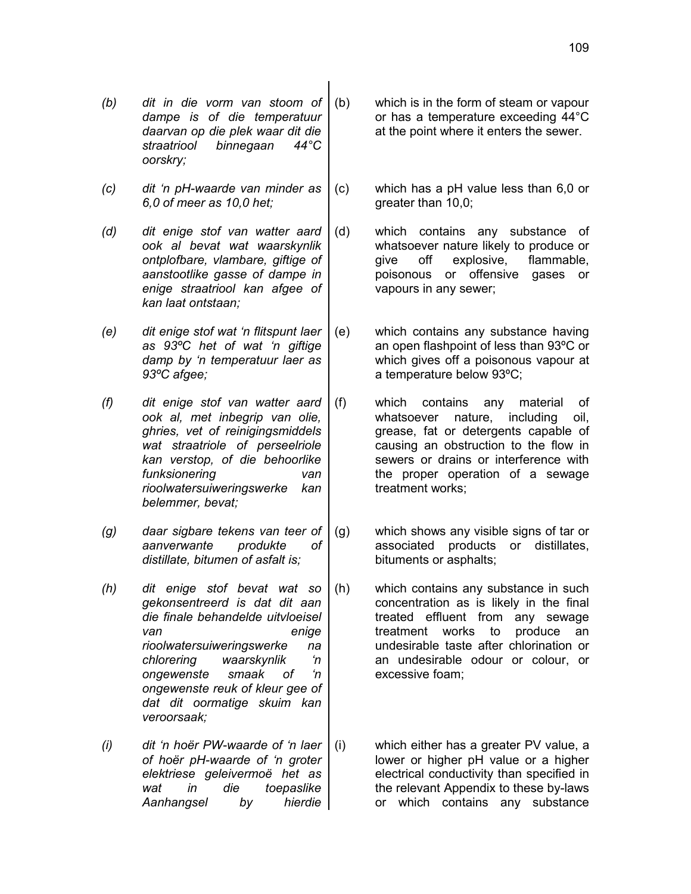| | | | |
|---|---|---|---|
| *(b)* | *dit in die vorm van stoom of dampe is of die temperatuur daarvan op die plek waar dit die straatriool binnegaan 44°C oorskry;* | (b) | which is in the form of steam or vapour or has a temperature exceeding 44°C at the point where it enters the sewer. |
| *(c)* | *dit 'n pH-waarde van minder as 6,0 of meer as 10,0 het;* | (c) | which has a pH value less than 6,0 or greater than 10,0; |
| *(d)* | *dit enige stof van watter aard ook al bevat wat waarskynlik ontplofbare, vlambare, giftige of aanstootlike gasse of dampe in enige straatriool kan afgee of kan laat ontstaan;* | (d) | which contains any substance of whatsoever nature likely to produce or give off explosive, flammable, poisonous or offensive gases or vapours in any sewer; |
| *(e)* | *dit enige stof wat 'n flitspunt laer as 93ºC het of wat 'n giftige damp by 'n temperatuur laer as 93ºC afgee;* | (e) | which contains any substance having an open flashpoint of less than 93ºC or which gives off a poisonous vapour at a temperature below 93ºC; |
| *(f)* | *dit enige stof van watter aard ook al, met inbegrip van olie, ghries, vet of reinigingsmiddels wat straatriole of perseelriole kan verstop, of die behoorlike funksionering van rioolwatersuiweringswerke kan belemmer, bevat;* | (f) | which contains any material of whatsoever nature, including oil, grease, fat or detergents capable of causing an obstruction to the flow in sewers or drains or interference with the proper operation of a sewage treatment works; |
| *(g)* | *daar sigbare tekens van teer of aanverwante produkte of distillate, bitumen of asfalt is;* | (g) | which shows any visible signs of tar or associated products or distillates, bituments or asphalts; |
| *(h)* | *dit enige stof bevat wat so gekonsentreerd is dat dit aan die finale behandelde uitvloeisel van enige rioolwatersuiweringswerke na chlorering waarskynlik 'n ongewenste smaak of 'n ongewenste reuk of kleur gee of dat dit oormatige skuim kan veroorsaak;* | (h) | which contains any substance in such concentration as is likely in the final treated effluent from any sewage treatment works to produce an undesirable taste after chlorination or an undesirable odour or colour, or excessive foam; |
| *(i)* | *dit 'n hoër PW-waarde of 'n laer of hoër pH-waarde of 'n groter elektriese geleivermoë het as wat in die toepaslike Aanhangsel by hierdie* | (i) | which either has a greater PV value, a lower or higher pH value or a higher electrical conductivity than specified in the relevant Appendix to these by-laws or which contains any substance |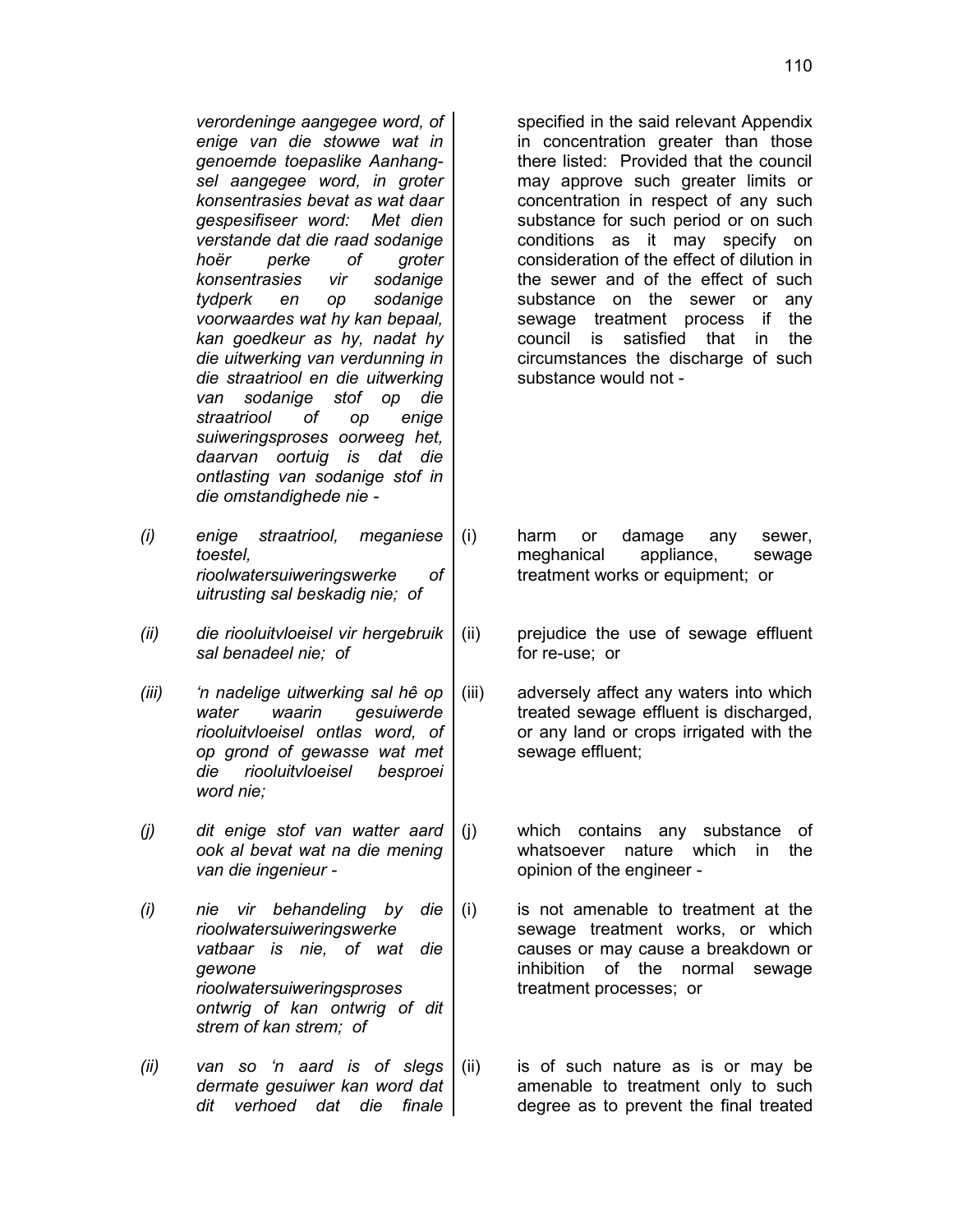| | | | |
|---|---|---|---|
| | *verordeninge aangegee word, of enige van die stowwe wat in genoemde toepaslike Aanhangsel aangegee word, in groter konsentrasies bevat as wat daar gespesifiseer word: Met dien verstande dat die raad sodanige hoër perke of groter konsentrasies vir sodanige tydperk en op sodanige voorwaardes wat hy kan bepaal, kan goedkeur as hy, nadat hy die uitwerking van verdunning in die straatriool en die uitwerking van sodanige stof op die straatriool of op enige suiweringsproses oorweeg het, daarvan oortuig is dat die ontlasting van sodanige stof in die omstandighede nie -* | | specified in the said relevant Appendix in concentration greater than those there listed: Provided that the council may approve such greater limits or concentration in respect of any such substance for such period or on such conditions as it may specify on consideration of the effect of dilution in the sewer and of the effect of such substance on the sewer or any sewage treatment process if the council is satisfied that in the circumstances the discharge of such substance would not - |
| *(i)* | *enige straatriool, meganiese toestel, rioolwatersuiweringswerke of uitrusting sal beskadig nie; of* | (i) | harm or damage any sewer, meghanical appliance, sewage treatment works or equipment; or |
| *(ii)* | *die riooluitvloeisel vir hergebruik sal benadeel nie; of* | (ii) | prejudice the use of sewage effluent for re-use; or |
| *(iii)* | *'n nadelige uitwerking sal hê op water waarin gesuiwerde riooluitvloeisel ontlas word, of op grond of gewasse wat met die riooluitvloeisel besproei word nie;* | (iii) | adversely affect any waters into which treated sewage effluent is discharged, or any land or crops irrigated with the sewage effluent; |
| *(j)* | *dit enige stof van watter aard ook al bevat wat na die mening van die ingenieur -* | (j) | which contains any substance of whatsoever nature which in the opinion of the engineer - |
| *(i)* | *nie vir behandeling by die rioolwatersuiweringswerke vatbaar is nie, of wat die gewone rioolwatersuiweringsproses ontwrig of kan ontwrig of dit strem of kan strem; of* | (i) | is not amenable to treatment at the sewage treatment works, or which causes or may cause a breakdown or inhibition of the normal sewage treatment processes; or |
| *(ii)* | *van so 'n aard is of slegs dermate gesuiwer kan word dat dit verhoed dat die finale* | (ii) | is of such nature as is or may be amenable to treatment only to such degree as to prevent the final treated |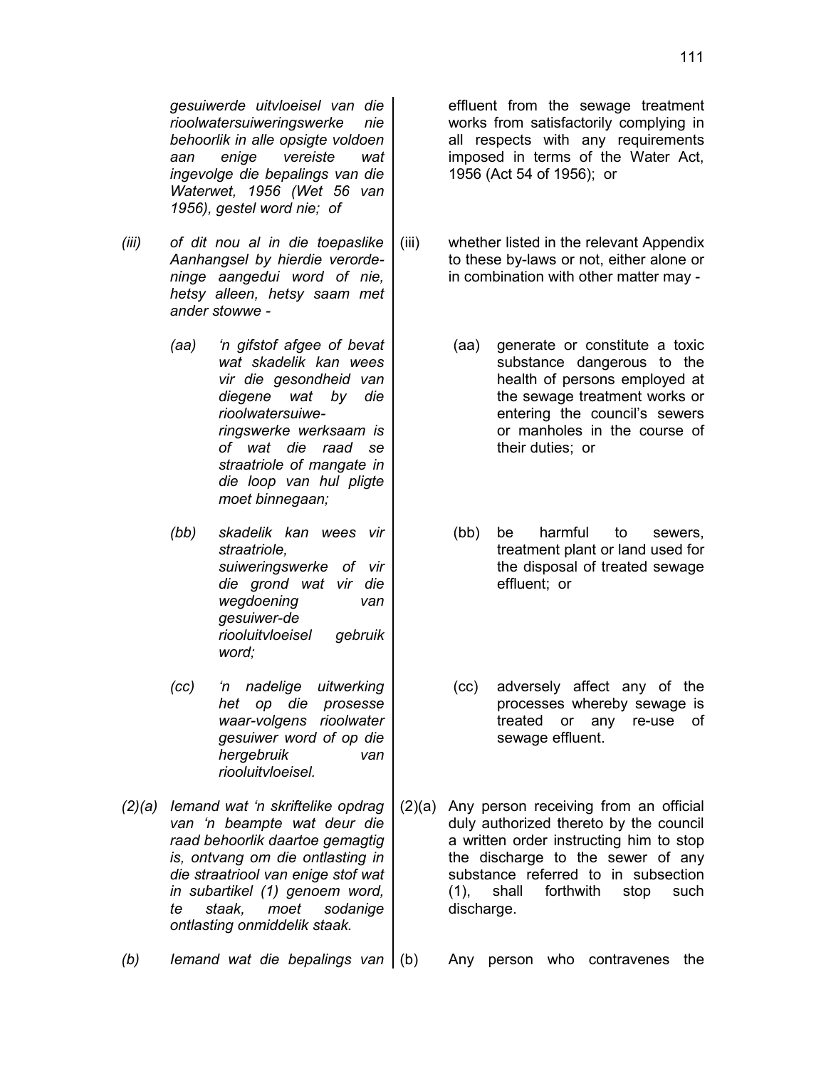*gesuiwerde uitvloeisel van die rioolwatersuiweringswerke nie behoorlik in alle opsigte voldoen aan enige vereiste wat ingevolge die bepalings van die Waterwet, 1956 (Wet 56 van 1956), gestel word nie; of*

*(iii) of dit nou al in die toepaslike Aanhangsel by hierdie verordeninge aangedui word of nie, hetsy alleen, hetsy saam met ander stowwe -*

*(aa) 'n gifstof afgee of bevat wat skadelik kan wees vir die gesondheid van diegene wat by die rioolwatersuiweringswerke werksaam is of wat die raad se straatriole of mangate in die loop van hul pligte moet binnegaan;*

*(bb) skadelik kan wees vir straatriole, suiweringswerke of vir die grond wat vir die wegdoening van gesuiwer-de riooluitvloeisel gebruik word;*

*(cc) 'n nadelige uitwerking het op die prosesse waar-volgens rioolwater gesuiwer word of op die hergebruik van riooluitvloeisel.*

*(2)(a) Iemand wat 'n skriftelike opdrag van 'n beampte wat deur die raad behoorlik daartoe gemagtig is, ontvang om die ontlasting in die straatriool van enige stof wat in subartikel (1) genoem word, te staak, moet sodanige ontlasting onmiddelik staak.*

*(b) Iemand wat die bepalings van*

effluent from the sewage treatment works from satisfactorily complying in all respects with any requirements imposed in terms of the Water Act, 1956 (Act 54 of 1956); or

(iii) whether listed in the relevant Appendix to these by-laws or not, either alone or in combination with other matter may -

(aa) generate or constitute a toxic substance dangerous to the health of persons employed at the sewage treatment works or entering the council's sewers or manholes in the course of their duties; or

(bb) be harmful to sewers, treatment plant or land used for the disposal of treated sewage effluent; or

(cc) adversely affect any of the processes whereby sewage is treated or any re-use of sewage effluent.

(2)(a) Any person receiving from an official duly authorized thereto by the council a written order instructing him to stop the discharge to the sewer of any substance referred to in subsection (1), shall forthwith stop such discharge.

(b) Any person who contravenes the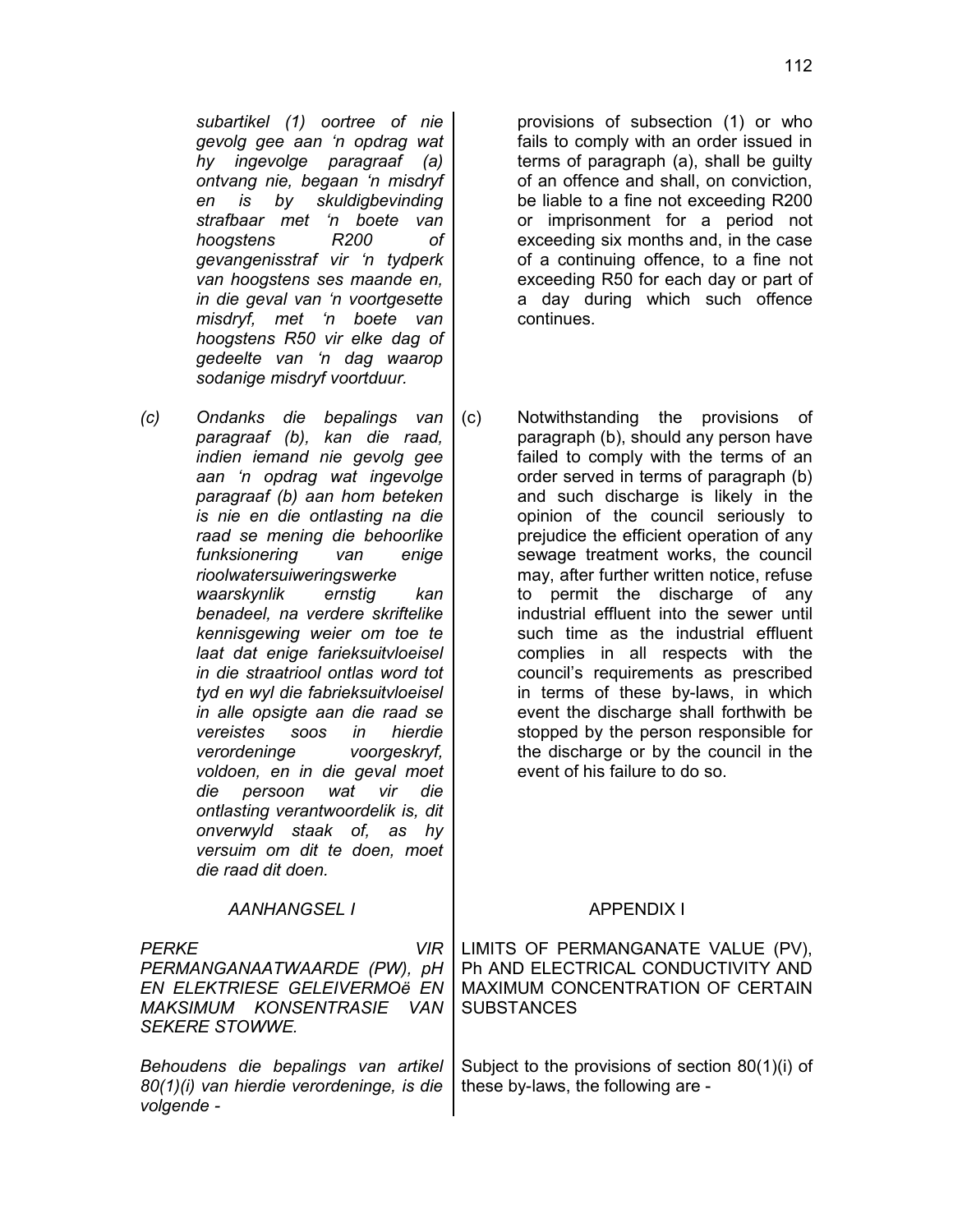*subartikel (1) oortree of nie gevolg gee aan 'n opdrag wat hy ingevolge paragraaf (a) ontvang nie, begaan 'n misdryf en is by skuldigbevinding strafbaar met 'n boete van hoogstens R200 of gevangenisstraf vir 'n tydperk van hoogstens ses maande en, in die geval van 'n voortgesette misdryf, met 'n boete van hoogstens R50 vir elke dag of gedeelte van 'n dag waarop sodanige misdryf voortduur.*

provisions of subsection (1) or who fails to comply with an order issued in terms of paragraph (a), shall be guilty of an offence and shall, on conviction, be liable to a fine not exceeding R200 or imprisonment for a period not exceeding six months and, in the case of a continuing offence, to a fine not exceeding R50 for each day or part of a day during which such offence continues.

*(c) Ondanks die bepalings van paragraaf (b), kan die raad, indien iemand nie gevolg gee aan 'n opdrag wat ingevolge paragraaf (b) aan hom beteken is nie en die ontlasting na die raad se mening die behoorlike funksionering van enige rioolwatersuiweringswerke waarskynlik ernstig kan benadeel, na verdere skriftelike kennisgewing weier om toe te laat dat enige farieksuitvloeisel in die straatriool ontlas word tot tyd en wyl die fabrieksuitvloeisel in alle opsigte aan die raad se vereistes soos in hierdie verordeninge voorgeskryf, voldoen, en in die geval moet die persoon wat vir die ontlasting verantwoordelik is, dit onverwyld staak of, as hy versuim om dit te doen, moet die raad dit doen.*

(c) Notwithstanding the provisions of paragraph (b), should any person have failed to comply with the terms of an order served in terms of paragraph (b) and such discharge is likely in the opinion of the council seriously to prejudice the efficient operation of any sewage treatment works, the council may, after further written notice, refuse to permit the discharge of any industrial effluent into the sewer until such time as the industrial effluent complies in all respects with the council's requirements as prescribed in terms of these by-laws, in which event the discharge shall forthwith be stopped by the person responsible for the discharge or by the council in the event of his failure to do so.

## *AANHANGSEL I*

*PERKE VIR PERMANGANAATWAARDE (PW), pH EN ELEKTRIESE GELEIVERMOë EN MAKSIMUM KONSENTRASIE VAN SEKERE STOWWE.*

*Behoudens die bepalings van artikel 80(1)(i) van hierdie verordeninge, is die volgende -*

## APPENDIX I

LIMITS OF PERMANGANATE VALUE (PV), Ph AND ELECTRICAL CONDUCTIVITY AND MAXIMUM CONCENTRATION OF CERTAIN SUBSTANCES

Subject to the provisions of section 80(1)(i) of these by-laws, the following are -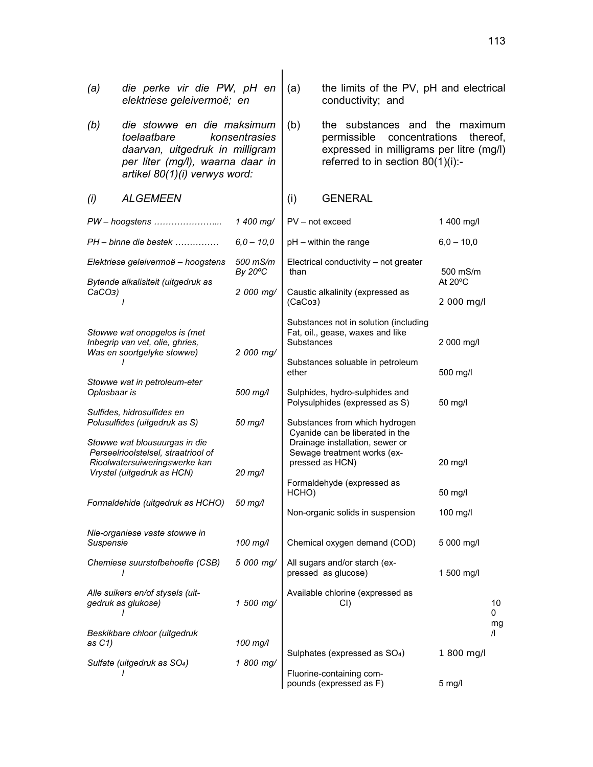(a) *die perke vir die PW, pH en elektriese geleivermoë; en*

(b) *die stowwe en die maksimum toelaatbare konsentrasies daarvan, uitgedruk in milligram per liter (mg/l), waarna daar in artikel 80(1)(i) verwys word:*

(i) *ALGEMEEN*

| | |
|---|---|
| *PW – hoogstens ………………….* | *1 400 mg/l* |
| *PH – binne die bestek ……………* | *6,0 – 10,0* |
| *Elektriese geleivermoë – hoogstens* | *500 mS/m By 20ºC* |
| *Bytende alkalisiteit (uitgedruk as $CaCO_3$)* | *2 000 mg/l* |
| *Stowwe wat onopgelos is (met Inbegrip van vet, olie, ghries, Was en soortgelyke stowwe)* | *2 000 mg/l* |
| *Stowwe wat in petroleum-eter Oplosbaar is* | *500 mg/l* |
| *Sulfides, hidrosulfides en Polusulfides (uitgedruk as S)* | *50 mg/l* |
| *Stowwe wat blousuurgas in die Perseelrioolstelsel, straatriool of Rioolwatersuiweringswerke kan Vrystel (uitgedruk as HCN)* | *20 mg/l* |
| *Formaldehide (uitgedruk as HCHO)* | *50 mg/l* |
| *Nie-organiese vaste stowwe in Suspensie* | *100 mg/l* |
| *Chemiese suurstofbehoefte (CSB)* | *5 000 mg/l* |
| *Alle suikers en/of stysels (uitgedruk as glukose)* | *1 500 mg/l* |
| *Beskikbare chloor (uitgedruk as C1)* | *100 mg/l* |
| *Sulfate (uitgedruk as $SO_4$)* | *1 800 mg/l* |

(a) the limits of the PV, pH and electrical conductivity; and

(b) the substances and the maximum permissible concentrations thereof, expressed in milligrams per litre (mg/l) referred to in section 80(1)(i):-

(i) GENERAL

| | |
|---|---|
| PV – not exceed | 1 400 mg/l |
| pH – within the range | 6,0 – 10,0 |
| Electrical conductivity – not greater than | 500 mS/m At 20ºC |
| Caustic alkalinity (expressed as ($CaCo_3$) | 2 000 mg/l |
| Substances not in solution (including Fat, oil., gease, waxes and like Substances | 2 000 mg/l |
| Substances soluable in petroleum ether | 500 mg/l |
| Sulphides, hydro-sulphides and Polysulphides (expressed as S) | 50 mg/l |
| Substances from which hydrogen Cyanide can be liberated in the Drainage installation, sewer or Sewage treatment works (expressed as HCN) | 20 mg/l |
| Formaldehyde (expressed as HCHO) | 50 mg/l |
| Non-organic solids in suspension | 100 mg/l |
| Chemical oxygen demand (COD) | 5 000 mg/l |
| All sugars and/or starch (expressed as glucose) | 1 500 mg/l |
| Available chlorine (expressed as Cl) | 100 mg/l |
| Sulphates (expressed as $SO_4$) | 1 800 mg/l |
| Fluorine-containing compounds (expressed as F) | 5 mg/l |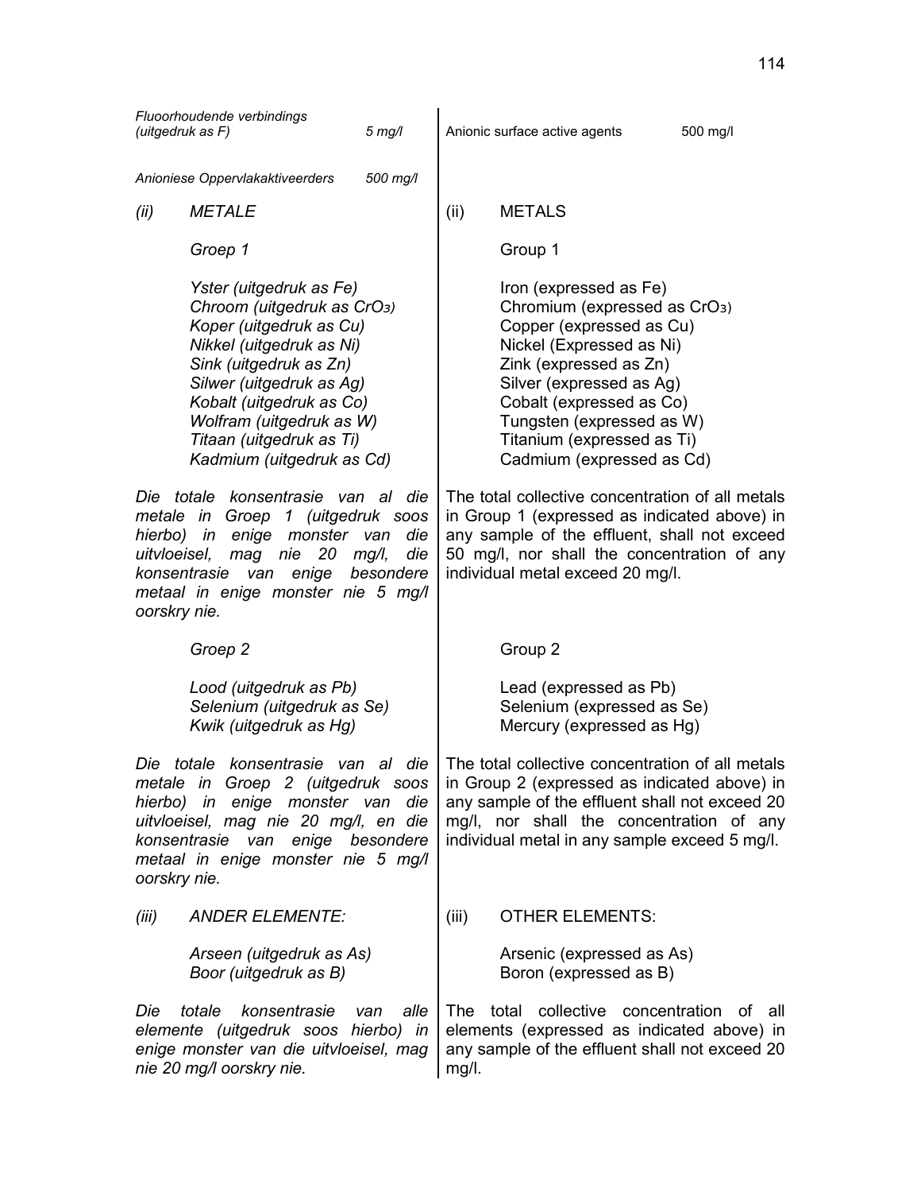*Fluoorhoudende verbindings (uitgedruk as F)* *5 mg/l*

*Anioniese Oppervlakaktiveerders* *500 mg/l*

*(ii) METALE*

*Groep 1*

*Yster (uitgedruk as Fe)*
*Chroom (uitgedruk as $CrO_3$)*
*Koper (uitgedruk as Cu)*
*Nikkel (uitgedruk as Ni)*
*Sink (uitgedruk as Zn)*
*Silwer (uitgedruk as Ag)*
*Kobalt (uitgedruk as Co)*
*Wolfram (uitgedruk as W)*
*Titaan (uitgedruk as Ti)*
*Kadmium (uitgedruk as Cd)*

*Die totale konsentrasie van al die metale in Groep 1 (uitgedruk soos hierbo) in enige monster van die uitvloeisel, mag nie 20 mg/l, die konsentrasie van enige besondere metaal in enige monster nie 5 mg/l oorskry nie.*

*Groep 2*

*Lood (uitgedruk as Pb)*
*Selenium (uitgedruk as Se)*
*Kwik (uitgedruk as Hg)*

*Die totale konsentrasie van al die metale in Groep 2 (uitgedruk soos hierbo) in enige monster van die uitvloeisel, mag nie 20 mg/l, en die konsentrasie van enige besondere metaal in enige monster nie 5 mg/l oorskry nie.*

*(iii) ANDER ELEMENTE:*

*Arseen (uitgedruk as As)*
*Boor (uitgedruk as B)*

*Die totale konsentrasie van alle elemente (uitgedruk soos hierbo) in enige monster van die uitvloeisel, mag nie 20 mg/l oorskry nie.*

Anionic surface active agents 500 mg/l

(ii) METALS

Group 1

Iron (expressed as Fe)
Chromium (expressed as $CrO_3$)
Copper (expressed as Cu)
Nickel (Expressed as Ni)
Zink (expressed as Zn)
Silver (expressed as Ag)
Cobalt (expressed as Co)
Tungsten (expressed as W)
Titanium (expressed as Ti)
Cadmium (expressed as Cd)

The total collective concentration of all metals in Group 1 (expressed as indicated above) in any sample of the effluent, shall not exceed 50 mg/l, nor shall the concentration of any individual metal exceed 20 mg/l.

Group 2

Lead (expressed as Pb)
Selenium (expressed as Se)
Mercury (expressed as Hg)

The total collective concentration of all metals in Group 2 (expressed as indicated above) in any sample of the effluent shall not exceed 20 mg/l, nor shall the concentration of any individual metal in any sample exceed 5 mg/l.

(iii) OTHER ELEMENTS:

Arsenic (expressed as As)
Boron (expressed as B)

The total collective concentration of all elements (expressed as indicated above) in any sample of the effluent shall not exceed 20 mg/l.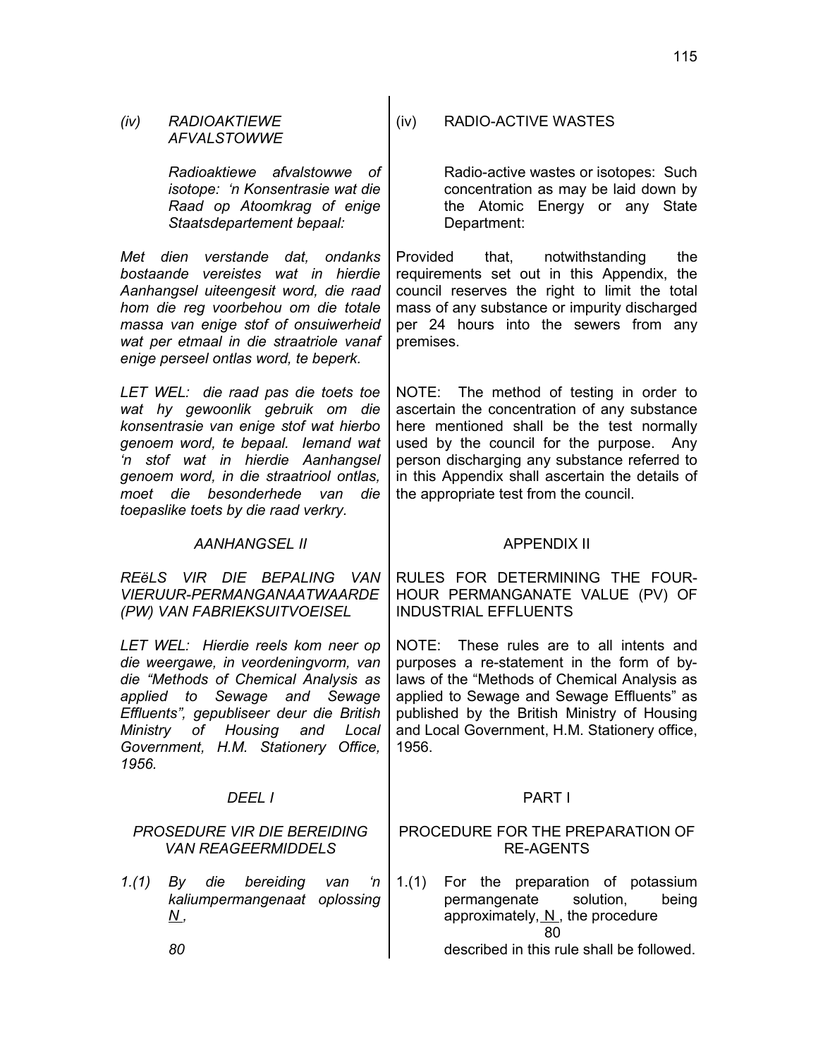*(iv) RADIOAKTIEWE AFVALSTOWWE*

*Radioaktiewe afvalstowwe of isotope: 'n Konsentrasie wat die Raad op Atoomkrag of enige Staatsdepartement bepaal:*

*Met dien verstande dat, ondanks bostaande vereistes wat in hierdie Aanhangsel uiteengesit word, die raad hom die reg voorbehou om die totale massa van enige stof of onsuiwerheid wat per etmaal in die straatriole vanaf enige perseel ontlas word, te beperk.*

*LET WEL: die raad pas die toets toe wat hy gewoonlik gebruik om die konsentrasie van enige stof wat hierbo genoem word, te bepaal. Iemand wat 'n stof wat in hierdie Aanhangsel genoem word, in die straatriool ontlas, moet die besonderhede van die toepaslike toets by die raad verkry.*

(iv) RADIO-ACTIVE WASTES

Radio-active wastes or isotopes: Such concentration as may be laid down by the Atomic Energy or any State Department:

Provided that, notwithstanding the requirements set out in this Appendix, the council reserves the right to limit the total mass of any substance or impurity discharged per 24 hours into the sewers from any premises.

NOTE: The method of testing in order to ascertain the concentration of any substance here mentioned shall be the test normally used by the council for the purpose. Any person discharging any substance referred to in this Appendix shall ascertain the details of the appropriate test from the council.

## *AANHANGSEL II*

### *REëLS VIR DIE BEPALING VAN VIERUUR-PERMANGANAATWAARDE (PW) VAN FABRIEKSUITVOEISEL*

*LET WEL: Hierdie reels kom neer op die weergawe, in veordeningvorm, van die "Methods of Chemical Analysis as applied to Sewage and Sewage Effluents", gepubliseer deur die British Ministry of Housing and Local Government, H.M. Stationery Office, 1956.*

### *DEEL I*

#### *PROSEDURE VIR DIE BEREIDING VAN REAGEERMIDDELS*

*1.(1) By die bereiding van 'n kaliumpermangenaat oplossing $\frac{N}{80}$,*

## APPENDIX II

### RULES FOR DETERMINING THE FOUR-HOUR PERMANGANATE VALUE (PV) OF INDUSTRIAL EFFLUENTS

NOTE: These rules are to all intents and purposes a re-statement in the form of by-laws of the "Methods of Chemical Analysis as applied to Sewage and Sewage Effluents" as published by the British Ministry of Housing and Local Government, H.M. Stationery office, 1956.

### PART I

#### PROCEDURE FOR THE PREPARATION OF RE-AGENTS

1.(1) For the preparation of potassium permangenate solution, being approximately, $\frac{N}{80}$, the procedure described in this rule shall be followed.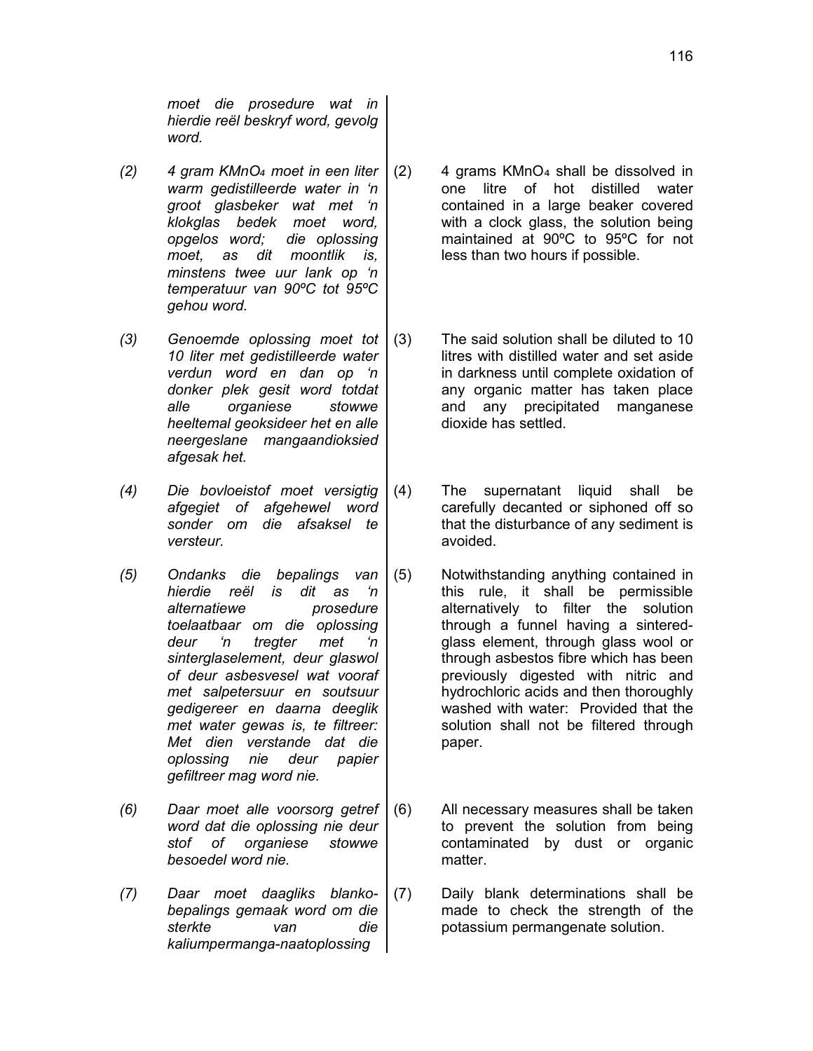*moet die prosedure wat in hierdie reël beskryf word, gevolg word.*

*(2) 4 gram $KMnO_4$ moet in een liter warm gedistilleerde water in 'n groot glasbeker wat met 'n klokglas bedek moet word, opgelos word; die oplossing moet, as dit moontlik is, minstens twee uur lank op 'n temperatuur van 90ºC tot 95ºC gehou word.*

*(3) Genoemde oplossing moet tot 10 liter met gedistilleerde water verdun word en dan op 'n donker plek gesit word totdat alle organiese stowwe heeltemal geoksideer het en alle neergeslane mangaandioksied afgesak het.*

*(4) Die bovloeistof moet versigtig afgegiet of afgehewel word sonder om die afsaksel te versteur.*

*(5) Ondanks die bepalings van hierdie reël is dit as 'n alternatiewe prosedure toelaatbaar om die oplossing deur 'n tregter met 'n sinterglaselement, deur glaswol of deur asbesvesel wat vooraf met salpetersuur en soutsuur gedigereer en daarna deeglik met water gewas is, te filtreer: Met dien verstande dat die oplossing nie deur papier gefiltreer mag word nie.*

*(6) Daar moet alle voorsorg getref word dat die oplossing nie deur stof of organiese stowwe besoedel word nie.*

*(7) Daar moet daagliks blanko-bepalings gemaak word om die sterkte van die kaliumpermanga-naatoplossing*

(2) 4 grams $KMnO_4$ shall be dissolved in one litre of hot distilled water contained in a large beaker covered with a clock glass, the solution being maintained at 90ºC to 95ºC for not less than two hours if possible.

(3) The said solution shall be diluted to 10 litres with distilled water and set aside in darkness until complete oxidation of any organic matter has taken place and any precipitated manganese dioxide has settled.

(4) The supernatant liquid shall be carefully decanted or siphoned off so that the disturbance of any sediment is avoided.

(5) Notwithstanding anything contained in this rule, it shall be permissible alternatively to filter the solution through a funnel having a sintered-glass element, through glass wool or through asbestos fibre which has been previously digested with nitric and hydrochloric acids and then thoroughly washed with water: Provided that the solution shall not be filtered through paper.

(6) All necessary measures shall be taken to prevent the solution from being contaminated by dust or organic matter.

(7) Daily blank determinations shall be made to check the strength of the potassium permangenate solution.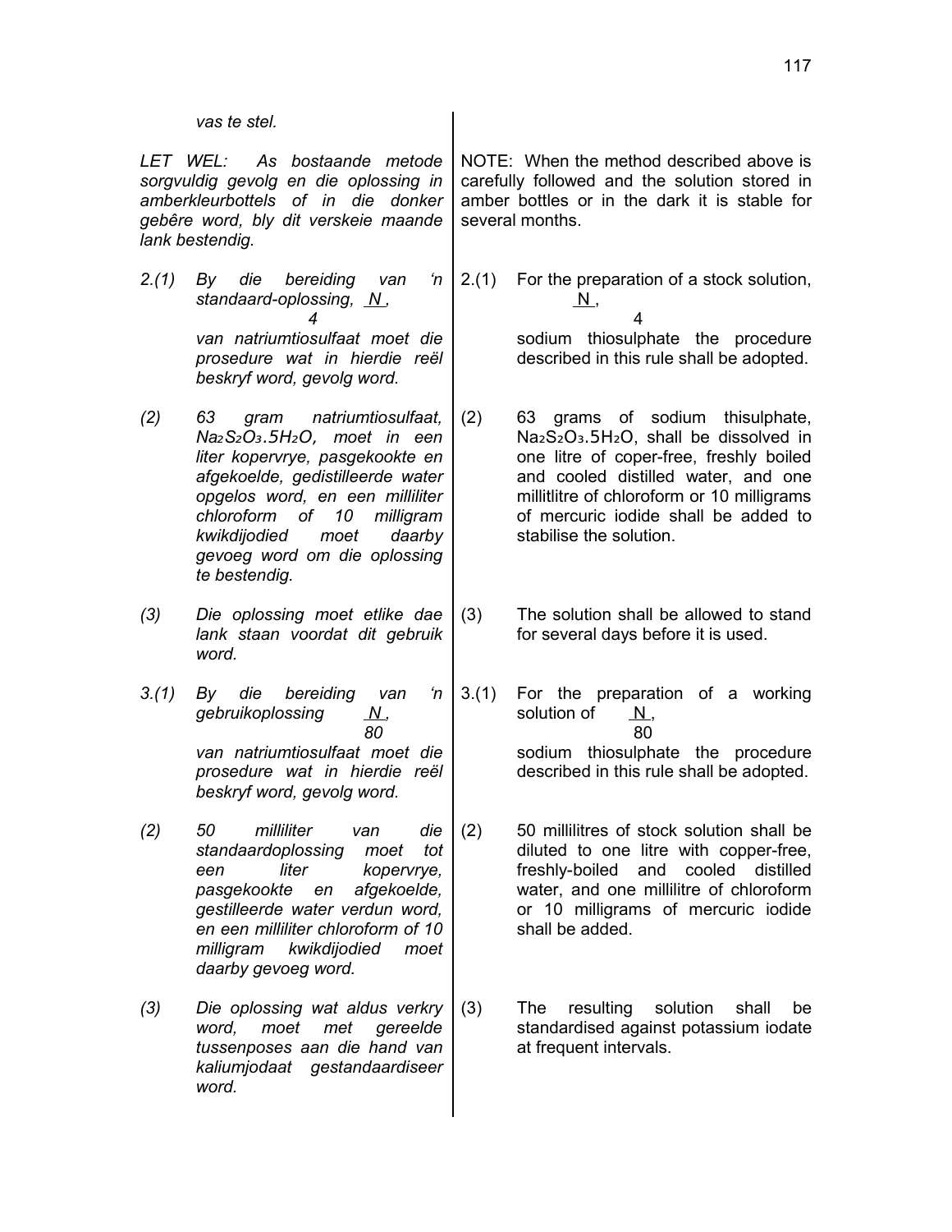*vas te stel.*

*LET WEL: As bostaande metode sorgvuldig gevolg en die oplossing in amberkleurbottels of in die donker gebêre word, bly dit verskeie maande lank bestendig.*

NOTE: When the method described above is carefully followed and the solution stored in amber bottles or in the dark it is stable for several months.

*2.(1) By die bereiding van 'n standaard-oplossing, $\frac{N}{4}$, van natriumtiosulfaat moet die prosedure wat in hierdie reël beskryf word, gevolg word.*

2.(1) For the preparation of a stock solution, $\frac{N}{4}$, sodium thiosulphate the procedure described in this rule shall be adopted.

*(2) 63 gram natriumtiosulfaat, $Na_2S_2O_3.5H_2O$, moet in een liter kopervrye, pasgekookte en afgekoelde, gedistilleerde water opgelos word, en een milliliter chloroform of 10 milligram kwikdijodied moet daarby gevoeg word om die oplossing te bestendig.*

(2) 63 grams of sodium thisulphate, $Na_2S_2O_3.5H_2O$, shall be dissolved in one litre of coper-free, freshly boiled and cooled distilled water, and one millitlitre of chloroform or 10 milligrams of mercuric iodide shall be added to stabilise the solution.

*(3) Die oplossing moet etlike dae lank staan voordat dit gebruik word.*

(3) The solution shall be allowed to stand for several days before it is used.

*3.(1) By die bereiding van 'n gebruikoplossing $\frac{N}{80}$, van natriumtiosulfaat moet die prosedure wat in hierdie reël beskryf word, gevolg word.*

3.(1) For the preparation of a working solution of $\frac{N}{80}$, sodium thiosulphate the procedure described in this rule shall be adopted.

*(2) 50 milliliter van die standaardoplossing moet tot een liter kopervrye, pasgekookte en afgekoelde, gestilleerde water verdun word, en een milliliter chloroform of 10 milligram kwikdijodied moet daarby gevoeg word.*

(2) 50 millilitres of stock solution shall be diluted to one litre with copper-free, freshly-boiled and cooled distilled water, and one millilitre of chloroform or 10 milligrams of mercuric iodide shall be added.

*(3) Die oplossing wat aldus verkry word, moet met gereelde tussenposes aan die hand van kaliumjodaat gestandaardiseer word.*

(3) The resulting solution shall be standardised against potassium iodate at frequent intervals.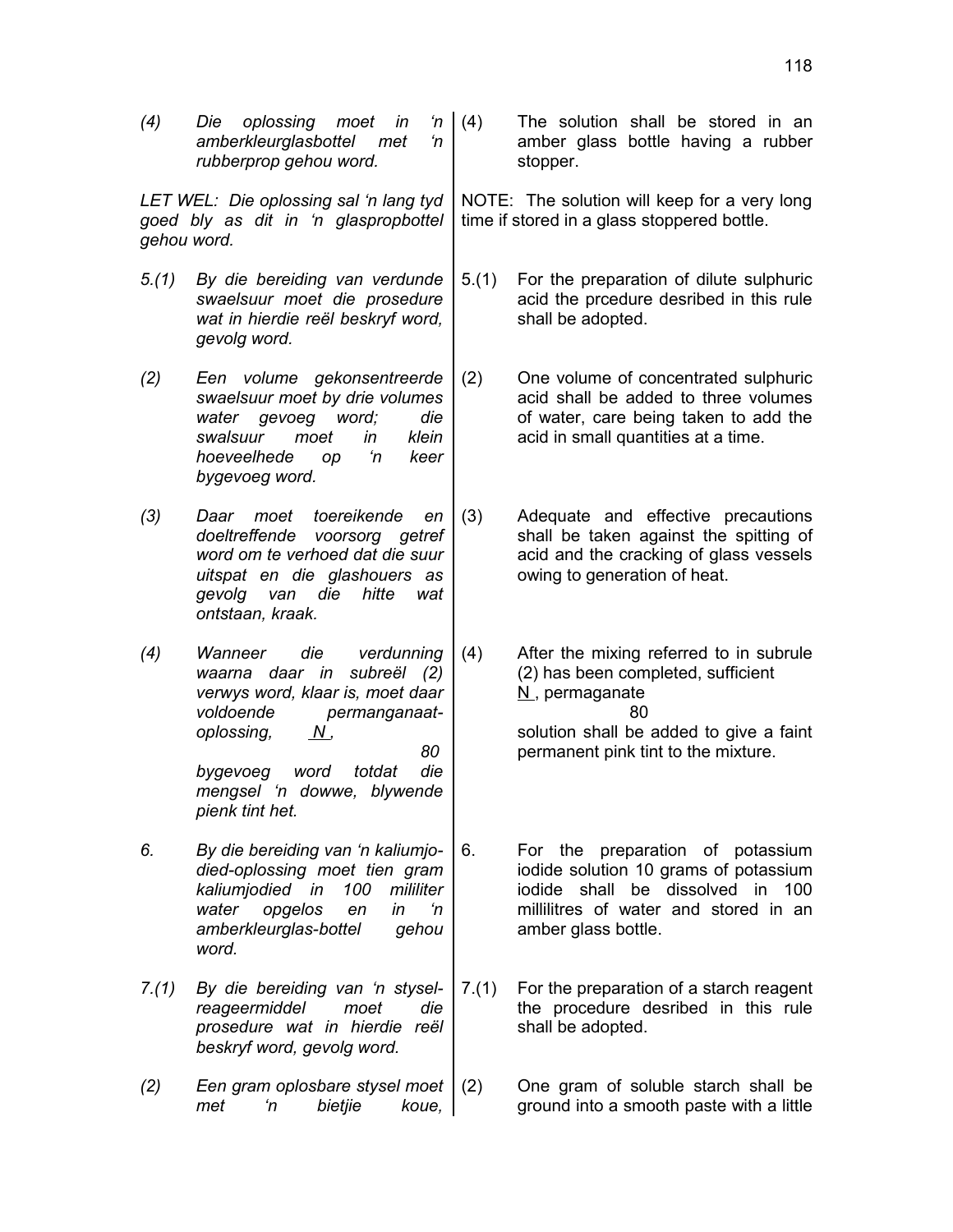| | | | |
|---|---|---|---|
| *(4)* | *Die oplossing moet in 'n amberkleurglasbottel met 'n rubberprop gehou word.* | (4) | The solution shall be stored in an amber glass bottle having a rubber stopper. |
| *LET WEL: Die oplossing sal 'n lang tyd goed bly as dit in 'n glaspropbottel gehou word.* | | NOTE: The solution will keep for a very long time if stored in a glass stoppered bottle. | |
| *5.(1)* | *By die bereiding van verdunde swaelsuur moet die prosedure wat in hierdie reël beskryf word, gevolg word.* | 5.(1) | For the preparation of dilute sulphuric acid the prcedure desribed in this rule shall be adopted. |
| *(2)* | *Een volume gekonsentreerde swaelsuur moet by drie volumes water gevoeg word; die swalsuur moet in klein hoeveelhede op 'n keer bygevoeg word.* | (2) | One volume of concentrated sulphuric acid shall be added to three volumes of water, care being taken to add the acid in small quantities at a time. |
| *(3)* | *Daar moet toereikende en doeltreffende voorsorg getref word om te verhoed dat die suur uitspat en die glashouers as gevolg van die hitte wat ontstaan, kraak.* | (3) | Adequate and effective precautions shall be taken against the spitting of acid and the cracking of glass vessels owing to generation of heat. |
| *(4)* | *Wanneer die verdunning waarna daar in subreël (2) verwys word, klaar is, moet daar voldoende permanganaat-oplossing, $\frac{N}{80}$, bygevoeg word totdat die mengsel 'n dowwe, blywende pienk tint het.* | (4) | After the mixing referred to in subrule (2) has been completed, sufficient $\frac{N}{80}$, permaganate solution shall be added to give a faint permanent pink tint to the mixture. |
| *6.* | *By die bereiding van 'n kaliumjodied-oplossing moet tien gram kaliumjodied in 100 milliliter water opgelos en in 'n amberkleurglas-bottel gehou word.* | 6. | For the preparation of potassium iodide solution 10 grams of potassium iodide shall be dissolved in 100 millilitres of water and stored in an amber glass bottle. |
| *7.(1)* | *By die bereiding van 'n stysel-reageermiddel moet die prosedure wat in hierdie reël beskryf word, gevolg word.* | 7.(1) | For the preparation of a starch reagent the procedure desribed in this rule shall be adopted. |
| *(2)* | *Een gram oplosbare stysel moet met 'n bietjie koue,* | (2) | One gram of soluble starch shall be ground into a smooth paste with a little |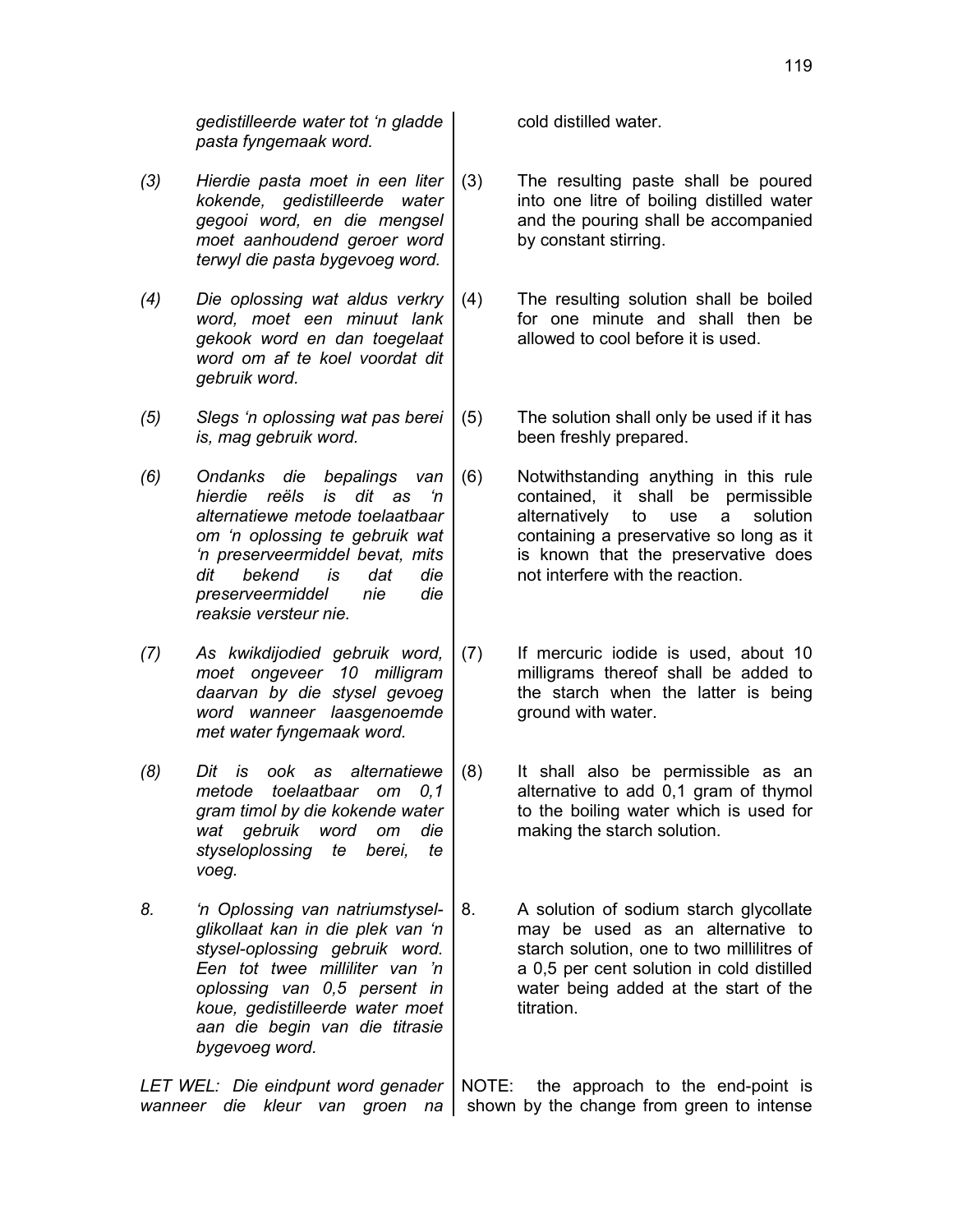*gedistilleerde water tot 'n gladde pasta fyngemaak word.*

cold distilled water.

*(3) Hierdie pasta moet in een liter kokende, gedistilleerde water gegooi word, en die mengsel moet aanhoudend geroer word terwyl die pasta bygevoeg word.*

(3) The resulting paste shall be poured into one litre of boiling distilled water and the pouring shall be accompanied by constant stirring.

*(4) Die oplossing wat aldus verkry word, moet een minuut lank gekook word en dan toegelaat word om af te koel voordat dit gebruik word.*

(4) The resulting solution shall be boiled for one minute and shall then be allowed to cool before it is used.

*(5) Slegs 'n oplossing wat pas berei is, mag gebruik word.*

(5) The solution shall only be used if it has been freshly prepared.

*(6) Ondanks die bepalings van hierdie reëls is dit as 'n alternatiewe metode toelaatbaar om 'n oplossing te gebruik wat 'n preserveermiddel bevat, mits dit bekend is dat die preserveermiddel nie die reaksie versteur nie.*

(6) Notwithstanding anything in this rule contained, it shall be permissible alternatively to use a solution containing a preservative so long as it is known that the preservative does not interfere with the reaction.

*(7) As kwikdijodied gebruik word, moet ongeveer 10 milligram daarvan by die stysel gevoeg word wanneer laasgenoemde met water fyngemaak word.*

(7) If mercuric iodide is used, about 10 milligrams thereof shall be added to the starch when the latter is being ground with water.

*(8) Dit is ook as alternatiewe metode toelaatbaar om 0,1 gram timol by die kokende water wat gebruik word om die styseloplossing te berei, te voeg.*

(8) It shall also be permissible as an alternative to add 0,1 gram of thymol to the boiling water which is used for making the starch solution.

*8. 'n Oplossing van natriumstysel-glikollaat kan in die plek van 'n stysel-oplossing gebruik word. Een tot twee milliliter van 'n oplossing van 0,5 persent in koue, gedistilleerde water moet aan die begin van die titrasie bygevoeg word.*

8. A solution of sodium starch glycollate may be used as an alternative to starch solution, one to two millilitres of a 0,5 per cent solution in cold distilled water being added at the start of the titration.

*LET WEL: Die eindpunt word genader wanneer die kleur van groen na*

NOTE: the approach to the end-point is shown by the change from green to intense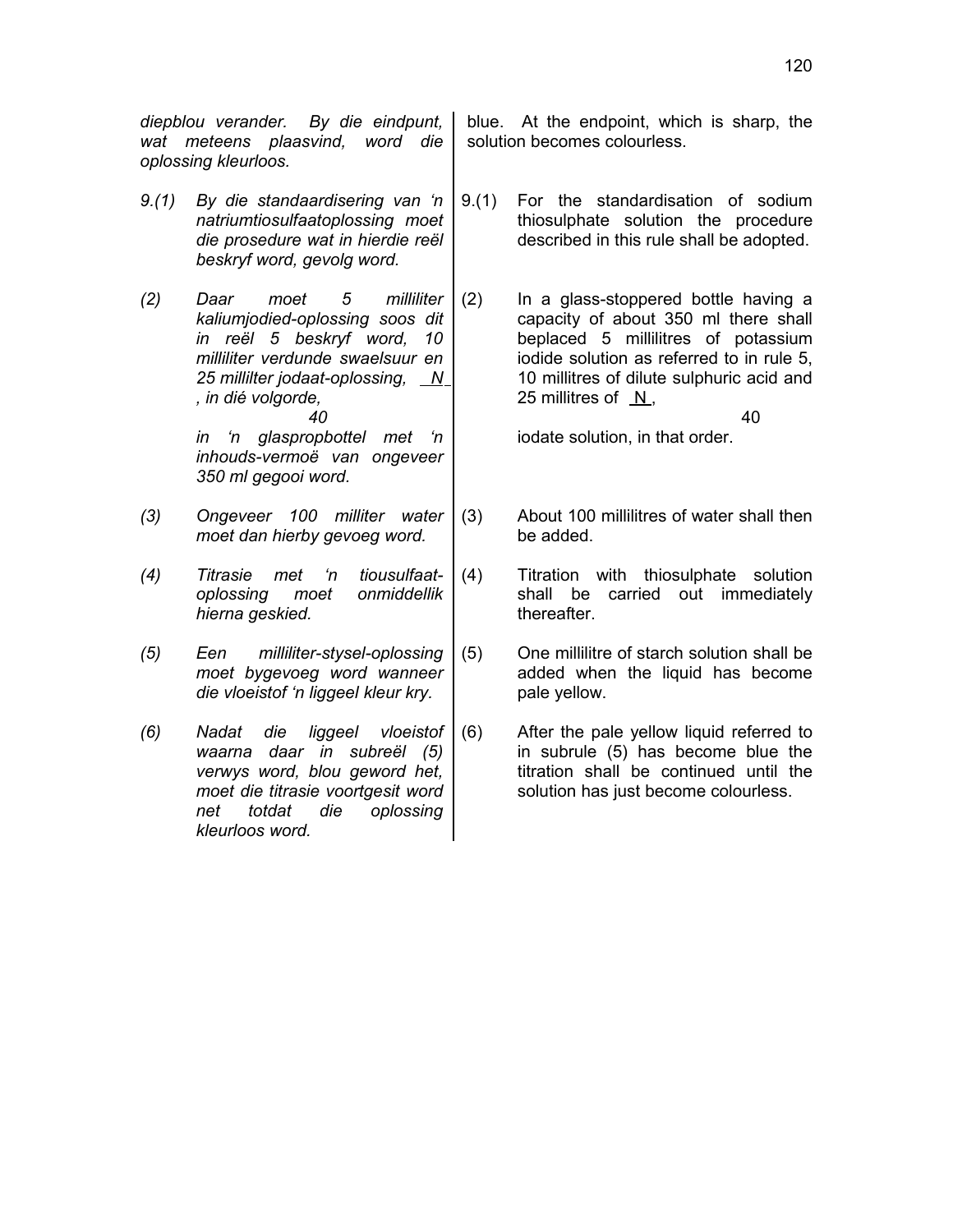*diepblou verander. By die eindpunt, wat meteens plaasvind, word die oplossing kleurloos.*

*9.(1) By die standaardisering van 'n natriumtiosulfaatoplossing moet die prosedure wat in hierdie reël beskryf word, gevolg word.*

*(2) Daar moet 5 milliliter kaliumjodied-oplossing soos dit in reël 5 beskryf word, 10 milliliter verdunde swaelsuur en 25 millilter jodaat-oplossing, $\frac{N}{40}$, in dié volgorde, in 'n glaspropbottel met 'n inhouds-vermoë van ongeveer 350 ml gegooi word.*

*(3) Ongeveer 100 milliter water moet dan hierby gevoeg word.*

*(4) Titrasie met 'n tiousulfaat-oplossing moet onmiddellik hierna geskied.*

*(5) Een milliliter-stysel-oplossing moet bygevoeg word wanneer die vloeistof 'n liggeel kleur kry.*

*(6) Nadat die liggeel vloeistof waarna daar in subreël (5) verwys word, blou geword het, moet die titrasie voortgesit word net totdat die oplossing kleurloos word.*

blue. At the endpoint, which is sharp, the solution becomes colourless.

9.(1) For the standardisation of sodium thiosulphate solution the procedure described in this rule shall be adopted.

(2) In a glass-stoppered bottle having a capacity of about 350 ml there shall beplaced 5 millilitres of potassium iodide solution as referred to in rule 5, 10 millitres of dilute sulphuric acid and 25 millitres of $\frac{N}{40}$, iodate solution, in that order.

(3) About 100 millilitres of water shall then be added.

(4) Titration with thiosulphate solution shall be carried out immediately thereafter.

(5) One millilitre of starch solution shall be added when the liquid has become pale yellow.

(6) After the pale yellow liquid referred to in subrule (5) has become blue the titration shall be continued until the solution has just become colourless.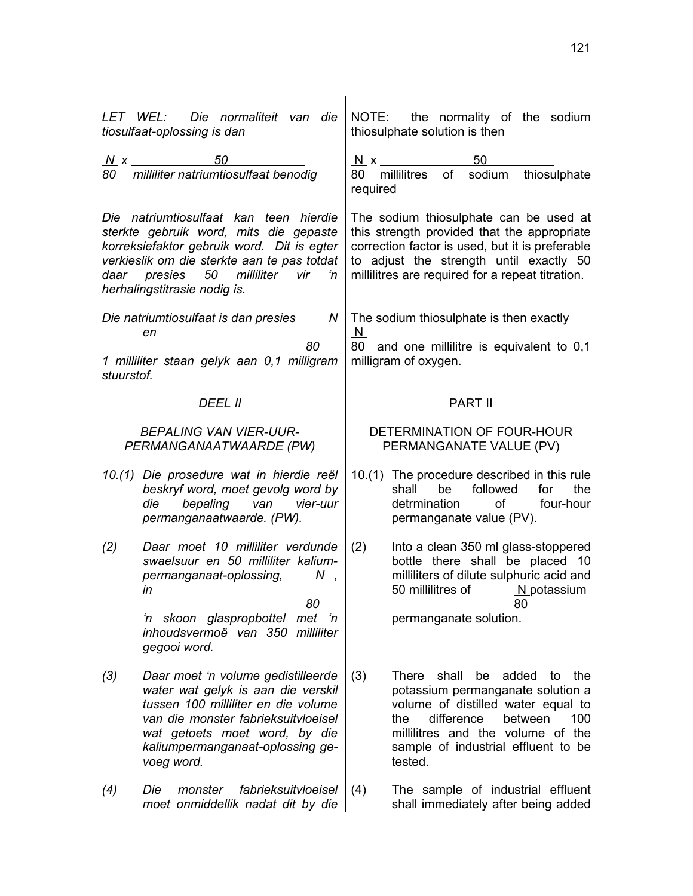*LET WEL: Die normaliteit van die tiosulfaat-oplossing is dan*

$$\frac{N}{80} \times \frac{50}{\text{milliliter natriumtiosulfaat benodig}}$$

*Die natriumtiosulfaat kan teen hierdie sterkte gebruik word, mits die gepaste korreksiefaktor gebruik word. Dit is egter verkieslik om die sterkte aan te pas totdat daar presies 50 milliliter vir 'n herhalingstitrasie nodig is.*

*Die natriumtiosulfaat is dan presies* $\frac{N}{80}$ *en 1 milliliter staan gelyk aan 0,1 milligram stuurstof.*

NOTE: the normality of the sodium thiosulphate solution is then

$$\frac{N}{80} \times \frac{50}{\text{millilitres of sodium thiosulphate required}}$$

The sodium thiosulphate can be used at this strength provided that the appropriate correction factor is used, but it is preferable to adjust the strength until exactly 50 millilitres are required for a repeat titration.

The sodium thiosulphate is then exactly $\frac{N}{80}$ and one millilitre is equivalent to 0,1 milligram of oxygen.

## *DEEL II*

### *BEPALING VAN VIER-UUR-PERMANGANAATWAARDE (PW)*

*10.(1) Die prosedure wat in hierdie reël beskryf word, moet gevolg word by die bepaling van vier-uur permanganaatwaarde. (PW).*

*(2) Daar moet 10 milliliter verdunde swaelsuur en 50 milliliter kalium-permanganaat-oplossing,* $\frac{N}{80}$*, in 'n skoon glaspropbottel met 'n inhoudsvermoë van 350 milliliter gegooi word.*

*(3) Daar moet 'n volume gedistilleerde water wat gelyk is aan die verskil tussen 100 milliliter en die volume van die monster fabrieksuitvloeisel wat getoets moet word, by die kaliumpermanganaat-oplossing ge-voeg word.*

*(4) Die monster fabrieksuitvloeisel moet onmiddellik nadat dit by die*

## PART II

### DETERMINATION OF FOUR-HOUR PERMANGANATE VALUE (PV)

10.(1) The procedure described in this rule shall be followed for the detrmination of four-hour permanganate value (PV).

(2) Into a clean 350 ml glass-stoppered bottle there shall be placed 10 milliliters of dilute sulphuric acid and 50 millilitres of $\frac{N}{80}$ potassium permanganate solution.

(3) There shall be added to the potassium permanganate solution a volume of distilled water equal to the difference between 100 millilitres and the volume of the sample of industrial effluent to be tested.

(4) The sample of industrial effluent shall immediately after being added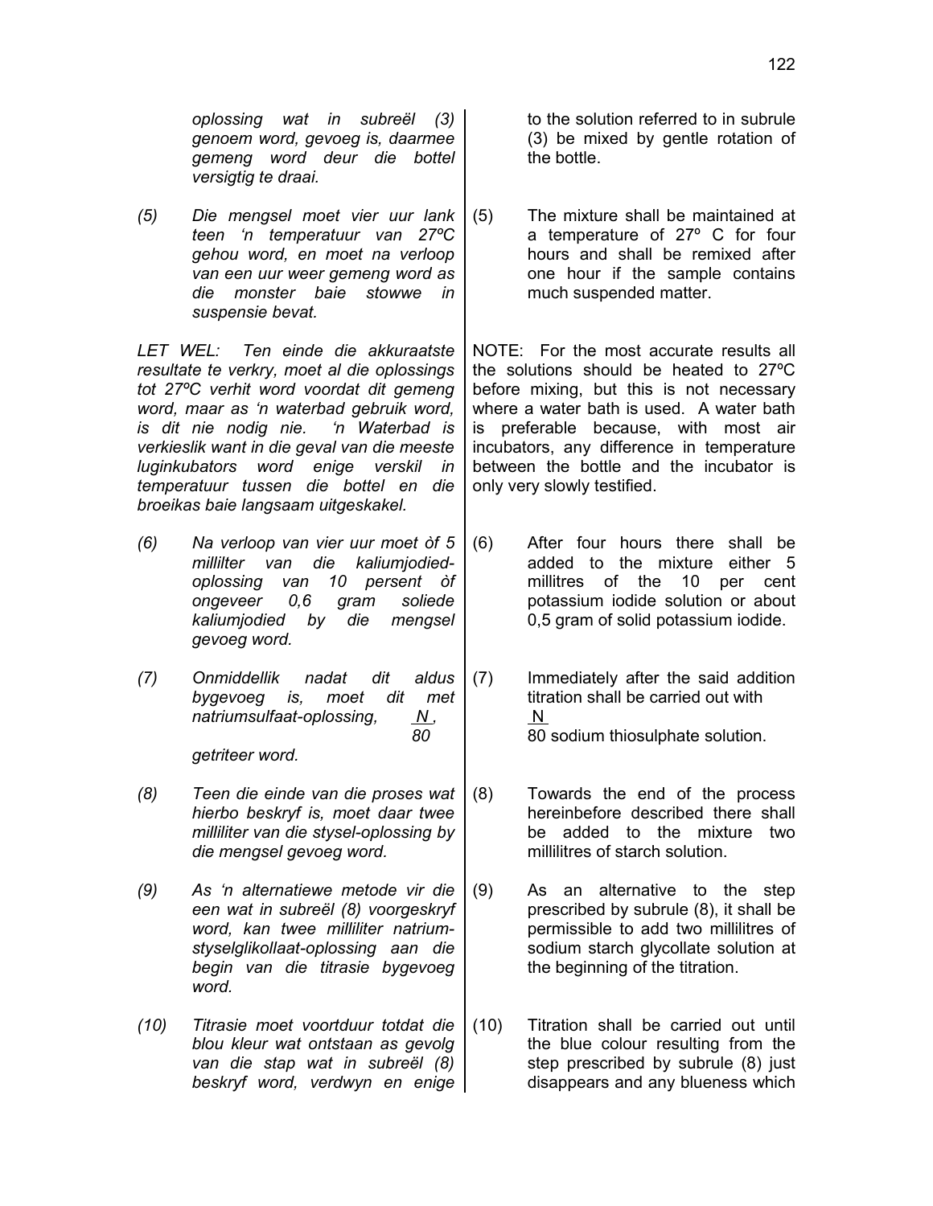*oplossing wat in subreël (3) genoem word, gevoeg is, daarmee gemeng word deur die bottel versigtig te draai.*

to the solution referred to in subrule (3) be mixed by gentle rotation of the bottle.

*(5) Die mengsel moet vier uur lank teen 'n temperatuur van 27ºC gehou word, en moet na verloop van een uur weer gemeng word as die monster baie stowwe in suspensie bevat.*

(5) The mixture shall be maintained at a temperature of 27º C for four hours and shall be remixed after one hour if the sample contains much suspended matter.

*LET WEL: Ten einde die akkuraatste resultate te verkry, moet al die oplossings tot 27ºC verhit word voordat dit gemeng word, maar as 'n waterbad gebruik word, is dit nie nodig nie. 'n Waterbad is verkieslik want in die geval van die meeste luginkubators word enige verskil in temperatuur tussen die bottel en die broeikas baie langsaam uitgeskakel.*

NOTE: For the most accurate results all the solutions should be heated to 27ºC before mixing, but this is not necessary where a water bath is used. A water bath is preferable because, with most air incubators, any difference in temperature between the bottle and the incubator is only very slowly testified.

*(6) Na verloop van vier uur moet òf 5 millilter van die kaliumjodied-oplossing van 10 persent òf ongeveer 0,6 gram soliede kaliumjodied by die mengsel gevoeg word.*

(6) After four hours there shall be added to the mixture either 5 millitres of the 10 per cent potassium iodide solution or about 0,5 gram of solid potassium iodide.

*(7) Onmiddellik nadat dit aldus bygevoeg is, moet dit met natriumsulfaat-oplossing, $\frac{N}{80}$, getriteer word.*

(7) Immediately after the said addition titration shall be carried out with $\frac{N}{80}$ sodium thiosulphate solution.

*(8) Teen die einde van die proses wat hierbo beskryf is, moet daar twee milliliter van die stysel-oplossing by die mengsel gevoeg word.*

(8) Towards the end of the process hereinbefore described there shall be added to the mixture two millilitres of starch solution.

*(9) As 'n alternatiewe metode vir die een wat in subreël (8) voorgeskryf word, kan twee milliliter natrium-styselglikollaat-oplossing aan die begin van die titrasie bygevoeg word.*

(9) As an alternative to the step prescribed by subrule (8), it shall be permissible to add two millilitres of sodium starch glycollate solution at the beginning of the titration.

*(10) Titrasie moet voortduur totdat die blou kleur wat ontstaan as gevolg van die stap wat in subreël (8) beskryf word, verdwyn en enige*

(10) Titration shall be carried out until the blue colour resulting from the step prescribed by subrule (8) just disappears and any blueness which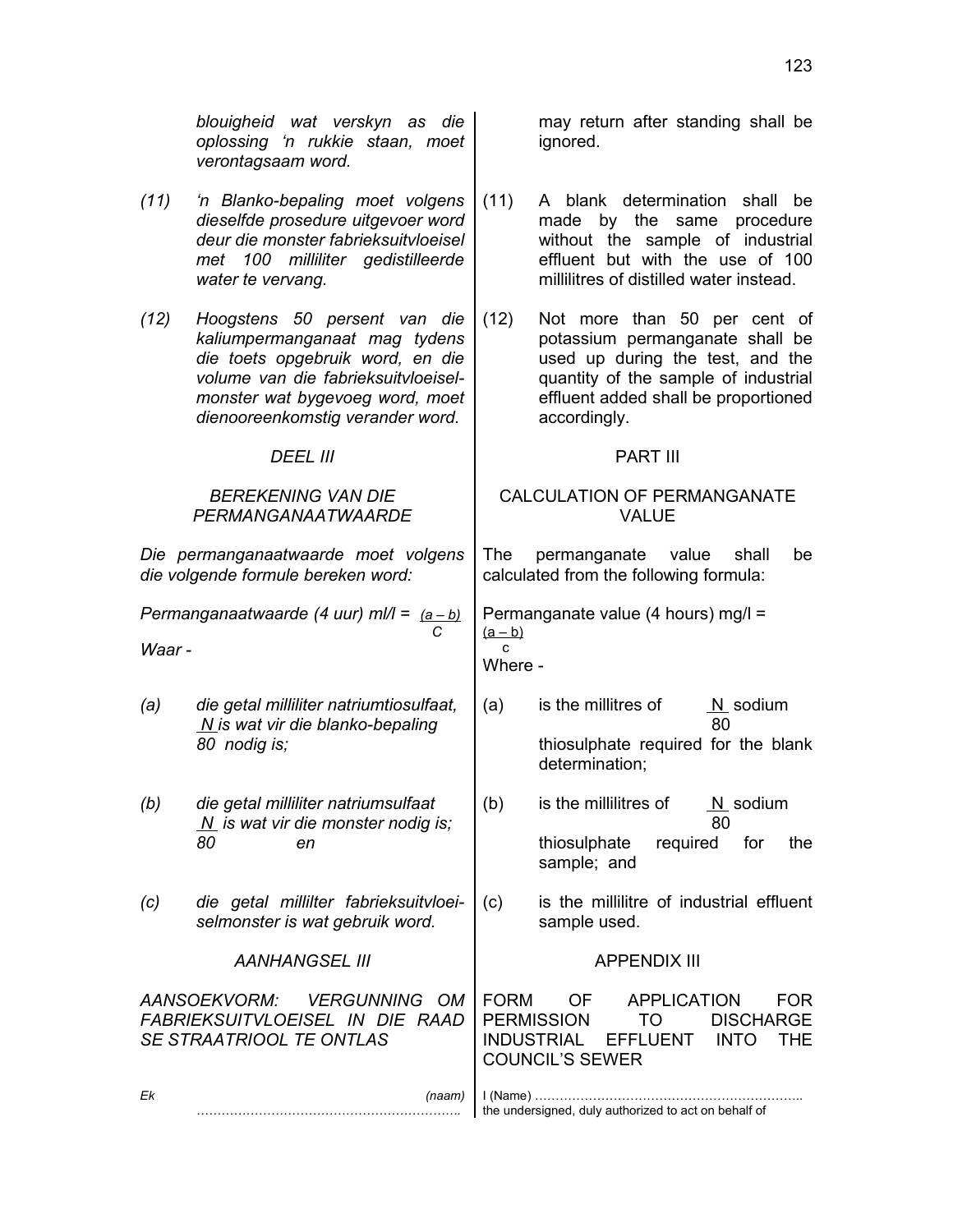*blouigheid wat verskyn as die oplossing 'n rukkie staan, moet verontagsaam word.*

*(11) 'n Blanko-bepaling moet volgens dieselfde prosedure uitgevoer word deur die monster fabrieksuitvloeisel met 100 milliliter gedistilleerde water te vervang.*

*(12) Hoogstens 50 persent van die kaliumpermanganaat mag tydens die toets opgebruik word, en die volume van die fabrieksuitvloeisel-monster wat bygevoeg word, moet dienooreenkomstig verander word.*

*DEEL III*

*BEREKENING VAN DIE PERMANGANAATWAARDE*

*Die permanganaatwaarde moet volgens die volgende formule bereken word:*

*Permanganaatwaarde (4 uur) ml/l =* $\frac{(a - b)}{C}$

*Waar -*

*(a) die getal milliliter natriumtiosulfaat,* $\frac{N}{80}$ *is wat vir die blanko-bepaling nodig is;*

*(b) die getal milliliter natriumsulfaat* $\frac{N}{80}$ *is wat vir die monster nodig is; en*

*(c) die getal millilter fabrieksuitvloeiselmonster is wat gebruik word.*

*AANHANGSEL III*

*AANSOEKVORM: VERGUNNING OM FABRIEKSUITVLOEISEL IN DIE RAAD SE STRAATRIOOL TE ONTLAS*

*Ek (naam) ……………………………………………………..*

may return after standing shall be ignored.

(11) A blank determination shall be made by the same procedure without the sample of industrial effluent but with the use of 100 millilitres of distilled water instead.

(12) Not more than 50 per cent of potassium permanganate shall be used up during the test, and the quantity of the sample of industrial effluent added shall be proportioned accordingly.

PART III

CALCULATION OF PERMANGANATE VALUE

The permanganate value shall be calculated from the following formula:

Permanganate value (4 hours) mg/l = $\frac{(a - b)}{c}$

Where -

(a) is the millitres of $\frac{N}{80}$ sodium thiosulphate required for the blank determination;

(b) is the millilitres of $\frac{N}{80}$ sodium thiosulphate required for the sample; and

(c) is the millilitre of industrial effluent sample used.

APPENDIX III

FORM OF APPLICATION FOR PERMISSION TO DISCHARGE INDUSTRIAL EFFLUENT INTO THE COUNCIL'S SEWER

I (Name) ……………………………………………………….. the undersigned, duly authorized to act on behalf of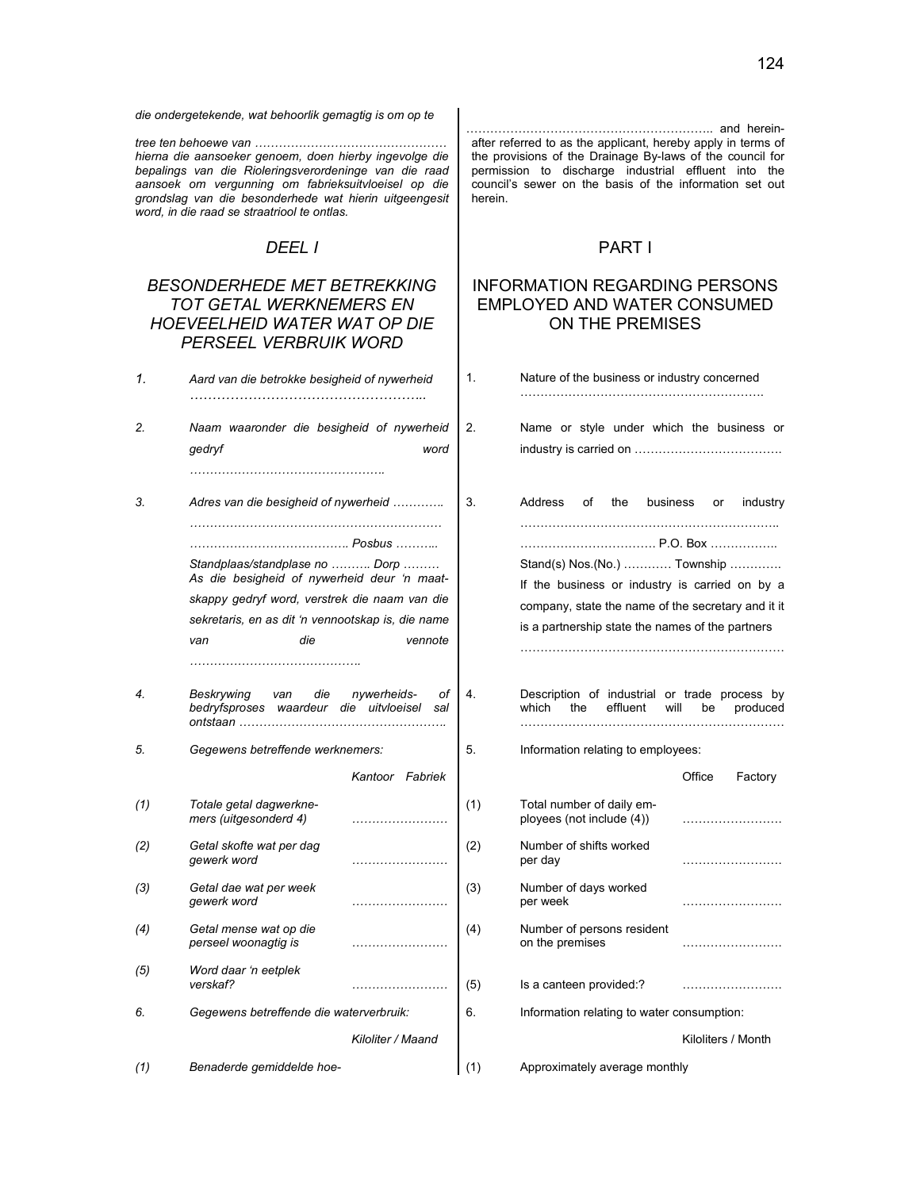*die ondergetekende, wat behoorlik gemagtig is om op te tree ten behoewe van ………………………………………… hierna die aansoeker genoem, doen hierby ingevolge die bepalings van die Rioleringsverordeninge van die raad aansoek om vergunning om fabrieksuitvloeisel op die grondslag van die besonderhede wat hierin uitgeengesit word, in die raad se straatriool te ontlas.*

*DEEL I*

*BESONDERHEDE MET BETREKKING TOT GETAL WERKNEMERS EN HOEVEELHEID WATER WAT OP DIE PERSEEL VERBRUIK WORD*

*1.* *Aard van die betrokke besigheid of nywerheid ……………………………………………..*

*2.* *Naam waaronder die besigheid of nywerheid gedryf word …………………………………………..*

*3.* *Adres van die besigheid of nywerheid …………. ……………………………………………………… …………………………………. Posbus ………..*

*Standplaas/standplase no ………. Dorp ………*

*As die besigheid of nywerheid deur 'n maatskappy gedryf word, verstrek die naam van die sekretaris, en as dit 'n vennootskap is, die name van die vennote ……………………………………..*

*4.* *Beskrywing van die nywerheids- of bedryfsproses waardeur die uitvloeisel sal ontstaan ……………………………………………..*

*5.* *Gegewens betreffende werknemers:*

| | | *Kantoor* | *Fabriek* |
|---|---|---|---|
| *(1)* | *Totale getal dagwerknemers (uitgesonderd 4)* | …………………… | |
| *(2)* | *Getal skofte wat per dag gewerk word* | …………………… | |
| *(3)* | *Getal dae wat per week gewerk word* | …………………… | |
| *(4)* | *Getal mense wat op die perseel woonagtig is* | …………………… | |
| *(5)* | *Word daar 'n eetplek verskaf?* | …………………… | |

*6.* *Gegewens betreffende die waterverbruik:*

| | | *Kiloliter / Maand* |
|---|---|---|
| *(1)* | *Benaderde gemiddelde hoe-* | |

……………………………………………………. and hereinafter referred to as the applicant, hereby apply in terms of the provisions of the Drainage By-laws of the council for permission to discharge industrial effluent into the council's sewer on the basis of the information set out herein.

PART I

INFORMATION REGARDING PERSONS EMPLOYED AND WATER CONSUMED ON THE PREMISES

1. Nature of the business or industry concerned …………………………………………………….

2. Name or style under which the business or industry is carried on ……………………………….

3. Address of the business or industry ……………………………………………………… ……………………………. P.O. Box ……………..

Stand(s) Nos.(No.) ………… Township ………….

If the business or industry is carried on by a company, state the name of the secretary and it it is a partnership state the names of the partners …………………………………………………………

4. Description of industrial or trade process by which the effluent will be produced …………………………………………………………

5. Information relating to employees:

| | | Office | Factory |
|---|---|---|---|
| (1) | Total number of daily employees (not include (4)) | ……………………. | |
| (2) | Number of shifts worked per day | ……………………. | |
| (3) | Number of days worked per week | ……………………. | |
| (4) | Number of persons resident on the premises | ……………………. | |
| (5) | Is a canteen provided:? | ……………………. | |

6. Information relating to water consumption:

| | | Kiloliters / Month |
|---|---|---|
| (1) | Approximately average monthly | |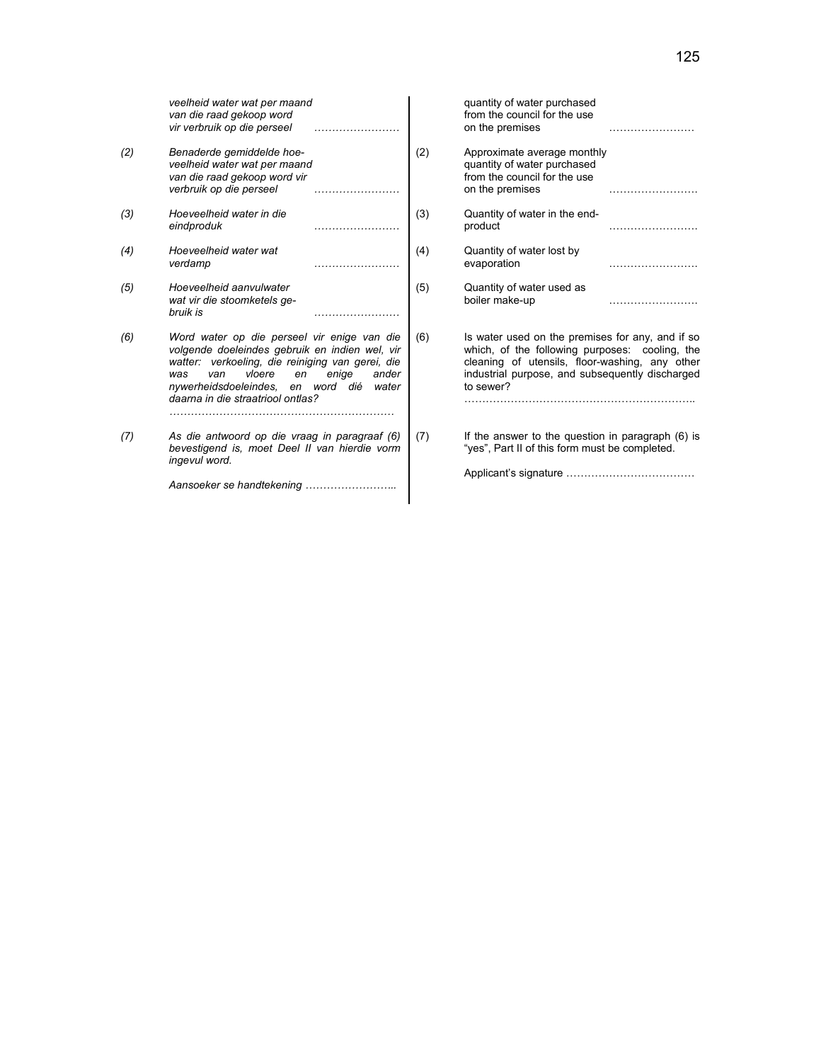*veelheid water wat per maand van die raad gekoop word vir verbruik op die perseel* ……………………

*(2)* *Benaderde gemiddelde hoeveelheid water wat per maand van die raad gekoop word vir verbruik op die perseel* ……………………

*(3)* *Hoeveelheid water in die eindproduk* ……………………

*(4)* *Hoeveelheid water wat verdamp* ……………………

*(5)* *Hoeveelheid aanvulwater wat vir die stoomketels gebruik is* ……………………

*(6)* *Word water op die perseel vir enige van die volgende doeleindes gebruik en indien wel, vir watter: verkoeling, die reiniging van gerei, die was van vloere en enige ander nywerheidsdoeleindes, en word dié water daarna in die straatriool ontlas?*

*……………………………………………………….*

*(7)* *As die antwoord op die vraag in paragraaf (6) bevestigend is, moet Deel II van hierdie vorm ingevul word.*

*Aansoeker se handtekening ……………………..*

quantity of water purchased from the council for the use on the premises ……………………

(2) Approximate average monthly quantity of water purchased from the council for the use on the premises ……………………

(3) Quantity of water in the end-product ……………………

(4) Quantity of water lost by evaporation ……………………

(5) Quantity of water used as boiler make-up ……………………

(6) Is water used on the premises for any, and if so which, of the following purposes: cooling, the cleaning of utensils, floor-washing, any other industrial purpose, and subsequently discharged to sewer?

………………………………………………………..

(7) If the answer to the question in paragraph (6) is "yes", Part II of this form must be completed.

Applicant's signature ………………………………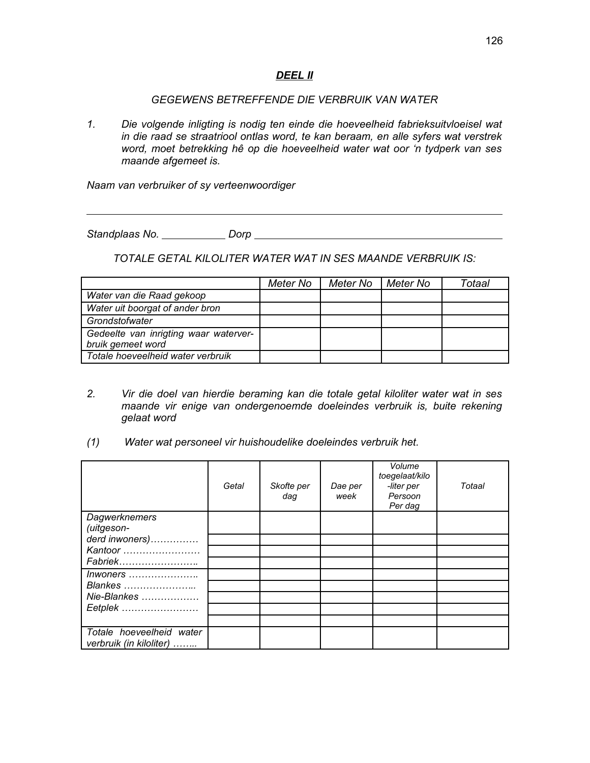## *DEEL II*

*GEGEWENS BETREFFENDE DIE VERBRUIK VAN WATER*

1. *Die volgende inligting is nodig ten einde die hoeveelheid fabrieksuitvloeisel wat in die raad se straatriool ontlas word, te kan beraam, en alle syfers wat verstrek word, moet betrekking hê op die hoeveelheid water wat oor 'n tydperk van ses maande afgemeet is.*

*Naam van verbruiker of sy verteenwoordiger*

______________________________________________________________________

*Standplaas No.* ___________ *Dorp* ____________________________________________

*TOTALE GETAL KILOLITER WATER WAT IN SES MAANDE VERBRUIK IS:*

| | *Meter No* | *Meter No* | *Meter No* | *Totaal* |
|---|---|---|---|---|
| *Water van die Raad gekoop* | | | | |
| *Water uit boorgat of ander bron* | | | | |
| *Grondstofwater* | | | | |
| *Gedeelte van inrigting waar waterverbruik gemeet word* | | | | |
| *Totale hoeveelheid water verbruik* | | | | |

2. *Vir die doel van hierdie beraming kan die totale getal kiloliter water wat in ses maande vir enige van ondergenoemde doeleindes verbruik is, buite rekening gelaat word*

(1) *Water wat personeel vir huishoudelike doeleindes verbruik het.*

| | *Getal* | *Skofte per dag* | *Dae per week* | *Volume toegelaat/kilo-liter per Persoon Per dag* | *Totaal* |
|---|---|---|---|---|---|
| *Dagwerknemers (uitgesonderd inwoners)……………* | | | | | |
| | | | | | |
| *Kantoor ……………………* | | | | | |
| *Fabriek……………………..* | | | | | |
| *Inwoners ………………..* | | | | | |
| *Blankes …………………..* | | | | | |
| *Nie-Blankes ………………* | | | | | |
| *Eetplek ……………………* | | | | | |
| | | | | | |
| *Totale hoeveelheid water verbruik (in kiloliter) ……..* | | | | | |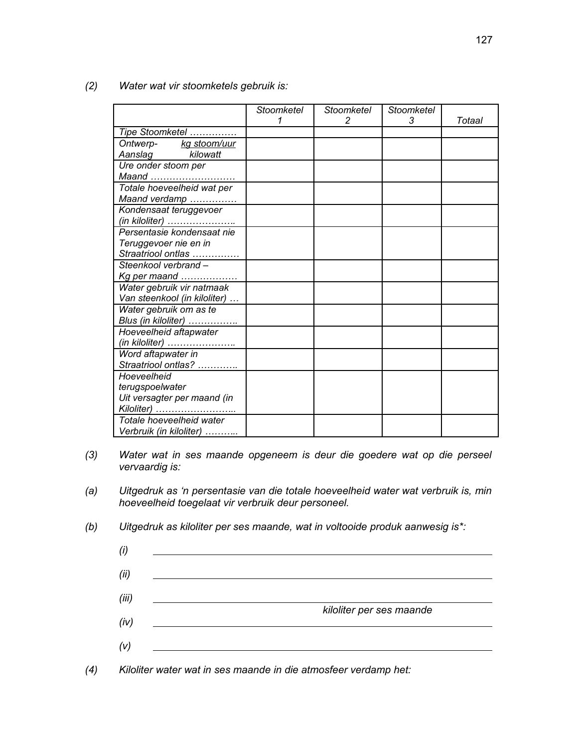*(2)* *Water wat vir stoomketels gebruik is:*

| | *Stoomketel 1* | *Stoomketel 2* | *Stoomketel 3* | *Totaal* |
|---|---|---|---|---|
| *Tipe Stoomketel ……………* | | | | |
| *Ontwerp- Aanslag* *kg stoom/uur kilowatt* | | | | |
| *Ure onder stoom per Maand ………………………* | | | | |
| *Totale hoeveelheid wat per Maand verdamp ……………* | | | | |
| *Kondensaat teruggevoer (in kiloliter) …………………..* | | | | |
| *Persentasie kondensaat nie Teruggevoer nie en in Straatriool ontlas ……………* | | | | |
| *Steenkool verbrand – Kg per maand ………………* | | | | |
| *Water gebruik vir natmaak Van steenkool (in kiloliter) …* | | | | |
| *Water gebruik om as te Blus (in kiloliter) …………….* | | | | |
| *Hoeveelheid aftapwater (in kiloliter) …………………..* | | | | |
| *Word aftapwater in Straatriool ontlas? …………..* | | | | |
| *Hoeveelheid terugspoelwater Uit versagter per maand (in Kiloliter) ……………………...* | | | | |
| *Totale hoeveelheid water Verbruik (in kiloliter) ………..* | | | | |

*(3)* *Water wat in ses maande opgeneem is deur die goedere wat op die perseel vervaardig is:*

*(a)* *Uitgedruk as 'n persentasie van die totale hoeveelheid water wat verbruik is, min hoeveelheid toegelaat vir verbruik deur personeel.*

*(b)* *Uitgedruk as kiloliter per ses maande, wat in voltooide produk aanwesig is*:*

*(i)* ________________________________________

*(ii)* ________________________________________

*(iii)* ________________________________________

*kiloliter per ses maande*

*(iv)* ________________________________________

*(v)* ________________________________________

*(4)* *Kiloliter water wat in ses maande in die atmosfeer verdamp het:*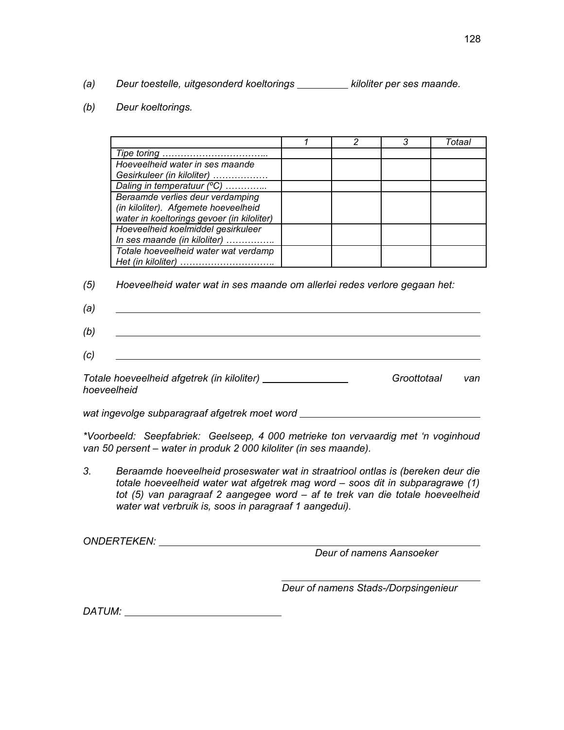*(a) Deur toestelle, uitgesonderd koeltorings _________ kiloliter per ses maande.*

*(b) Deur koeltorings.*

| | *1* | *2* | *3* | *Totaal* |
|---|---|---|---|---|
| *Tipe toring ……………………………..* | | | | |
| *Hoeveelheid water in ses maande Gesirkuleer (in kiloliter) ………………* | | | | |
| *Daling in temperatuur (ºC) …………..* | | | | |
| *Beraamde verlies deur verdamping (in kiloliter). Afgemete hoeveelheid water in koeltorings gevoer (in kiloliter)* | | | | |
| *Hoeveelheid koelmiddel gesirkuleer In ses maande (in kiloliter) …………….* | | | | |
| *Totale hoeveelheid water wat verdamp Het (in kiloliter) …………………………..* | | | | |

*(5) Hoeveelheid water wat in ses maande om allerlei redes verlore gegaan het:*

*(a)* ____________________________________________

*(b)* ____________________________________________

*(c)* ____________________________________________

*Totale hoeveelheid afgetrek (in kiloliter)* ________________ *Groottotaal van hoeveelheid*

*wat ingevolge subparagraaf afgetrek moet word* ________________________________

*\*Voorbeeld: Seepfabriek: Geelseep, 4 000 metrieke ton vervaardig met 'n voginhoud van 50 persent – water in produk 2 000 kiloliter (in ses maande).*

*3. Beraamde hoeveelheid proseswater wat in straatriool ontlas is (bereken deur die totale hoeveelheid water wat afgetrek mag word – soos dit in subparagrawe (1) tot (5) van paragraaf 2 aangegee word – af te trek van die totale hoeveelheid water wat verbruik is, soos in paragraaf 1 aangedui).*

*ONDERTEKEN:* ________________________________________________

*Deur of namens Aansoeker*

________________________________________________

*Deur of namens Stads-/Dorpsingenieur*

*DATUM:* ____________________________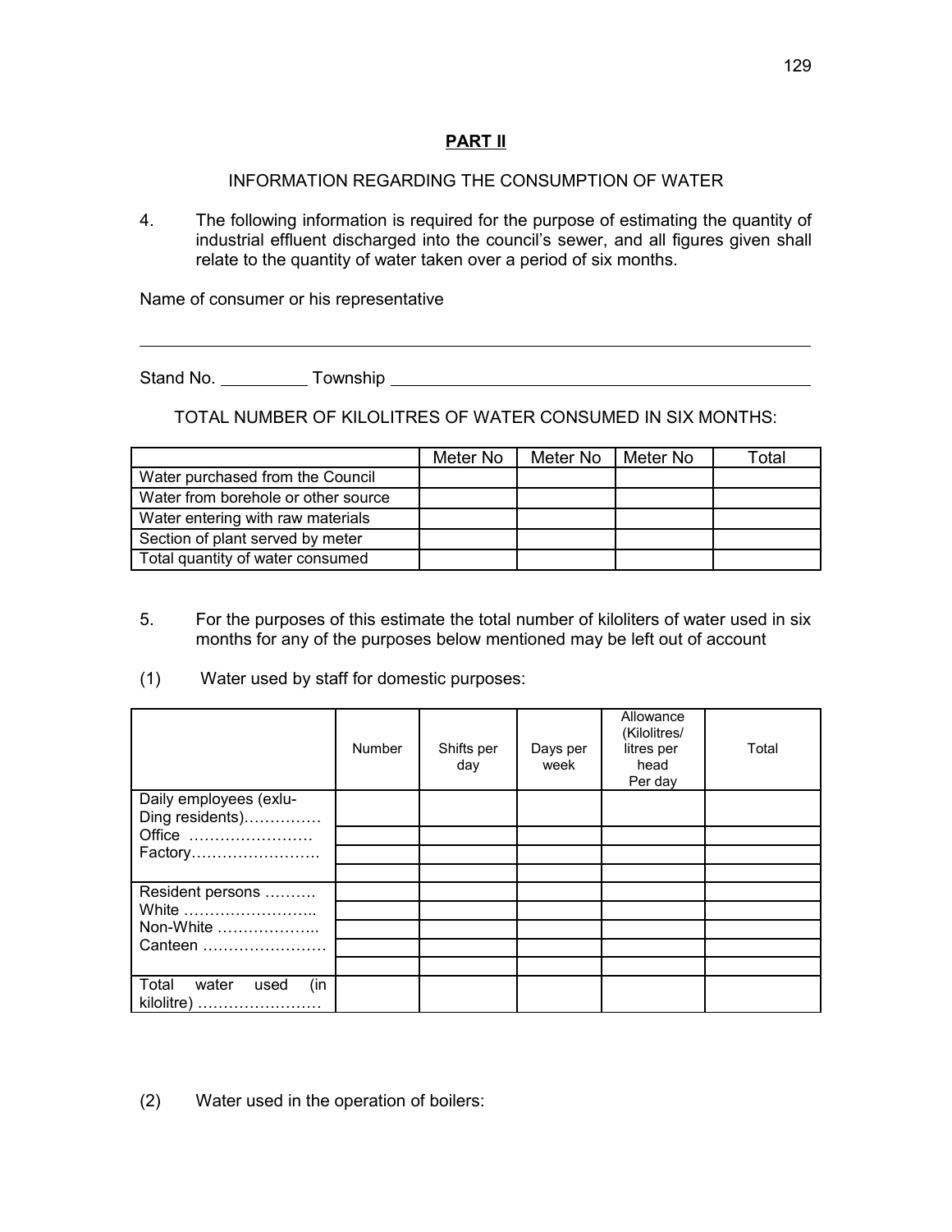## PART II

INFORMATION REGARDING THE CONSUMPTION OF WATER

4. The following information is required for the purpose of estimating the quantity of industrial effluent discharged into the council's sewer, and all figures given shall relate to the quantity of water taken over a period of six months.

Name of consumer or his representative

\_\_\_\_\_\_\_\_\_\_\_\_\_\_\_\_\_\_\_\_\_\_\_\_\_\_\_\_\_\_\_\_\_\_\_\_\_\_\_\_\_\_\_\_\_\_\_\_\_\_\_\_\_\_\_\_\_\_\_\_\_\_\_\_

Stand No. \_\_\_\_\_\_\_\_\_\_ Township \_\_\_\_\_\_\_\_\_\_\_\_\_\_\_\_\_\_\_\_\_\_\_\_\_\_\_\_\_\_\_\_\_\_\_\_\_\_\_\_\_\_\_\_\_\_\_\_

TOTAL NUMBER OF KILOLITRES OF WATER CONSUMED IN SIX MONTHS:

| | Meter No | Meter No | Meter No | Total |
|---|---|---|---|---|
| Water purchased from the Council | | | | |
| Water from borehole or other source | | | | |
| Water entering with raw materials | | | | |
| Section of plant served by meter | | | | |
| Total quantity of water consumed | | | | |

5. For the purposes of this estimate the total number of kiloliters of water used in six months for any of the purposes below mentioned may be left out of account

(1) Water used by staff for domestic purposes:

| | Number | Shifts per day | Days per week | Allowance (Kilolitres/ litres per head Per day | Total |
|---|---|---|---|---|---|
| Daily employees (exlu-Ding residents)…………… | | | | | |
| Office …………………… | | | | | |
| Factory……………………. | | | | | |
| | | | | | |
| Resident persons ………. | | | | | |
| White …………………….. | | | | | |
| Non-White ……………….. | | | | | |
| Canteen …………………… | | | | | |
| | | | | | |
| Total water used (in kilolitre) …………………… | | | | | |

(2) Water used in the operation of boilers: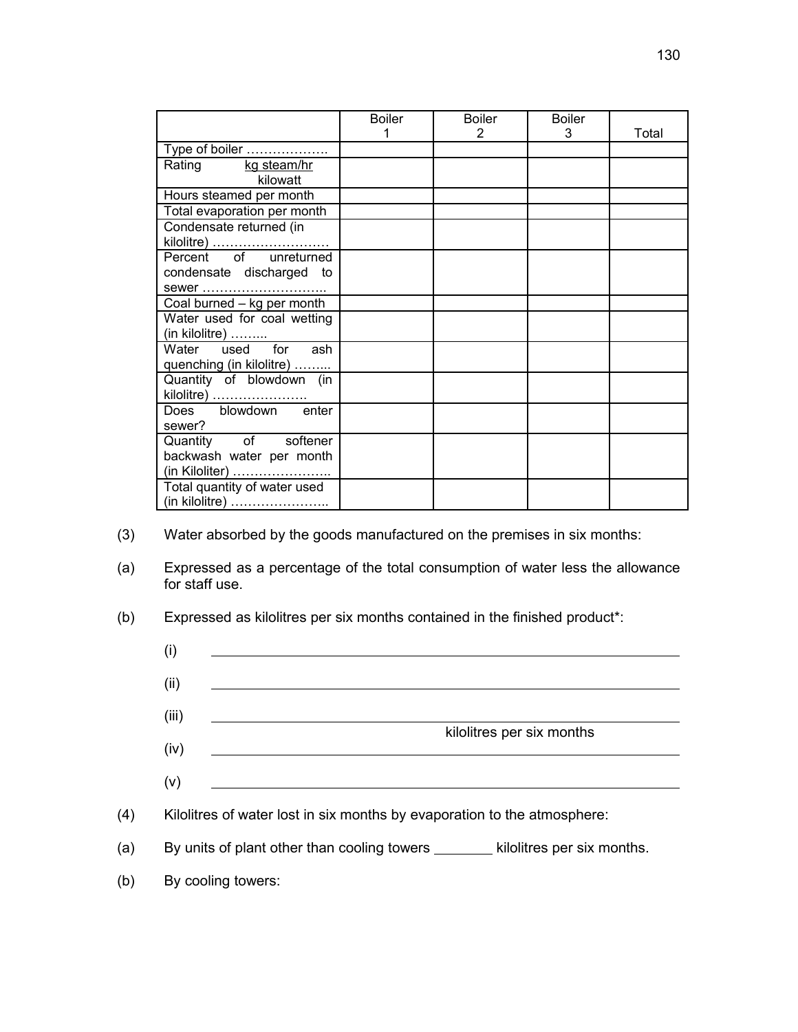| | Boiler 1 | Boiler 2 | Boiler 3 | Total |
|---|---|---|---|---|
| Type of boiler ………………. | | | | |
| Rating kg steam/hr kilowatt | | | | |
| Hours steamed per month | | | | |
| Total evaporation per month | | | | |
| Condensate returned (in kilolitre) ……………………… | | | | |
| Percent of unreturned condensate discharged to sewer ……………………….. | | | | |
| Coal burned – kg per month | | | | |
| Water used for coal wetting (in kilolitre) …….. | | | | |
| Water used for ash quenching (in kilolitre) …….. | | | | |
| Quantity of blowdown (in kilolitre) …………………. | | | | |
| Does blowdown enter sewer? | | | | |
| Quantity of softener backwash water per month (in Kiloliter) ………………….. | | | | |
| Total quantity of water used (in kilolitre) ………………….. | | | | |

(3) Water absorbed by the goods manufactured on the premises in six months:

(a) Expressed as a percentage of the total consumption of water less the allowance for staff use.

(b) Expressed as kilolitres per six months contained in the finished product*:

(i) ______________________________

(ii) ______________________________

(iii) ______________________________

kilolitres per six months

(iv) ______________________________

(v) ______________________________

(4) Kilolitres of water lost in six months by evaporation to the atmosphere:

(a) By units of plant other than cooling towers ________ kilolitres per six months.

(b) By cooling towers: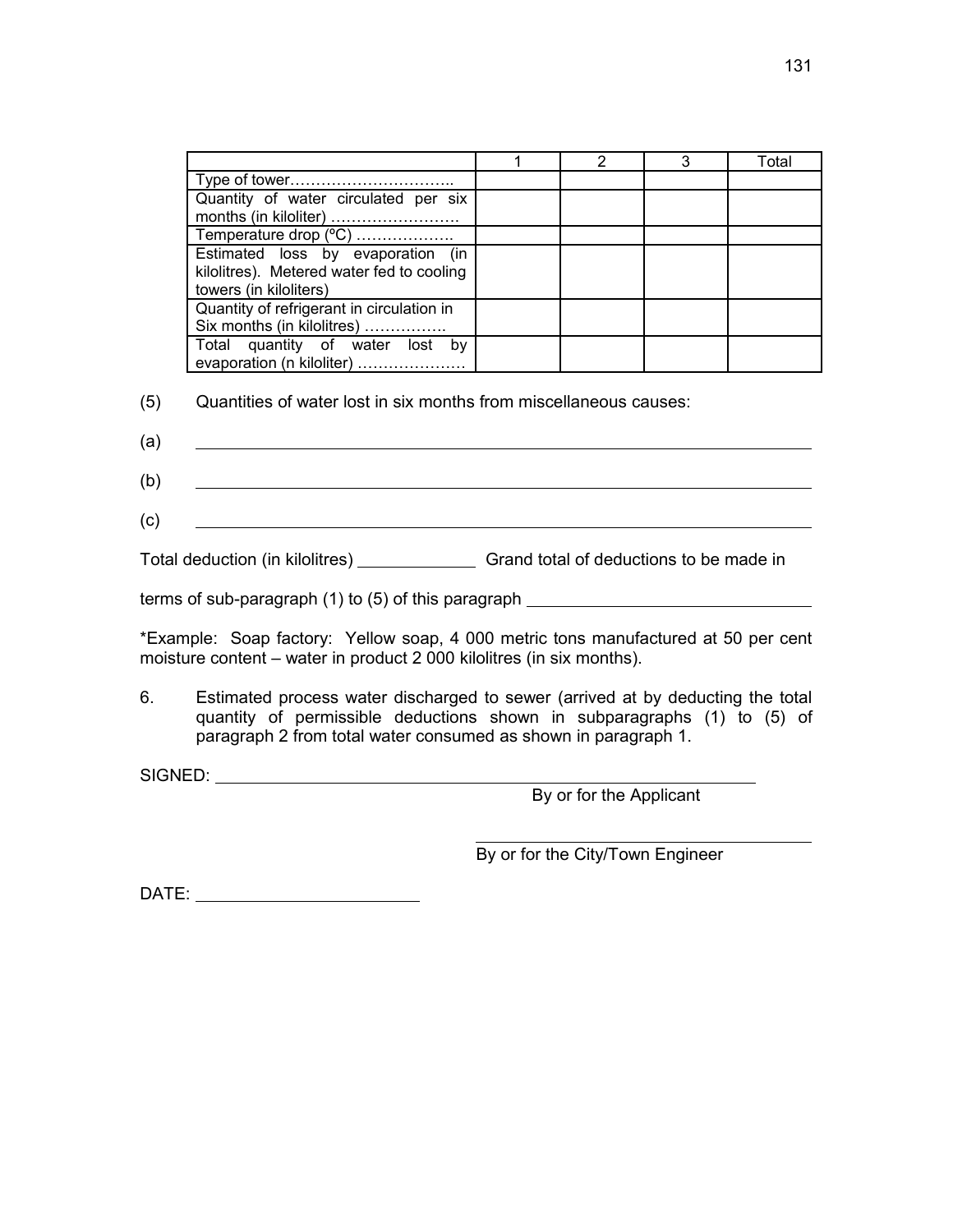| | 1 | 2 | 3 | Total |
|---|---|---|---|---|
| Type of tower………………………….. | | | | |
| Quantity of water circulated per six months (in kiloliter) ……………………. | | | | |
| Temperature drop (ºC) ………………. | | | | |
| Estimated loss by evaporation (in kilolitres). Metered water fed to cooling towers (in kiloliters) | | | | |
| Quantity of refrigerant in circulation in Six months (in kilolitres) ……………. | | | | |
| Total quantity of water lost by evaporation (n kiloliter) ………………… | | | | |

(5) Quantities of water lost in six months from miscellaneous causes:

(a) \_\_\_\_\_\_\_\_\_\_\_\_\_\_\_\_\_\_\_\_\_\_\_\_\_\_\_\_\_\_\_\_\_\_\_\_\_\_\_\_\_\_\_\_\_\_\_\_\_\_\_\_\_\_\_\_\_\_\_\_

(b) \_\_\_\_\_\_\_\_\_\_\_\_\_\_\_\_\_\_\_\_\_\_\_\_\_\_\_\_\_\_\_\_\_\_\_\_\_\_\_\_\_\_\_\_\_\_\_\_\_\_\_\_\_\_\_\_\_\_\_\_

(c) \_\_\_\_\_\_\_\_\_\_\_\_\_\_\_\_\_\_\_\_\_\_\_\_\_\_\_\_\_\_\_\_\_\_\_\_\_\_\_\_\_\_\_\_\_\_\_\_\_\_\_\_\_\_\_\_\_\_\_\_

Total deduction (in kilolitres) \_\_\_\_\_\_\_\_\_\_\_\_ Grand total of deductions to be made in

terms of sub-paragraph (1) to (5) of this paragraph \_\_\_\_\_\_\_\_\_\_\_\_\_\_\_\_\_\_\_\_\_\_\_\_\_\_\_\_

*Example: Soap factory: Yellow soap, 4 000 metric tons manufactured at 50 per cent moisture content – water in product 2 000 kilolitres (in six months).

6. Estimated process water discharged to sewer (arrived at by deducting the total quantity of permissible deductions shown in subparagraphs (1) to (5) of paragraph 2 from total water consumed as shown in paragraph 1.

SIGNED: \_\_\_\_\_\_\_\_\_\_\_\_\_\_\_\_\_\_\_\_\_\_\_\_\_\_\_\_\_\_\_\_\_\_\_\_\_\_\_\_\_\_\_\_\_\_\_\_\_\_\_\_\_\_

By or for the Applicant

\_\_\_\_\_\_\_\_\_\_\_\_\_\_\_\_\_\_\_\_\_\_\_\_\_\_\_\_\_\_\_\_\_\_\_\_

By or for the City/Town Engineer

DATE: \_\_\_\_\_\_\_\_\_\_\_\_\_\_\_\_\_\_\_\_\_\_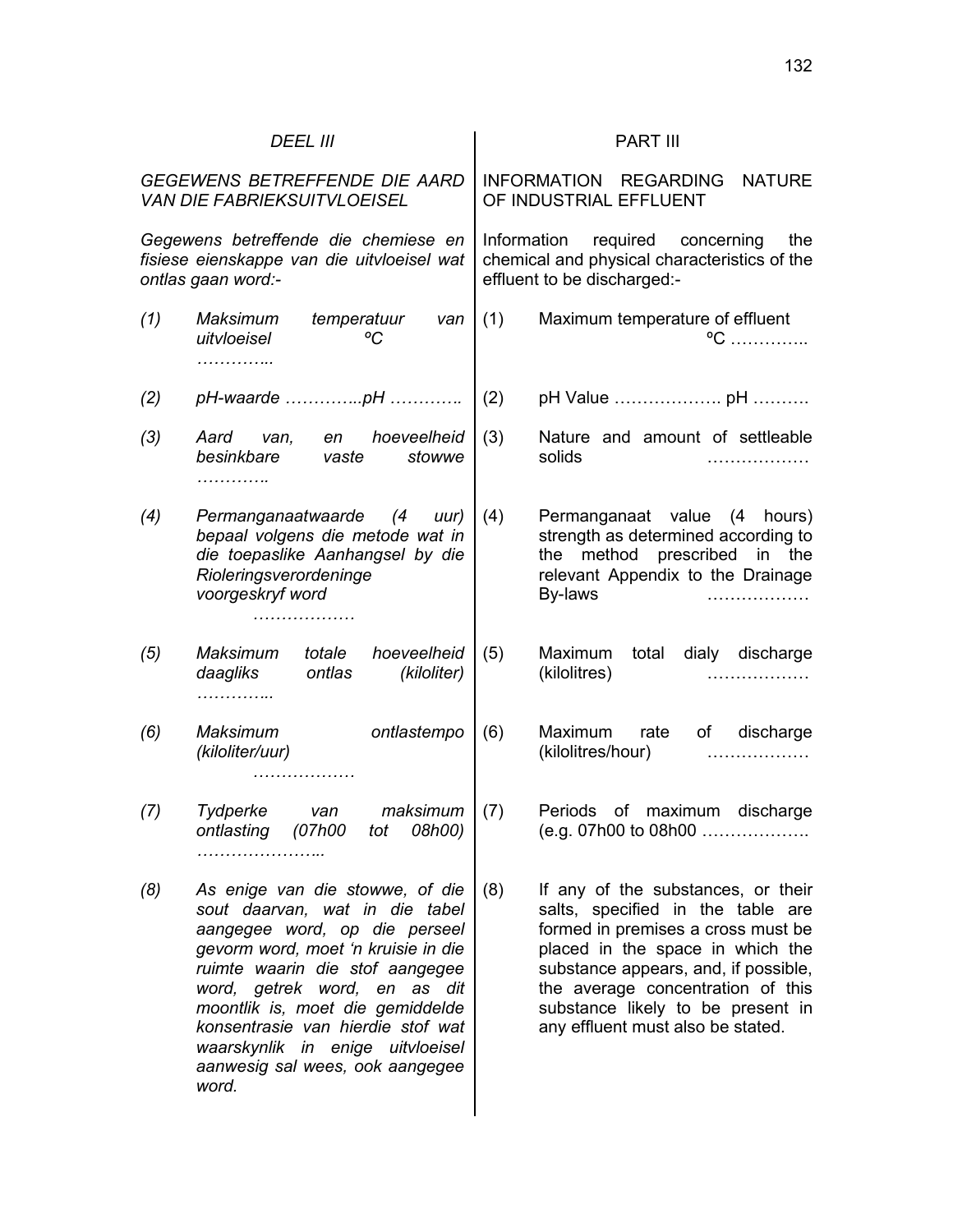*DEEL III*

*GEGEWENS BETREFFENDE DIE AARD VAN DIE FABRIEKSUITVLOEISEL*

*Gegewens betreffende die chemiese en fisiese eienskappe van die uitvloeisel wat ontlas gaan word:-*

*(1) Maksimum temperatuur van uitvloeisel ºC …………..*

*(2) pH-waarde …………..pH ………….*

*(3) Aard van, en hoeveelheid besinkbare vaste stowwe ………….*

*(4) Permanganaatwaarde (4 uur) bepaal volgens die metode wat in die toepaslike Aanhangsel by die Rioleringsverordeninge voorgeskryf word ………………*

*(5) Maksimum totale hoeveelheid daagliks ontlas (kiloliter) …………..*

*(6) Maksimum ontlastempo (kiloliter/uur) ………………*

*(7) Tydperke van maksimum ontlasting (07h00 tot 08h00) …………………..*

*(8) As enige van die stowwe, of die sout daarvan, wat in die tabel aangegee word, op die perseel gevorm word, moet 'n kruisie in die ruimte waarin die stof aangegee word, getrek word, en as dit moontlik is, moet die gemiddelde konsentrasie van hierdie stof wat waarskynlik in enige uitvloeisel aanwesig sal wees, ook aangegee word.*

PART III

INFORMATION REGARDING NATURE OF INDUSTRIAL EFFLUENT

Information required concerning the chemical and physical characteristics of the effluent to be discharged:-

(1) Maximum temperature of effluent ºC …………..

(2) pH Value ………………. pH ……….

(3) Nature and amount of settleable solids ………………

(4) Permanganaat value (4 hours) strength as determined according to the method prescribed in the relevant Appendix to the Drainage By-laws ………………

(5) Maximum total dialy discharge (kilolitres) ………………

(6) Maximum rate of discharge (kilolitres/hour) ………………

(7) Periods of maximum discharge (e.g. 07h00 to 08h00 ……………….

(8) If any of the substances, or their salts, specified in the table are formed in premises a cross must be placed in the space in which the substance appears, and, if possible, the average concentration of this substance likely to be present in any effluent must also be stated.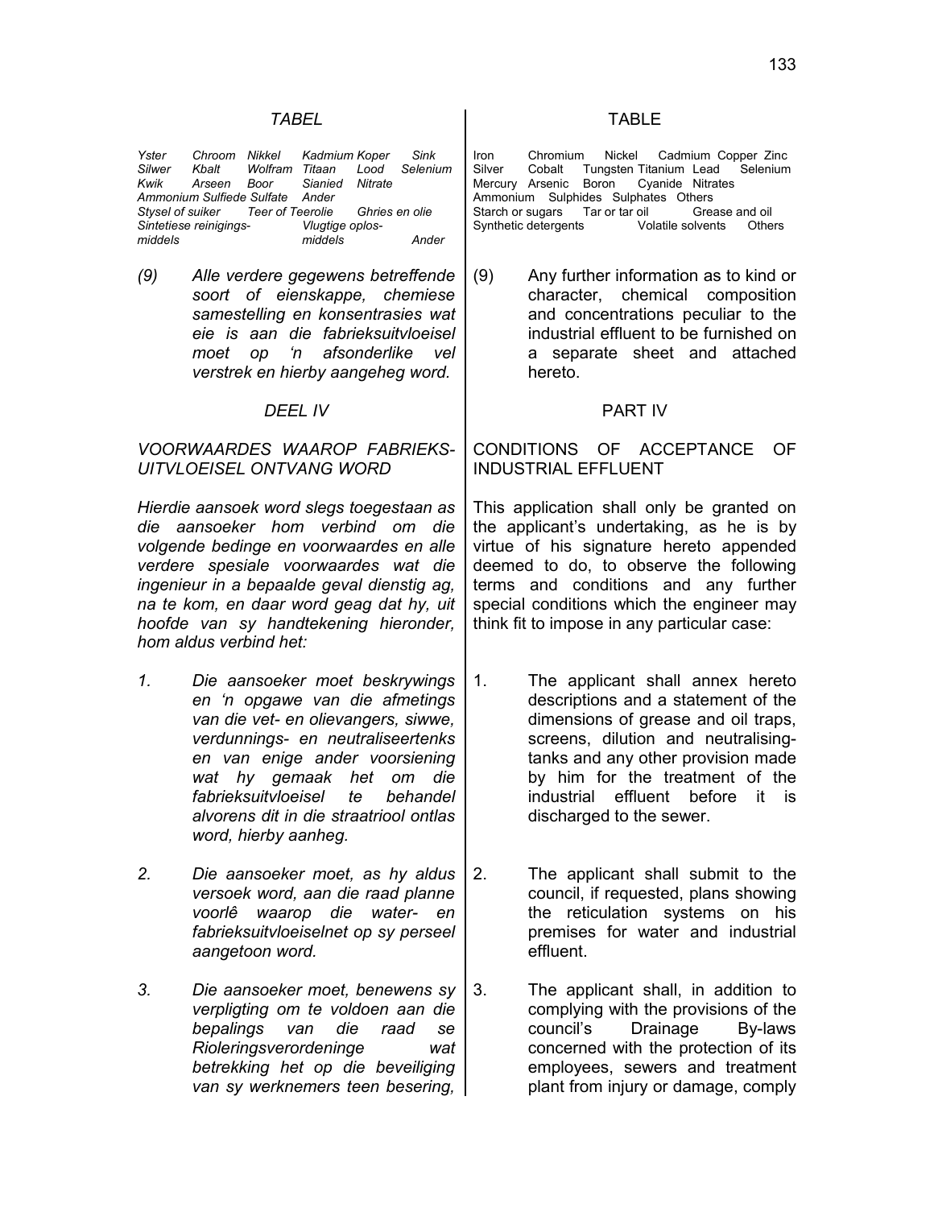*TABEL*

| | | | | | |
|---|---|---|---|---|---|
| *Yster* | *Chroom* | *Nikkel* | *Kadmium* | *Koper* | *Sink* |
| *Silwer* | *Kbalt* | *Wolfram* | *Titaan* | *Lood* | *Selenium* |
| *Kwik* | *Arseen* | *Boor* | *Sianied* | *Nitrate* | |
| *Ammonium* | *Sulfiede* | *Sulfate* | *Ander* | | |
| *Stysel of suiker* | | *Teer of Teerolie* | | *Ghries en olie* | |
| *Sintetiese reinigingsmiddels* | | | *Vlugtige oplosmiddels* | | *Ander* |

*(9) Alle verdere gegewens betreffende soort of eienskappe, chemiese samestelling en konsentrasies wat eie is aan die fabrieksuitvloeisel moet op 'n afsonderlike vel verstrek en hierby aangeheg word.*

*DEEL IV*

*VOORWAARDES WAAROP FABRIEKSUITVLOEISEL ONTVANG WORD*

*Hierdie aansoek word slegs toegestaan as die aansoeker hom verbind om die volgende bedinge en voorwaardes en alle verdere spesiale voorwaardes wat die ingenieur in a bepaalde geval dienstig ag, na te kom, en daar word geag dat hy, uit hoofde van sy handtekening hieronder, hom aldus verbind het:*

1. *Die aansoeker moet beskrywings en 'n opgawe van die afmetings van die vet- en olievangers, siwwe, verdunnings- en neutraliseertenks en van enige ander voorsiening wat hy gemaak het om die fabrieksuitvloeisel te behandel alvorens dit in die straatriool ontlas word, hierby aanheg.*

2. *Die aansoeker moet, as hy aldus versoek word, aan die raad planne voorlê waarop die water- en fabrieksuitvloeiselnet op sy perseel aangetoon word.*

3. *Die aansoeker moet, benewens sy verpligting om te voldoen aan die bepalings van die raad se Rioleringsverordeninge wat betrekking het op die beveiliging van sy werknemers teen besering,*

TABLE

| | | | | | |
|---|---|---|---|---|---|
| Iron | Chromium | Nickel | Cadmium | Copper | Zinc |
| Silver | Cobalt | Tungsten | Titanium | Lead | Selenium |
| Mercury | Arsenic | Boron | Cyanide | Nitrates | |
| Ammonium | Sulphides | Sulphates | Others | | |
| Starch or sugars | | Tar or tar oil | | Grease and oil | |
| Synthetic detergents | | | Volatile solvents | | Others |

(9) Any further information as to kind or character, chemical composition and concentrations peculiar to the industrial effluent to be furnished on a separate sheet and attached hereto.

PART IV

CONDITIONS OF ACCEPTANCE OF INDUSTRIAL EFFLUENT

This application shall only be granted on the applicant's undertaking, as he is by virtue of his signature hereto appended deemed to do, to observe the following terms and conditions and any further special conditions which the engineer may think fit to impose in any particular case:

1. The applicant shall annex hereto descriptions and a statement of the dimensions of grease and oil traps, screens, dilution and neutralising-tanks and any other provision made by him for the treatment of the industrial effluent before it is discharged to the sewer.

2. The applicant shall submit to the council, if requested, plans showing the reticulation systems on his premises for water and industrial effluent.

3. The applicant shall, in addition to complying with the provisions of the council's Drainage By-laws concerned with the protection of its employees, sewers and treatment plant from injury or damage, comply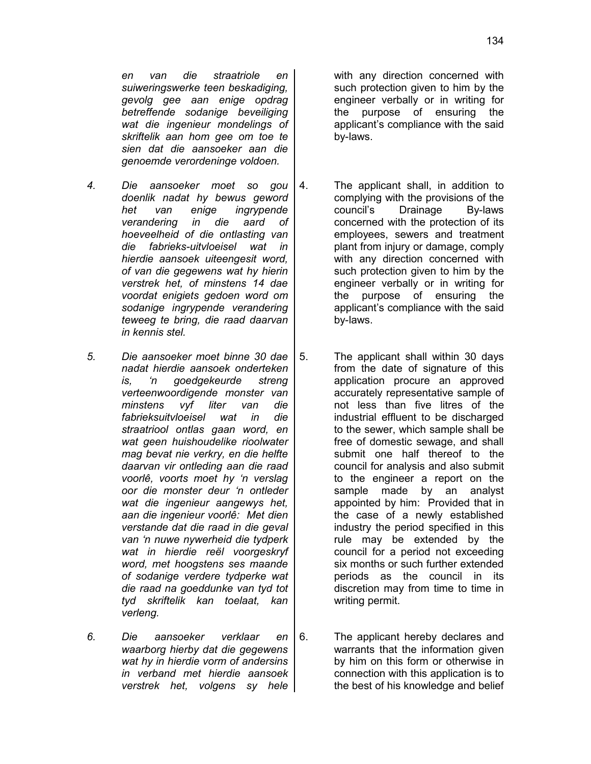*en van die straatriole en suiweringswerke teen beskadiging, gevolg gee aan enige opdrag betreffende sodanige beveiliging wat die ingenieur mondelings of skriftelik aan hom gee om toe te sien dat die aansoeker aan die genoemde verordeninge voldoen.*

with any direction concerned with such protection given to him by the engineer verbally or in writing for the purpose of ensuring the applicant's compliance with the said by-laws.

*4. Die aansoeker moet so gou doenlik nadat hy bewus geword het van enige ingrypende verandering in die aard of hoeveelheid of die ontlasting van die fabrieks-uitvloeisel wat in hierdie aansoek uiteengesit word, of van die gegewens wat hy hierin verstrek het, of minstens 14 dae voordat enigiets gedoen word om sodanige ingrypende verandering teweeg te bring, die raad daarvan in kennis stel.*

4. The applicant shall, in addition to complying with the provisions of the council's Drainage By-laws concerned with the protection of its employees, sewers and treatment plant from injury or damage, comply with any direction concerned with such protection given to him by the engineer verbally or in writing for the purpose of ensuring the applicant's compliance with the said by-laws.

*5. Die aansoeker moet binne 30 dae nadat hierdie aansoek onderteken is, 'n goedgekeurde streng verteenwoordigende monster van minstens vyf liter van die fabrieksuitvloeisel wat in die straatriool ontlas gaan word, en wat geen huishoudelike rioolwater mag bevat nie verkry, en die helfte daarvan vir ontleding aan die raad voorlê, voorts moet hy 'n verslag oor die monster deur 'n ontleder wat die ingenieur aangewys het, aan die ingenieur voorlê: Met dien verstande dat die raad in die geval van 'n nuwe nywerheid die tydperk wat in hierdie reël voorgeskryf word, met hoogstens ses maande of sodanige verdere tydperke wat die raad na goeddunke van tyd tot tyd skriftelik kan toelaat, kan verleng.*

5. The applicant shall within 30 days from the date of signature of this application procure an approved accurately representative sample of not less than five litres of the industrial effluent to be discharged to the sewer, which sample shall be free of domestic sewage, and shall submit one half thereof to the council for analysis and also submit to the engineer a report on the sample made by an analyst appointed by him: Provided that in the case of a newly established industry the period specified in this rule may be extended by the council for a period not exceeding six months or such further extended periods as the council in its discretion may from time to time in writing permit.

*6. Die aansoeker verklaar en waarborg hierby dat die gegewens wat hy in hierdie vorm of andersins in verband met hierdie aansoek verstrek het, volgens sy hele*

6. The applicant hereby declares and warrants that the information given by him on this form or otherwise in connection with this application is to the best of his knowledge and belief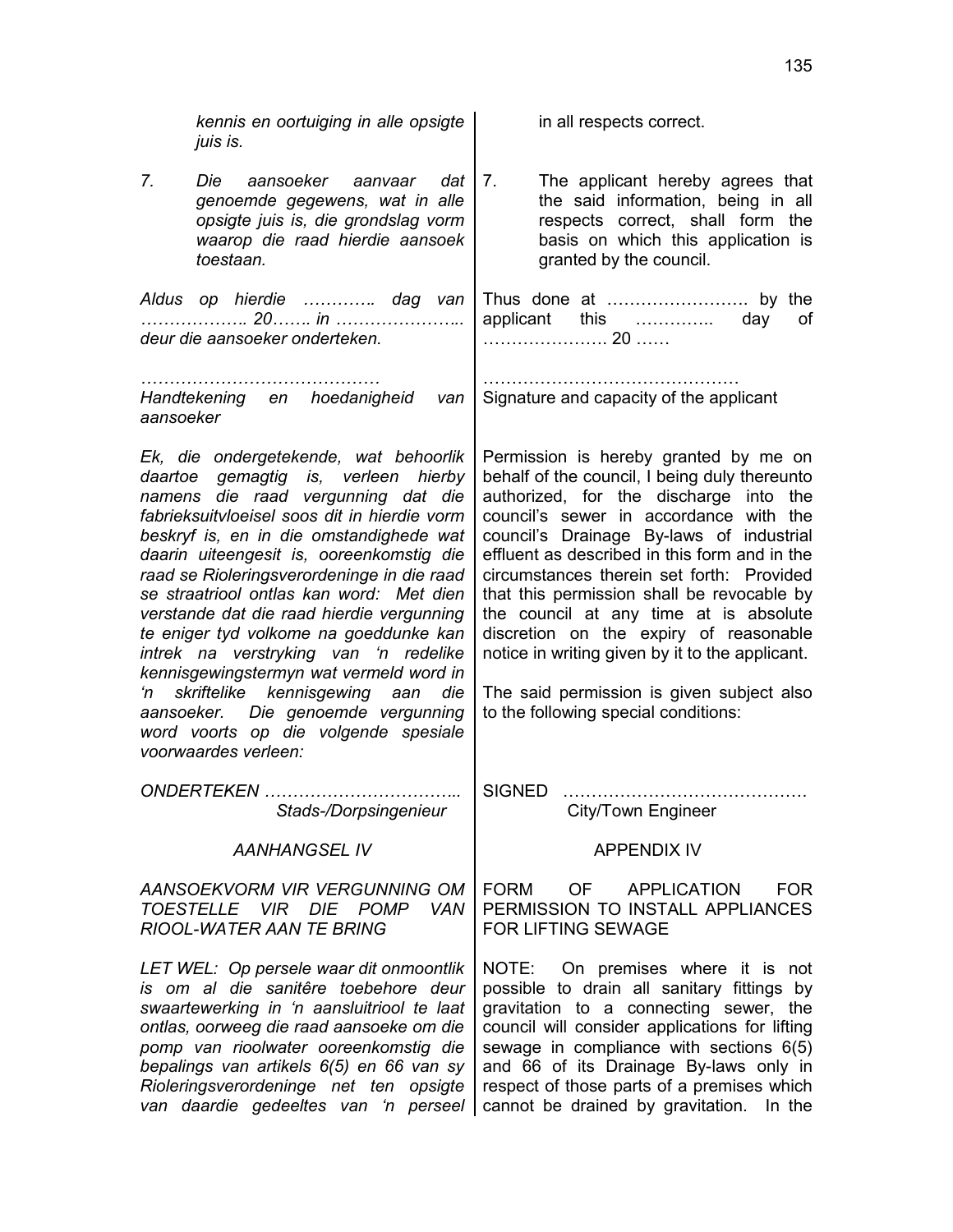*kennis en oortuiging in alle opsigte juis is.*

*7. Die aansoeker aanvaar dat genoemde gegewens, wat in alle opsigte juis is, die grondslag vorm waarop die raad hierdie aansoek toestaan.*

*Aldus op hierdie …………. dag van ……………….. 20……. in ………………….. deur die aansoeker onderteken.*

*……………………………………*
*Handtekening en hoedanigheid van aansoeker*

*Ek, die ondergetekende, wat behoorlik daartoe gemagtig is, verleen hierby namens die raad vergunning dat die fabrieksuitvloeisel soos dit in hierdie vorm beskryf is, en in die omstandighede wat daarin uiteengesit is, ooreenkomstig die raad se Rioleringsverordeninge in die raad se straatriool ontlas kan word: Met dien verstande dat die raad hierdie vergunning te eniger tyd volkome na goeddunke kan intrek na verstryking van 'n redelike kennisgewingstermyn wat vermeld word in 'n skriftelike kennisgewing aan die aansoeker. Die genoemde vergunning word voorts op die volgende spesiale voorwaardes verleen:*

*ONDERTEKEN ……………………………..*
*Stads-/Dorpsingenieur*

in all respects correct.

7. The applicant hereby agrees that the said information, being in all respects correct, shall form the basis on which this application is granted by the council.

Thus done at ……………………. by the applicant this ………….. day of …………………. 20 ……

………………………………………
Signature and capacity of the applicant

Permission is hereby granted by me on behalf of the council, I being duly thereunto authorized, for the discharge into the council's sewer in accordance with the council's Drainage By-laws of industrial effluent as described in this form and in the circumstances therein set forth: Provided that this permission shall be revocable by the council at any time at is absolute discretion on the expiry of reasonable notice in writing given by it to the applicant.

The said permission is given subject also to the following special conditions:

SIGNED …………………………………….
City/Town Engineer

## *AANHANGSEL IV*

### *AANSOEKVORM VIR VERGUNNING OM TOESTELLE VIR DIE POMP VAN RIOOL-WATER AAN TE BRING*

*LET WEL: Op persele waar dit onmoontlik is om al die sanitêre toebehore deur swaartewerking in 'n aansluitriool te laat ontlas, oorweeg die raad aansoeke om die pomp van rioolwater ooreenkomstig die bepalings van artikels 6(5) en 66 van sy Rioleringsverordeninge net ten opsigte van daardie gedeeltes van 'n perseel*

## APPENDIX IV

### FORM OF APPLICATION FOR PERMISSION TO INSTALL APPLIANCES FOR LIFTING SEWAGE

NOTE: On premises where it is not possible to drain all sanitary fittings by gravitation to a connecting sewer, the council will consider applications for lifting sewage in compliance with sections 6(5) and 66 of its Drainage By-laws only in respect of those parts of a premises which cannot be drained by gravitation. In the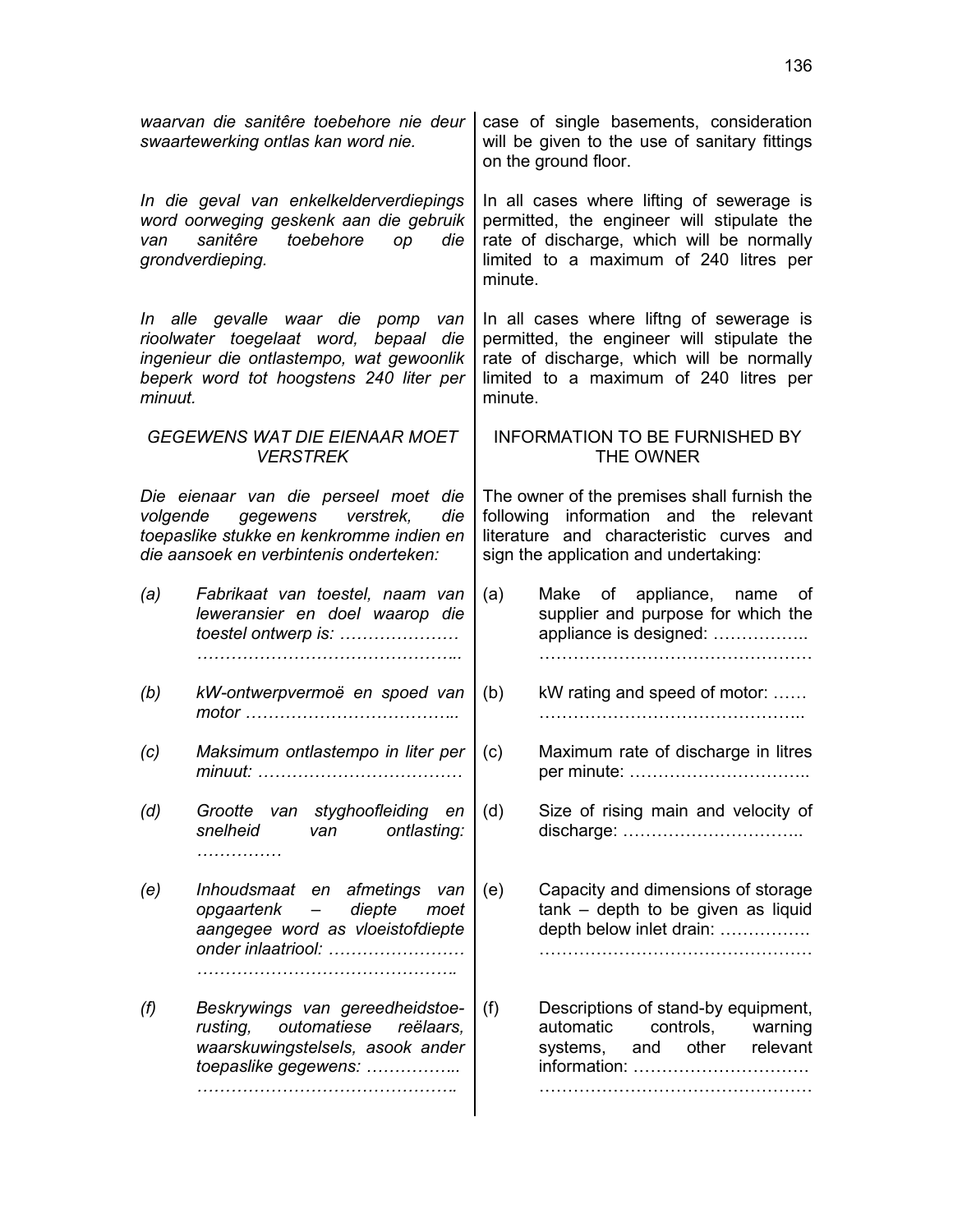*waarvan die sanitêre toebehore nie deur swaartewerking ontlas kan word nie.*

*In die geval van enkelkelderverdiepings word oorweging geskenk aan die gebruik van sanitêre toebehore op die grondverdieping.*

*In alle gevalle waar die pomp van rioolwater toegelaat word, bepaal die ingenieur die ontlastempo, wat gewoonlik beperk word tot hoogstens 240 liter per minuut.*

### *GEGEWENS WAT DIE EIENAAR MOET VERSTREK*

*Die eienaar van die perseel moet die volgende gegewens verstrek, die toepaslike stukke en kenkromme indien en die aansoek en verbintenis onderteken:*

*(a) Fabrikaat van toestel, naam van leweransier en doel waarop die toestel ontwerp is: ………………… ………………………………………..*

*(b) kW-ontwerpvermoë en spoed van motor ………………………………..*

*(c) Maksimum ontlastempo in liter per minuut: ………………………………*

*(d) Grootte van styghoofleiding en snelheid van ontlasting: ……………*

*(e) Inhoudsmaat en afmetings van opgaartenk – diepte moet aangegee word as vloeistofdiepte onder inlaatriool: …………………… ………………………………………..*

*(f) Beskrywings van gereedheidstoe-rusting, outomatiese reëlaars, waarskuwingstelsels, asook ander toepaslike gegewens: ……………... ………………………………………..*

case of single basements, consideration will be given to the use of sanitary fittings on the ground floor.

In all cases where lifting of sewerage is permitted, the engineer will stipulate the rate of discharge, which will be normally limited to a maximum of 240 litres per minute.

In all cases where liftng of sewerage is permitted, the engineer will stipulate the rate of discharge, which will be normally limited to a maximum of 240 litres per minute.

### INFORMATION TO BE FURNISHED BY THE OWNER

The owner of the premises shall furnish the following information and the relevant literature and characteristic curves and sign the application and undertaking:

(a) Make of appliance, name of supplier and purpose for which the appliance is designed: …………….. …………………………………………

(b) kW rating and speed of motor: …… ………………………………………..

(c) Maximum rate of discharge in litres per minute: …………………………..

(d) Size of rising main and velocity of discharge: …………………………..

(e) Capacity and dimensions of storage tank – depth to be given as liquid depth below inlet drain: ……………. …………………………………………

(f) Descriptions of stand-by equipment, automatic controls, warning systems, and other relevant information: …………………………. …………………………………………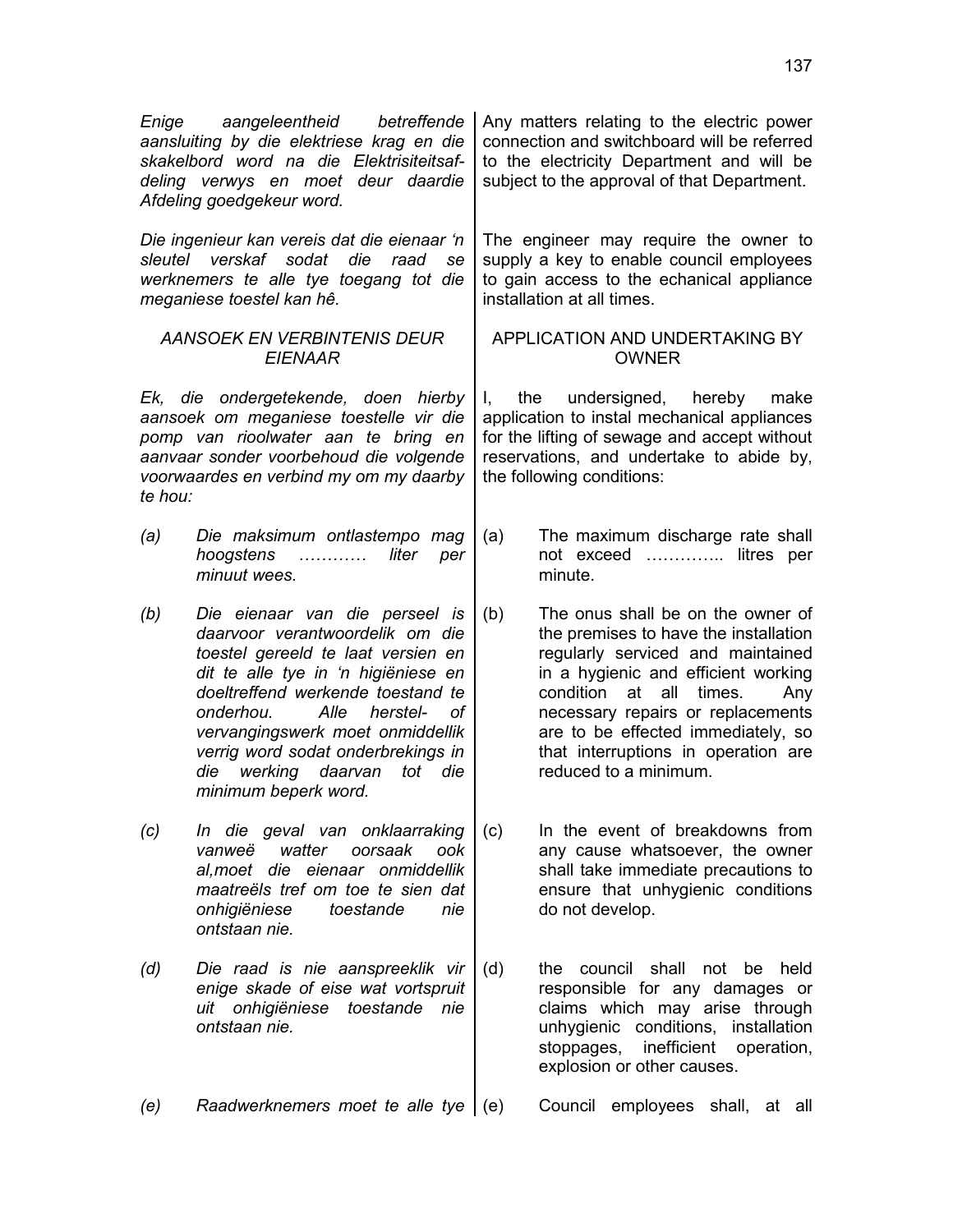*Enige aangeleentheid betreffende aansluiting by die elektriese krag en die skakelbord word na die Elektrisiteitsafdeling verwys en moet deur daardie Afdeling goedgekeur word.*

*Die ingenieur kan vereis dat die eienaar 'n sleutel verskaf sodat die raad se werknemers te alle tye toegang tot die meganiese toestel kan hê.*

*AANSOEK EN VERBINTENIS DEUR EIENAAR*

*Ek, die ondergetekende, doen hierby aansoek om meganiese toestelle vir die pomp van rioolwater aan te bring en aanvaar sonder voorbehoud die volgende voorwaardes en verbind my om my daarby te hou:*

*(a) Die maksimum ontlastempo mag hoogstens ………… liter per minuut wees.*

*(b) Die eienaar van die perseel is daarvoor verantwoordelik om die toestel gereeld te laat versien en dit te alle tye in 'n higiëniese en doeltreffend werkende toestand te onderhou. Alle herstel- of vervangingswerk moet onmiddellik verrig word sodat onderbrekings in die werking daarvan tot die minimum beperk word.*

*(c) In die geval van onklaarraking vanweë watter oorsaak ook al,moet die eienaar onmiddellik maatreëls tref om toe te sien dat onhigiëniese toestande nie ontstaan nie.*

*(d) Die raad is nie aanspreeklik vir enige skade of eise wat vortspruit uit onhigiëniese toestande nie ontstaan nie.*

*(e) Raadwerknemers moet te alle tye*

Any matters relating to the electric power connection and switchboard will be referred to the electricity Department and will be subject to the approval of that Department.

The engineer may require the owner to supply a key to enable council employees to gain access to the echanical appliance installation at all times.

APPLICATION AND UNDERTAKING BY OWNER

I, the undersigned, hereby make application to instal mechanical appliances for the lifting of sewage and accept without reservations, and undertake to abide by, the following conditions:

(a) The maximum discharge rate shall not exceed ………….. litres per minute.

(b) The onus shall be on the owner of the premises to have the installation regularly serviced and maintained in a hygienic and efficient working condition at all times. Any necessary repairs or replacements are to be effected immediately, so that interruptions in operation are reduced to a minimum.

(c) In the event of breakdowns from any cause whatsoever, the owner shall take immediate precautions to ensure that unhygienic conditions do not develop.

(d) the council shall not be held responsible for any damages or claims which may arise through unhygienic conditions, installation stoppages, inefficient operation, explosion or other causes.

(e) Council employees shall, at all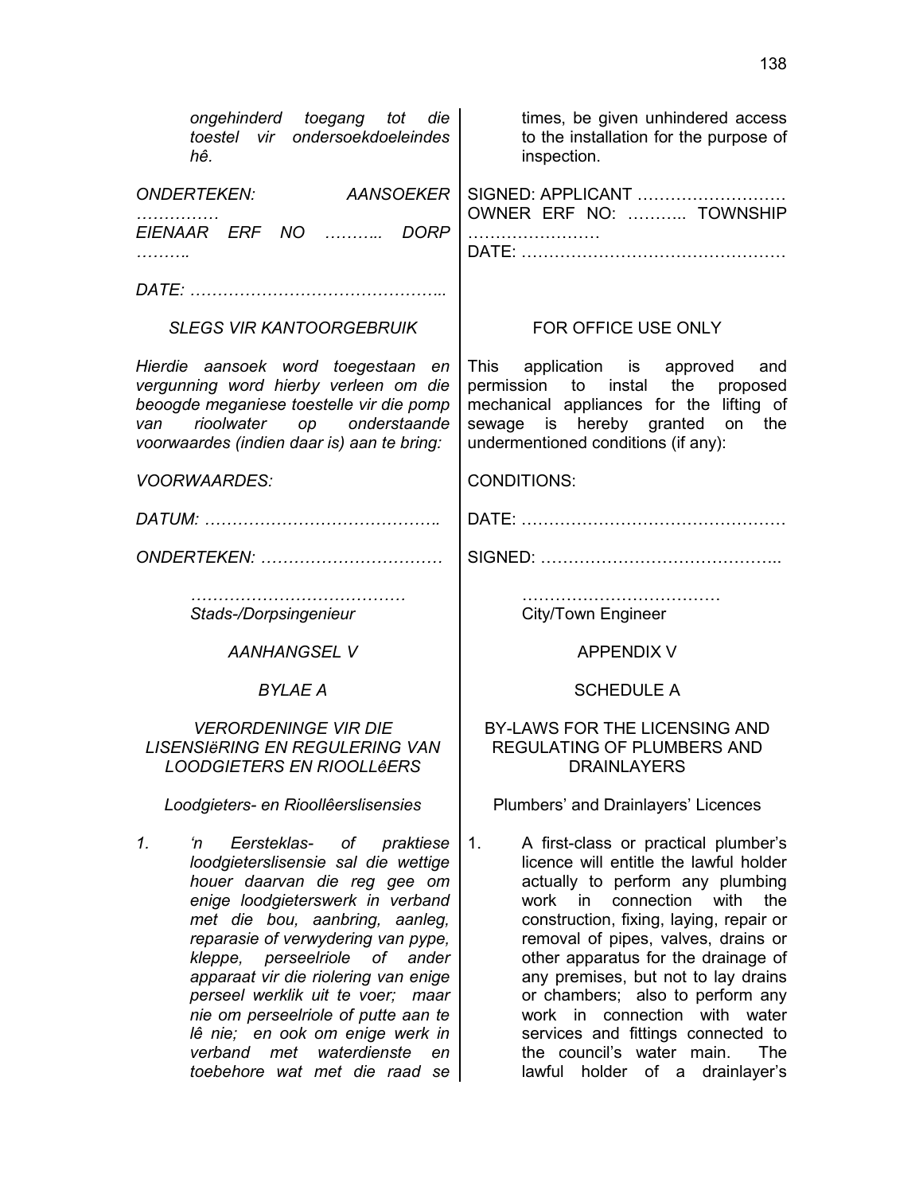*ongehinderd toegang tot die toestel vir ondersoekdoeleindes hê.*

*ONDERTEKEN: AANSOEKER ……………*
*EIENAAR ERF NO ……….. DORP ……….*

*DATE: ……………………………………..*

*SLEGS VIR KANTOORGEBRUIK*

*Hierdie aansoek word toegestaan en vergunning word hierby verleen om die beoogde meganiese toestelle vir die pomp van rioolwater op onderstaande voorwaardes (indien daar is) aan te bring:*

*VOORWAARDES:*

*DATUM: …………………………………..*

*ONDERTEKEN: ……………………………*

*…………………………………*
*Stads-/Dorpsingenieur*

*AANHANGSEL V*

*BYLAE A*

*VERORDENINGE VIR DIE LISENSIëRING EN REGULERING VAN LOODGIETERS EN RIOOLLêERS*

*Loodgieters- en Rioollêerslisensies*

*1. 'n Eersteklas- of praktiese loodgieterslisensie sal die wettige houer daarvan die reg gee om enige loodgieterswerk in verband met die bou, aanbring, aanleg, reparasie of verwydering van pype, kleppe, perseelriole of ander apparaat vir die riolering van enige perseel werklik uit te voer; maar nie om perseelriole of putte aan te lê nie; en ook om enige werk in verband met waterdienste en toebehore wat met die raad se*

times, be given unhindered access to the installation for the purpose of inspection.

SIGNED: APPLICANT ………………………
OWNER ERF NO: ……….. TOWNSHIP ……………………
DATE: …………………………………………

FOR OFFICE USE ONLY

This application is approved and permission to instal the proposed mechanical appliances for the lifting of sewage is hereby granted on the undermentioned conditions (if any):

CONDITIONS:

DATE: …………………………………………

SIGNED: ……………………………………..

………………………………
City/Town Engineer

APPENDIX V

SCHEDULE A

BY-LAWS FOR THE LICENSING AND REGULATING OF PLUMBERS AND DRAINLAYERS

Plumbers' and Drainlayers' Licences

1. A first-class or practical plumber's licence will entitle the lawful holder actually to perform any plumbing work in connection with the construction, fixing, laying, repair or removal of pipes, valves, drains or other apparatus for the drainage of any premises, but not to lay drains or chambers; also to perform any work in connection with water services and fittings connected to the council's water main. The lawful holder of a drainlayer's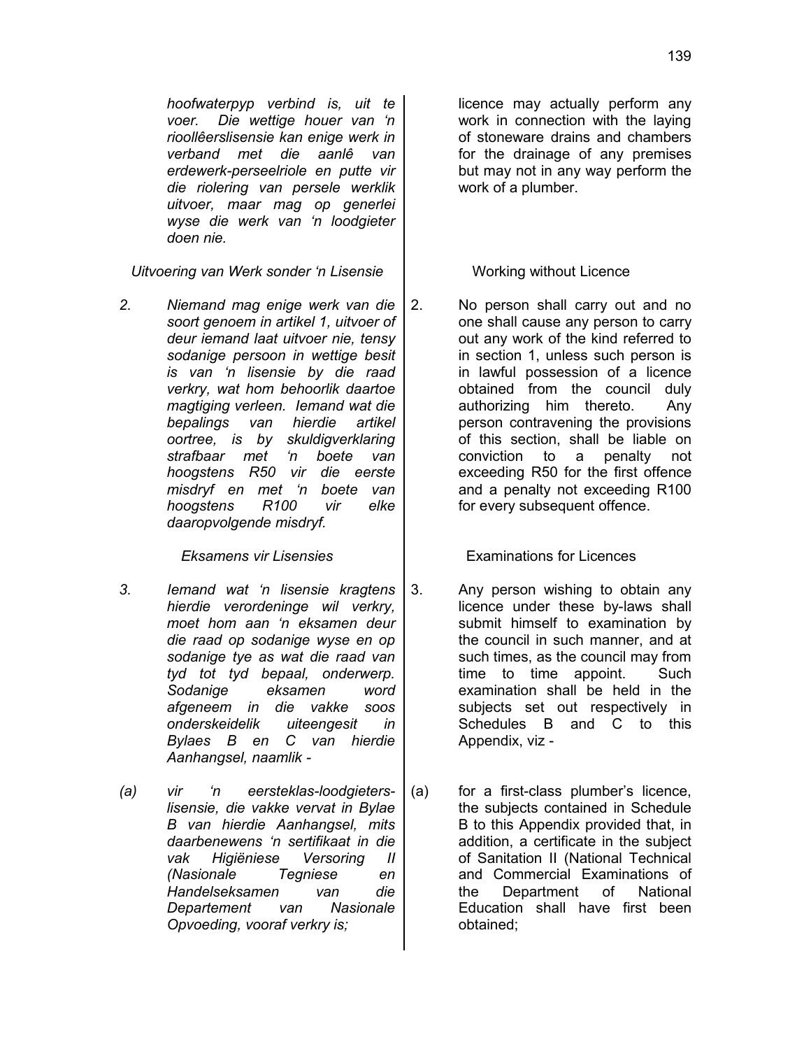*hoofwaterpyp verbind is, uit te voer. Die wettige houer van 'n rioollêerslisensie kan enige werk in verband met die aanlê van erdewerk-perseelriole en putte vir die riolering van persele werklik uitvoer, maar mag op generlei wyse die werk van 'n loodgieter doen nie.*

licence may actually perform any work in connection with the laying of stoneware drains and chambers for the drainage of any premises but may not in any way perform the work of a plumber.

*Uitvoering van Werk sonder 'n Lisensie*

*2. Niemand mag enige werk van die soort genoem in artikel 1, uitvoer of deur iemand laat uitvoer nie, tensy sodanige persoon in wettige besit is van 'n lisensie by die raad verkry, wat hom behoorlik daartoe magtiging verleen. Iemand wat die bepalings van hierdie artikel oortree, is by skuldigverklaring strafbaar met 'n boete van hoogstens R50 vir die eerste misdryf en met 'n boete van hoogstens R100 vir elke daaropvolgende misdryf.*

Working without Licence

2. No person shall carry out and no one shall cause any person to carry out any work of the kind referred to in section 1, unless such person is in lawful possession of a licence obtained from the council duly authorizing him thereto. Any person contravening the provisions of this section, shall be liable on conviction to a penalty not exceeding R50 for the first offence and a penalty not exceeding R100 for every subsequent offence.

*Eksamens vir Lisensies*

*3. Iemand wat 'n lisensie kragtens hierdie verordeninge wil verkry, moet hom aan 'n eksamen deur die raad op sodanige wyse en op sodanige tye as wat die raad van tyd tot tyd bepaal, onderwerp. Sodanige eksamen word afgeneem in die vakke soos onderskeidelik uiteengesit in Bylaes B en C van hierdie Aanhangsel, naamlik -*

*(a) vir 'n eersteklas-loodgieterslisensie, die vakke vervat in Bylae B van hierdie Aanhangsel, mits daarbenewens 'n sertifikaat in die vak Higiëniese Versoring II (Nasionale Tegniese en Handelseksamen van die Departement van Nasionale Opvoeding, vooraf verkry is;*

Examinations for Licences

3. Any person wishing to obtain any licence under these by-laws shall submit himself to examination by the council in such manner, and at such times, as the council may from time to time appoint. Such examination shall be held in the subjects set out respectively in Schedules B and C to this Appendix, viz -

(a) for a first-class plumber's licence, the subjects contained in Schedule B to this Appendix provided that, in addition, a certificate in the subject of Sanitation II (National Technical and Commercial Examinations of the Department of National Education shall have first been obtained;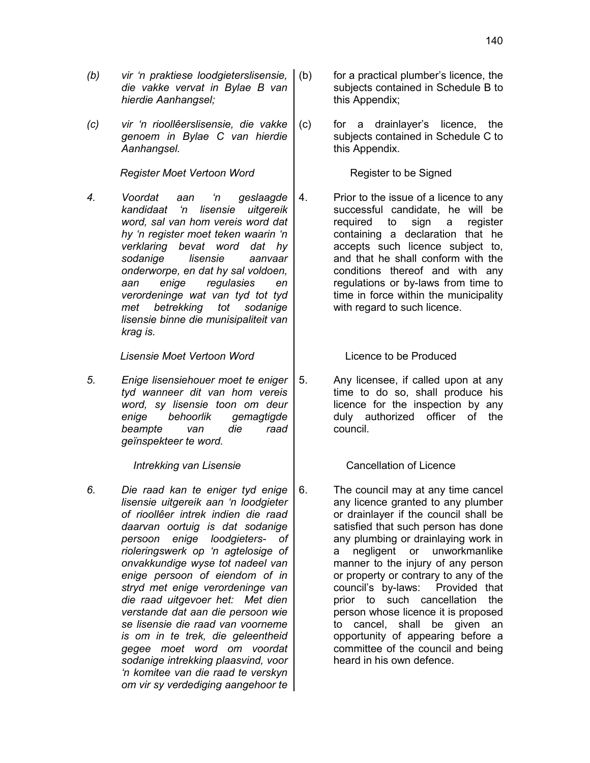*(b) vir 'n praktiese loodgieterslisensie, die vakke vervat in Bylae B van hierdie Aanhangsel;*

*(c) vir 'n rioollêerslisensie, die vakke genoem in Bylae C van hierdie Aanhangsel.*

*Register Moet Vertoon Word*

*4. Voordat aan 'n geslaagde kandidaat 'n lisensie uitgereik word, sal van hom vereis word dat hy 'n register moet teken waarin 'n verklaring bevat word dat hy sodanige lisensie aanvaar onderworpe, en dat hy sal voldoen, aan enige regulasies en verordeninge wat van tyd tot tyd met betrekking tot sodanige lisensie binne die munisipaliteit van krag is.*

*Lisensie Moet Vertoon Word*

*5. Enige lisensiehouer moet te eniger tyd wanneer dit van hom vereis word, sy lisensie toon om deur enige behoorlik gemagtigde beampte van die raad geïnspekteer te word.*

*Intrekking van Lisensie*

*6. Die raad kan te eniger tyd enige lisensie uitgereik aan 'n loodgieter of rioollêer intrek indien die raad daarvan oortuig is dat sodanige persoon enige loodgieters- of rioleringswerk op 'n agtelosige of onvakkundige wyse tot nadeel van enige persoon of eiendom of in stryd met enige verordeninge van die raad uitgevoer het: Met dien verstande dat aan die persoon wie se lisensie die raad van voorneme is om in te trek, die geleentheid gegee moet word om voordat sodanige intrekking plaasvind, voor 'n komitee van die raad te verskyn om vir sy verdediging aangehoor te*

(b) for a practical plumber's licence, the subjects contained in Schedule B to this Appendix;

(c) for a drainlayer's licence, the subjects contained in Schedule C to this Appendix.

Register to be Signed

4. Prior to the issue of a licence to any successful candidate, he will be required to sign a register containing a declaration that he accepts such licence subject to, and that he shall conform with the conditions thereof and with any regulations or by-laws from time to time in force within the municipality with regard to such licence.

Licence to be Produced

5. Any licensee, if called upon at any time to do so, shall produce his licence for the inspection by any duly authorized officer of the council.

Cancellation of Licence

6. The council may at any time cancel any licence granted to any plumber or drainlayer if the council shall be satisfied that such person has done any plumbing or drainlaying work in a negligent or unworkmanlike manner to the injury of any person or property or contrary to any of the council's by-laws: Provided that prior to such cancellation the person whose licence it is proposed to cancel, shall be given an opportunity of appearing before a committee of the council and being heard in his own defence.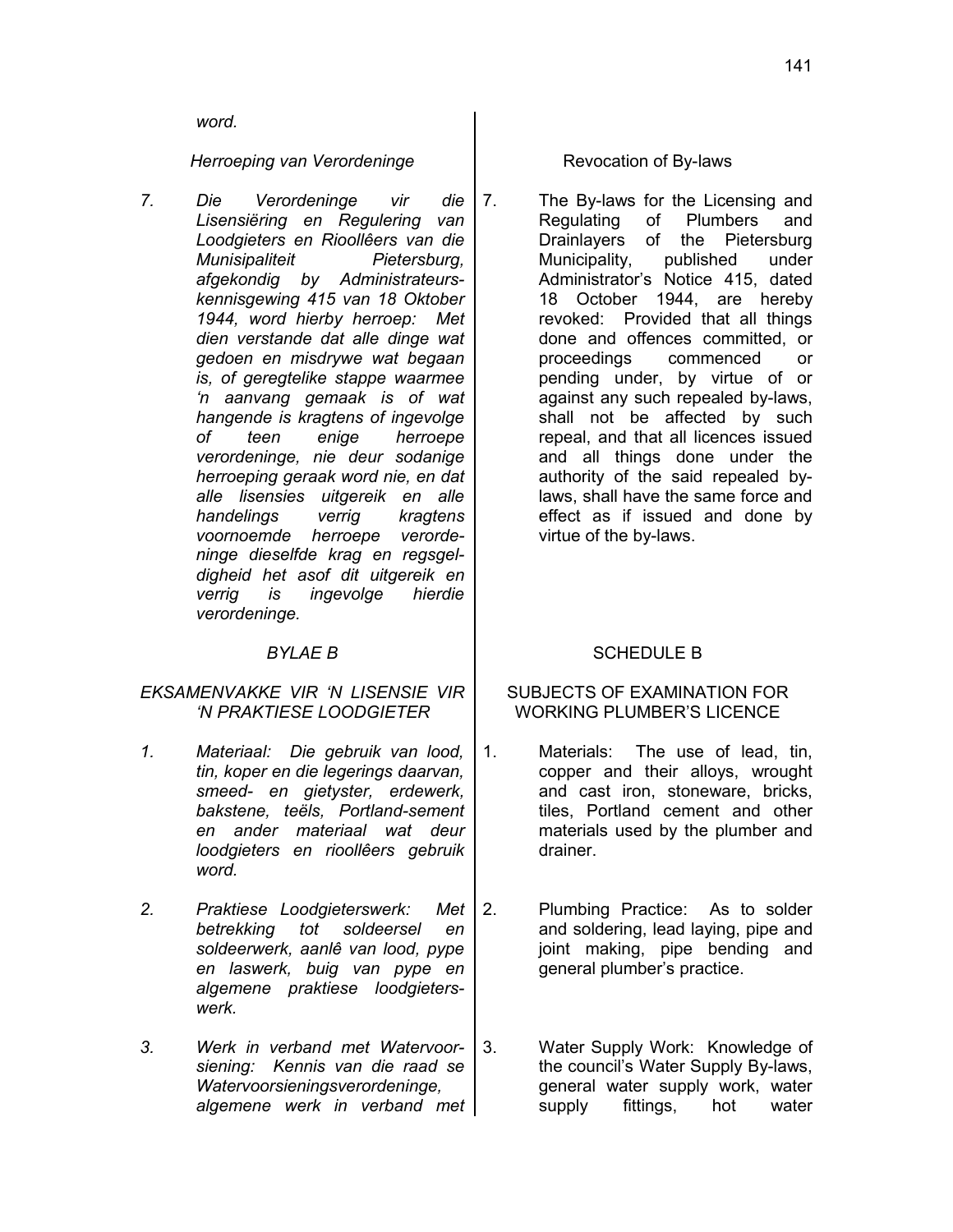*word.*

*Herroeping van Verordeninge*

*7. Die Verordeninge vir die Lisensiëring en Regulering van Loodgieters en Rioollêers van die Munisipaliteit Pietersburg, afgekondig by Administrateurskennisgewing 415 van 18 Oktober 1944, word hierby herroep: Met dien verstande dat alle dinge wat gedoen en misdrywe wat begaan is, of geregtelike stappe waarmee 'n aanvang gemaak is of wat hangende is kragtens of ingevolge of teen enige herroepe verordeninge, nie deur sodanige herroeping geraak word nie, en dat alle lisensies uitgereik en alle handelings verrig kragtens voornoemde herroepe verordeninge dieselfde krag en regsgeldigheid het asof dit uitgereik en verrig is ingevolge hierdie verordeninge.*

Revocation of By-laws

7. The By-laws for the Licensing and Regulating of Plumbers and Drainlayers of the Pietersburg Municipality, published under Administrator's Notice 415, dated 18 October 1944, are hereby revoked: Provided that all things done and offences committed, or proceedings commenced or pending under, by virtue of or against any such repealed by-laws, shall not be affected by such repeal, and that all licences issued and all things done under the authority of the said repealed by-laws, shall have the same force and effect as if issued and done by virtue of the by-laws.

## *BYLAE B*

### *EKSAMENVAKKE VIR 'N LISENSIE VIR 'N PRAKTIESE LOODGIETER*

*1. Materiaal: Die gebruik van lood, tin, koper en die legerings daarvan, smeed- en gietyster, erdewerk, bakstene, teëls, Portland-sement en ander materiaal wat deur loodgieters en rioollêers gebruik word.*

*2. Praktiese Loodgieterswerk: Met betrekking tot soldeersel en soldeerwerk, aanlê van lood, pype en laswerk, buig van pype en algemene praktiese loodgieterswerk.*

*3. Werk in verband met Watervoorsiening: Kennis van die raad se Watervoorsieningsverordeninge, algemene werk in verband met*

## SCHEDULE B

### SUBJECTS OF EXAMINATION FOR WORKING PLUMBER'S LICENCE

1. Materials: The use of lead, tin, copper and their alloys, wrought and cast iron, stoneware, bricks, tiles, Portland cement and other materials used by the plumber and drainer.

2. Plumbing Practice: As to solder and soldering, lead laying, pipe and joint making, pipe bending and general plumber's practice.

3. Water Supply Work: Knowledge of the council's Water Supply By-laws, general water supply work, water supply fittings, hot water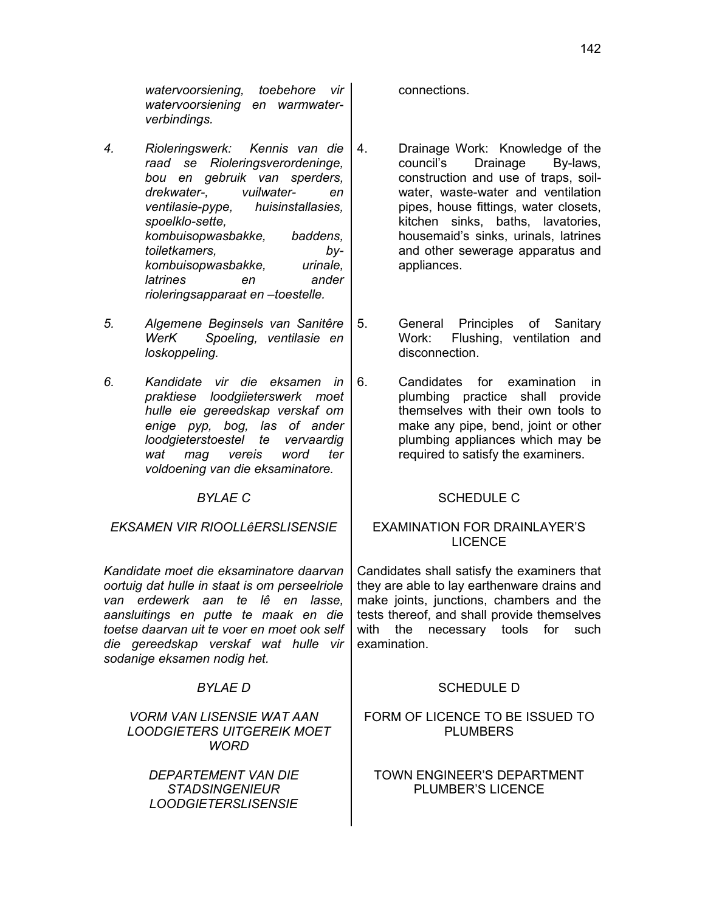*watervoorsiening, toebehore vir watervoorsiening en warmwater-verbindings.*

*4. Rioleringswerk: Kennis van die raad se Rioleringsverordeninge, bou en gebruik van sperders, drekwater-, vuilwater- en ventilasie-pype, huisinstallasies, spoelklo-sette, kombuisopwasbakke, baddens, toiletkamers, by-kombuisopwasbakke, urinale, latrines en ander rioleringsapparaat en –toestelle.*

*5. Algemene Beginsels van Sanitêre WerK Spoeling, ventilasie en loskoppeling.*

*6. Kandidate vir die eksamen in praktiese loodgiieterswerk moet hulle eie gereedskap verskaf om enige pyp, bog, las of ander loodgieterstoestel te vervaardig wat mag vereis word ter voldoening van die eksaminatore.*

*BYLAE C*

*EKSAMEN VIR RIOOLLêERSLISENSIE*

*Kandidate moet die eksaminatore daarvan oortuig dat hulle in staat is om perseelriole van erdewerk aan te lê en lasse, aansluitings en putte te maak en die toetse daarvan uit te voer en moet ook self die gereedskap verskaf wat hulle vir sodanige eksamen nodig het.*

*BYLAE D*

*VORM VAN LISENSIE WAT AAN LOODGIETERS UITGEREIK MOET WORD*

*DEPARTEMENT VAN DIE STADSINGENIEUR*
*LOODGIETERSLISENSIE*

connections.

4. Drainage Work: Knowledge of the council's Drainage By-laws, construction and use of traps, soil-water, waste-water and ventilation pipes, house fittings, water closets, kitchen sinks, baths, lavatories, housemaid's sinks, urinals, latrines and other sewerage apparatus and appliances.

5. General Principles of Sanitary Work: Flushing, ventilation and disconnection.

6. Candidates for examination in plumbing practice shall provide themselves with their own tools to make any pipe, bend, joint or other plumbing appliances which may be required to satisfy the examiners.

SCHEDULE C

EXAMINATION FOR DRAINLAYER'S LICENCE

Candidates shall satisfy the examiners that they are able to lay earthenware drains and make joints, junctions, chambers and the tests thereof, and shall provide themselves with the necessary tools for such examination.

SCHEDULE D

FORM OF LICENCE TO BE ISSUED TO PLUMBERS

TOWN ENGINEER'S DEPARTMENT
PLUMBER'S LICENCE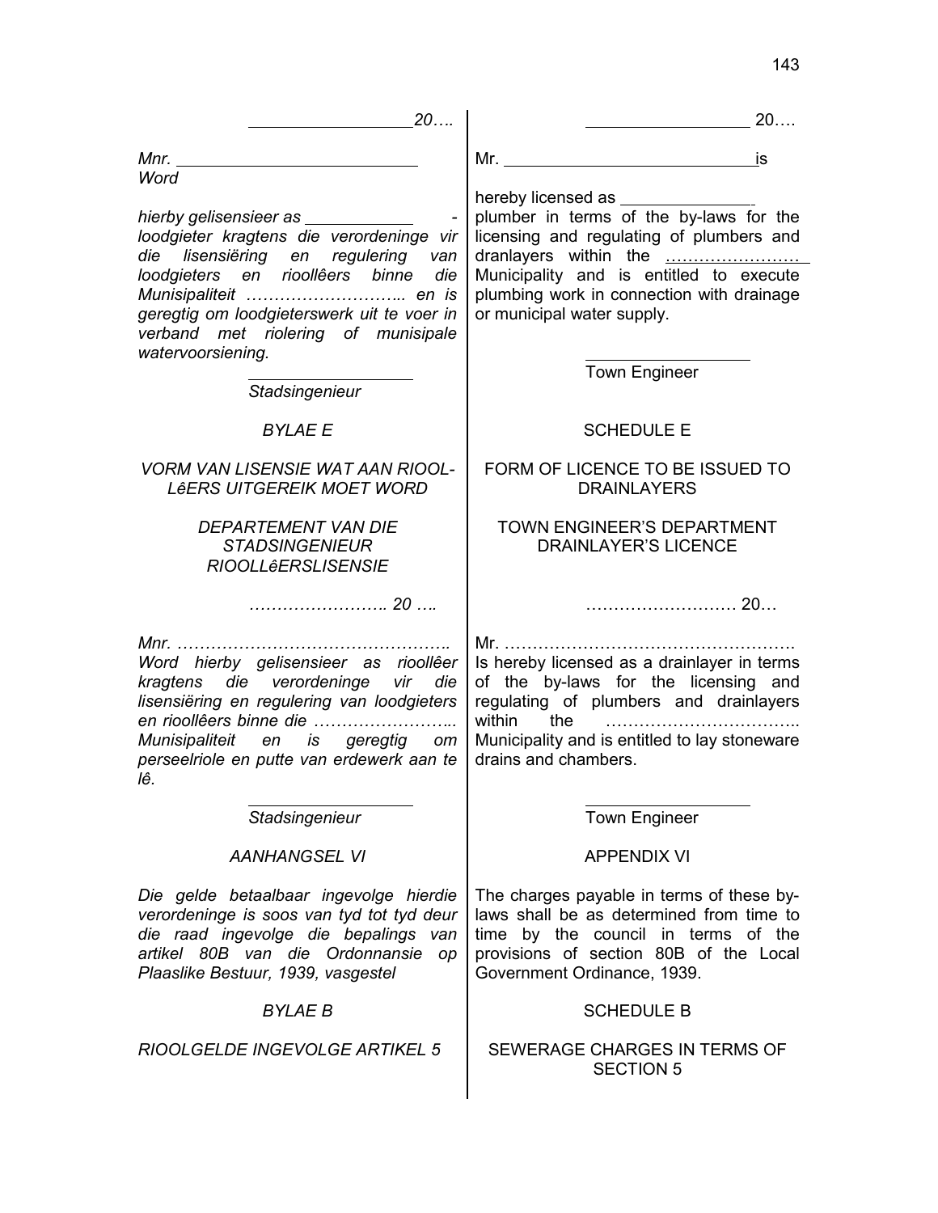*\_\_\_\_\_\_\_\_\_\_\_\_\_\_\_\_20….*

*Mnr. \_\_\_\_\_\_\_\_\_\_\_\_\_\_\_\_\_\_\_\_\_\_\_\_\_\_*
*Word*

*hierby gelisensieer as \_\_\_\_\_\_\_\_\_\_\_\_ -loodgieter kragtens die verordeninge vir die lisensiëring en regulering van loodgieters en rioollêers binne die Munisipaliteit ……………………….. en is geregtig om loodgieterswerk uit te voer in verband met riolering of munisipale watervoorsiening.*

*\_\_\_\_\_\_\_\_\_\_\_\_\_\_\_\_*
*Stadsingenieur*

\_\_\_\_\_\_\_\_\_\_\_\_\_\_\_\_ 20….

Mr. \_\_\_\_\_\_\_\_\_\_\_\_\_\_\_\_\_\_\_\_\_\_\_\_\_\_is

hereby licensed as \_\_\_\_\_\_\_\_\_\_\_\_\_\_ plumber in terms of the by-laws for the licensing and regulating of plumbers and dranlayers within the …………………… Municipality and is entitled to execute plumbing work in connection with drainage or municipal water supply.

\_\_\_\_\_\_\_\_\_\_\_\_\_\_\_\_
Town Engineer

*BYLAE E*

*VORM VAN LISENSIE WAT AAN RIOOL-LêERS UITGEREIK MOET WORD*

*DEPARTEMENT VAN DIE STADSINGENIEUR*
*RIOOLLêERSLISENSIE*

*…………………….. 20 ….*

*Mnr. ………………………………………….*
*Word hierby gelisensieer as rioollêer kragtens die verordeninge vir die lisensiëring en regulering van loodgieters en rioollêers binne die …………………….. Munisipaliteit en is geregtig om perseelriole en putte van erdewerk aan te lê.*

*\_\_\_\_\_\_\_\_\_\_\_\_\_\_\_\_*
*Stadsingenieur*

SCHEDULE E

FORM OF LICENCE TO BE ISSUED TO DRAINLAYERS

TOWN ENGINEER'S DEPARTMENT
DRAINLAYER'S LICENCE

……………………… 20…

Mr. …………………………………………….
Is hereby licensed as a drainlayer in terms of the by-laws for the licensing and regulating of plumbers and drainlayers within the …………………………….. Municipality and is entitled to lay stoneware drains and chambers.

\_\_\_\_\_\_\_\_\_\_\_\_\_\_\_\_
Town Engineer

*AANHANGSEL VI*

*Die gelde betaalbaar ingevolge hierdie verordeninge is soos van tyd tot tyd deur die raad ingevolge die bepalings van artikel 80B van die Ordonnansie op Plaaslike Bestuur, 1939, vasgestel*

APPENDIX VI

The charges payable in terms of these by-laws shall be as determined from time to time by the council in terms of the provisions of section 80B of the Local Government Ordinance, 1939.

*BYLAE B*

*RIOOLGELDE INGEVOLGE ARTIKEL 5*

SCHEDULE B

SEWERAGE CHARGES IN TERMS OF SECTION 5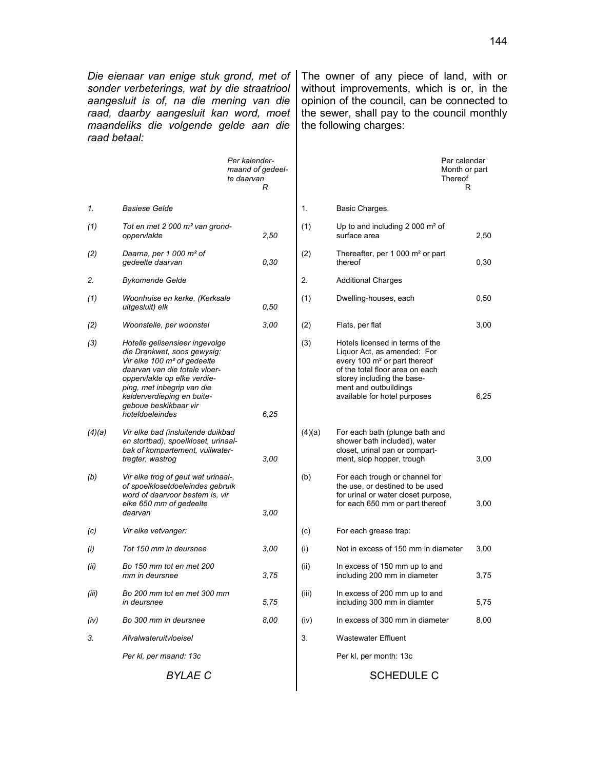*Die eienaar van enige stuk grond, met of sonder verbeterings, wat by die straatriool aangesluit is of, na die mening van die raad, daarby aangesluit kan word, moet maandeliks die volgende gelde aan die raad betaal:*

| | | *Per kalendermaand of gedeelte daarvan R* |
|---|---|---|
| *1.* | *Basiese Gelde* | |
| *(1)* | *Tot en met 2 000 m² van grondoppervlakte* | *2,50* |
| *(2)* | *Daarna, per 1 000 m² of gedeelte daarvan* | *0,30* |
| *2.* | *Bykomende Gelde* | |
| *(1)* | *Woonhuise en kerke, (Kerksale uitgesluit) elk* | *0,50* |
| *(2)* | *Woonstelle, per woonstel* | *3,00* |
| *(3)* | *Hotelle gelisensieer ingevolge die Drankwet, soos gewysig: Vir elke 100 m² of gedeelte daarvan van die totale vloeroppervlakte op elke verdieping, met inbegrip van die kelderverdieping en buitegeboue beskikbaar vir hoteldoeleindes* | *6,25* |
| *(4)(a)* | *Vir elke bad (insluitende duikbad en stortbad), spoelkloset, urinaalbak of kompartement, vuilwatertregter, wastrog* | *3,00* |
| *(b)* | *Vir elke trog of geut wat urinaal-, of spoelklosetdoeleindes gebruik word of daarvoor bestem is, vir elke 650 mm of gedeelte daarvan* | *3,00* |
| *(c)* | *Vir elke vetvanger:* | |
| *(i)* | *Tot 150 mm in deursnee* | *3,00* |
| *(ii)* | *Bo 150 mm tot en met 200 mm in deursnee* | *3,75* |
| *(iii)* | *Bo 200 mm tot en met 300 mm in deursnee* | *5,75* |
| *(iv)* | *Bo 300 mm in deursnee* | *8,00* |
| *3.* | *Afvalwateruitvloeisel* | |
| | *Per kl, per maand: 13c* | |

*BYLAE C*

The owner of any piece of land, with or without improvements, which is or, in the opinion of the council, can be connected to the sewer, shall pay to the council monthly the following charges:

| | | Per calendar Month or part Thereof R |
|---|---|---|
| 1. | Basic Charges. | |
| (1) | Up to and including 2 000 m² of surface area | 2,50 |
| (2) | Thereafter, per 1 000 m² or part thereof | 0,30 |
| 2. | Additional Charges | |
| (1) | Dwelling-houses, each | 0,50 |
| (2) | Flats, per flat | 3,00 |
| (3) | Hotels licensed in terms of the Liquor Act, as amended: For every 100 m² or part thereof of the total floor area on each storey including the basement and outbuildings available for hotel purposes | 6,25 |
| (4)(a) | For each bath (plunge bath and shower bath included), water closet, urinal pan or compartment, slop hopper, trough | 3,00 |
| (b) | For each trough or channel for the use, or destined to be used for urinal or water closet purpose, for each 650 mm or part thereof | 3,00 |
| (c) | For each grease trap: | |
| (i) | Not in excess of 150 mm in diameter | 3,00 |
| (ii) | In excess of 150 mm up to and including 200 mm in diameter | 3,75 |
| (iii) | In excess of 200 mm up to and including 300 mm in diamter | 5,75 |
| (iv) | In excess of 300 mm in diameter | 8,00 |
| 3. | Wastewater Effluent | |
| | Per kl, per month: 13c | |

SCHEDULE C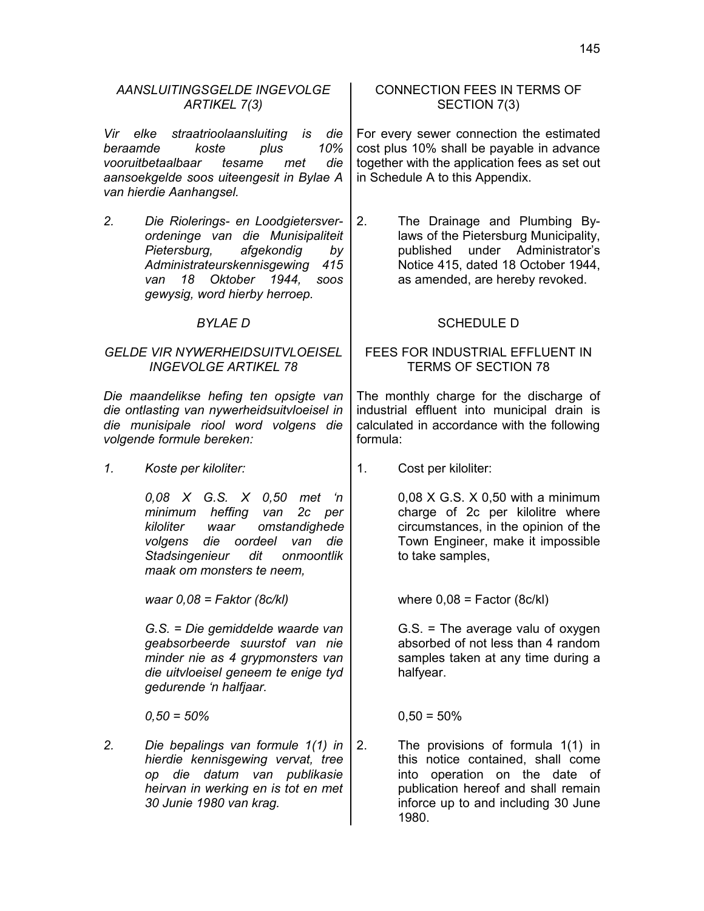*AANSLUITINGSGELDE INGEVOLGE ARTIKEL 7(3)*

*Vir elke straatrioolaansluiting is die beraamde koste plus 10% vooruitbetaalbaar tesame met die aansoekgelde soos uiteengesit in Bylae A van hierdie Aanhangsel.*

*2. Die Riolerings- en Loodgietersverordeninge van die Munisipaliteit Pietersburg, afgekondig by Administrateurskennisgewing 415 van 18 Oktober 1944, soos gewysig, word hierby herroep.*

*BYLAE D*

*GELDE VIR NYWERHEIDSUITVLOEISEL INGEVOLGE ARTIKEL 78*

*Die maandelikse hefing ten opsigte van die ontlasting van nywerheidsuitvloeisel in die munisipale riool word volgens die volgende formule bereken:*

*1. Koste per kiloliter:*

*0,08 X G.S. X 0,50 met 'n minimum heffing van 2c per kiloliter waar omstandighede volgens die oordeel van die Stadsingenieur dit onmoontlik maak om monsters te neem,*

*waar 0,08 = Faktor (8c/kl)*

*G.S. = Die gemiddelde waarde van geabsorbeerde suurstof van nie minder nie as 4 grypmonsters van die uitvloeisel geneem te enige tyd gedurende 'n halfjaar.*

*0,50 = 50%*

*2. Die bepalings van formule 1(1) in hierdie kennisgewing vervat, tree op die datum van publikasie heirvan in werking en is tot en met 30 Junie 1980 van krag.*

CONNECTION FEES IN TERMS OF SECTION 7(3)

For every sewer connection the estimated cost plus 10% shall be payable in advance together with the application fees as set out in Schedule A to this Appendix.

2. The Drainage and Plumbing By-laws of the Pietersburg Municipality, published under Administrator's Notice 415, dated 18 October 1944, as amended, are hereby revoked.

SCHEDULE D

FEES FOR INDUSTRIAL EFFLUENT IN TERMS OF SECTION 78

The monthly charge for the discharge of industrial effluent into municipal drain is calculated in accordance with the following formula:

1. Cost per kiloliter:

0,08 X G.S. X 0,50 with a minimum charge of 2c per kilolitre where circumstances, in the opinion of the Town Engineer, make it impossible to take samples,

where 0,08 = Factor (8c/kl)

G.S. = The average valu of oxygen absorbed of not less than 4 random samples taken at any time during a halfyear.

0,50 = 50%

2. The provisions of formula 1(1) in this notice contained, shall come into operation on the date of publication hereof and shall remain inforce up to and including 30 June 1980.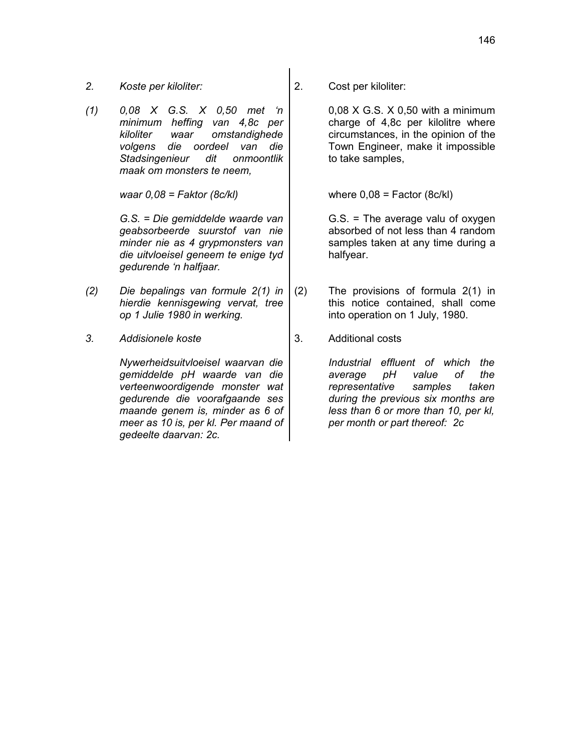*2. Koste per kiloliter:*

*(1) 0,08 X G.S. X 0,50 met 'n minimum heffing van 4,8c per kiloliter waar omstandighede volgens die oordeel van die Stadsingenieur dit onmoontlik maak om monsters te neem,*

*waar 0,08 = Faktor (8c/kl)*

*G.S. = Die gemiddelde waarde van geabsorbeerde suurstof van nie minder nie as 4 grypmonsters van die uitvloeisel geneem te enige tyd gedurende 'n halfjaar.*

*(2) Die bepalings van formule 2(1) in hierdie kennisgewing vervat, tree op 1 Julie 1980 in werking.*

*3. Addisionele koste*

*Nywerheidsuitvloeisel waarvan die gemiddelde pH waarde van die verteenwoordigende monster wat gedurende die voorafgaande ses maande genem is, minder as 6 of meer as 10 is, per kl. Per maand of gedeelte daarvan: 2c.*

2. Cost per kiloliter:

0,08 X G.S. X 0,50 with a minimum charge of 4,8c per kilolitre where circumstances, in the opinion of the Town Engineer, make it impossible to take samples,

where 0,08 = Factor (8c/kl)

G.S. = The average valu of oxygen absorbed of not less than 4 random samples taken at any time during a halfyear.

(2) The provisions of formula 2(1) in this notice contained, shall come into operation on 1 July, 1980.

3. Additional costs

*Industrial effluent of which the average pH value of the representative samples taken during the previous six months are less than 6 or more than 10, per kl, per month or part thereof: 2c*